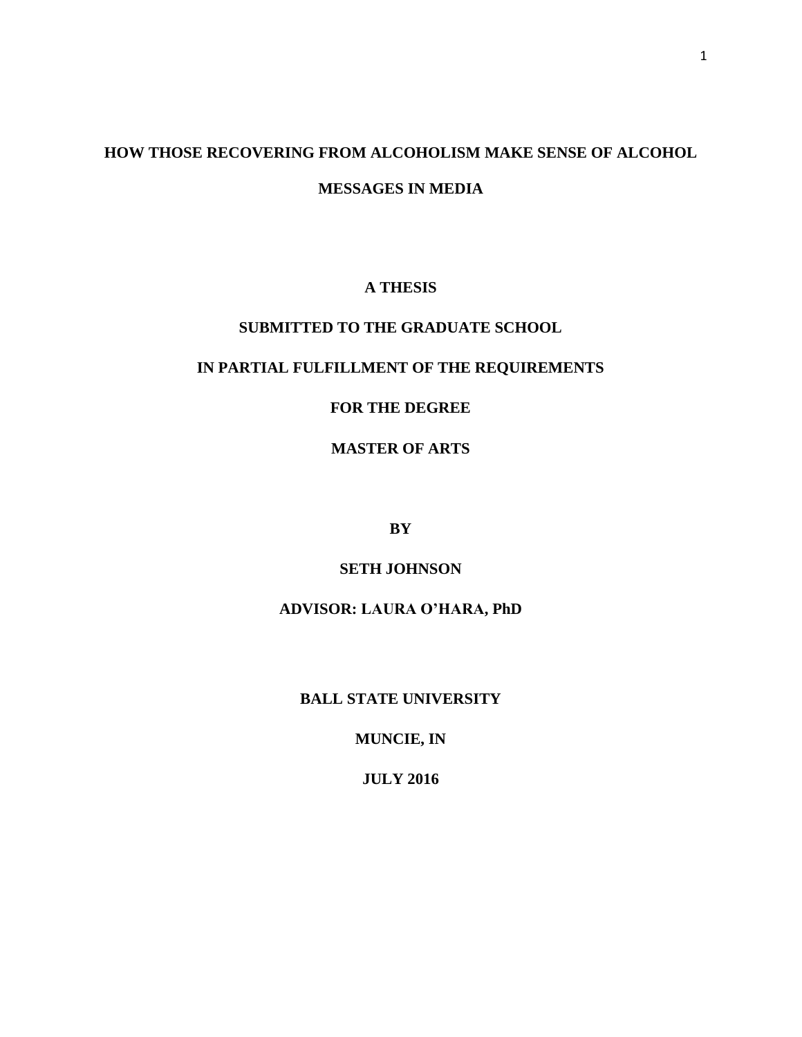# HOW THOSE RECOVERING FROM ALCOHOLISM MAKE SENSE OF ALCOHOL MESSAGES IN MEDIA

**A THESIS**

**SUBMITTED TO THE GRADUATE SCHOOL**

**IN PARTIAL FULFILLMENT OF THE REQUIREMENTS**

**FOR THE DEGREE**

**MASTER OF ARTS**

**BY**

**SETH JOHNSON**

**ADVISOR: LAURA O'HARA, PhD**

**BALL STATE UNIVERSITY**

**MUNCIE, IN**

**JULY 2016**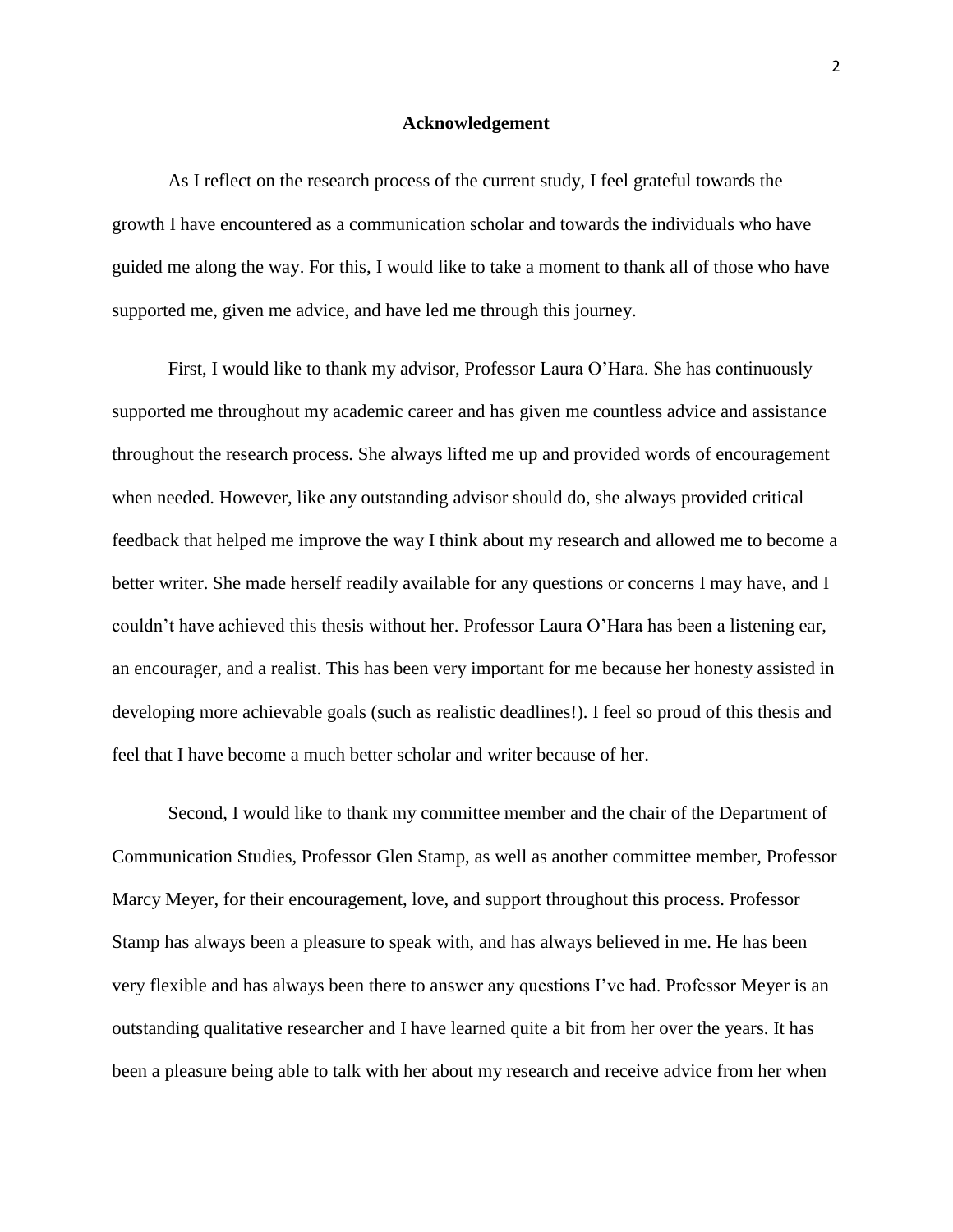## Acknowledgement

As I reflect on the research process of the current study, I feel grateful towards the growth I have encountered as a communication scholar and towards the individuals who have guided me along the way. For this, I would like to take a moment to thank all of those who have supported me, given me advice, and have led me through this journey.

First, I would like to thank my advisor, Professor Laura O'Hara. She has continuously supported me throughout my academic career and has given me countless advice and assistance throughout the research process. She always lifted me up and provided words of encouragement when needed. However, like any outstanding advisor should do, she always provided critical feedback that helped me improve the way I think about my research and allowed me to become a better writer. She made herself readily available for any questions or concerns I may have, and I couldn't have achieved this thesis without her. Professor Laura O'Hara has been a listening ear, an encourager, and a realist. This has been very important for me because her honesty assisted in developing more achievable goals (such as realistic deadlines!). I feel so proud of this thesis and feel that I have become a much better scholar and writer because of her.

Second, I would like to thank my committee member and the chair of the Department of Communication Studies, Professor Glen Stamp, as well as another committee member, Professor Marcy Meyer, for their encouragement, love, and support throughout this process. Professor Stamp has always been a pleasure to speak with, and has always believed in me. He has been very flexible and has always been there to answer any questions I've had. Professor Meyer is an outstanding qualitative researcher and I have learned quite a bit from her over the years. It has been a pleasure being able to talk with her about my research and receive advice from her when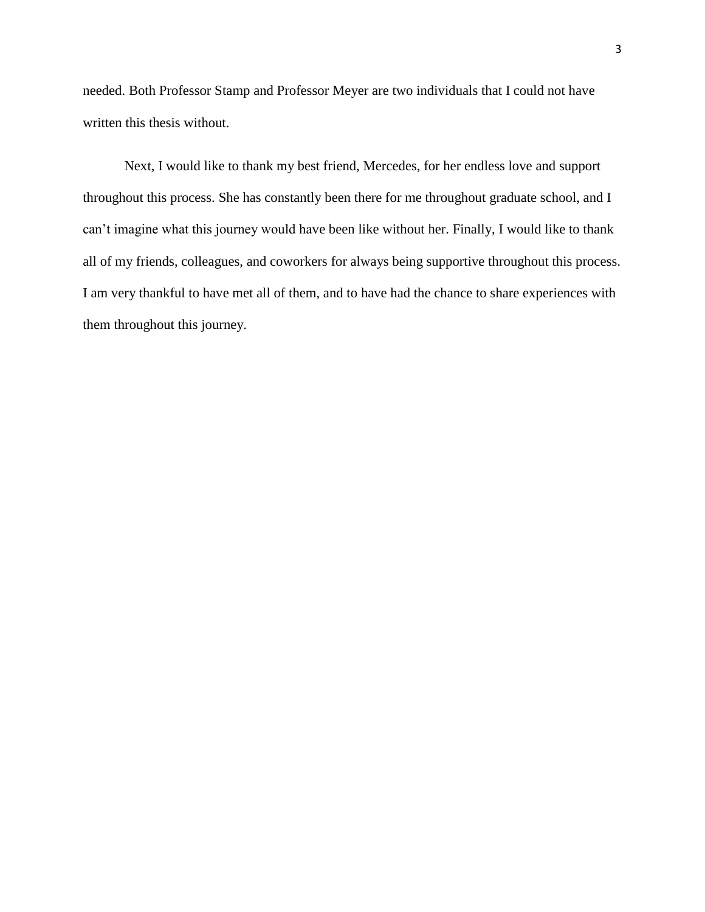needed. Both Professor Stamp and Professor Meyer are two individuals that I could not have written this thesis without.

Next, I would like to thank my best friend, Mercedes, for her endless love and support throughout this process. She has constantly been there for me throughout graduate school, and I can't imagine what this journey would have been like without her. Finally, I would like to thank all of my friends, colleagues, and coworkers for always being supportive throughout this process. I am very thankful to have met all of them, and to have had the chance to share experiences with them throughout this journey.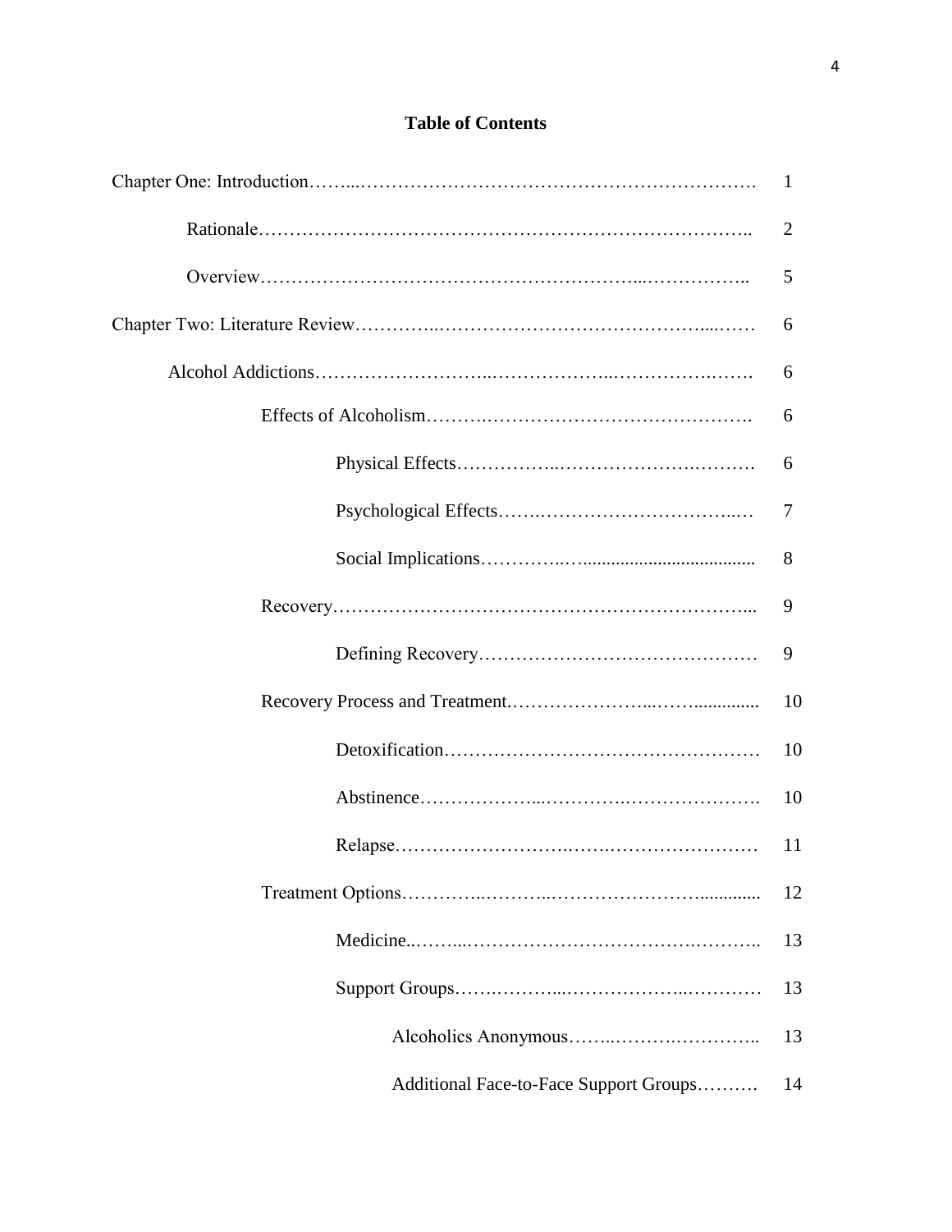**Table of Contents**

| | |
|---|---|
| Chapter One: Introduction | 1 |
| &nbsp;&nbsp;&nbsp;&nbsp;Rationale | 2 |
| &nbsp;&nbsp;&nbsp;&nbsp;Overview | 5 |
| Chapter Two: Literature Review | 6 |
| &nbsp;&nbsp;&nbsp;&nbsp;Alcohol Addictions | 6 |
| &nbsp;&nbsp;&nbsp;&nbsp;&nbsp;&nbsp;&nbsp;&nbsp;Effects of Alcoholism | 6 |
| &nbsp;&nbsp;&nbsp;&nbsp;&nbsp;&nbsp;&nbsp;&nbsp;&nbsp;&nbsp;&nbsp;&nbsp;Physical Effects | 6 |
| &nbsp;&nbsp;&nbsp;&nbsp;&nbsp;&nbsp;&nbsp;&nbsp;&nbsp;&nbsp;&nbsp;&nbsp;Psychological Effects | 7 |
| &nbsp;&nbsp;&nbsp;&nbsp;&nbsp;&nbsp;&nbsp;&nbsp;&nbsp;&nbsp;&nbsp;&nbsp;Social Implications | 8 |
| &nbsp;&nbsp;&nbsp;&nbsp;&nbsp;&nbsp;&nbsp;&nbsp;Recovery | 9 |
| &nbsp;&nbsp;&nbsp;&nbsp;&nbsp;&nbsp;&nbsp;&nbsp;&nbsp;&nbsp;&nbsp;&nbsp;Defining Recovery | 9 |
| &nbsp;&nbsp;&nbsp;&nbsp;&nbsp;&nbsp;&nbsp;&nbsp;Recovery Process and Treatment | 10 |
| &nbsp;&nbsp;&nbsp;&nbsp;&nbsp;&nbsp;&nbsp;&nbsp;&nbsp;&nbsp;&nbsp;&nbsp;Detoxification | 10 |
| &nbsp;&nbsp;&nbsp;&nbsp;&nbsp;&nbsp;&nbsp;&nbsp;&nbsp;&nbsp;&nbsp;&nbsp;Abstinence | 10 |
| &nbsp;&nbsp;&nbsp;&nbsp;&nbsp;&nbsp;&nbsp;&nbsp;&nbsp;&nbsp;&nbsp;&nbsp;Relapse | 11 |
| &nbsp;&nbsp;&nbsp;&nbsp;&nbsp;&nbsp;&nbsp;&nbsp;Treatment Options | 12 |
| &nbsp;&nbsp;&nbsp;&nbsp;&nbsp;&nbsp;&nbsp;&nbsp;&nbsp;&nbsp;&nbsp;&nbsp;Medicine | 13 |
| &nbsp;&nbsp;&nbsp;&nbsp;&nbsp;&nbsp;&nbsp;&nbsp;&nbsp;&nbsp;&nbsp;&nbsp;Support Groups | 13 |
| &nbsp;&nbsp;&nbsp;&nbsp;&nbsp;&nbsp;&nbsp;&nbsp;&nbsp;&nbsp;&nbsp;&nbsp;&nbsp;&nbsp;&nbsp;&nbsp;Alcoholics Anonymous | 13 |
| &nbsp;&nbsp;&nbsp;&nbsp;&nbsp;&nbsp;&nbsp;&nbsp;&nbsp;&nbsp;&nbsp;&nbsp;&nbsp;&nbsp;&nbsp;&nbsp;Additional Face-to-Face Support Groups | 14 |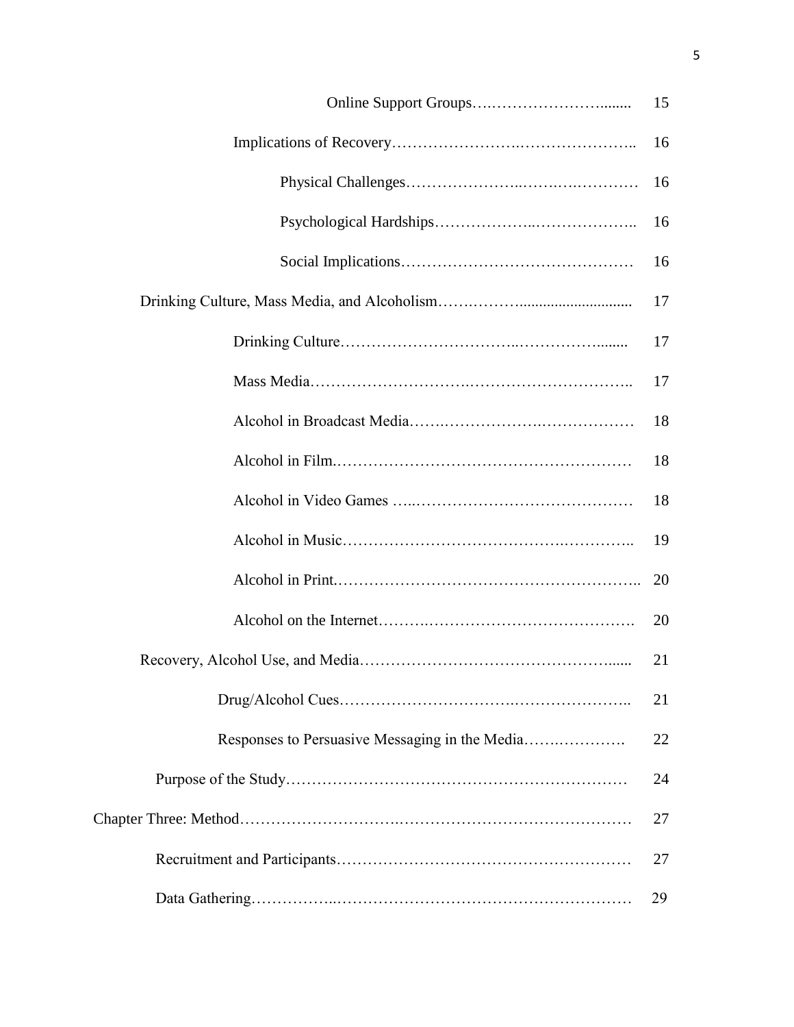Online Support Groups........................................ 15

Implications of Recovery........................................ 16

Physical Challenges........................................ 16

Psychological Hardships........................................ 16

Social Implications........................................ 16

Drinking Culture, Mass Media, and Alcoholism........................................ 17

Drinking Culture........................................ 17

Mass Media........................................ 17

Alcohol in Broadcast Media........................................ 18

Alcohol in Film........................................ 18

Alcohol in Video Games........................................ 18

Alcohol in Music........................................ 19

Alcohol in Print........................................ 20

Alcohol on the Internet........................................ 20

Recovery, Alcohol Use, and Media........................................ 21

Drug/Alcohol Cues........................................ 21

Responses to Persuasive Messaging in the Media........................................ 22

Purpose of the Study........................................ 24

Chapter Three: Method........................................ 27

Recruitment and Participants........................................ 27

Data Gathering........................................ 29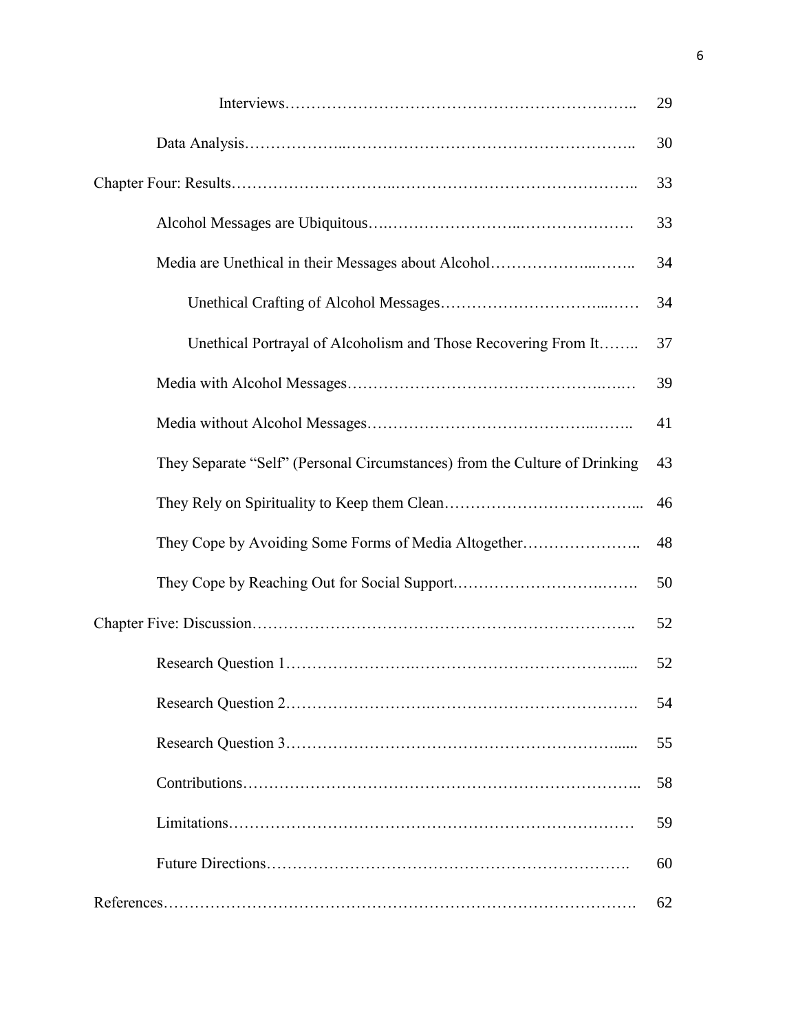| | |
|---|---|
| Interviews | 29 |
| Data Analysis | 30 |
| Chapter Four: Results | 33 |
| Alcohol Messages are Ubiquitous | 33 |
| Media are Unethical in their Messages about Alcohol | 34 |
| Unethical Crafting of Alcohol Messages | 34 |
| Unethical Portrayal of Alcoholism and Those Recovering From It | 37 |
| Media with Alcohol Messages | 39 |
| Media without Alcohol Messages | 41 |
| They Separate "Self" (Personal Circumstances) from the Culture of Drinking | 43 |
| They Rely on Spirituality to Keep them Clean | 46 |
| They Cope by Avoiding Some Forms of Media Altogether | 48 |
| They Cope by Reaching Out for Social Support | 50 |
| Chapter Five: Discussion | 52 |
| Research Question 1 | 52 |
| Research Question 2 | 54 |
| Research Question 3 | 55 |
| Contributions | 58 |
| Limitations | 59 |
| Future Directions | 60 |
| References | 62 |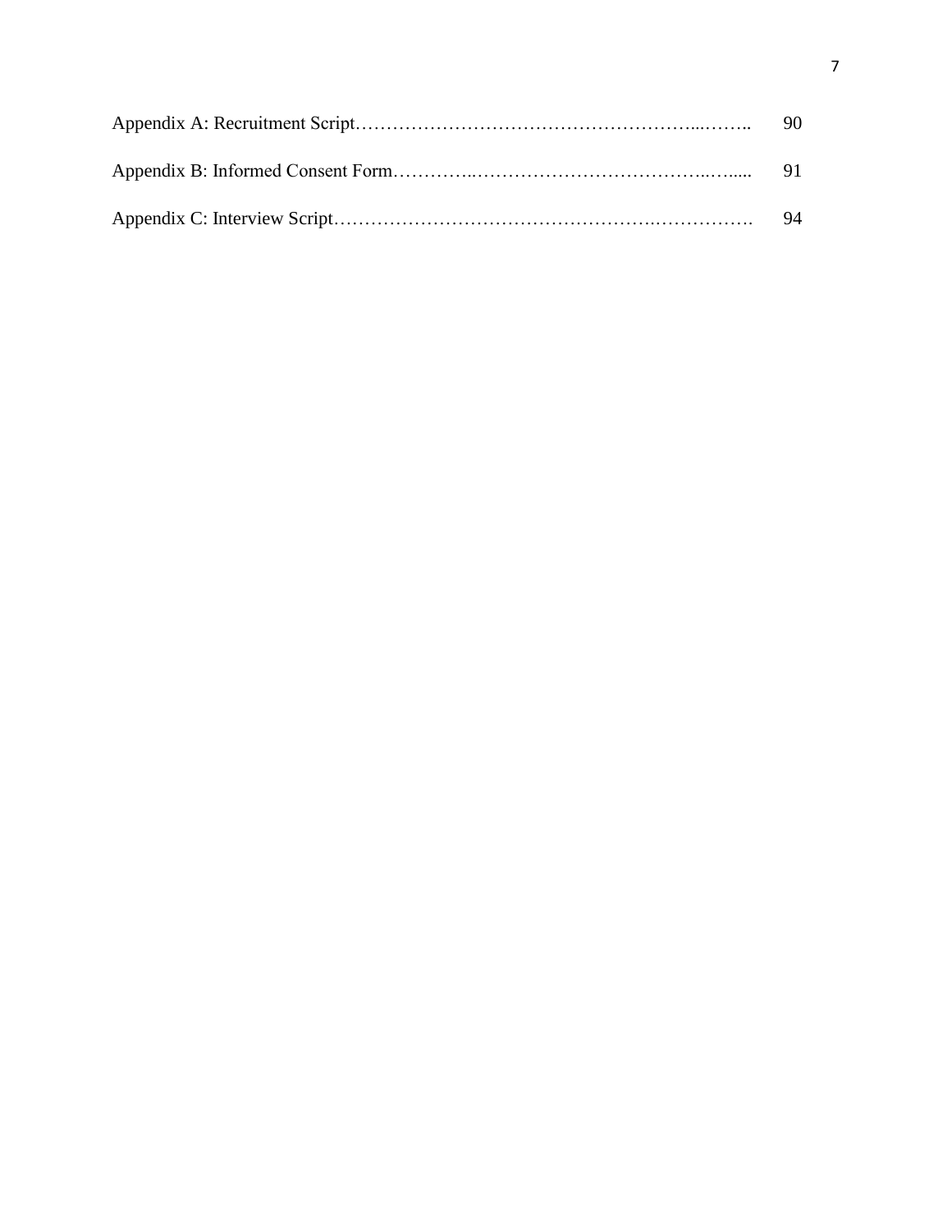Appendix A: Recruitment Script………………………………………………...…….. 90

Appendix B: Informed Consent Form…………..………………………………..….... 91

Appendix C: Interview Script…………………………………………….……………. 94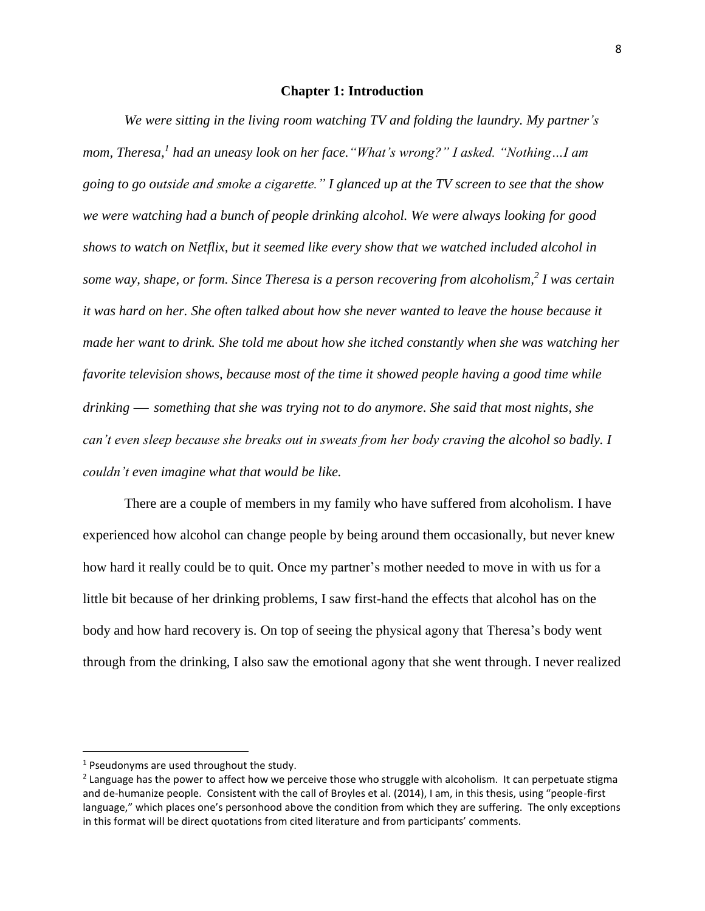# Chapter 1: Introduction

*We were sitting in the living room watching TV and folding the laundry. My partner's mom, Theresa,[1] had an uneasy look on her face."What's wrong?" I asked. "Nothing…I am going to go outside and smoke a cigarette." I glanced up at the TV screen to see that the show we were watching had a bunch of people drinking alcohol. We were always looking for good shows to watch on Netflix, but it seemed like every show that we watched included alcohol in some way, shape, or form. Since Theresa is a person recovering from alcoholism,[2] I was certain it was hard on her. She often talked about how she never wanted to leave the house because it made her want to drink. She told me about how she itched constantly when she was watching her favorite television shows, because most of the time it showed people having a good time while drinking — something that she was trying not to do anymore. She said that most nights, she can't even sleep because she breaks out in sweats from her body craving the alcohol so badly. I couldn't even imagine what that would be like.*

There are a couple of members in my family who have suffered from alcoholism. I have experienced how alcohol can change people by being around them occasionally, but never knew how hard it really could be to quit. Once my partner's mother needed to move in with us for a little bit because of her drinking problems, I saw first-hand the effects that alcohol has on the body and how hard recovery is. On top of seeing the physical agony that Theresa's body went through from the drinking, I also saw the emotional agony that she went through. I never realized

---

[1] Pseudonyms are used throughout the study.

[2] Language has the power to affect how we perceive those who struggle with alcoholism. It can perpetuate stigma and de-humanize people. Consistent with the call of Broyles et al. (2014), I am, in this thesis, using "people-first language," which places one's personhood above the condition from which they are suffering. The only exceptions in this format will be direct quotations from cited literature and from participants' comments.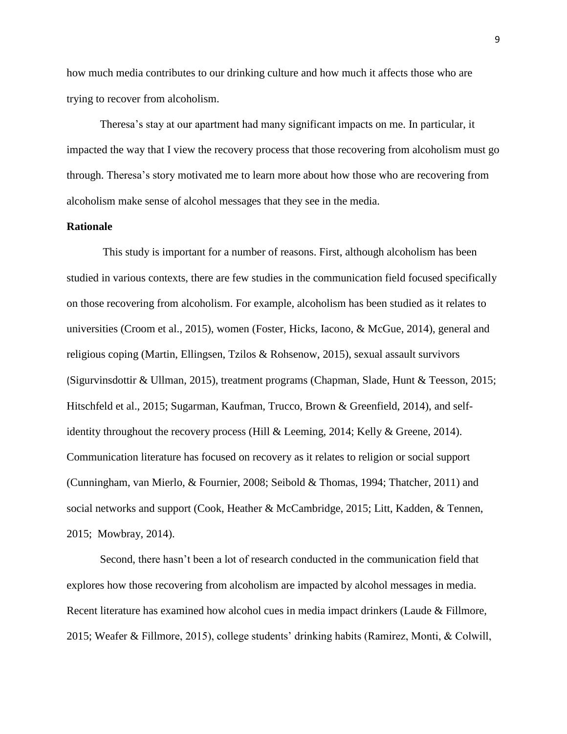how much media contributes to our drinking culture and how much it affects those who are trying to recover from alcoholism.

Theresa's stay at our apartment had many significant impacts on me. In particular, it impacted the way that I view the recovery process that those recovering from alcoholism must go through. Theresa's story motivated me to learn more about how those who are recovering from alcoholism make sense of alcohol messages that they see in the media.

**Rationale**

This study is important for a number of reasons. First, although alcoholism has been studied in various contexts, there are few studies in the communication field focused specifically on those recovering from alcoholism. For example, alcoholism has been studied as it relates to universities (Croom et al., 2015), women (Foster, Hicks, Iacono, & McGue, 2014), general and religious coping (Martin, Ellingsen, Tzilos & Rohsenow, 2015), sexual assault survivors (Sigurvinsdottir & Ullman, 2015), treatment programs (Chapman, Slade, Hunt & Teesson, 2015; Hitschfeld et al., 2015; Sugarman, Kaufman, Trucco, Brown & Greenfield, 2014), and self-identity throughout the recovery process (Hill & Leeming, 2014; Kelly & Greene, 2014). Communication literature has focused on recovery as it relates to religion or social support (Cunningham, van Mierlo, & Fournier, 2008; Seibold & Thomas, 1994; Thatcher, 2011) and social networks and support (Cook, Heather & McCambridge, 2015; Litt, Kadden, & Tennen, 2015; Mowbray, 2014).

Second, there hasn't been a lot of research conducted in the communication field that explores how those recovering from alcoholism are impacted by alcohol messages in media. Recent literature has examined how alcohol cues in media impact drinkers (Laude & Fillmore, 2015; Weafer & Fillmore, 2015), college students' drinking habits (Ramirez, Monti, & Colwill,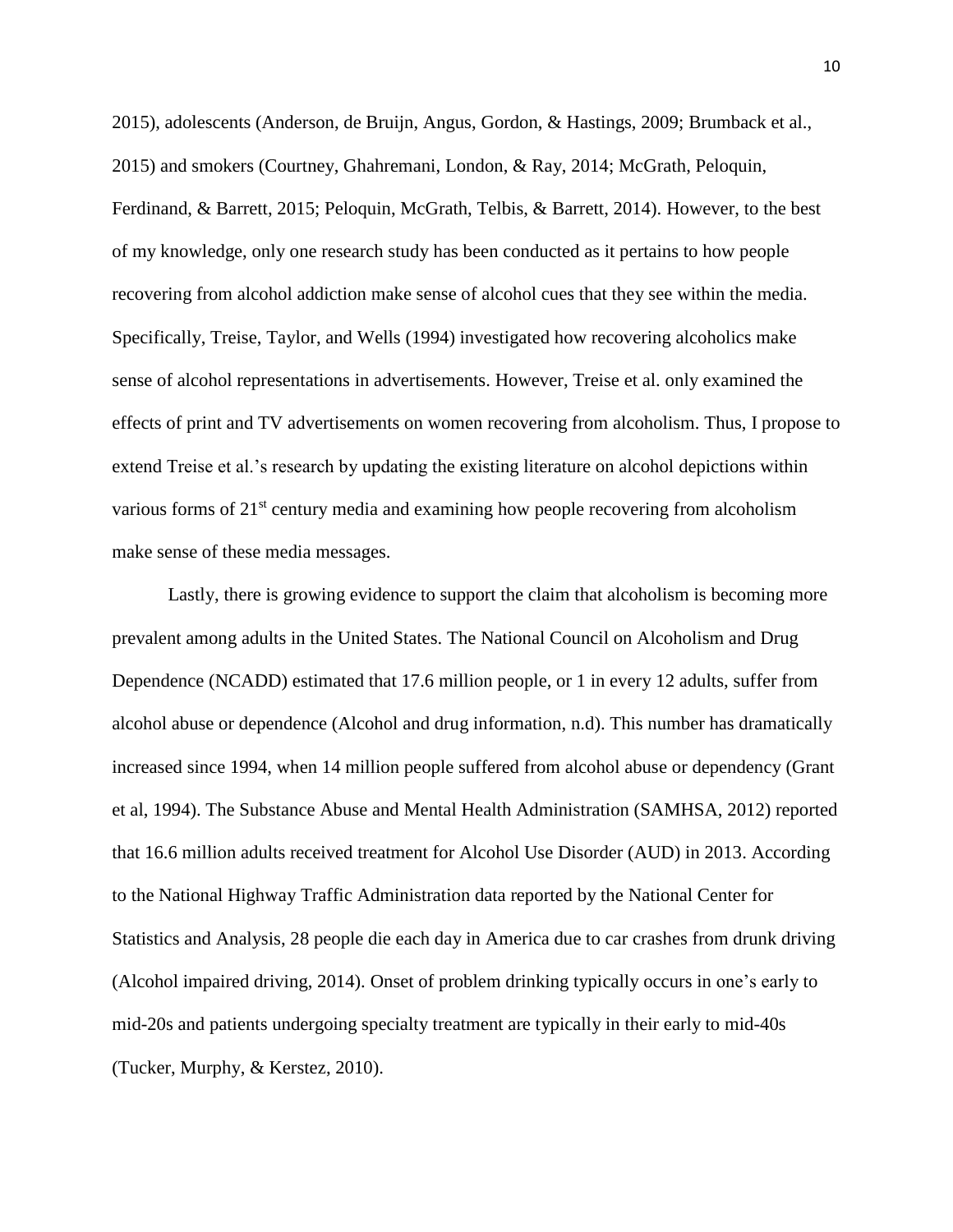2015), adolescents (Anderson, de Bruijn, Angus, Gordon, & Hastings, 2009; Brumback et al., 2015) and smokers (Courtney, Ghahremani, London, & Ray, 2014; McGrath, Peloquin, Ferdinand, & Barrett, 2015; Peloquin, McGrath, Telbis, & Barrett, 2014). However, to the best of my knowledge, only one research study has been conducted as it pertains to how people recovering from alcohol addiction make sense of alcohol cues that they see within the media. Specifically, Treise, Taylor, and Wells (1994) investigated how recovering alcoholics make sense of alcohol representations in advertisements. However, Treise et al. only examined the effects of print and TV advertisements on women recovering from alcoholism. Thus, I propose to extend Treise et al.'s research by updating the existing literature on alcohol depictions within various forms of 21st century media and examining how people recovering from alcoholism make sense of these media messages.

Lastly, there is growing evidence to support the claim that alcoholism is becoming more prevalent among adults in the United States. The National Council on Alcoholism and Drug Dependence (NCADD) estimated that 17.6 million people, or 1 in every 12 adults, suffer from alcohol abuse or dependence (Alcohol and drug information, n.d). This number has dramatically increased since 1994, when 14 million people suffered from alcohol abuse or dependency (Grant et al, 1994). The Substance Abuse and Mental Health Administration (SAMHSA, 2012) reported that 16.6 million adults received treatment for Alcohol Use Disorder (AUD) in 2013. According to the National Highway Traffic Administration data reported by the National Center for Statistics and Analysis, 28 people die each day in America due to car crashes from drunk driving (Alcohol impaired driving, 2014). Onset of problem drinking typically occurs in one's early to mid-20s and patients undergoing specialty treatment are typically in their early to mid-40s (Tucker, Murphy, & Kerstez, 2010).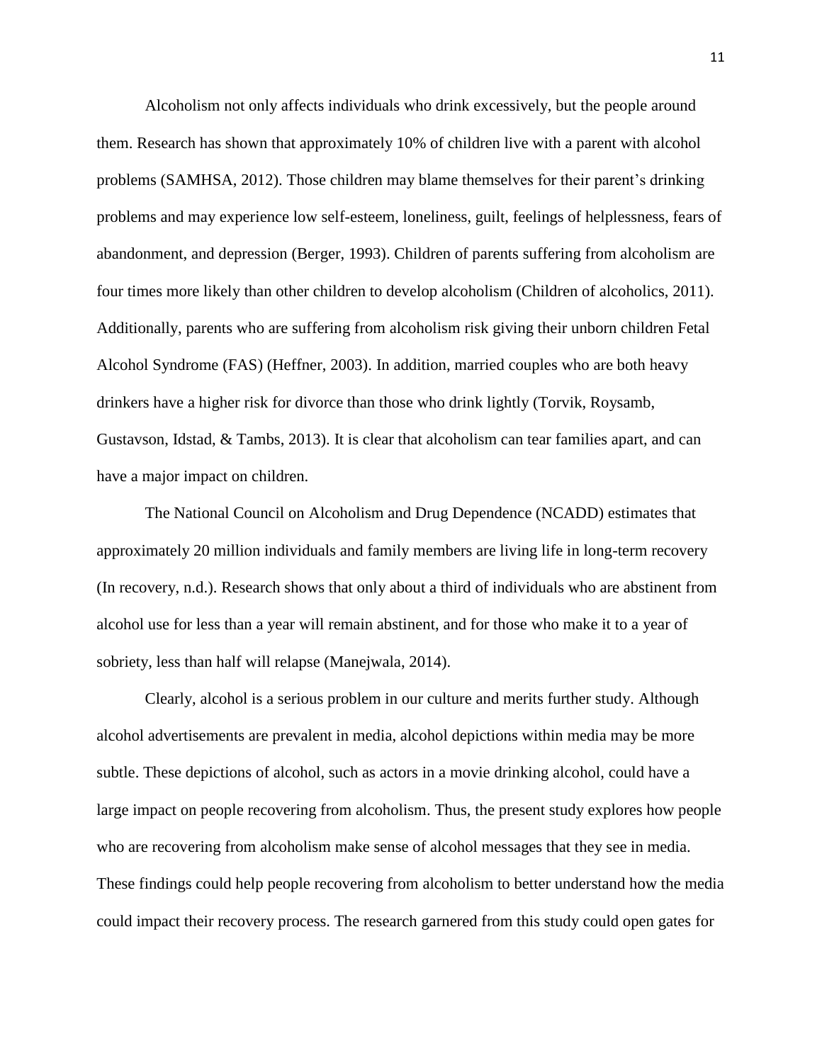Alcoholism not only affects individuals who drink excessively, but the people around them. Research has shown that approximately 10% of children live with a parent with alcohol problems (SAMHSA, 2012). Those children may blame themselves for their parent's drinking problems and may experience low self-esteem, loneliness, guilt, feelings of helplessness, fears of abandonment, and depression (Berger, 1993). Children of parents suffering from alcoholism are four times more likely than other children to develop alcoholism (Children of alcoholics, 2011). Additionally, parents who are suffering from alcoholism risk giving their unborn children Fetal Alcohol Syndrome (FAS) (Heffner, 2003). In addition, married couples who are both heavy drinkers have a higher risk for divorce than those who drink lightly (Torvik, Roysamb, Gustavson, Idstad, & Tambs, 2013). It is clear that alcoholism can tear families apart, and can have a major impact on children.

The National Council on Alcoholism and Drug Dependence (NCADD) estimates that approximately 20 million individuals and family members are living life in long-term recovery (In recovery, n.d.). Research shows that only about a third of individuals who are abstinent from alcohol use for less than a year will remain abstinent, and for those who make it to a year of sobriety, less than half will relapse (Manejwala, 2014).

Clearly, alcohol is a serious problem in our culture and merits further study. Although alcohol advertisements are prevalent in media, alcohol depictions within media may be more subtle. These depictions of alcohol, such as actors in a movie drinking alcohol, could have a large impact on people recovering from alcoholism. Thus, the present study explores how people who are recovering from alcoholism make sense of alcohol messages that they see in media. These findings could help people recovering from alcoholism to better understand how the media could impact their recovery process. The research garnered from this study could open gates for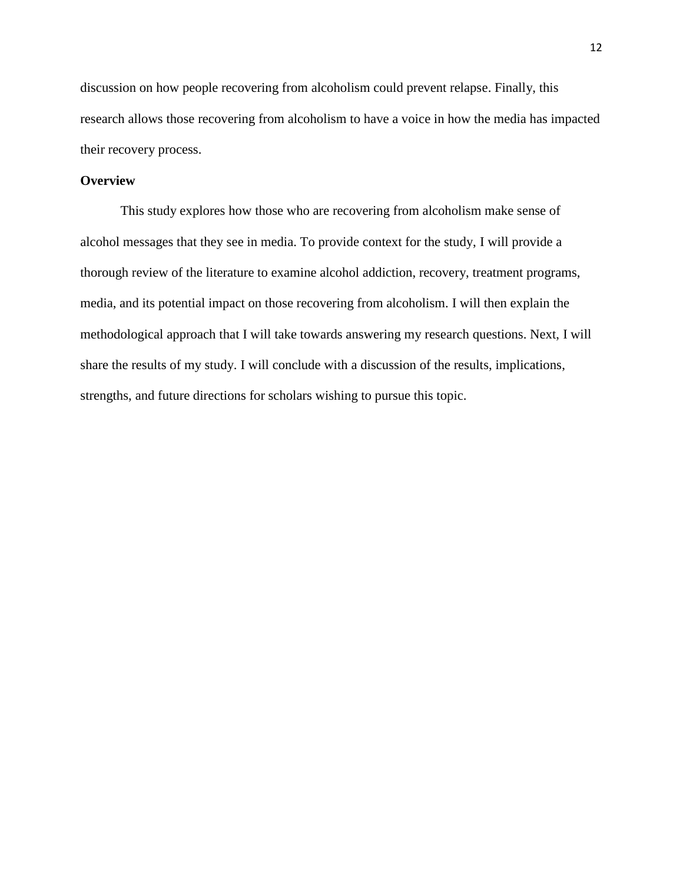discussion on how people recovering from alcoholism could prevent relapse. Finally, this research allows those recovering from alcoholism to have a voice in how the media has impacted their recovery process.

**Overview**

This study explores how those who are recovering from alcoholism make sense of alcohol messages that they see in media. To provide context for the study, I will provide a thorough review of the literature to examine alcohol addiction, recovery, treatment programs, media, and its potential impact on those recovering from alcoholism. I will then explain the methodological approach that I will take towards answering my research questions. Next, I will share the results of my study. I will conclude with a discussion of the results, implications, strengths, and future directions for scholars wishing to pursue this topic.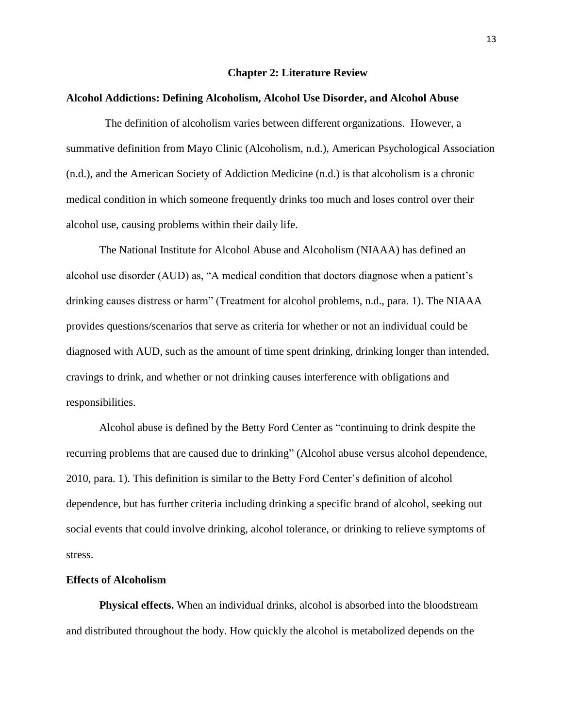# Chapter 2: Literature Review

## Alcohol Addictions: Defining Alcoholism, Alcohol Use Disorder, and Alcohol Abuse

The definition of alcoholism varies between different organizations. However, a summative definition from Mayo Clinic (Alcoholism, n.d.), American Psychological Association (n.d.), and the American Society of Addiction Medicine (n.d.) is that alcoholism is a chronic medical condition in which someone frequently drinks too much and loses control over their alcohol use, causing problems within their daily life.

The National Institute for Alcohol Abuse and Alcoholism (NIAAA) has defined an alcohol use disorder (AUD) as, "A medical condition that doctors diagnose when a patient's drinking causes distress or harm" (Treatment for alcohol problems, n.d., para. 1). The NIAAA provides questions/scenarios that serve as criteria for whether or not an individual could be diagnosed with AUD, such as the amount of time spent drinking, drinking longer than intended, cravings to drink, and whether or not drinking causes interference with obligations and responsibilities.

Alcohol abuse is defined by the Betty Ford Center as "continuing to drink despite the recurring problems that are caused due to drinking" (Alcohol abuse versus alcohol dependence, 2010, para. 1). This definition is similar to the Betty Ford Center's definition of alcohol dependence, but has further criteria including drinking a specific brand of alcohol, seeking out social events that could involve drinking, alcohol tolerance, or drinking to relieve symptoms of stress.

## Effects of Alcoholism

**Physical effects.** When an individual drinks, alcohol is absorbed into the bloodstream and distributed throughout the body. How quickly the alcohol is metabolized depends on the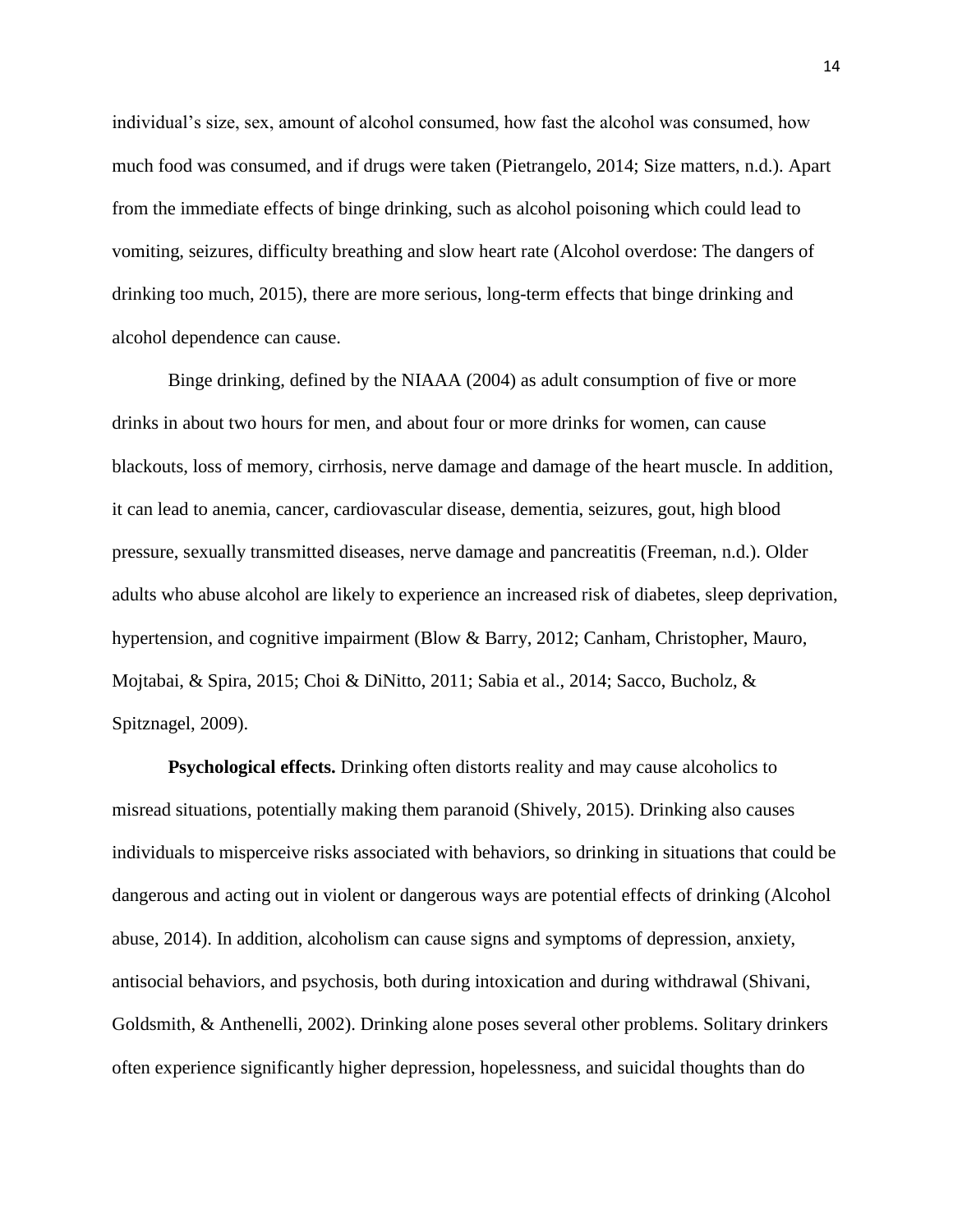individual's size, sex, amount of alcohol consumed, how fast the alcohol was consumed, how much food was consumed, and if drugs were taken (Pietrangelo, 2014; Size matters, n.d.). Apart from the immediate effects of binge drinking, such as alcohol poisoning which could lead to vomiting, seizures, difficulty breathing and slow heart rate (Alcohol overdose: The dangers of drinking too much, 2015), there are more serious, long-term effects that binge drinking and alcohol dependence can cause.

Binge drinking, defined by the NIAAA (2004) as adult consumption of five or more drinks in about two hours for men, and about four or more drinks for women, can cause blackouts, loss of memory, cirrhosis, nerve damage and damage of the heart muscle. In addition, it can lead to anemia, cancer, cardiovascular disease, dementia, seizures, gout, high blood pressure, sexually transmitted diseases, nerve damage and pancreatitis (Freeman, n.d.). Older adults who abuse alcohol are likely to experience an increased risk of diabetes, sleep deprivation, hypertension, and cognitive impairment (Blow & Barry, 2012; Canham, Christopher, Mauro, Mojtabai, & Spira, 2015; Choi & DiNitto, 2011; Sabia et al., 2014; Sacco, Bucholz, & Spitznagel, 2009).

**Psychological effects.** Drinking often distorts reality and may cause alcoholics to misread situations, potentially making them paranoid (Shively, 2015). Drinking also causes individuals to misperceive risks associated with behaviors, so drinking in situations that could be dangerous and acting out in violent or dangerous ways are potential effects of drinking (Alcohol abuse, 2014). In addition, alcoholism can cause signs and symptoms of depression, anxiety, antisocial behaviors, and psychosis, both during intoxication and during withdrawal (Shivani, Goldsmith, & Anthenelli, 2002). Drinking alone poses several other problems. Solitary drinkers often experience significantly higher depression, hopelessness, and suicidal thoughts than do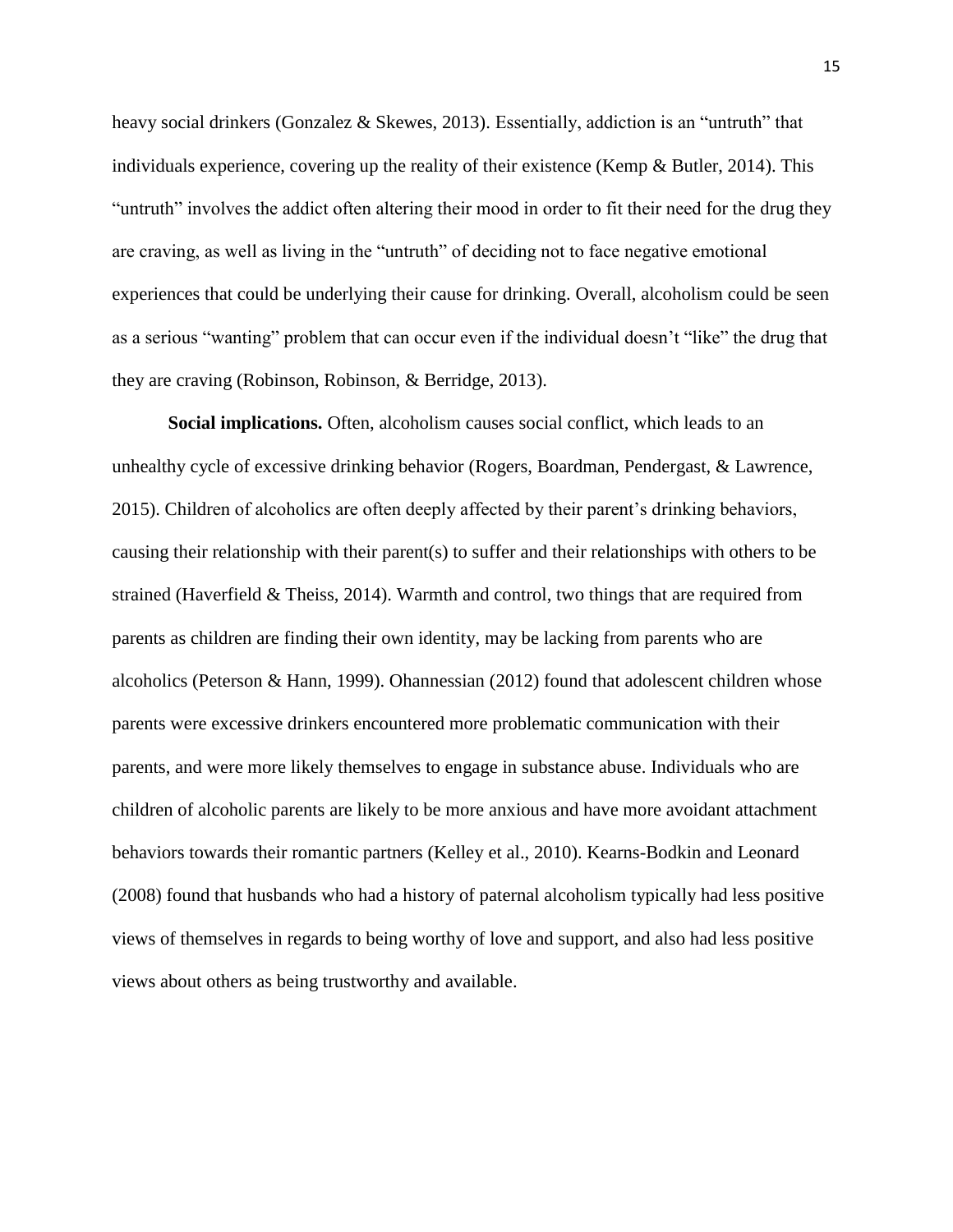heavy social drinkers (Gonzalez & Skewes, 2013). Essentially, addiction is an "untruth" that individuals experience, covering up the reality of their existence (Kemp & Butler, 2014). This "untruth" involves the addict often altering their mood in order to fit their need for the drug they are craving, as well as living in the "untruth" of deciding not to face negative emotional experiences that could be underlying their cause for drinking. Overall, alcoholism could be seen as a serious "wanting" problem that can occur even if the individual doesn't "like" the drug that they are craving (Robinson, Robinson, & Berridge, 2013).

**Social implications.** Often, alcoholism causes social conflict, which leads to an unhealthy cycle of excessive drinking behavior (Rogers, Boardman, Pendergast, & Lawrence, 2015). Children of alcoholics are often deeply affected by their parent's drinking behaviors, causing their relationship with their parent(s) to suffer and their relationships with others to be strained (Haverfield & Theiss, 2014). Warmth and control, two things that are required from parents as children are finding their own identity, may be lacking from parents who are alcoholics (Peterson & Hann, 1999). Ohannessian (2012) found that adolescent children whose parents were excessive drinkers encountered more problematic communication with their parents, and were more likely themselves to engage in substance abuse. Individuals who are children of alcoholic parents are likely to be more anxious and have more avoidant attachment behaviors towards their romantic partners (Kelley et al., 2010). Kearns-Bodkin and Leonard (2008) found that husbands who had a history of paternal alcoholism typically had less positive views of themselves in regards to being worthy of love and support, and also had less positive views about others as being trustworthy and available.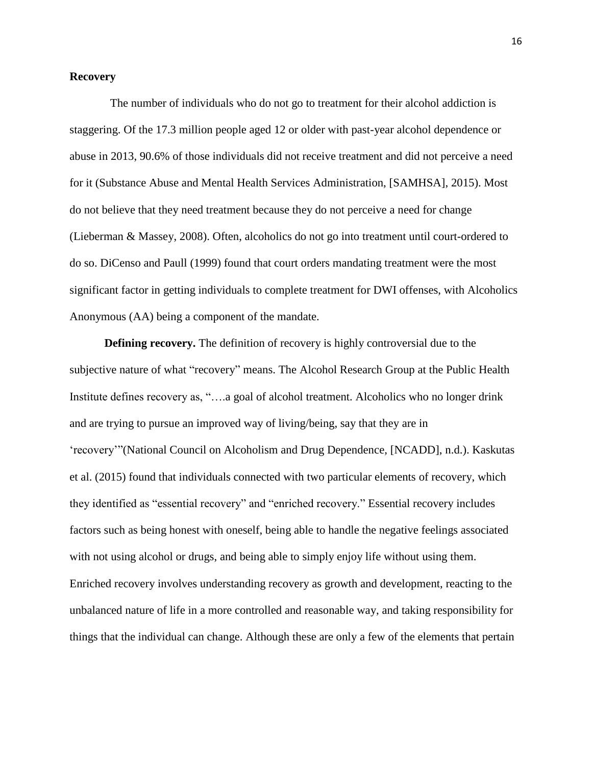**Recovery**

The number of individuals who do not go to treatment for their alcohol addiction is staggering. Of the 17.3 million people aged 12 or older with past-year alcohol dependence or abuse in 2013, 90.6% of those individuals did not receive treatment and did not perceive a need for it (Substance Abuse and Mental Health Services Administration, [SAMHSA], 2015). Most do not believe that they need treatment because they do not perceive a need for change (Lieberman & Massey, 2008). Often, alcoholics do not go into treatment until court-ordered to do so. DiCenso and Paull (1999) found that court orders mandating treatment were the most significant factor in getting individuals to complete treatment for DWI offenses, with Alcoholics Anonymous (AA) being a component of the mandate.

**Defining recovery.** The definition of recovery is highly controversial due to the subjective nature of what "recovery" means. The Alcohol Research Group at the Public Health Institute defines recovery as, "….a goal of alcohol treatment. Alcoholics who no longer drink and are trying to pursue an improved way of living/being, say that they are in 'recovery'"(National Council on Alcoholism and Drug Dependence, [NCADD], n.d.). Kaskutas et al. (2015) found that individuals connected with two particular elements of recovery, which they identified as "essential recovery" and "enriched recovery." Essential recovery includes factors such as being honest with oneself, being able to handle the negative feelings associated with not using alcohol or drugs, and being able to simply enjoy life without using them. Enriched recovery involves understanding recovery as growth and development, reacting to the unbalanced nature of life in a more controlled and reasonable way, and taking responsibility for things that the individual can change. Although these are only a few of the elements that pertain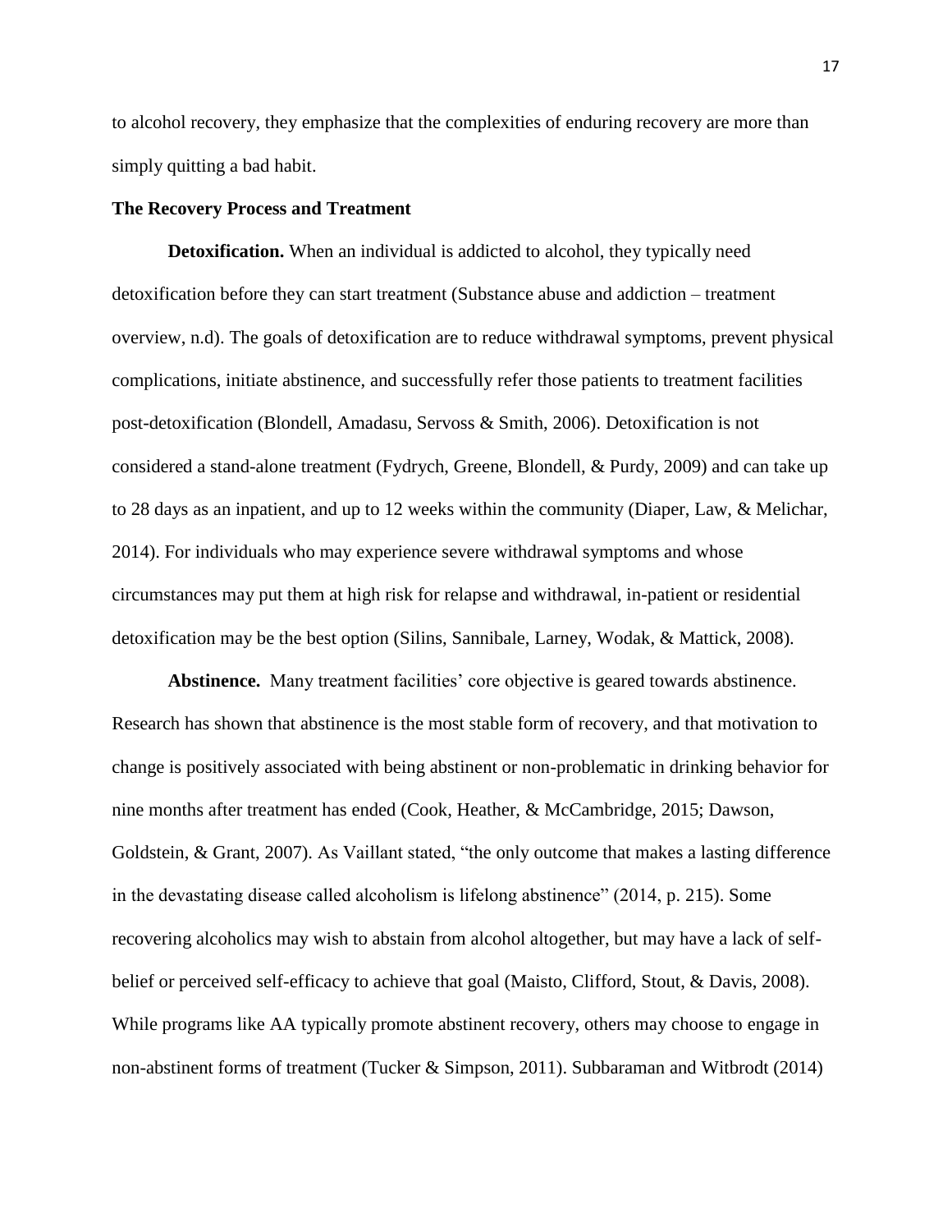to alcohol recovery, they emphasize that the complexities of enduring recovery are more than simply quitting a bad habit.

**The Recovery Process and Treatment**

**Detoxification.** When an individual is addicted to alcohol, they typically need detoxification before they can start treatment (Substance abuse and addiction – treatment overview, n.d). The goals of detoxification are to reduce withdrawal symptoms, prevent physical complications, initiate abstinence, and successfully refer those patients to treatment facilities post-detoxification (Blondell, Amadasu, Servoss & Smith, 2006). Detoxification is not considered a stand-alone treatment (Fydrych, Greene, Blondell, & Purdy, 2009) and can take up to 28 days as an inpatient, and up to 12 weeks within the community (Diaper, Law, & Melichar, 2014). For individuals who may experience severe withdrawal symptoms and whose circumstances may put them at high risk for relapse and withdrawal, in-patient or residential detoxification may be the best option (Silins, Sannibale, Larney, Wodak, & Mattick, 2008).

**Abstinence.** Many treatment facilities' core objective is geared towards abstinence. Research has shown that abstinence is the most stable form of recovery, and that motivation to change is positively associated with being abstinent or non-problematic in drinking behavior for nine months after treatment has ended (Cook, Heather, & McCambridge, 2015; Dawson, Goldstein, & Grant, 2007). As Vaillant stated, "the only outcome that makes a lasting difference in the devastating disease called alcoholism is lifelong abstinence" (2014, p. 215). Some recovering alcoholics may wish to abstain from alcohol altogether, but may have a lack of self-belief or perceived self-efficacy to achieve that goal (Maisto, Clifford, Stout, & Davis, 2008). While programs like AA typically promote abstinent recovery, others may choose to engage in non-abstinent forms of treatment (Tucker & Simpson, 2011). Subbaraman and Witbrodt (2014)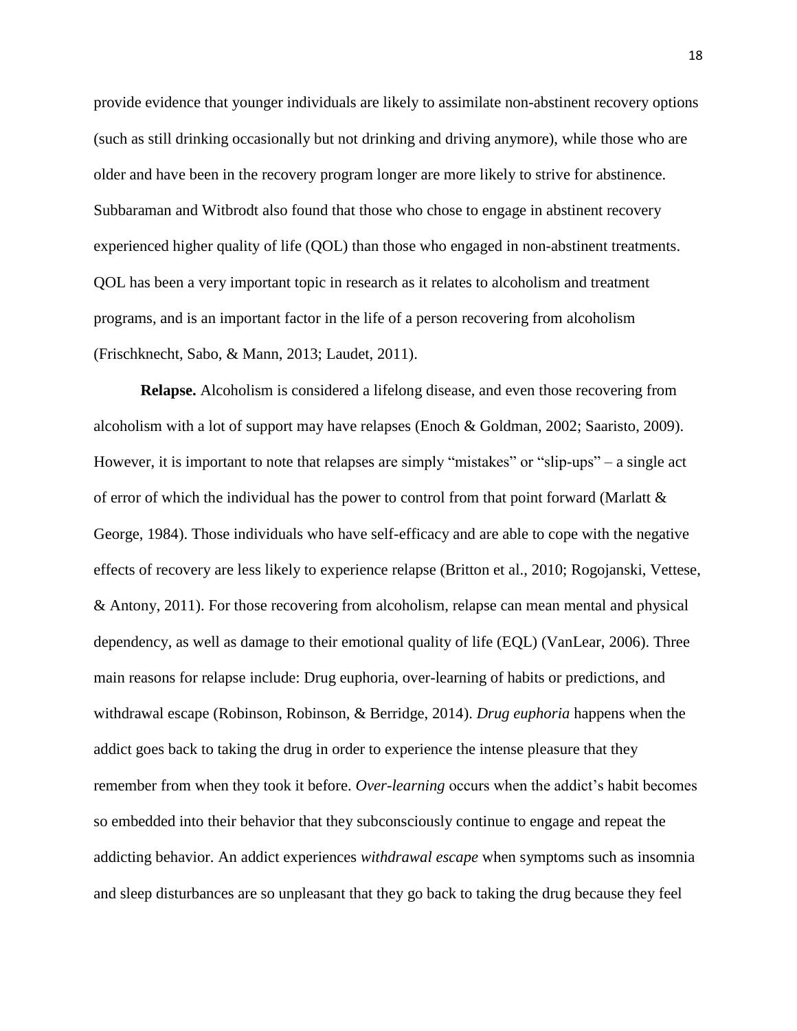provide evidence that younger individuals are likely to assimilate non-abstinent recovery options (such as still drinking occasionally but not drinking and driving anymore), while those who are older and have been in the recovery program longer are more likely to strive for abstinence. Subbaraman and Witbrodt also found that those who chose to engage in abstinent recovery experienced higher quality of life (QOL) than those who engaged in non-abstinent treatments. QOL has been a very important topic in research as it relates to alcoholism and treatment programs, and is an important factor in the life of a person recovering from alcoholism (Frischknecht, Sabo, & Mann, 2013; Laudet, 2011).

**Relapse.** Alcoholism is considered a lifelong disease, and even those recovering from alcoholism with a lot of support may have relapses (Enoch & Goldman, 2002; Saaristo, 2009). However, it is important to note that relapses are simply "mistakes" or "slip-ups" – a single act of error of which the individual has the power to control from that point forward (Marlatt & George, 1984). Those individuals who have self-efficacy and are able to cope with the negative effects of recovery are less likely to experience relapse (Britton et al., 2010; Rogojanski, Vettese, & Antony, 2011). For those recovering from alcoholism, relapse can mean mental and physical dependency, as well as damage to their emotional quality of life (EQL) (VanLear, 2006). Three main reasons for relapse include: Drug euphoria, over-learning of habits or predictions, and withdrawal escape (Robinson, Robinson, & Berridge, 2014). *Drug euphoria* happens when the addict goes back to taking the drug in order to experience the intense pleasure that they remember from when they took it before. *Over-learning* occurs when the addict's habit becomes so embedded into their behavior that they subconsciously continue to engage and repeat the addicting behavior. An addict experiences *withdrawal escape* when symptoms such as insomnia and sleep disturbances are so unpleasant that they go back to taking the drug because they feel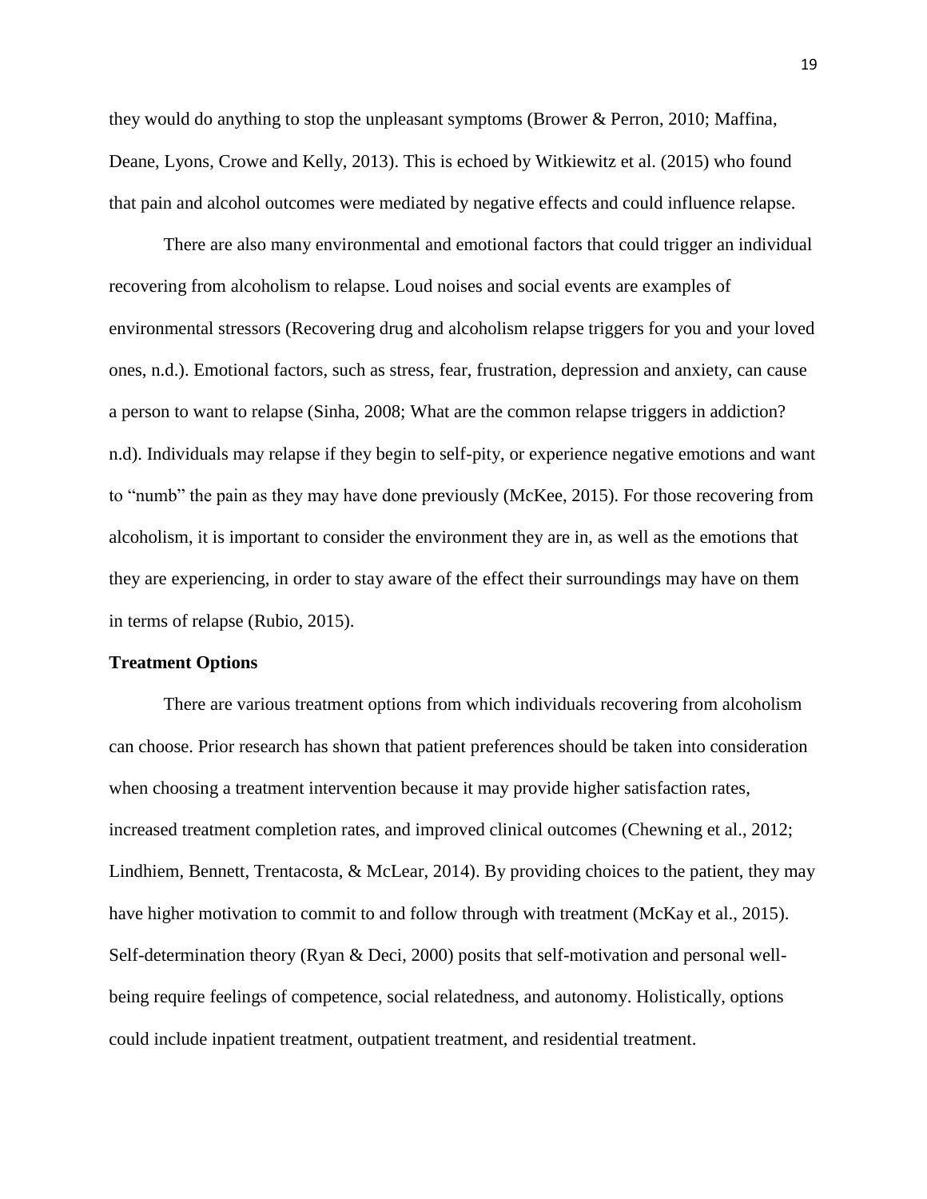they would do anything to stop the unpleasant symptoms (Brower & Perron, 2010; Maffina, Deane, Lyons, Crowe and Kelly, 2013). This is echoed by Witkiewitz et al. (2015) who found that pain and alcohol outcomes were mediated by negative effects and could influence relapse.

There are also many environmental and emotional factors that could trigger an individual recovering from alcoholism to relapse. Loud noises and social events are examples of environmental stressors (Recovering drug and alcoholism relapse triggers for you and your loved ones, n.d.). Emotional factors, such as stress, fear, frustration, depression and anxiety, can cause a person to want to relapse (Sinha, 2008; What are the common relapse triggers in addiction? n.d). Individuals may relapse if they begin to self-pity, or experience negative emotions and want to "numb" the pain as they may have done previously (McKee, 2015). For those recovering from alcoholism, it is important to consider the environment they are in, as well as the emotions that they are experiencing, in order to stay aware of the effect their surroundings may have on them in terms of relapse (Rubio, 2015).

**Treatment Options**

There are various treatment options from which individuals recovering from alcoholism can choose. Prior research has shown that patient preferences should be taken into consideration when choosing a treatment intervention because it may provide higher satisfaction rates, increased treatment completion rates, and improved clinical outcomes (Chewning et al., 2012; Lindhiem, Bennett, Trentacosta, & McLear, 2014). By providing choices to the patient, they may have higher motivation to commit to and follow through with treatment (McKay et al., 2015). Self-determination theory (Ryan & Deci, 2000) posits that self-motivation and personal well-being require feelings of competence, social relatedness, and autonomy. Holistically, options could include inpatient treatment, outpatient treatment, and residential treatment.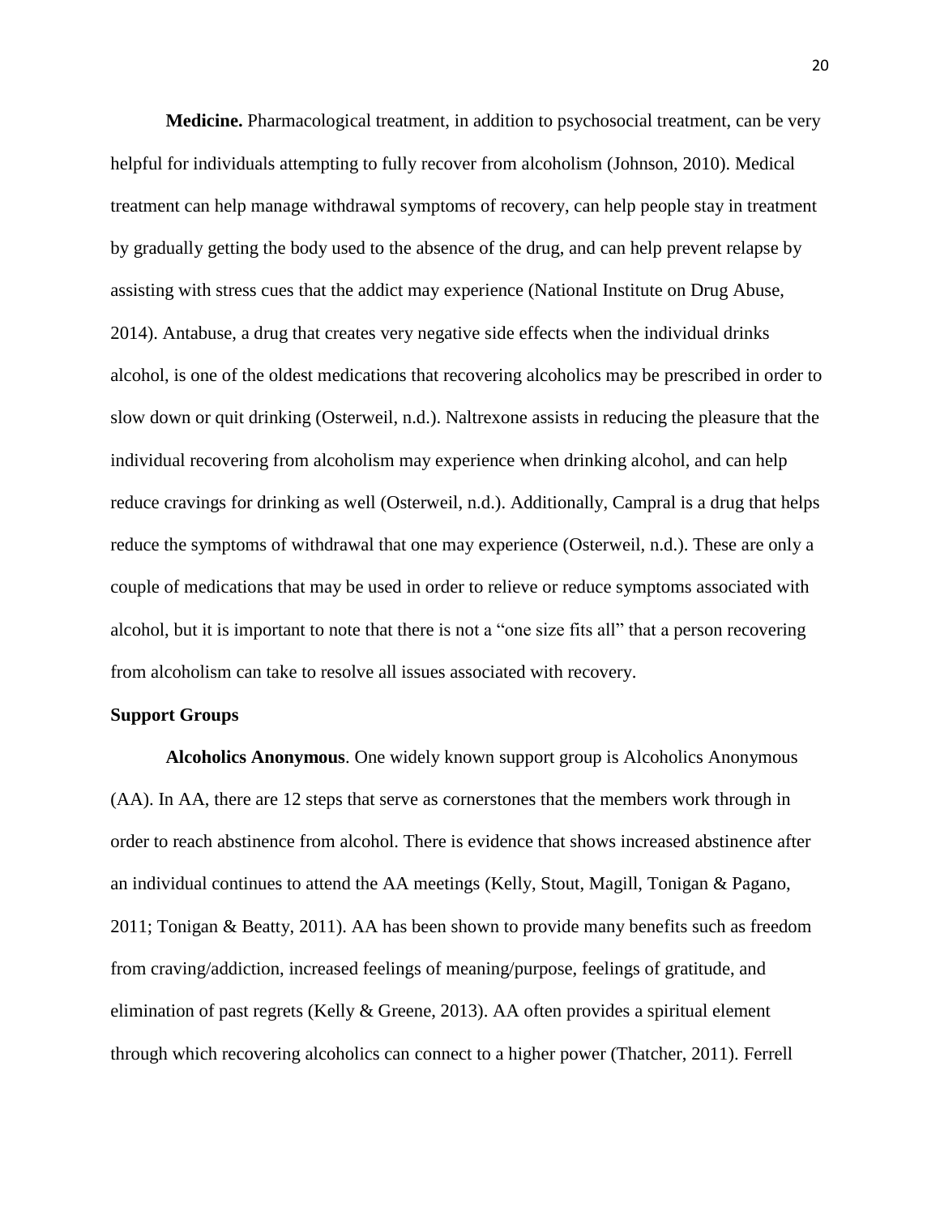**Medicine.** Pharmacological treatment, in addition to psychosocial treatment, can be very helpful for individuals attempting to fully recover from alcoholism (Johnson, 2010). Medical treatment can help manage withdrawal symptoms of recovery, can help people stay in treatment by gradually getting the body used to the absence of the drug, and can help prevent relapse by assisting with stress cues that the addict may experience (National Institute on Drug Abuse, 2014). Antabuse, a drug that creates very negative side effects when the individual drinks alcohol, is one of the oldest medications that recovering alcoholics may be prescribed in order to slow down or quit drinking (Osterweil, n.d.). Naltrexone assists in reducing the pleasure that the individual recovering from alcoholism may experience when drinking alcohol, and can help reduce cravings for drinking as well (Osterweil, n.d.). Additionally, Campral is a drug that helps reduce the symptoms of withdrawal that one may experience (Osterweil, n.d.). These are only a couple of medications that may be used in order to relieve or reduce symptoms associated with alcohol, but it is important to note that there is not a "one size fits all" that a person recovering from alcoholism can take to resolve all issues associated with recovery.

## Support Groups

**Alcoholics Anonymous**. One widely known support group is Alcoholics Anonymous (AA). In AA, there are 12 steps that serve as cornerstones that the members work through in order to reach abstinence from alcohol. There is evidence that shows increased abstinence after an individual continues to attend the AA meetings (Kelly, Stout, Magill, Tonigan & Pagano, 2011; Tonigan & Beatty, 2011). AA has been shown to provide many benefits such as freedom from craving/addiction, increased feelings of meaning/purpose, feelings of gratitude, and elimination of past regrets (Kelly & Greene, 2013). AA often provides a spiritual element through which recovering alcoholics can connect to a higher power (Thatcher, 2011). Ferrell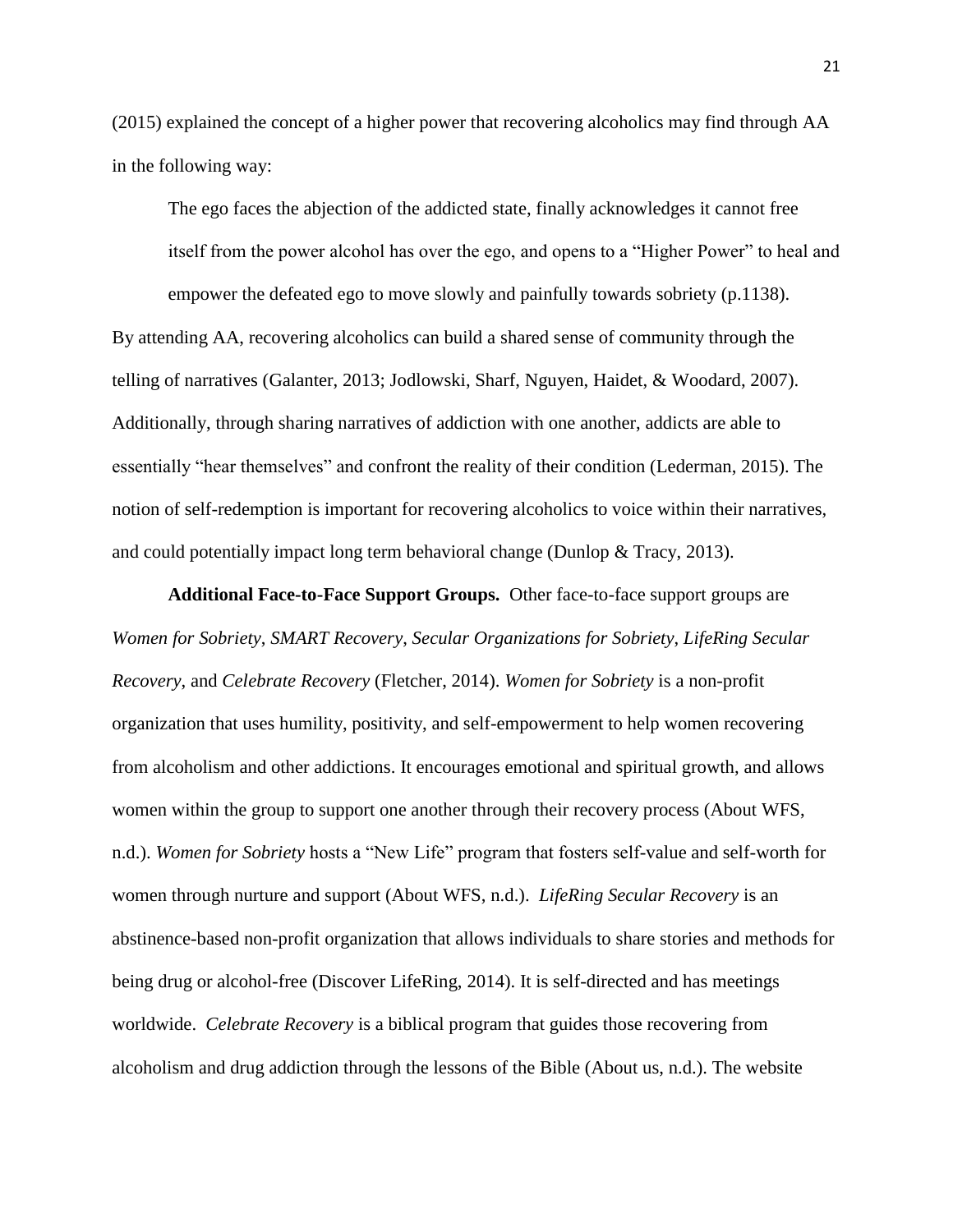(2015) explained the concept of a higher power that recovering alcoholics may find through AA in the following way:

> The ego faces the abjection of the addicted state, finally acknowledges it cannot free itself from the power alcohol has over the ego, and opens to a "Higher Power" to heal and empower the defeated ego to move slowly and painfully towards sobriety (p.1138).

By attending AA, recovering alcoholics can build a shared sense of community through the telling of narratives (Galanter, 2013; Jodlowski, Sharf, Nguyen, Haidet, & Woodard, 2007). Additionally, through sharing narratives of addiction with one another, addicts are able to essentially "hear themselves" and confront the reality of their condition (Lederman, 2015). The notion of self-redemption is important for recovering alcoholics to voice within their narratives, and could potentially impact long term behavioral change (Dunlop & Tracy, 2013).

**Additional Face-to-Face Support Groups.** Other face-to-face support groups are *Women for Sobriety*, *SMART Recovery*, *Secular Organizations for Sobriety*, *LifeRing Secular Recovery*, and *Celebrate Recovery* (Fletcher, 2014). *Women for Sobriety* is a non-profit organization that uses humility, positivity, and self-empowerment to help women recovering from alcoholism and other addictions. It encourages emotional and spiritual growth, and allows women within the group to support one another through their recovery process (About WFS, n.d.). *Women for Sobriety* hosts a "New Life" program that fosters self-value and self-worth for women through nurture and support (About WFS, n.d.). *LifeRing Secular Recovery* is an abstinence-based non-profit organization that allows individuals to share stories and methods for being drug or alcohol-free (Discover LifeRing, 2014). It is self-directed and has meetings worldwide. *Celebrate Recovery* is a biblical program that guides those recovering from alcoholism and drug addiction through the lessons of the Bible (About us, n.d.). The website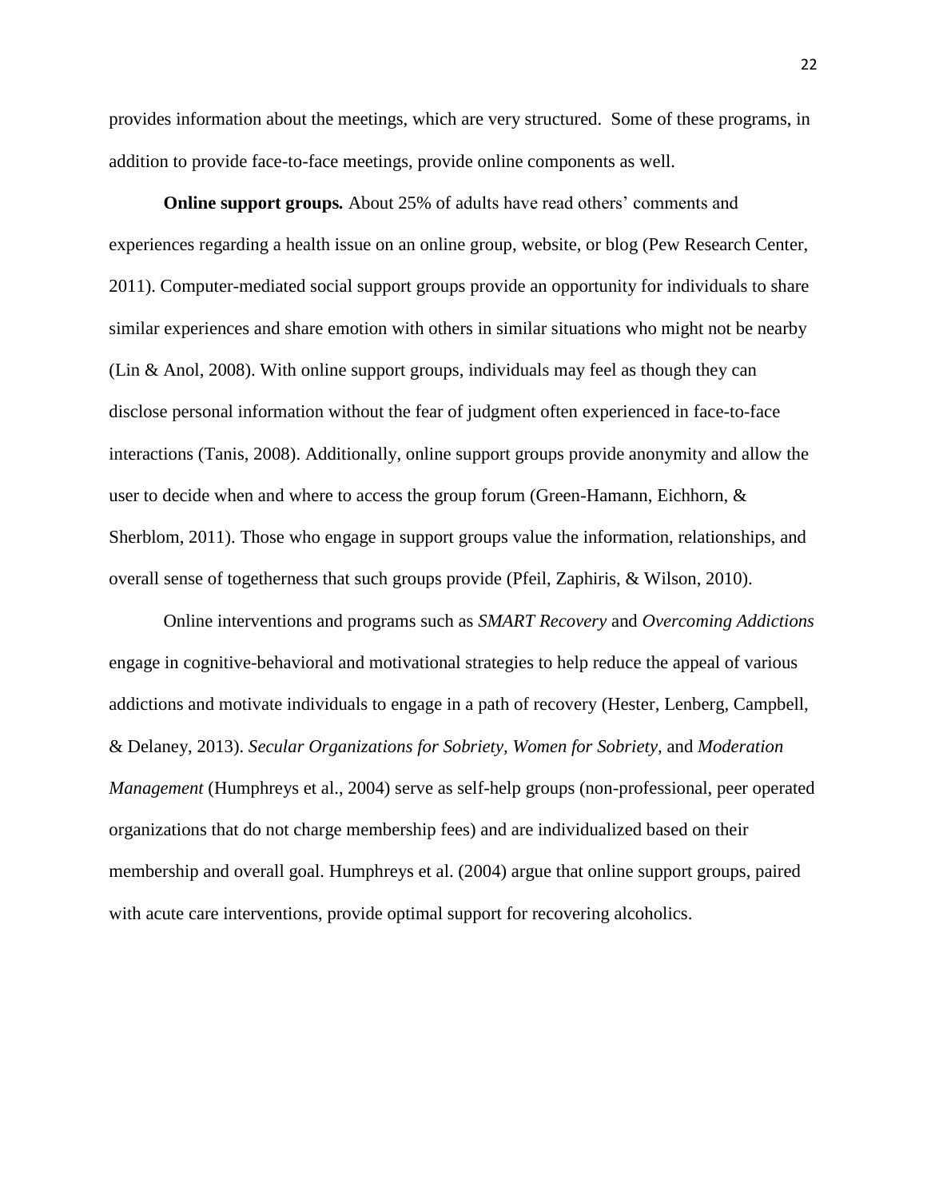provides information about the meetings, which are very structured. Some of these programs, in addition to provide face-to-face meetings, provide online components as well.

**Online support groups.** About 25% of adults have read others' comments and experiences regarding a health issue on an online group, website, or blog (Pew Research Center, 2011). Computer-mediated social support groups provide an opportunity for individuals to share similar experiences and share emotion with others in similar situations who might not be nearby (Lin & Anol, 2008). With online support groups, individuals may feel as though they can disclose personal information without the fear of judgment often experienced in face-to-face interactions (Tanis, 2008). Additionally, online support groups provide anonymity and allow the user to decide when and where to access the group forum (Green-Hamann, Eichhorn, & Sherblom, 2011). Those who engage in support groups value the information, relationships, and overall sense of togetherness that such groups provide (Pfeil, Zaphiris, & Wilson, 2010).

Online interventions and programs such as *SMART Recovery* and *Overcoming Addictions* engage in cognitive-behavioral and motivational strategies to help reduce the appeal of various addictions and motivate individuals to engage in a path of recovery (Hester, Lenberg, Campbell, & Delaney, 2013). *Secular Organizations for Sobriety, Women for Sobriety,* and *Moderation Management* (Humphreys et al., 2004) serve as self-help groups (non-professional, peer operated organizations that do not charge membership fees) and are individualized based on their membership and overall goal. Humphreys et al. (2004) argue that online support groups, paired with acute care interventions, provide optimal support for recovering alcoholics.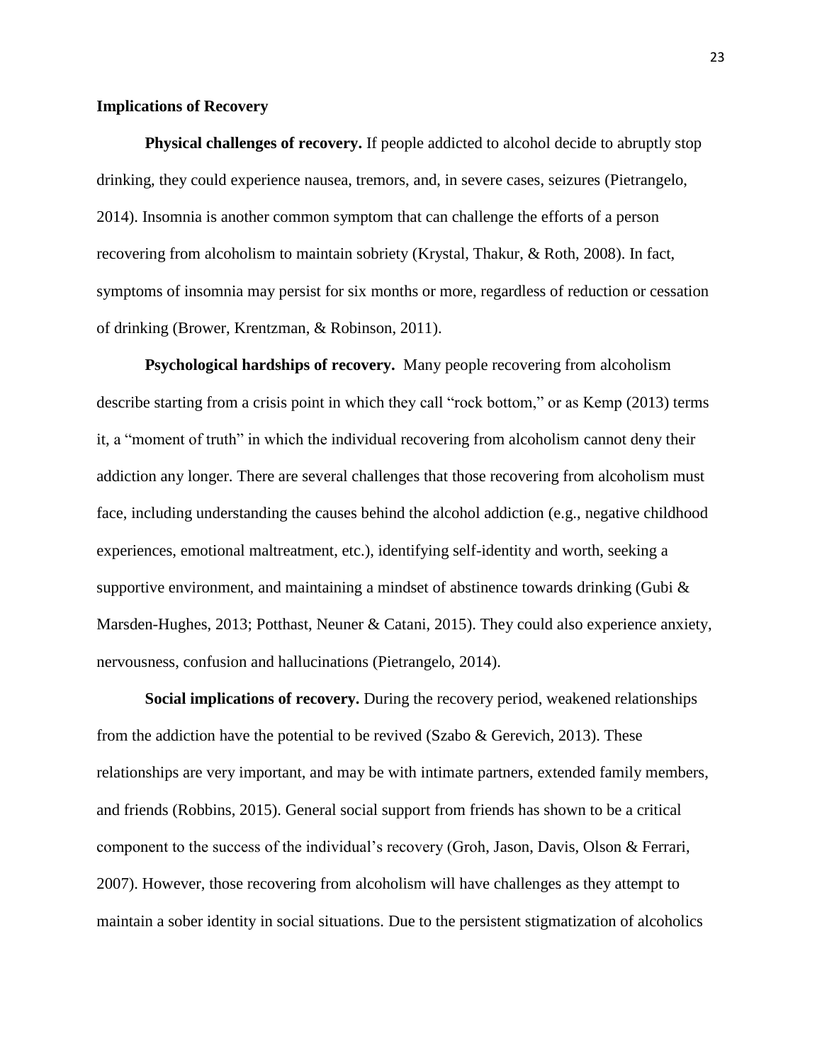### Implications of Recovery

**Physical challenges of recovery.** If people addicted to alcohol decide to abruptly stop drinking, they could experience nausea, tremors, and, in severe cases, seizures (Pietrangelo, 2014). Insomnia is another common symptom that can challenge the efforts of a person recovering from alcoholism to maintain sobriety (Krystal, Thakur, & Roth, 2008). In fact, symptoms of insomnia may persist for six months or more, regardless of reduction or cessation of drinking (Brower, Krentzman, & Robinson, 2011).

**Psychological hardships of recovery.** Many people recovering from alcoholism describe starting from a crisis point in which they call "rock bottom," or as Kemp (2013) terms it, a "moment of truth" in which the individual recovering from alcoholism cannot deny their addiction any longer. There are several challenges that those recovering from alcoholism must face, including understanding the causes behind the alcohol addiction (e.g., negative childhood experiences, emotional maltreatment, etc.), identifying self-identity and worth, seeking a supportive environment, and maintaining a mindset of abstinence towards drinking (Gubi & Marsden-Hughes, 2013; Potthast, Neuner & Catani, 2015). They could also experience anxiety, nervousness, confusion and hallucinations (Pietrangelo, 2014).

**Social implications of recovery.** During the recovery period, weakened relationships from the addiction have the potential to be revived (Szabo & Gerevich, 2013). These relationships are very important, and may be with intimate partners, extended family members, and friends (Robbins, 2015). General social support from friends has shown to be a critical component to the success of the individual's recovery (Groh, Jason, Davis, Olson & Ferrari, 2007). However, those recovering from alcoholism will have challenges as they attempt to maintain a sober identity in social situations. Due to the persistent stigmatization of alcoholics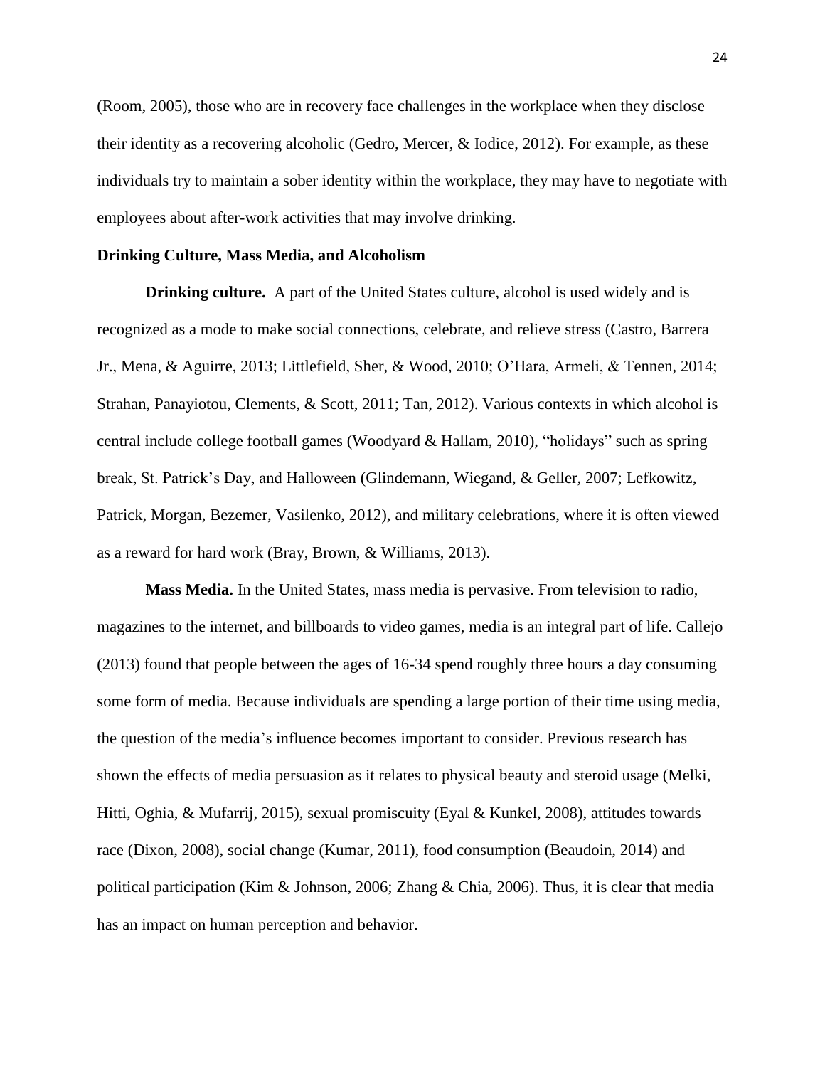(Room, 2005), those who are in recovery face challenges in the workplace when they disclose their identity as a recovering alcoholic (Gedro, Mercer, & Iodice, 2012). For example, as these individuals try to maintain a sober identity within the workplace, they may have to negotiate with employees about after-work activities that may involve drinking.

**Drinking Culture, Mass Media, and Alcoholism**

**Drinking culture.** A part of the United States culture, alcohol is used widely and is recognized as a mode to make social connections, celebrate, and relieve stress (Castro, Barrera Jr., Mena, & Aguirre, 2013; Littlefield, Sher, & Wood, 2010; O'Hara, Armeli, & Tennen, 2014; Strahan, Panayiotou, Clements, & Scott, 2011; Tan, 2012). Various contexts in which alcohol is central include college football games (Woodyard & Hallam, 2010), "holidays" such as spring break, St. Patrick's Day, and Halloween (Glindemann, Wiegand, & Geller, 2007; Lefkowitz, Patrick, Morgan, Bezemer, Vasilenko, 2012), and military celebrations, where it is often viewed as a reward for hard work (Bray, Brown, & Williams, 2013).

**Mass Media.** In the United States, mass media is pervasive. From television to radio, magazines to the internet, and billboards to video games, media is an integral part of life. Callejo (2013) found that people between the ages of 16-34 spend roughly three hours a day consuming some form of media. Because individuals are spending a large portion of their time using media, the question of the media's influence becomes important to consider. Previous research has shown the effects of media persuasion as it relates to physical beauty and steroid usage (Melki, Hitti, Oghia, & Mufarrij, 2015), sexual promiscuity (Eyal & Kunkel, 2008), attitudes towards race (Dixon, 2008), social change (Kumar, 2011), food consumption (Beaudoin, 2014) and political participation (Kim & Johnson, 2006; Zhang & Chia, 2006). Thus, it is clear that media has an impact on human perception and behavior.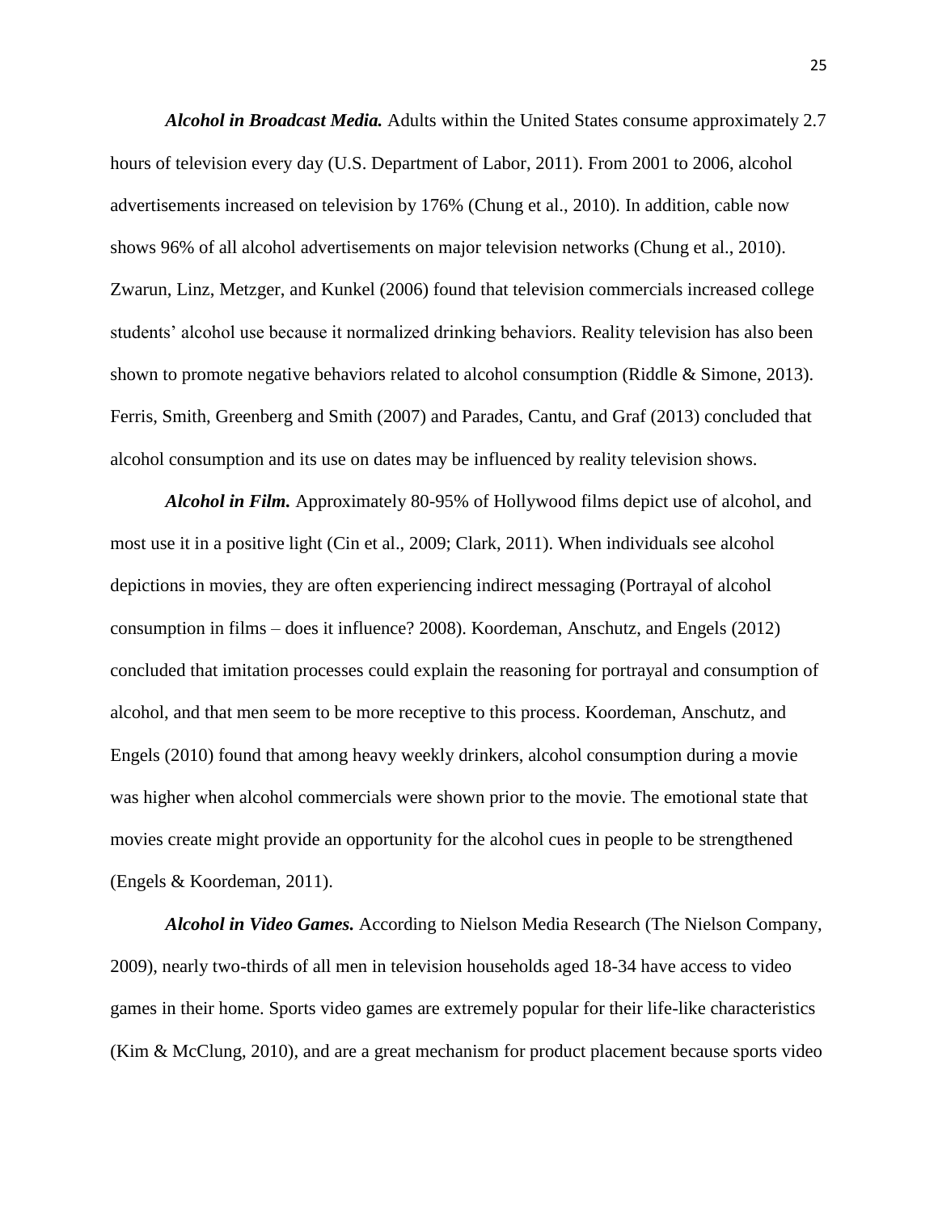***Alcohol in Broadcast Media.*** Adults within the United States consume approximately 2.7 hours of television every day (U.S. Department of Labor, 2011). From 2001 to 2006, alcohol advertisements increased on television by 176% (Chung et al., 2010). In addition, cable now shows 96% of all alcohol advertisements on major television networks (Chung et al., 2010). Zwarun, Linz, Metzger, and Kunkel (2006) found that television commercials increased college students' alcohol use because it normalized drinking behaviors. Reality television has also been shown to promote negative behaviors related to alcohol consumption (Riddle & Simone, 2013). Ferris, Smith, Greenberg and Smith (2007) and Parades, Cantu, and Graf (2013) concluded that alcohol consumption and its use on dates may be influenced by reality television shows.

***Alcohol in Film.*** Approximately 80-95% of Hollywood films depict use of alcohol, and most use it in a positive light (Cin et al., 2009; Clark, 2011). When individuals see alcohol depictions in movies, they are often experiencing indirect messaging (Portrayal of alcohol consumption in films – does it influence? 2008). Koordeman, Anschutz, and Engels (2012) concluded that imitation processes could explain the reasoning for portrayal and consumption of alcohol, and that men seem to be more receptive to this process. Koordeman, Anschutz, and Engels (2010) found that among heavy weekly drinkers, alcohol consumption during a movie was higher when alcohol commercials were shown prior to the movie. The emotional state that movies create might provide an opportunity for the alcohol cues in people to be strengthened (Engels & Koordeman, 2011).

***Alcohol in Video Games.*** According to Nielson Media Research (The Nielson Company, 2009), nearly two-thirds of all men in television households aged 18-34 have access to video games in their home. Sports video games are extremely popular for their life-like characteristics (Kim & McClung, 2010), and are a great mechanism for product placement because sports video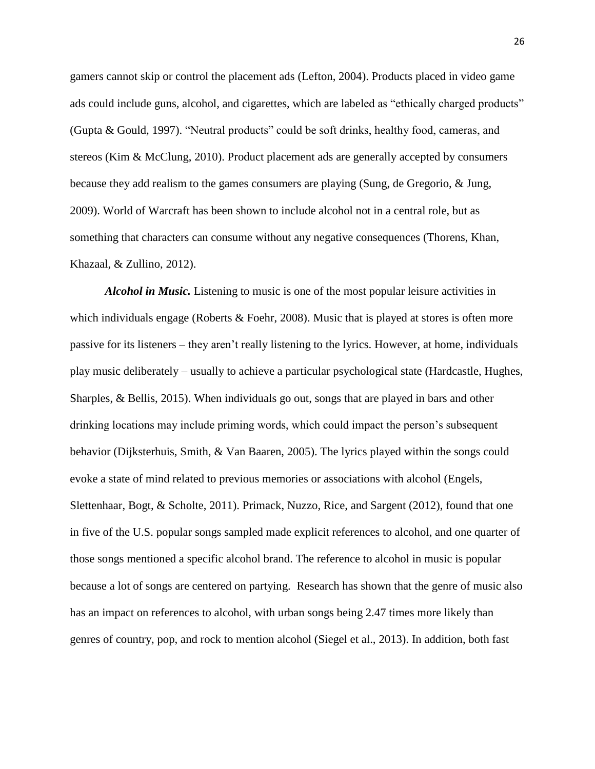gamers cannot skip or control the placement ads (Lefton, 2004). Products placed in video game ads could include guns, alcohol, and cigarettes, which are labeled as "ethically charged products" (Gupta & Gould, 1997). "Neutral products" could be soft drinks, healthy food, cameras, and stereos (Kim & McClung, 2010). Product placement ads are generally accepted by consumers because they add realism to the games consumers are playing (Sung, de Gregorio, & Jung, 2009). World of Warcraft has been shown to include alcohol not in a central role, but as something that characters can consume without any negative consequences (Thorens, Khan, Khazaal, & Zullino, 2012).

***Alcohol in Music.*** Listening to music is one of the most popular leisure activities in which individuals engage (Roberts & Foehr, 2008). Music that is played at stores is often more passive for its listeners – they aren't really listening to the lyrics. However, at home, individuals play music deliberately – usually to achieve a particular psychological state (Hardcastle, Hughes, Sharples, & Bellis, 2015). When individuals go out, songs that are played in bars and other drinking locations may include priming words, which could impact the person's subsequent behavior (Dijksterhuis, Smith, & Van Baaren, 2005). The lyrics played within the songs could evoke a state of mind related to previous memories or associations with alcohol (Engels, Slettenhaar, Bogt, & Scholte, 2011). Primack, Nuzzo, Rice, and Sargent (2012), found that one in five of the U.S. popular songs sampled made explicit references to alcohol, and one quarter of those songs mentioned a specific alcohol brand. The reference to alcohol in music is popular because a lot of songs are centered on partying. Research has shown that the genre of music also has an impact on references to alcohol, with urban songs being 2.47 times more likely than genres of country, pop, and rock to mention alcohol (Siegel et al., 2013). In addition, both fast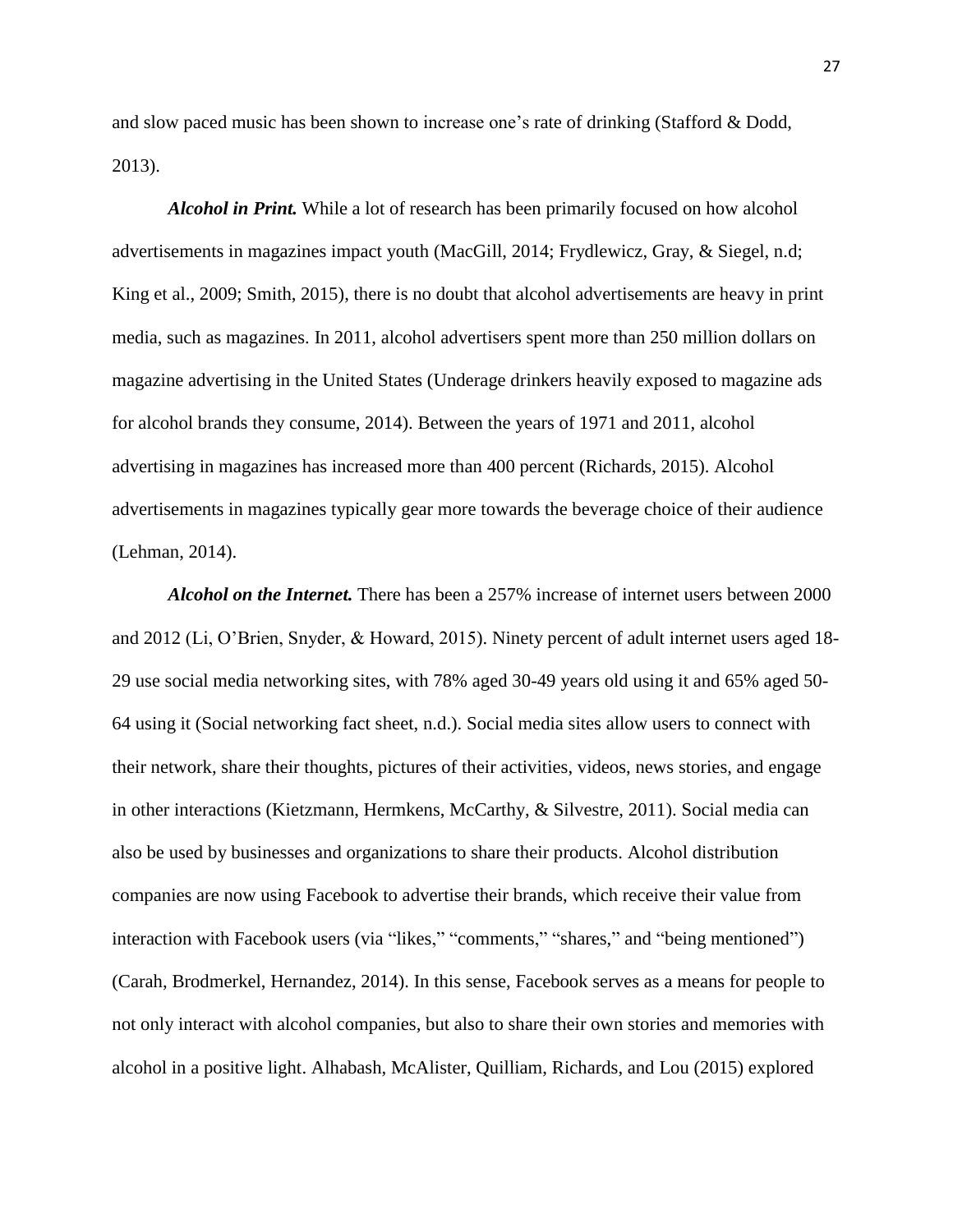and slow paced music has been shown to increase one's rate of drinking (Stafford & Dodd, 2013).

***Alcohol in Print.*** While a lot of research has been primarily focused on how alcohol advertisements in magazines impact youth (MacGill, 2014; Frydlewicz, Gray, & Siegel, n.d; King et al., 2009; Smith, 2015), there is no doubt that alcohol advertisements are heavy in print media, such as magazines. In 2011, alcohol advertisers spent more than 250 million dollars on magazine advertising in the United States (Underage drinkers heavily exposed to magazine ads for alcohol brands they consume, 2014). Between the years of 1971 and 2011, alcohol advertising in magazines has increased more than 400 percent (Richards, 2015). Alcohol advertisements in magazines typically gear more towards the beverage choice of their audience (Lehman, 2014).

***Alcohol on the Internet.*** There has been a 257% increase of internet users between 2000 and 2012 (Li, O'Brien, Snyder, & Howard, 2015). Ninety percent of adult internet users aged 18-29 use social media networking sites, with 78% aged 30-49 years old using it and 65% aged 50-64 using it (Social networking fact sheet, n.d.). Social media sites allow users to connect with their network, share their thoughts, pictures of their activities, videos, news stories, and engage in other interactions (Kietzmann, Hermkens, McCarthy, & Silvestre, 2011). Social media can also be used by businesses and organizations to share their products. Alcohol distribution companies are now using Facebook to advertise their brands, which receive their value from interaction with Facebook users (via "likes," "comments," "shares," and "being mentioned") (Carah, Brodmerkel, Hernandez, 2014). In this sense, Facebook serves as a means for people to not only interact with alcohol companies, but also to share their own stories and memories with alcohol in a positive light. Alhabash, McAlister, Quilliam, Richards, and Lou (2015) explored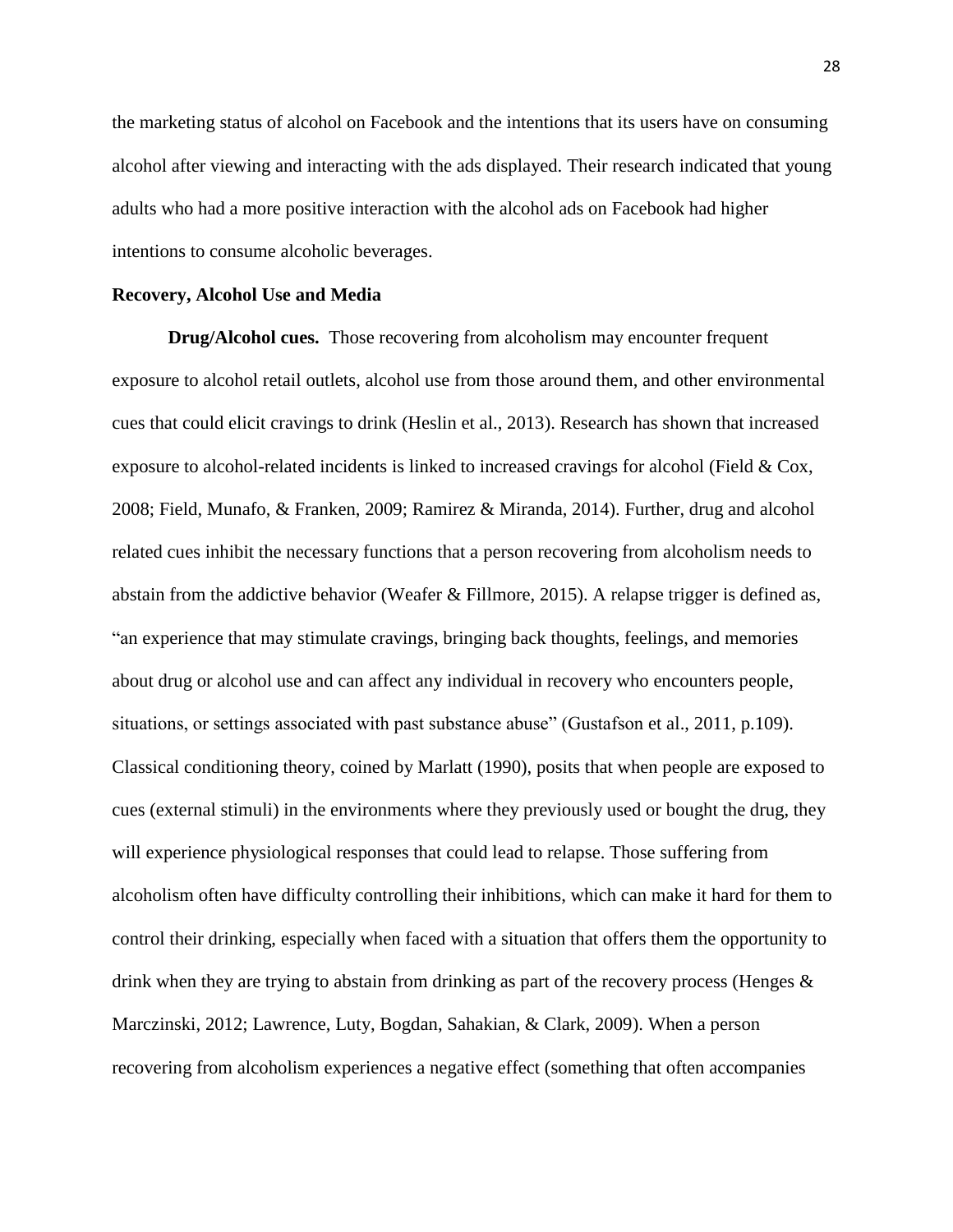the marketing status of alcohol on Facebook and the intentions that its users have on consuming alcohol after viewing and interacting with the ads displayed. Their research indicated that young adults who had a more positive interaction with the alcohol ads on Facebook had higher intentions to consume alcoholic beverages.

## Recovery, Alcohol Use and Media

**Drug/Alcohol cues.** Those recovering from alcoholism may encounter frequent exposure to alcohol retail outlets, alcohol use from those around them, and other environmental cues that could elicit cravings to drink (Heslin et al., 2013). Research has shown that increased exposure to alcohol-related incidents is linked to increased cravings for alcohol (Field & Cox, 2008; Field, Munafo, & Franken, 2009; Ramirez & Miranda, 2014). Further, drug and alcohol related cues inhibit the necessary functions that a person recovering from alcoholism needs to abstain from the addictive behavior (Weafer & Fillmore, 2015). A relapse trigger is defined as, "an experience that may stimulate cravings, bringing back thoughts, feelings, and memories about drug or alcohol use and can affect any individual in recovery who encounters people, situations, or settings associated with past substance abuse" (Gustafson et al., 2011, p.109). Classical conditioning theory, coined by Marlatt (1990), posits that when people are exposed to cues (external stimuli) in the environments where they previously used or bought the drug, they will experience physiological responses that could lead to relapse. Those suffering from alcoholism often have difficulty controlling their inhibitions, which can make it hard for them to control their drinking, especially when faced with a situation that offers them the opportunity to drink when they are trying to abstain from drinking as part of the recovery process (Henges & Marczinski, 2012; Lawrence, Luty, Bogdan, Sahakian, & Clark, 2009). When a person recovering from alcoholism experiences a negative effect (something that often accompanies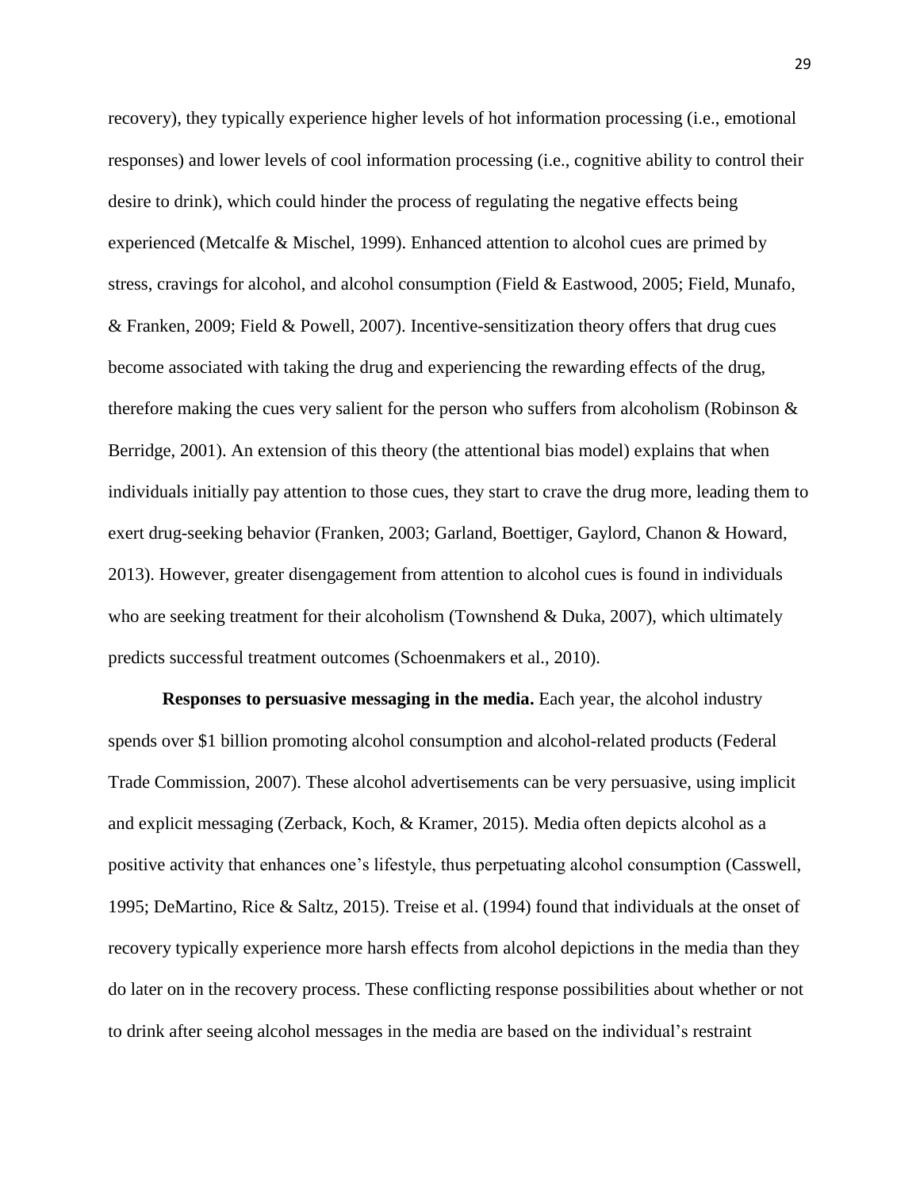recovery), they typically experience higher levels of hot information processing (i.e., emotional responses) and lower levels of cool information processing (i.e., cognitive ability to control their desire to drink), which could hinder the process of regulating the negative effects being experienced (Metcalfe & Mischel, 1999). Enhanced attention to alcohol cues are primed by stress, cravings for alcohol, and alcohol consumption (Field & Eastwood, 2005; Field, Munafo, & Franken, 2009; Field & Powell, 2007). Incentive-sensitization theory offers that drug cues become associated with taking the drug and experiencing the rewarding effects of the drug, therefore making the cues very salient for the person who suffers from alcoholism (Robinson & Berridge, 2001). An extension of this theory (the attentional bias model) explains that when individuals initially pay attention to those cues, they start to crave the drug more, leading them to exert drug-seeking behavior (Franken, 2003; Garland, Boettiger, Gaylord, Chanon & Howard, 2013). However, greater disengagement from attention to alcohol cues is found in individuals who are seeking treatment for their alcoholism (Townshend & Duka, 2007), which ultimately predicts successful treatment outcomes (Schoenmakers et al., 2010).

**Responses to persuasive messaging in the media.** Each year, the alcohol industry spends over $1 billion promoting alcohol consumption and alcohol-related products (Federal Trade Commission, 2007). These alcohol advertisements can be very persuasive, using implicit and explicit messaging (Zerback, Koch, & Kramer, 2015). Media often depicts alcohol as a positive activity that enhances one's lifestyle, thus perpetuating alcohol consumption (Casswell, 1995; DeMartino, Rice & Saltz, 2015). Treise et al. (1994) found that individuals at the onset of recovery typically experience more harsh effects from alcohol depictions in the media than they do later on in the recovery process. These conflicting response possibilities about whether or not to drink after seeing alcohol messages in the media are based on the individual's restraint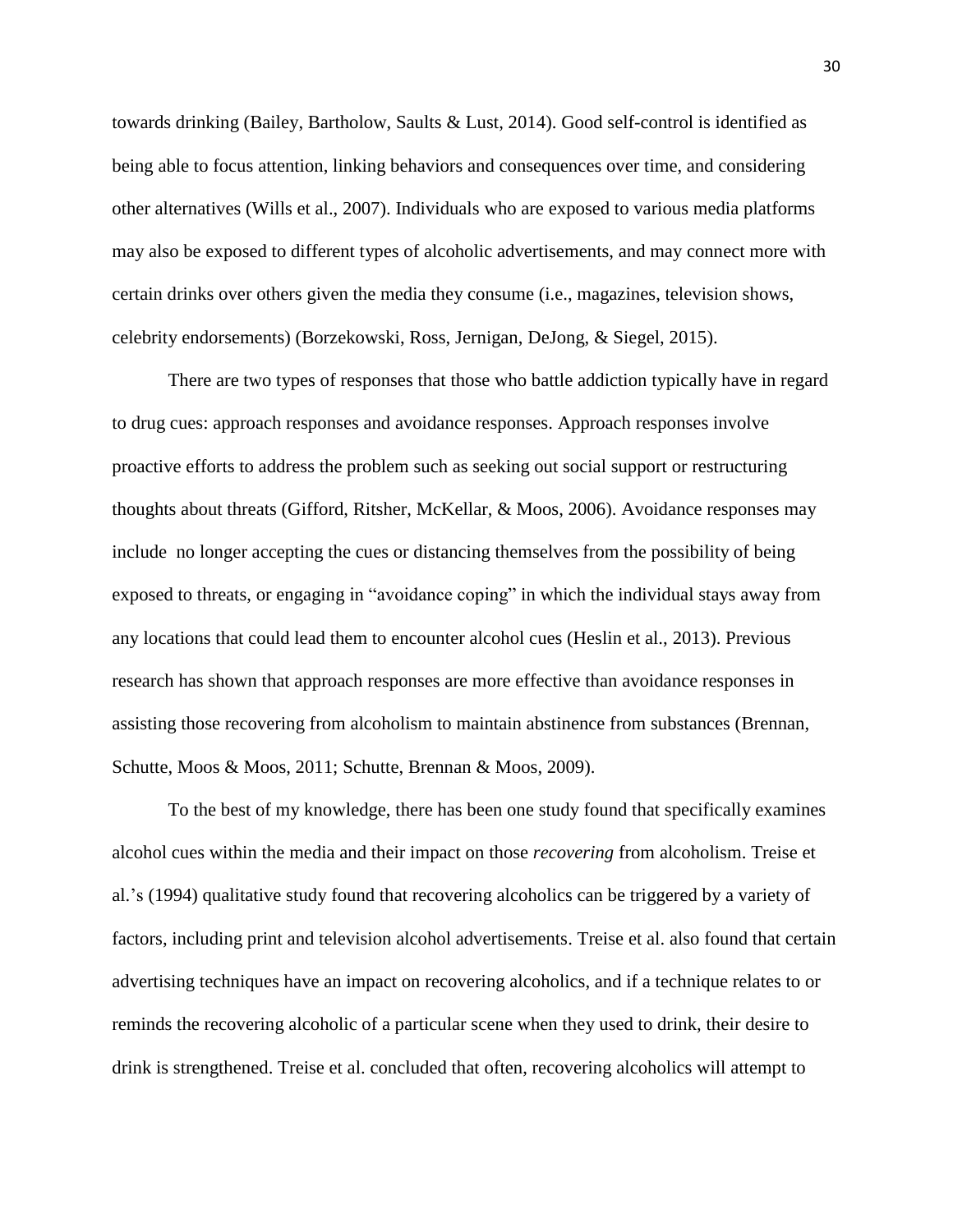towards drinking (Bailey, Bartholow, Saults & Lust, 2014). Good self-control is identified as being able to focus attention, linking behaviors and consequences over time, and considering other alternatives (Wills et al., 2007). Individuals who are exposed to various media platforms may also be exposed to different types of alcoholic advertisements, and may connect more with certain drinks over others given the media they consume (i.e., magazines, television shows, celebrity endorsements) (Borzekowski, Ross, Jernigan, DeJong, & Siegel, 2015).

There are two types of responses that those who battle addiction typically have in regard to drug cues: approach responses and avoidance responses. Approach responses involve proactive efforts to address the problem such as seeking out social support or restructuring thoughts about threats (Gifford, Ritsher, McKellar, & Moos, 2006). Avoidance responses may include no longer accepting the cues or distancing themselves from the possibility of being exposed to threats, or engaging in "avoidance coping" in which the individual stays away from any locations that could lead them to encounter alcohol cues (Heslin et al., 2013). Previous research has shown that approach responses are more effective than avoidance responses in assisting those recovering from alcoholism to maintain abstinence from substances (Brennan, Schutte, Moos & Moos, 2011; Schutte, Brennan & Moos, 2009).

To the best of my knowledge, there has been one study found that specifically examines alcohol cues within the media and their impact on those *recovering* from alcoholism. Treise et al.'s (1994) qualitative study found that recovering alcoholics can be triggered by a variety of factors, including print and television alcohol advertisements. Treise et al. also found that certain advertising techniques have an impact on recovering alcoholics, and if a technique relates to or reminds the recovering alcoholic of a particular scene when they used to drink, their desire to drink is strengthened. Treise et al. concluded that often, recovering alcoholics will attempt to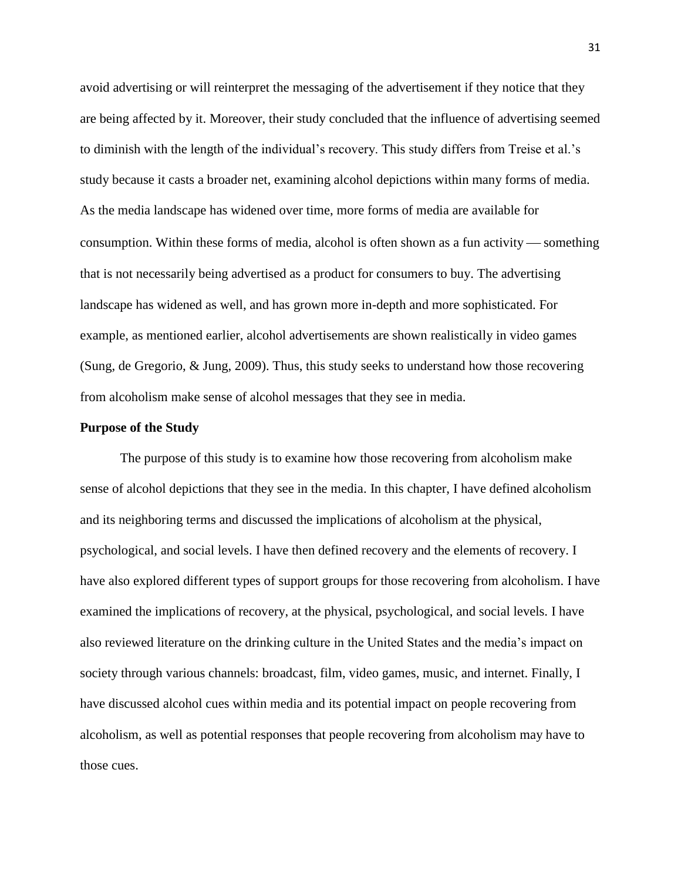avoid advertising or will reinterpret the messaging of the advertisement if they notice that they are being affected by it. Moreover, their study concluded that the influence of advertising seemed to diminish with the length of the individual's recovery. This study differs from Treise et al.'s study because it casts a broader net, examining alcohol depictions within many forms of media. As the media landscape has widened over time, more forms of media are available for consumption. Within these forms of media, alcohol is often shown as a fun activity — something that is not necessarily being advertised as a product for consumers to buy. The advertising landscape has widened as well, and has grown more in-depth and more sophisticated. For example, as mentioned earlier, alcohol advertisements are shown realistically in video games (Sung, de Gregorio, & Jung, 2009). Thus, this study seeks to understand how those recovering from alcoholism make sense of alcohol messages that they see in media.

**Purpose of the Study**

The purpose of this study is to examine how those recovering from alcoholism make sense of alcohol depictions that they see in the media. In this chapter, I have defined alcoholism and its neighboring terms and discussed the implications of alcoholism at the physical, psychological, and social levels. I have then defined recovery and the elements of recovery. I have also explored different types of support groups for those recovering from alcoholism. I have examined the implications of recovery, at the physical, psychological, and social levels. I have also reviewed literature on the drinking culture in the United States and the media's impact on society through various channels: broadcast, film, video games, music, and internet. Finally, I have discussed alcohol cues within media and its potential impact on people recovering from alcoholism, as well as potential responses that people recovering from alcoholism may have to those cues.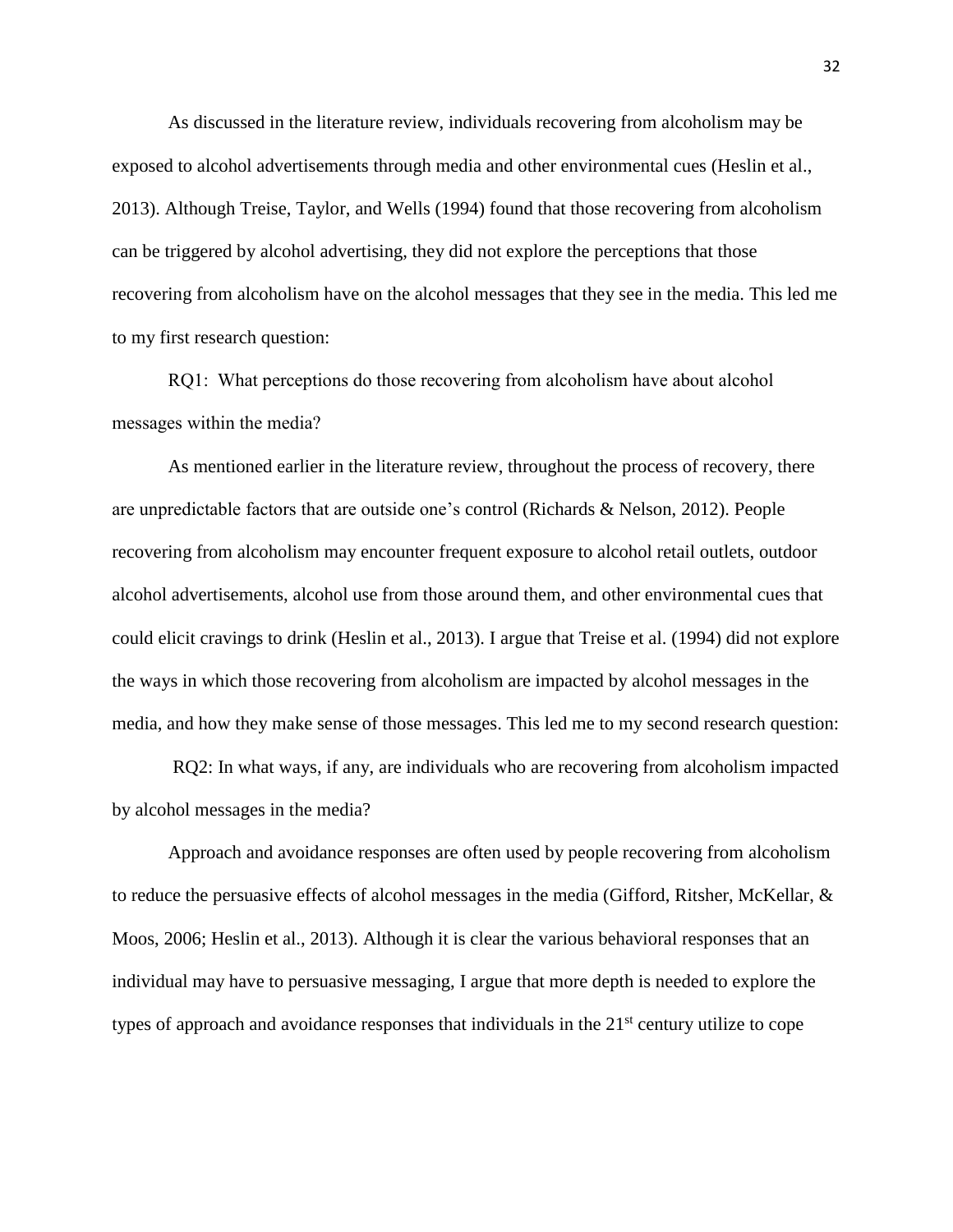As discussed in the literature review, individuals recovering from alcoholism may be exposed to alcohol advertisements through media and other environmental cues (Heslin et al., 2013). Although Treise, Taylor, and Wells (1994) found that those recovering from alcoholism can be triggered by alcohol advertising, they did not explore the perceptions that those recovering from alcoholism have on the alcohol messages that they see in the media. This led me to my first research question:

RQ1: What perceptions do those recovering from alcoholism have about alcohol messages within the media?

As mentioned earlier in the literature review, throughout the process of recovery, there are unpredictable factors that are outside one's control (Richards & Nelson, 2012). People recovering from alcoholism may encounter frequent exposure to alcohol retail outlets, outdoor alcohol advertisements, alcohol use from those around them, and other environmental cues that could elicit cravings to drink (Heslin et al., 2013). I argue that Treise et al. (1994) did not explore the ways in which those recovering from alcoholism are impacted by alcohol messages in the media, and how they make sense of those messages. This led me to my second research question:

RQ2: In what ways, if any, are individuals who are recovering from alcoholism impacted by alcohol messages in the media?

Approach and avoidance responses are often used by people recovering from alcoholism to reduce the persuasive effects of alcohol messages in the media (Gifford, Ritsher, McKellar, & Moos, 2006; Heslin et al., 2013). Although it is clear the various behavioral responses that an individual may have to persuasive messaging, I argue that more depth is needed to explore the types of approach and avoidance responses that individuals in the 21st century utilize to cope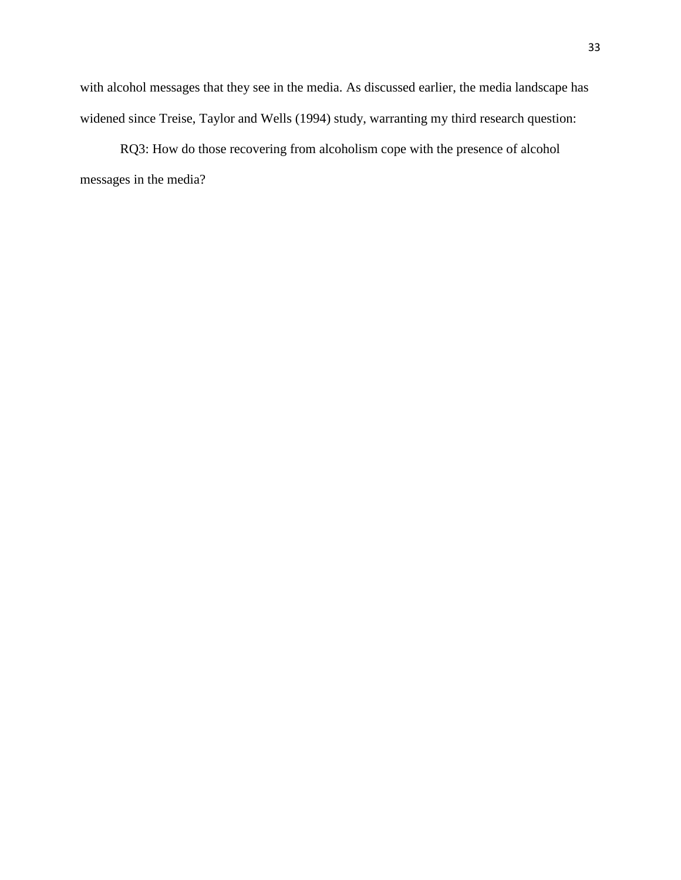with alcohol messages that they see in the media. As discussed earlier, the media landscape has widened since Treise, Taylor and Wells (1994) study, warranting my third research question:

RQ3: How do those recovering from alcoholism cope with the presence of alcohol messages in the media?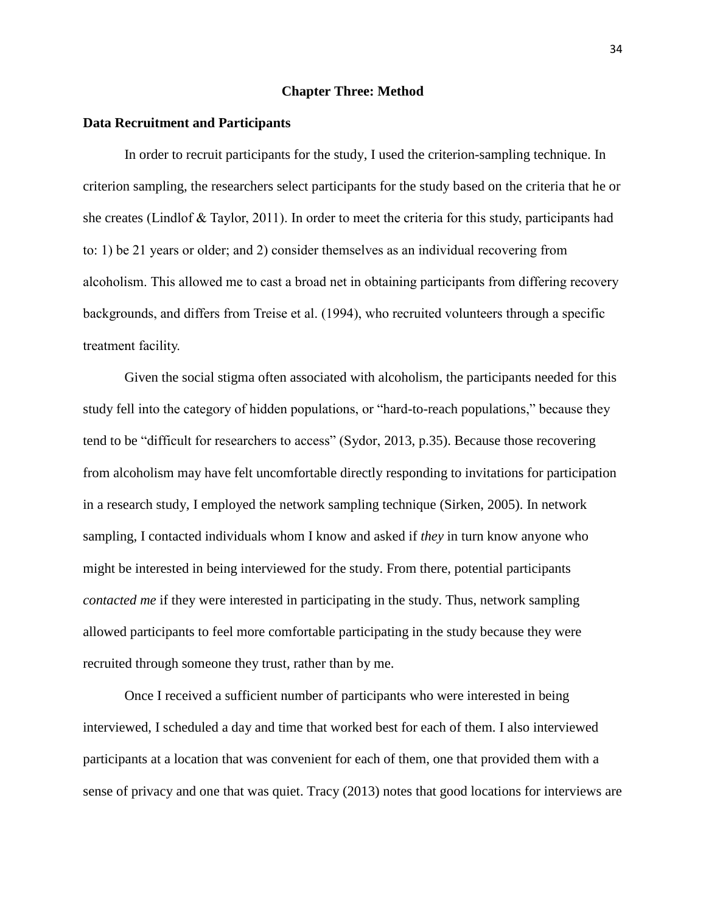# Chapter Three: Method

## Data Recruitment and Participants

In order to recruit participants for the study, I used the criterion-sampling technique. In criterion sampling, the researchers select participants for the study based on the criteria that he or she creates (Lindlof & Taylor, 2011). In order to meet the criteria for this study, participants had to: 1) be 21 years or older; and 2) consider themselves as an individual recovering from alcoholism. This allowed me to cast a broad net in obtaining participants from differing recovery backgrounds, and differs from Treise et al. (1994), who recruited volunteers through a specific treatment facility.

Given the social stigma often associated with alcoholism, the participants needed for this study fell into the category of hidden populations, or "hard-to-reach populations," because they tend to be "difficult for researchers to access" (Sydor, 2013, p.35). Because those recovering from alcoholism may have felt uncomfortable directly responding to invitations for participation in a research study, I employed the network sampling technique (Sirken, 2005). In network sampling, I contacted individuals whom I know and asked if *they* in turn know anyone who might be interested in being interviewed for the study. From there, potential participants *contacted me* if they were interested in participating in the study. Thus, network sampling allowed participants to feel more comfortable participating in the study because they were recruited through someone they trust, rather than by me.

Once I received a sufficient number of participants who were interested in being interviewed, I scheduled a day and time that worked best for each of them. I also interviewed participants at a location that was convenient for each of them, one that provided them with a sense of privacy and one that was quiet. Tracy (2013) notes that good locations for interviews are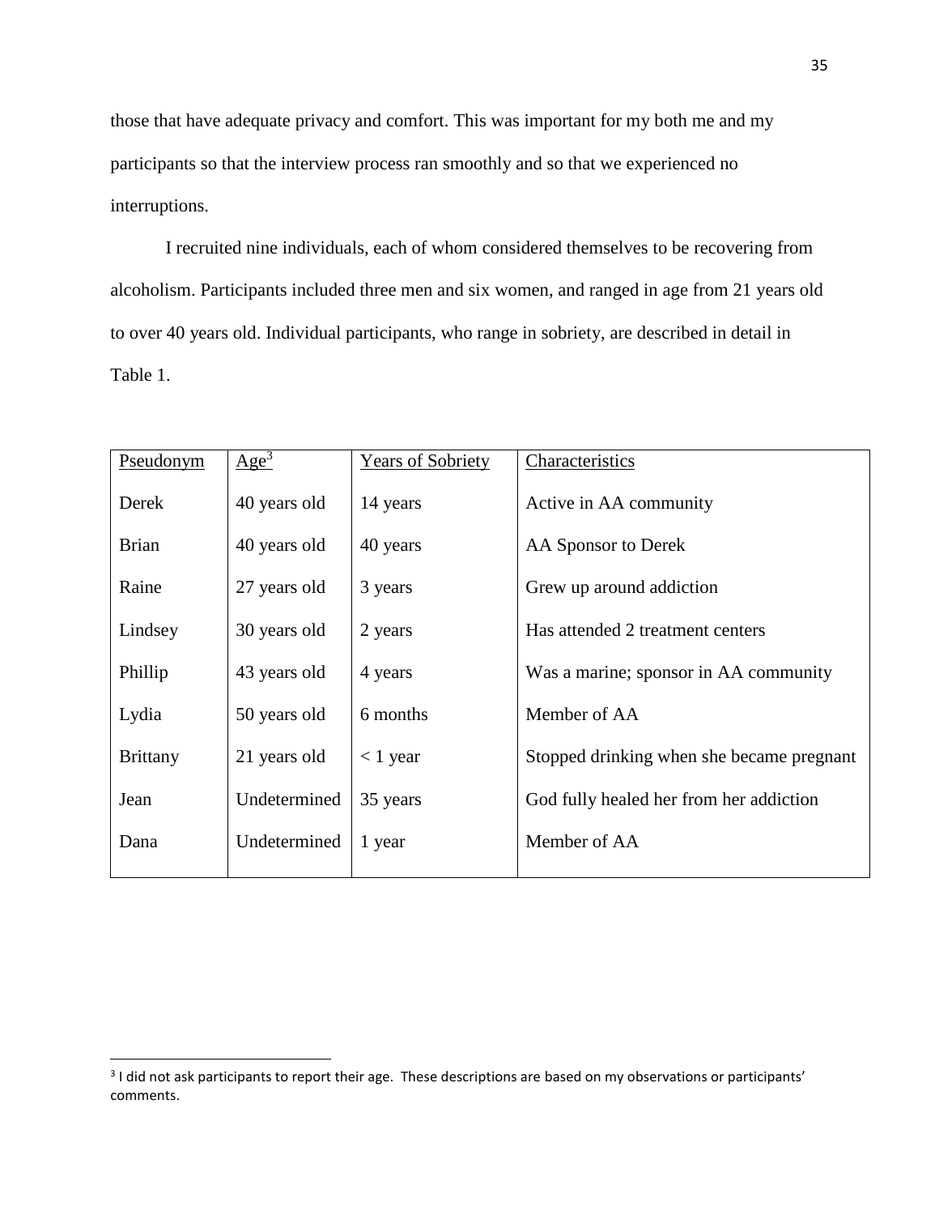those that have adequate privacy and comfort. This was important for my both me and my participants so that the interview process ran smoothly and so that we experienced no interruptions.

I recruited nine individuals, each of whom considered themselves to be recovering from alcoholism. Participants included three men and six women, and ranged in age from 21 years old to over 40 years old. Individual participants, who range in sobriety, are described in detail in Table 1.

| Pseudonym | Age[3] | Years of Sobriety | Characteristics |
|---|---|---|---|
| Derek | 40 years old | 14 years | Active in AA community |
| Brian | 40 years old | 40 years | AA Sponsor to Derek |
| Raine | 27 years old | 3 years | Grew up around addiction |
| Lindsey | 30 years old | 2 years | Has attended 2 treatment centers |
| Phillip | 43 years old | 4 years | Was a marine; sponsor in AA community |
| Lydia | 50 years old | 6 months | Member of AA |
| Brittany | 21 years old | < 1 year | Stopped drinking when she became pregnant |
| Jean | Undetermined | 35 years | God fully healed her from her addiction |
| Dana | Undetermined | 1 year | Member of AA |

[3] I did not ask participants to report their age. These descriptions are based on my observations or participants' comments.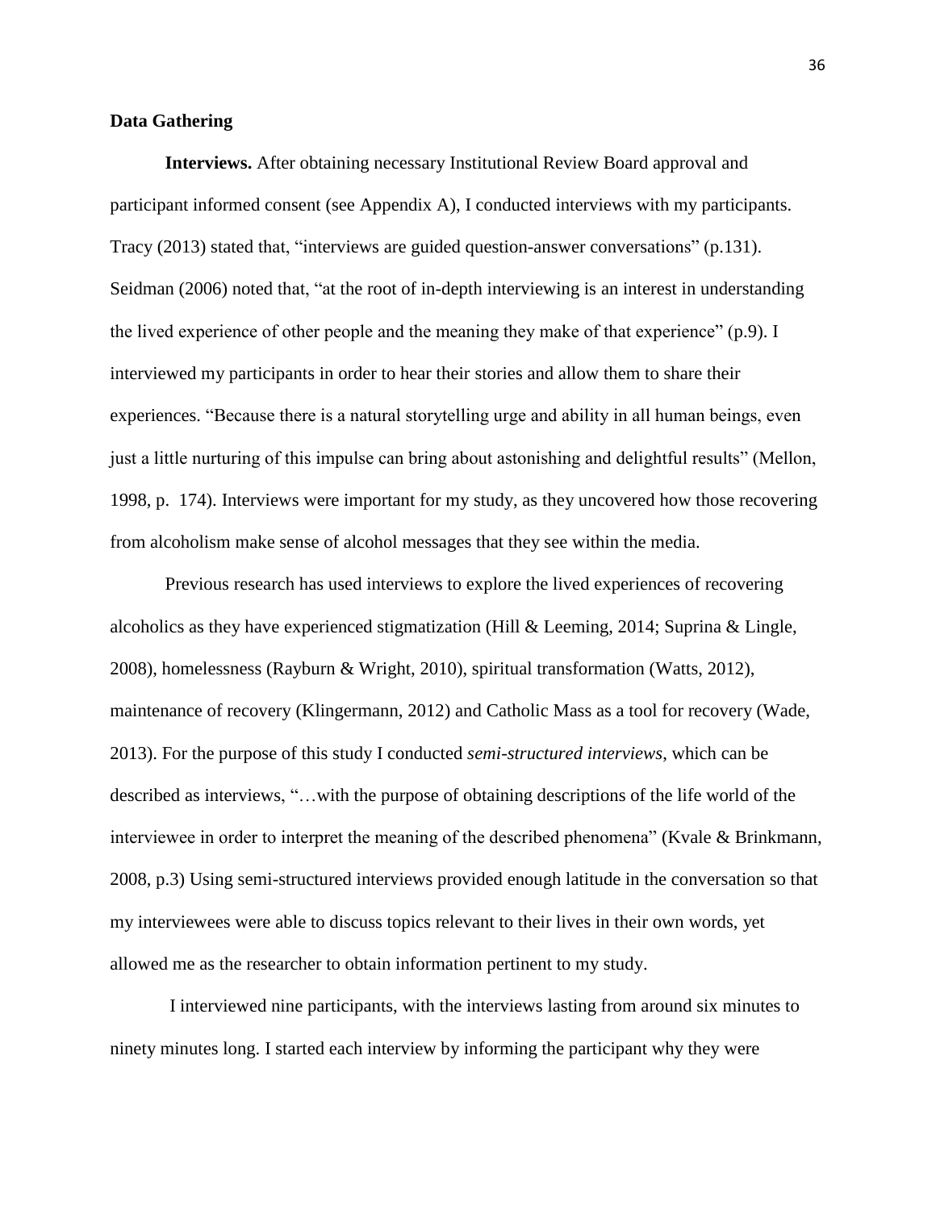**Data Gathering**

**Interviews.** After obtaining necessary Institutional Review Board approval and participant informed consent (see Appendix A), I conducted interviews with my participants. Tracy (2013) stated that, "interviews are guided question-answer conversations" (p.131). Seidman (2006) noted that, "at the root of in-depth interviewing is an interest in understanding the lived experience of other people and the meaning they make of that experience" (p.9). I interviewed my participants in order to hear their stories and allow them to share their experiences. "Because there is a natural storytelling urge and ability in all human beings, even just a little nurturing of this impulse can bring about astonishing and delightful results" (Mellon, 1998, p. 174). Interviews were important for my study, as they uncovered how those recovering from alcoholism make sense of alcohol messages that they see within the media.

Previous research has used interviews to explore the lived experiences of recovering alcoholics as they have experienced stigmatization (Hill & Leeming, 2014; Suprina & Lingle, 2008), homelessness (Rayburn & Wright, 2010), spiritual transformation (Watts, 2012), maintenance of recovery (Klingermann, 2012) and Catholic Mass as a tool for recovery (Wade, 2013). For the purpose of this study I conducted *semi-structured interviews*, which can be described as interviews, "…with the purpose of obtaining descriptions of the life world of the interviewee in order to interpret the meaning of the described phenomena" (Kvale & Brinkmann, 2008, p.3) Using semi-structured interviews provided enough latitude in the conversation so that my interviewees were able to discuss topics relevant to their lives in their own words, yet allowed me as the researcher to obtain information pertinent to my study.

I interviewed nine participants, with the interviews lasting from around six minutes to ninety minutes long. I started each interview by informing the participant why they were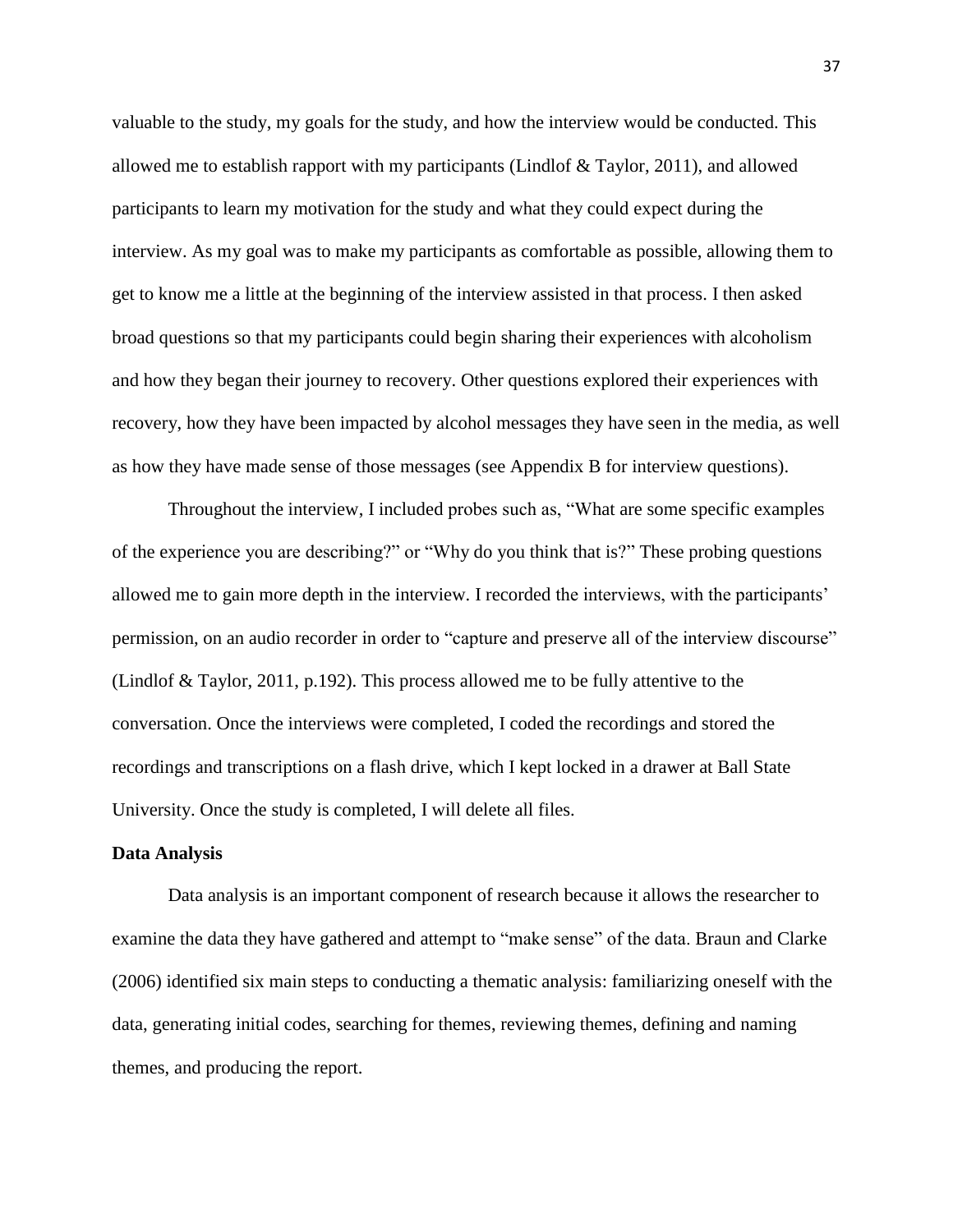valuable to the study, my goals for the study, and how the interview would be conducted. This allowed me to establish rapport with my participants (Lindlof & Taylor, 2011), and allowed participants to learn my motivation for the study and what they could expect during the interview. As my goal was to make my participants as comfortable as possible, allowing them to get to know me a little at the beginning of the interview assisted in that process. I then asked broad questions so that my participants could begin sharing their experiences with alcoholism and how they began their journey to recovery. Other questions explored their experiences with recovery, how they have been impacted by alcohol messages they have seen in the media, as well as how they have made sense of those messages (see Appendix B for interview questions).

Throughout the interview, I included probes such as, "What are some specific examples of the experience you are describing?" or "Why do you think that is?" These probing questions allowed me to gain more depth in the interview. I recorded the interviews, with the participants' permission, on an audio recorder in order to "capture and preserve all of the interview discourse" (Lindlof & Taylor, 2011, p.192). This process allowed me to be fully attentive to the conversation. Once the interviews were completed, I coded the recordings and stored the recordings and transcriptions on a flash drive, which I kept locked in a drawer at Ball State University. Once the study is completed, I will delete all files.

**Data Analysis**

Data analysis is an important component of research because it allows the researcher to examine the data they have gathered and attempt to "make sense" of the data. Braun and Clarke (2006) identified six main steps to conducting a thematic analysis: familiarizing oneself with the data, generating initial codes, searching for themes, reviewing themes, defining and naming themes, and producing the report.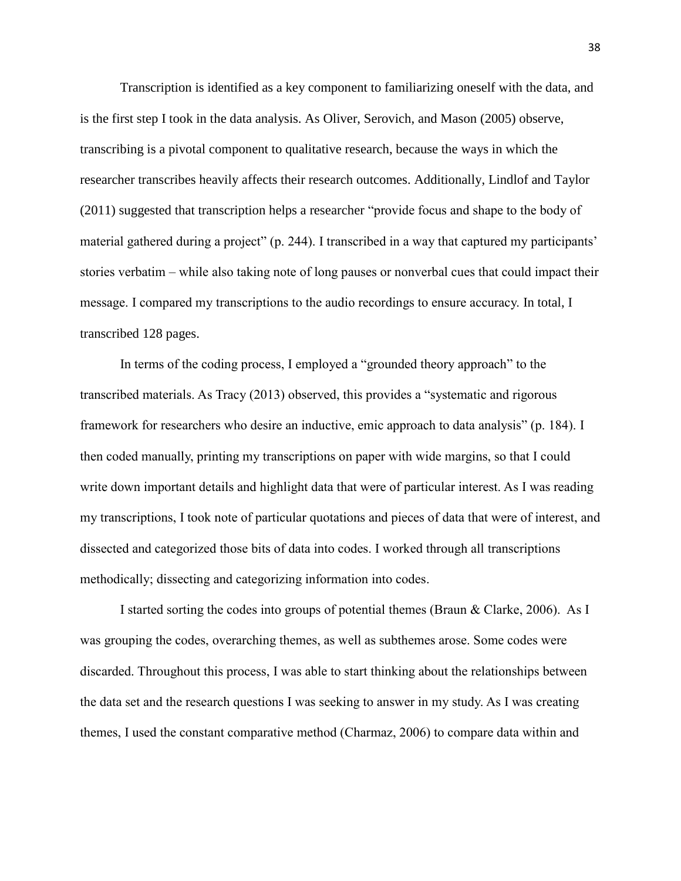Transcription is identified as a key component to familiarizing oneself with the data, and is the first step I took in the data analysis. As Oliver, Serovich, and Mason (2005) observe, transcribing is a pivotal component to qualitative research, because the ways in which the researcher transcribes heavily affects their research outcomes. Additionally, Lindlof and Taylor (2011) suggested that transcription helps a researcher "provide focus and shape to the body of material gathered during a project" (p. 244). I transcribed in a way that captured my participants' stories verbatim – while also taking note of long pauses or nonverbal cues that could impact their message. I compared my transcriptions to the audio recordings to ensure accuracy. In total, I transcribed 128 pages.

In terms of the coding process, I employed a "grounded theory approach" to the transcribed materials. As Tracy (2013) observed, this provides a "systematic and rigorous framework for researchers who desire an inductive, emic approach to data analysis" (p. 184). I then coded manually, printing my transcriptions on paper with wide margins, so that I could write down important details and highlight data that were of particular interest. As I was reading my transcriptions, I took note of particular quotations and pieces of data that were of interest, and dissected and categorized those bits of data into codes. I worked through all transcriptions methodically; dissecting and categorizing information into codes.

I started sorting the codes into groups of potential themes (Braun & Clarke, 2006). As I was grouping the codes, overarching themes, as well as subthemes arose. Some codes were discarded. Throughout this process, I was able to start thinking about the relationships between the data set and the research questions I was seeking to answer in my study. As I was creating themes, I used the constant comparative method (Charmaz, 2006) to compare data within and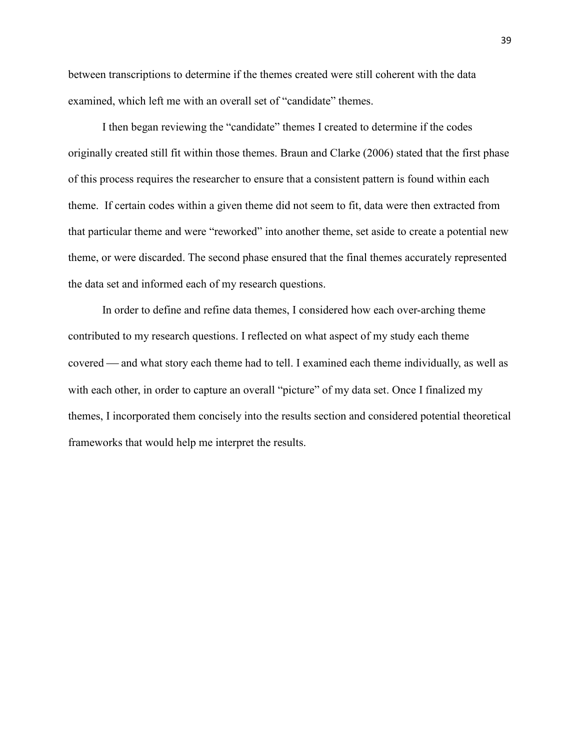between transcriptions to determine if the themes created were still coherent with the data examined, which left me with an overall set of "candidate" themes.

I then began reviewing the "candidate" themes I created to determine if the codes originally created still fit within those themes. Braun and Clarke (2006) stated that the first phase of this process requires the researcher to ensure that a consistent pattern is found within each theme. If certain codes within a given theme did not seem to fit, data were then extracted from that particular theme and were "reworked" into another theme, set aside to create a potential new theme, or were discarded. The second phase ensured that the final themes accurately represented the data set and informed each of my research questions.

In order to define and refine data themes, I considered how each over-arching theme contributed to my research questions. I reflected on what aspect of my study each theme covered — and what story each theme had to tell. I examined each theme individually, as well as with each other, in order to capture an overall "picture" of my data set. Once I finalized my themes, I incorporated them concisely into the results section and considered potential theoretical frameworks that would help me interpret the results.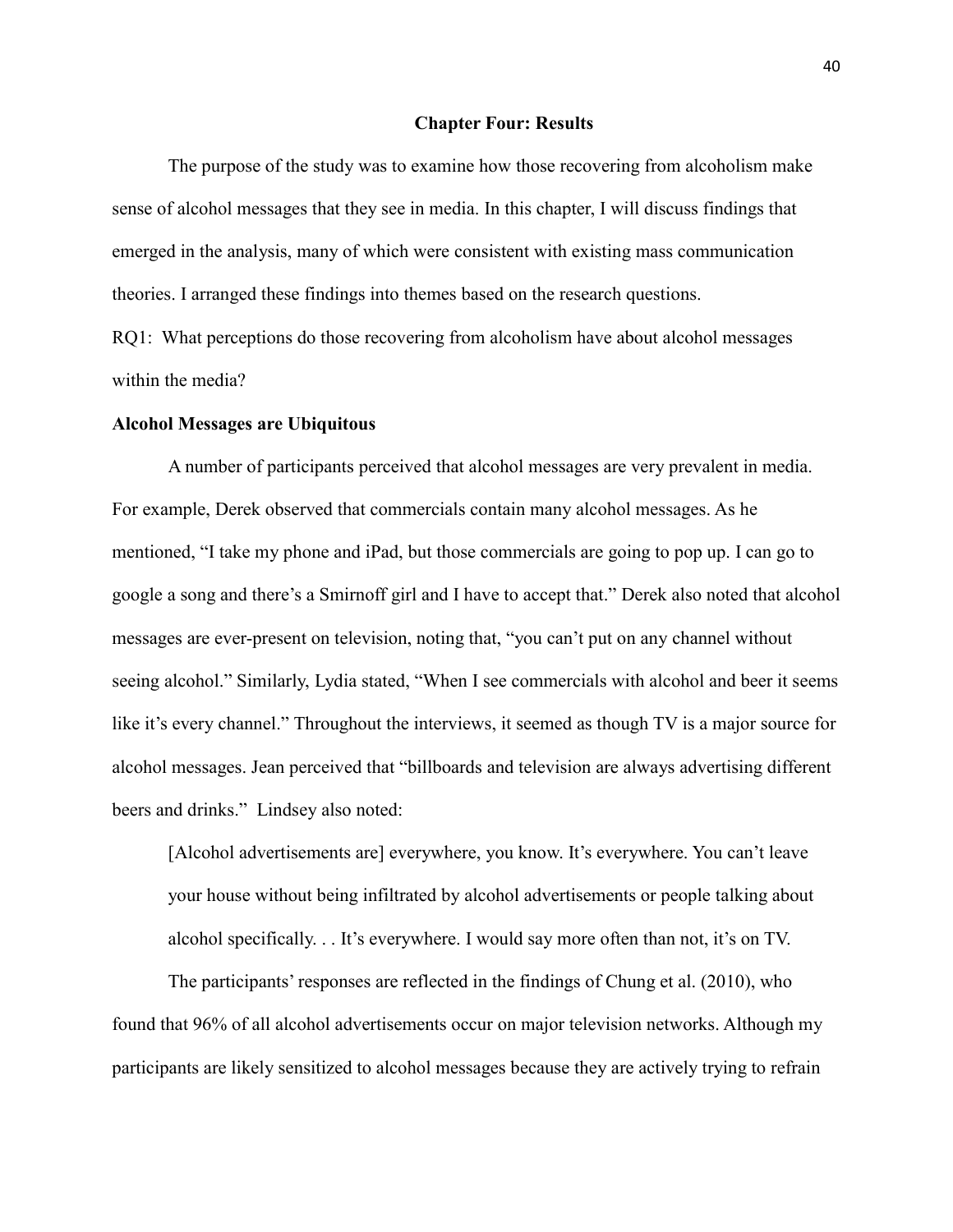# Chapter Four: Results

The purpose of the study was to examine how those recovering from alcoholism make sense of alcohol messages that they see in media. In this chapter, I will discuss findings that emerged in the analysis, many of which were consistent with existing mass communication theories. I arranged these findings into themes based on the research questions.

RQ1: What perceptions do those recovering from alcoholism have about alcohol messages within the media?

## Alcohol Messages are Ubiquitous

A number of participants perceived that alcohol messages are very prevalent in media. For example, Derek observed that commercials contain many alcohol messages. As he mentioned, "I take my phone and iPad, but those commercials are going to pop up. I can go to google a song and there's a Smirnoff girl and I have to accept that." Derek also noted that alcohol messages are ever-present on television, noting that, "you can't put on any channel without seeing alcohol." Similarly, Lydia stated, "When I see commercials with alcohol and beer it seems like it's every channel." Throughout the interviews, it seemed as though TV is a major source for alcohol messages. Jean perceived that "billboards and television are always advertising different beers and drinks." Lindsey also noted:

> [Alcohol advertisements are] everywhere, you know. It's everywhere. You can't leave your house without being infiltrated by alcohol advertisements or people talking about alcohol specifically. . . It's everywhere. I would say more often than not, it's on TV.

The participants' responses are reflected in the findings of Chung et al. (2010), who found that 96% of all alcohol advertisements occur on major television networks. Although my participants are likely sensitized to alcohol messages because they are actively trying to refrain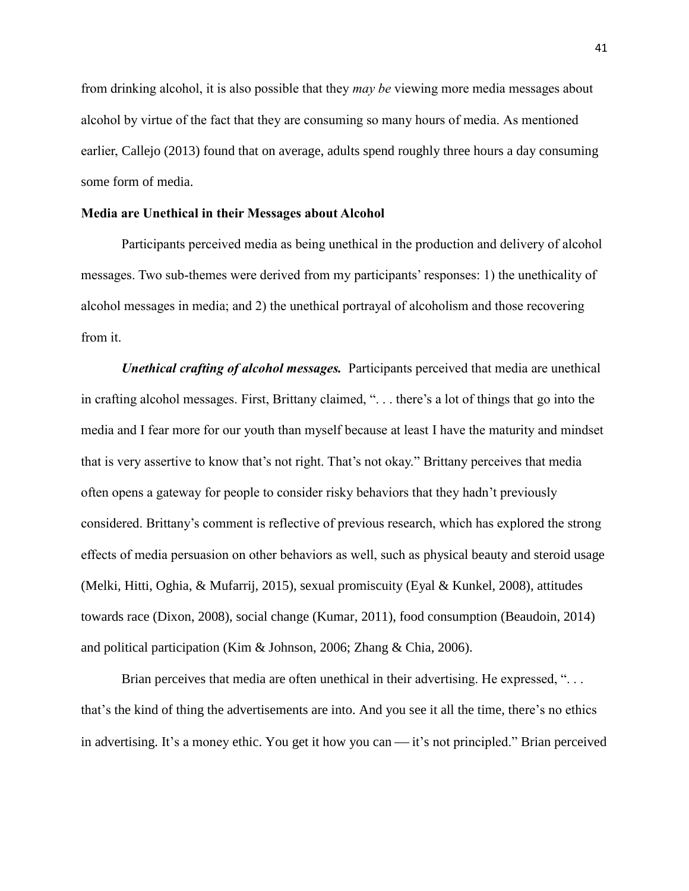from drinking alcohol, it is also possible that they *may be* viewing more media messages about alcohol by virtue of the fact that they are consuming so many hours of media. As mentioned earlier, Callejo (2013) found that on average, adults spend roughly three hours a day consuming some form of media.

**Media are Unethical in their Messages about Alcohol**

Participants perceived media as being unethical in the production and delivery of alcohol messages. Two sub-themes were derived from my participants' responses: 1) the unethicality of alcohol messages in media; and 2) the unethical portrayal of alcoholism and those recovering from it.

***Unethical crafting of alcohol messages.*** Participants perceived that media are unethical in crafting alcohol messages. First, Brittany claimed, ". . . there's a lot of things that go into the media and I fear more for our youth than myself because at least I have the maturity and mindset that is very assertive to know that's not right. That's not okay." Brittany perceives that media often opens a gateway for people to consider risky behaviors that they hadn't previously considered. Brittany's comment is reflective of previous research, which has explored the strong effects of media persuasion on other behaviors as well, such as physical beauty and steroid usage (Melki, Hitti, Oghia, & Mufarrij, 2015), sexual promiscuity (Eyal & Kunkel, 2008), attitudes towards race (Dixon, 2008), social change (Kumar, 2011), food consumption (Beaudoin, 2014) and political participation (Kim & Johnson, 2006; Zhang & Chia, 2006).

Brian perceives that media are often unethical in their advertising. He expressed, ". . . that's the kind of thing the advertisements are into. And you see it all the time, there's no ethics in advertising. It's a money ethic. You get it how you can — it's not principled." Brian perceived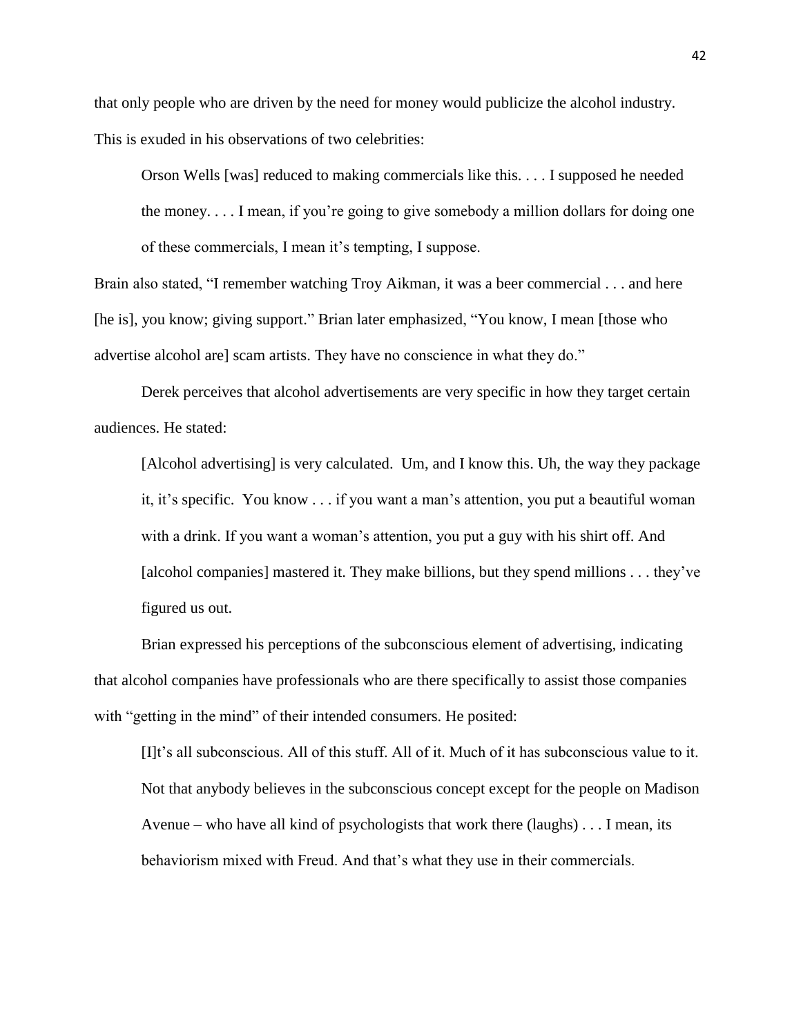that only people who are driven by the need for money would publicize the alcohol industry. This is exuded in his observations of two celebrities:

> Orson Wells [was] reduced to making commercials like this. . . . I supposed he needed the money. . . . I mean, if you're going to give somebody a million dollars for doing one of these commercials, I mean it's tempting, I suppose.

Brain also stated, "I remember watching Troy Aikman, it was a beer commercial . . . and here [he is], you know; giving support." Brian later emphasized, "You know, I mean [those who advertise alcohol are] scam artists. They have no conscience in what they do."

Derek perceives that alcohol advertisements are very specific in how they target certain audiences. He stated:

> [Alcohol advertising] is very calculated. Um, and I know this. Uh, the way they package it, it's specific. You know . . . if you want a man's attention, you put a beautiful woman with a drink. If you want a woman's attention, you put a guy with his shirt off. And [alcohol companies] mastered it. They make billions, but they spend millions . . . they've figured us out.

Brian expressed his perceptions of the subconscious element of advertising, indicating that alcohol companies have professionals who are there specifically to assist those companies with "getting in the mind" of their intended consumers. He posited:

> [I]t's all subconscious. All of this stuff. All of it. Much of it has subconscious value to it. Not that anybody believes in the subconscious concept except for the people on Madison Avenue – who have all kind of psychologists that work there (laughs) . . . I mean, its behaviorism mixed with Freud. And that's what they use in their commercials.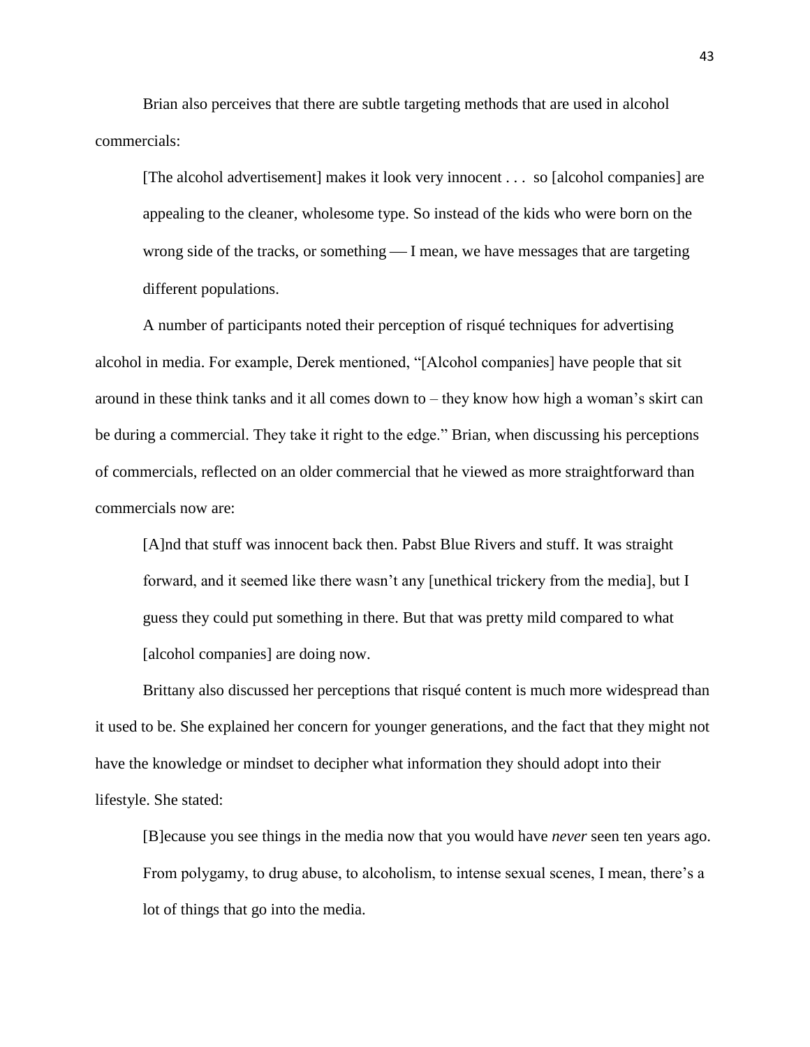Brian also perceives that there are subtle targeting methods that are used in alcohol commercials:

> [The alcohol advertisement] makes it look very innocent . . .  so [alcohol companies] are appealing to the cleaner, wholesome type. So instead of the kids who were born on the wrong side of the tracks, or something — I mean, we have messages that are targeting different populations.

A number of participants noted their perception of risqué techniques for advertising alcohol in media. For example, Derek mentioned, "[Alcohol companies] have people that sit around in these think tanks and it all comes down to – they know how high a woman's skirt can be during a commercial. They take it right to the edge." Brian, when discussing his perceptions of commercials, reflected on an older commercial that he viewed as more straightforward than commercials now are:

> [A]nd that stuff was innocent back then. Pabst Blue Rivers and stuff. It was straight forward, and it seemed like there wasn't any [unethical trickery from the media], but I guess they could put something in there. But that was pretty mild compared to what [alcohol companies] are doing now.

Brittany also discussed her perceptions that risqué content is much more widespread than it used to be. She explained her concern for younger generations, and the fact that they might not have the knowledge or mindset to decipher what information they should adopt into their lifestyle. She stated:

> [B]ecause you see things in the media now that you would have *never* seen ten years ago. From polygamy, to drug abuse, to alcoholism, to intense sexual scenes, I mean, there's a lot of things that go into the media.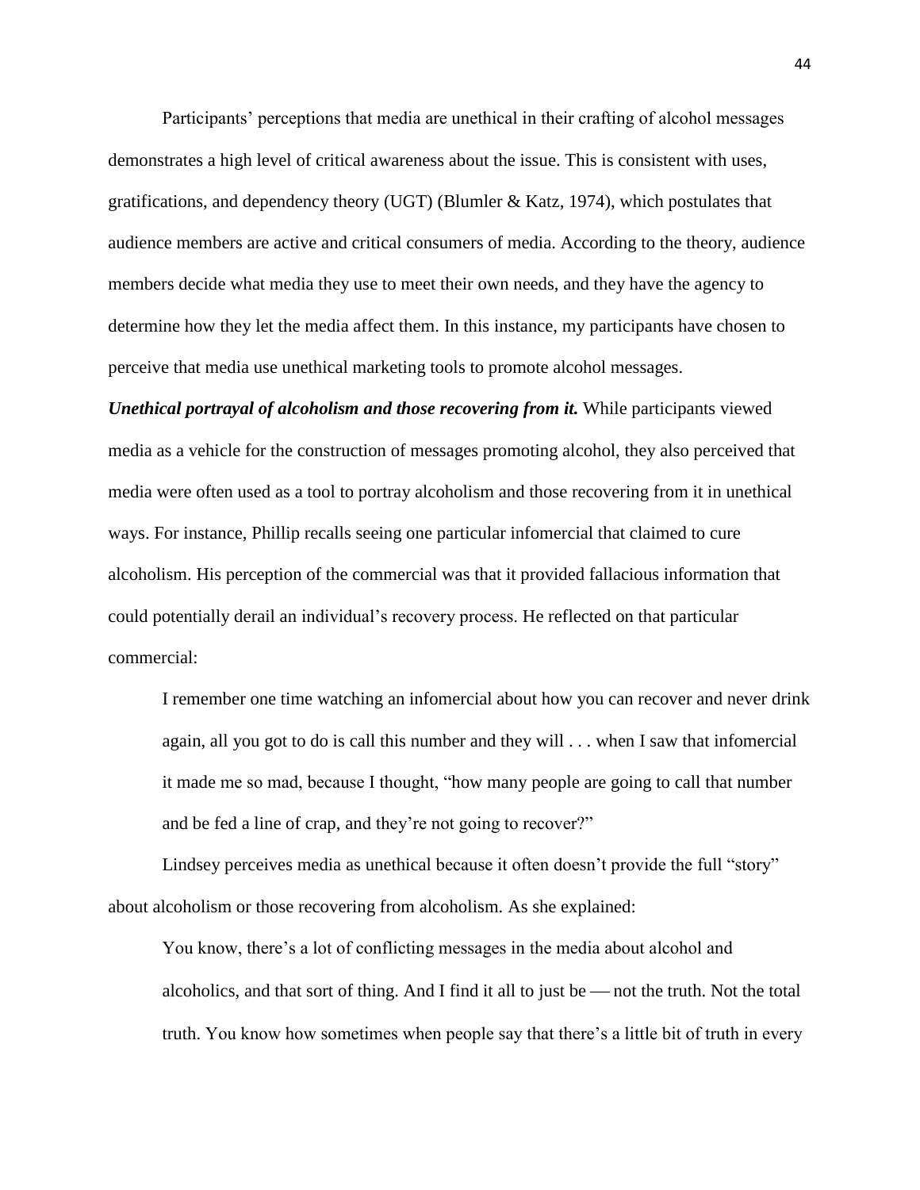Participants' perceptions that media are unethical in their crafting of alcohol messages demonstrates a high level of critical awareness about the issue. This is consistent with uses, gratifications, and dependency theory (UGT) (Blumler & Katz, 1974), which postulates that audience members are active and critical consumers of media. According to the theory, audience members decide what media they use to meet their own needs, and they have the agency to determine how they let the media affect them. In this instance, my participants have chosen to perceive that media use unethical marketing tools to promote alcohol messages.

***Unethical portrayal of alcoholism and those recovering from it.*** While participants viewed media as a vehicle for the construction of messages promoting alcohol, they also perceived that media were often used as a tool to portray alcoholism and those recovering from it in unethical ways. For instance, Phillip recalls seeing one particular infomercial that claimed to cure alcoholism. His perception of the commercial was that it provided fallacious information that could potentially derail an individual's recovery process. He reflected on that particular commercial:

> I remember one time watching an infomercial about how you can recover and never drink again, all you got to do is call this number and they will . . . when I saw that infomercial it made me so mad, because I thought, "how many people are going to call that number and be fed a line of crap, and they're not going to recover?"

Lindsey perceives media as unethical because it often doesn't provide the full "story" about alcoholism or those recovering from alcoholism. As she explained:

> You know, there's a lot of conflicting messages in the media about alcohol and alcoholics, and that sort of thing. And I find it all to just be — not the truth. Not the total truth. You know how sometimes when people say that there's a little bit of truth in every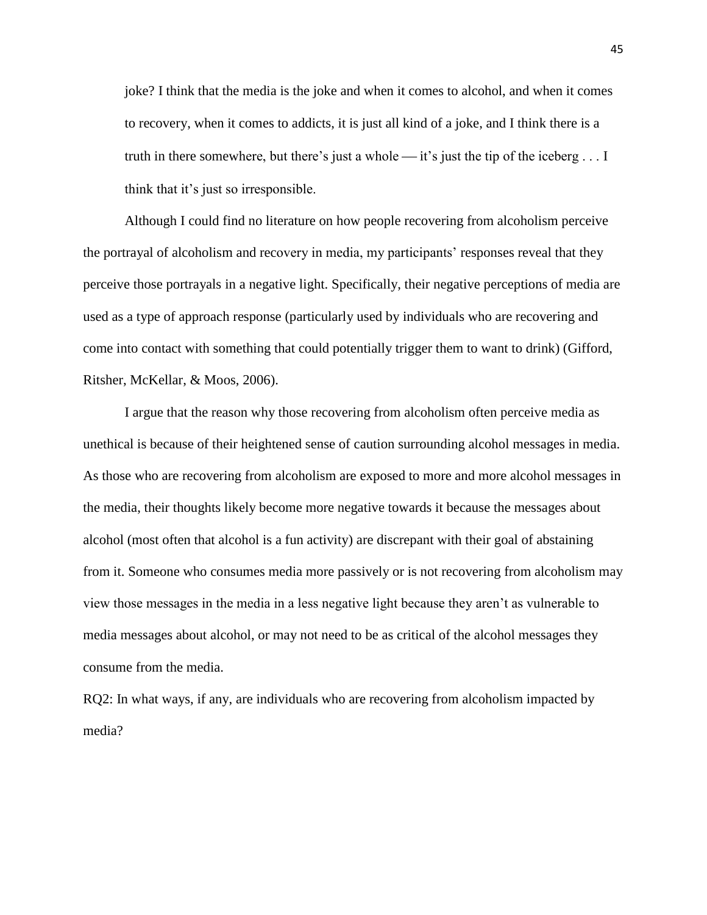> joke? I think that the media is the joke and when it comes to alcohol, and when it comes to recovery, when it comes to addicts, it is just all kind of a joke, and I think there is a truth in there somewhere, but there's just a whole — it's just the tip of the iceberg . . . I think that it's just so irresponsible.

Although I could find no literature on how people recovering from alcoholism perceive the portrayal of alcoholism and recovery in media, my participants' responses reveal that they perceive those portrayals in a negative light. Specifically, their negative perceptions of media are used as a type of approach response (particularly used by individuals who are recovering and come into contact with something that could potentially trigger them to want to drink) (Gifford, Ritsher, McKellar, & Moos, 2006).

I argue that the reason why those recovering from alcoholism often perceive media as unethical is because of their heightened sense of caution surrounding alcohol messages in media. As those who are recovering from alcoholism are exposed to more and more alcohol messages in the media, their thoughts likely become more negative towards it because the messages about alcohol (most often that alcohol is a fun activity) are discrepant with their goal of abstaining from it. Someone who consumes media more passively or is not recovering from alcoholism may view those messages in the media in a less negative light because they aren't as vulnerable to media messages about alcohol, or may not need to be as critical of the alcohol messages they consume from the media.

RQ2: In what ways, if any, are individuals who are recovering from alcoholism impacted by media?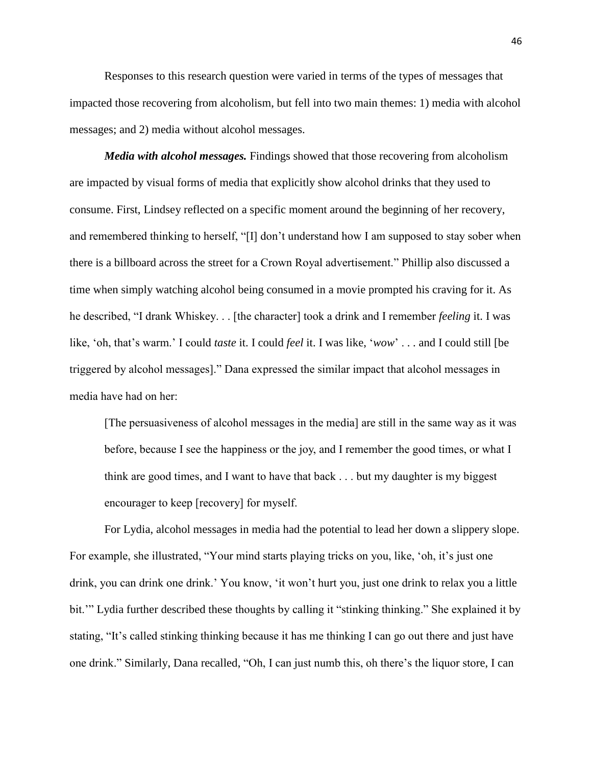Responses to this research question were varied in terms of the types of messages that impacted those recovering from alcoholism, but fell into two main themes: 1) media with alcohol messages; and 2) media without alcohol messages.

***Media with alcohol messages.*** Findings showed that those recovering from alcoholism are impacted by visual forms of media that explicitly show alcohol drinks that they used to consume. First, Lindsey reflected on a specific moment around the beginning of her recovery, and remembered thinking to herself, "[I] don't understand how I am supposed to stay sober when there is a billboard across the street for a Crown Royal advertisement." Phillip also discussed a time when simply watching alcohol being consumed in a movie prompted his craving for it. As he described, "I drank Whiskey. . . [the character] took a drink and I remember *feeling* it. I was like, 'oh, that's warm.' I could *taste* it. I could *feel* it. I was like, '*wow*' . . . and I could still [be triggered by alcohol messages]." Dana expressed the similar impact that alcohol messages in media have had on her:

> [The persuasiveness of alcohol messages in the media] are still in the same way as it was before, because I see the happiness or the joy, and I remember the good times, or what I think are good times, and I want to have that back . . . but my daughter is my biggest encourager to keep [recovery] for myself.

For Lydia, alcohol messages in media had the potential to lead her down a slippery slope. For example, she illustrated, "Your mind starts playing tricks on you, like, 'oh, it's just one drink, you can drink one drink.' You know, 'it won't hurt you, just one drink to relax you a little bit.'" Lydia further described these thoughts by calling it "stinking thinking." She explained it by stating, "It's called stinking thinking because it has me thinking I can go out there and just have one drink." Similarly, Dana recalled, "Oh, I can just numb this, oh there's the liquor store, I can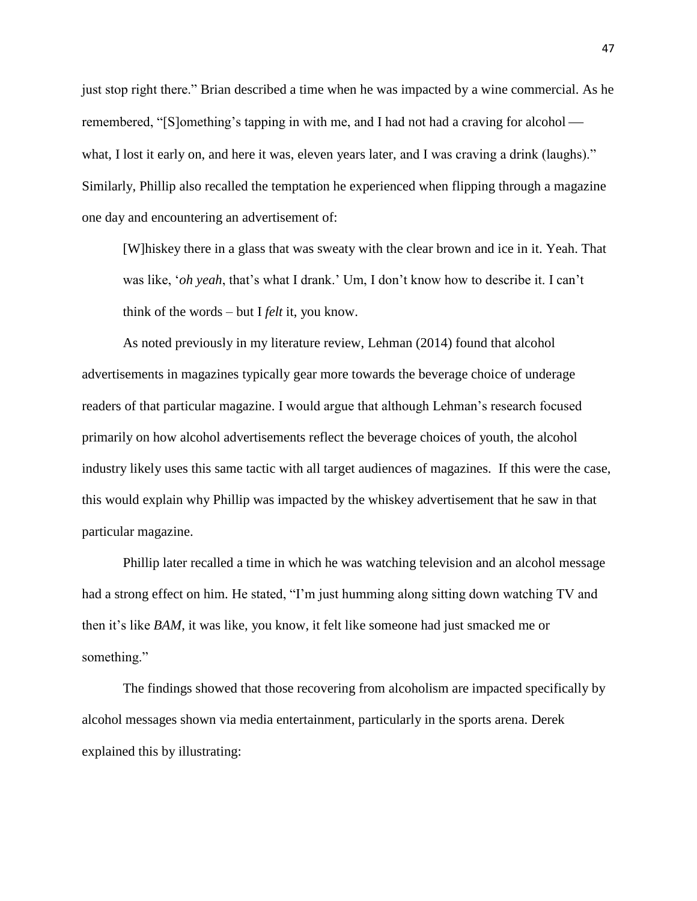just stop right there." Brian described a time when he was impacted by a wine commercial. As he remembered, "[S]omething's tapping in with me, and I had not had a craving for alcohol — what, I lost it early on, and here it was, eleven years later, and I was craving a drink (laughs)." Similarly, Phillip also recalled the temptation he experienced when flipping through a magazine one day and encountering an advertisement of:

> [W]hiskey there in a glass that was sweaty with the clear brown and ice in it. Yeah. That was like, '*oh yeah*, that's what I drank.' Um, I don't know how to describe it. I can't think of the words – but I *felt* it, you know.

As noted previously in my literature review, Lehman (2014) found that alcohol advertisements in magazines typically gear more towards the beverage choice of underage readers of that particular magazine. I would argue that although Lehman's research focused primarily on how alcohol advertisements reflect the beverage choices of youth, the alcohol industry likely uses this same tactic with all target audiences of magazines. If this were the case, this would explain why Phillip was impacted by the whiskey advertisement that he saw in that particular magazine.

Phillip later recalled a time in which he was watching television and an alcohol message had a strong effect on him. He stated, "I'm just humming along sitting down watching TV and then it's like *BAM*, it was like, you know, it felt like someone had just smacked me or something."

The findings showed that those recovering from alcoholism are impacted specifically by alcohol messages shown via media entertainment, particularly in the sports arena. Derek explained this by illustrating: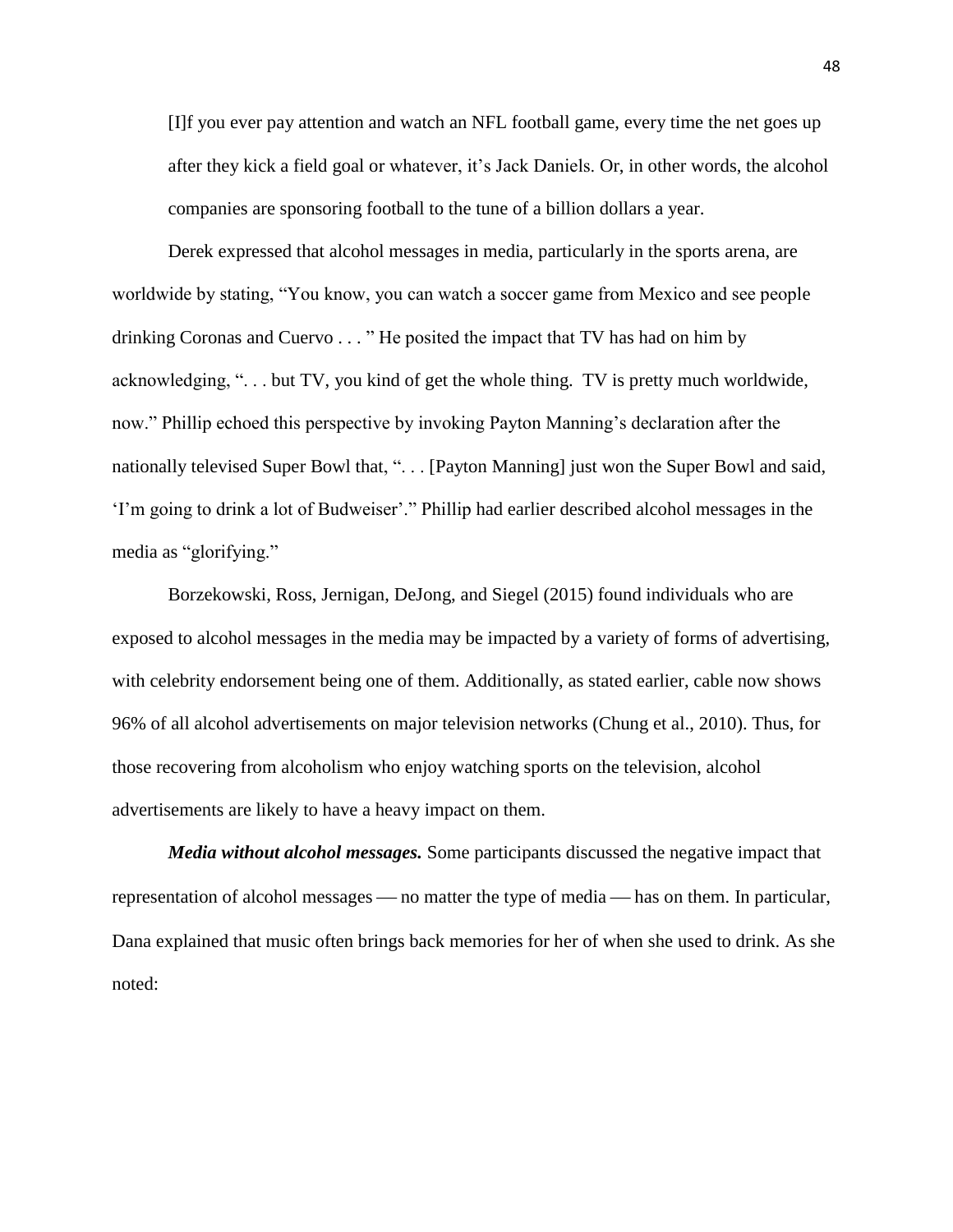> [I]f you ever pay attention and watch an NFL football game, every time the net goes up after they kick a field goal or whatever, it's Jack Daniels. Or, in other words, the alcohol companies are sponsoring football to the tune of a billion dollars a year.

Derek expressed that alcohol messages in media, particularly in the sports arena, are worldwide by stating, "You know, you can watch a soccer game from Mexico and see people drinking Coronas and Cuervo . . . " He posited the impact that TV has had on him by acknowledging, ". . . but TV, you kind of get the whole thing. TV is pretty much worldwide, now." Phillip echoed this perspective by invoking Payton Manning's declaration after the nationally televised Super Bowl that, ". . . [Payton Manning] just won the Super Bowl and said, 'I'm going to drink a lot of Budweiser'." Phillip had earlier described alcohol messages in the media as "glorifying."

Borzekowski, Ross, Jernigan, DeJong, and Siegel (2015) found individuals who are exposed to alcohol messages in the media may be impacted by a variety of forms of advertising, with celebrity endorsement being one of them. Additionally, as stated earlier, cable now shows 96% of all alcohol advertisements on major television networks (Chung et al., 2010). Thus, for those recovering from alcoholism who enjoy watching sports on the television, alcohol advertisements are likely to have a heavy impact on them.

***Media without alcohol messages.*** Some participants discussed the negative impact that representation of alcohol messages — no matter the type of media — has on them. In particular, Dana explained that music often brings back memories for her of when she used to drink. As she noted: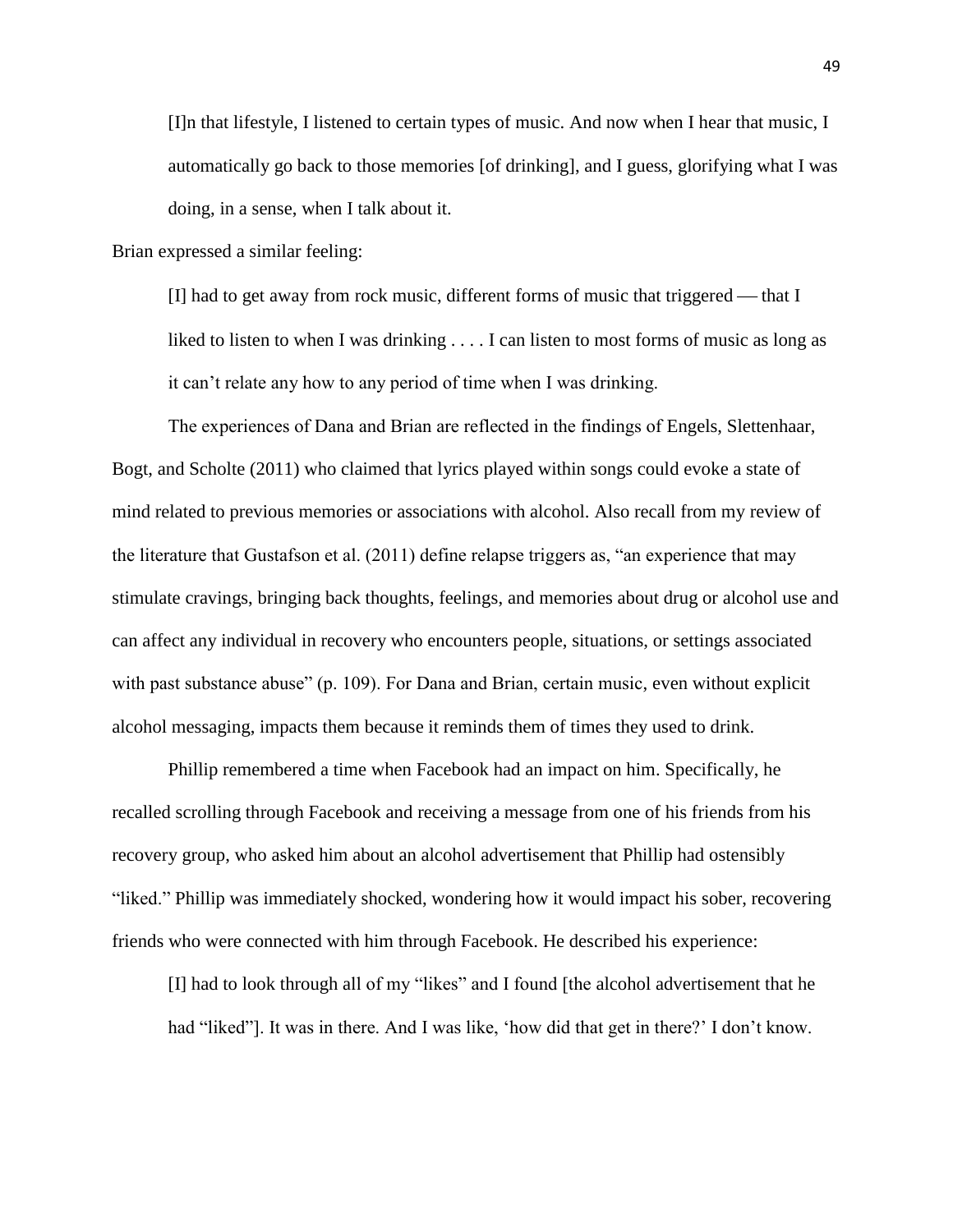> [I]n that lifestyle, I listened to certain types of music. And now when I hear that music, I automatically go back to those memories [of drinking], and I guess, glorifying what I was doing, in a sense, when I talk about it.

Brian expressed a similar feeling:

> [I] had to get away from rock music, different forms of music that triggered — that I liked to listen to when I was drinking . . . . I can listen to most forms of music as long as it can't relate any how to any period of time when I was drinking.

The experiences of Dana and Brian are reflected in the findings of Engels, Slettenhaar, Bogt, and Scholte (2011) who claimed that lyrics played within songs could evoke a state of mind related to previous memories or associations with alcohol. Also recall from my review of the literature that Gustafson et al. (2011) define relapse triggers as, "an experience that may stimulate cravings, bringing back thoughts, feelings, and memories about drug or alcohol use and can affect any individual in recovery who encounters people, situations, or settings associated with past substance abuse" (p. 109). For Dana and Brian, certain music, even without explicit alcohol messaging, impacts them because it reminds them of times they used to drink.

Phillip remembered a time when Facebook had an impact on him. Specifically, he recalled scrolling through Facebook and receiving a message from one of his friends from his recovery group, who asked him about an alcohol advertisement that Phillip had ostensibly "liked." Phillip was immediately shocked, wondering how it would impact his sober, recovering friends who were connected with him through Facebook. He described his experience:

> [I] had to look through all of my "likes" and I found [the alcohol advertisement that he had "liked"]. It was in there. And I was like, 'how did that get in there?' I don't know.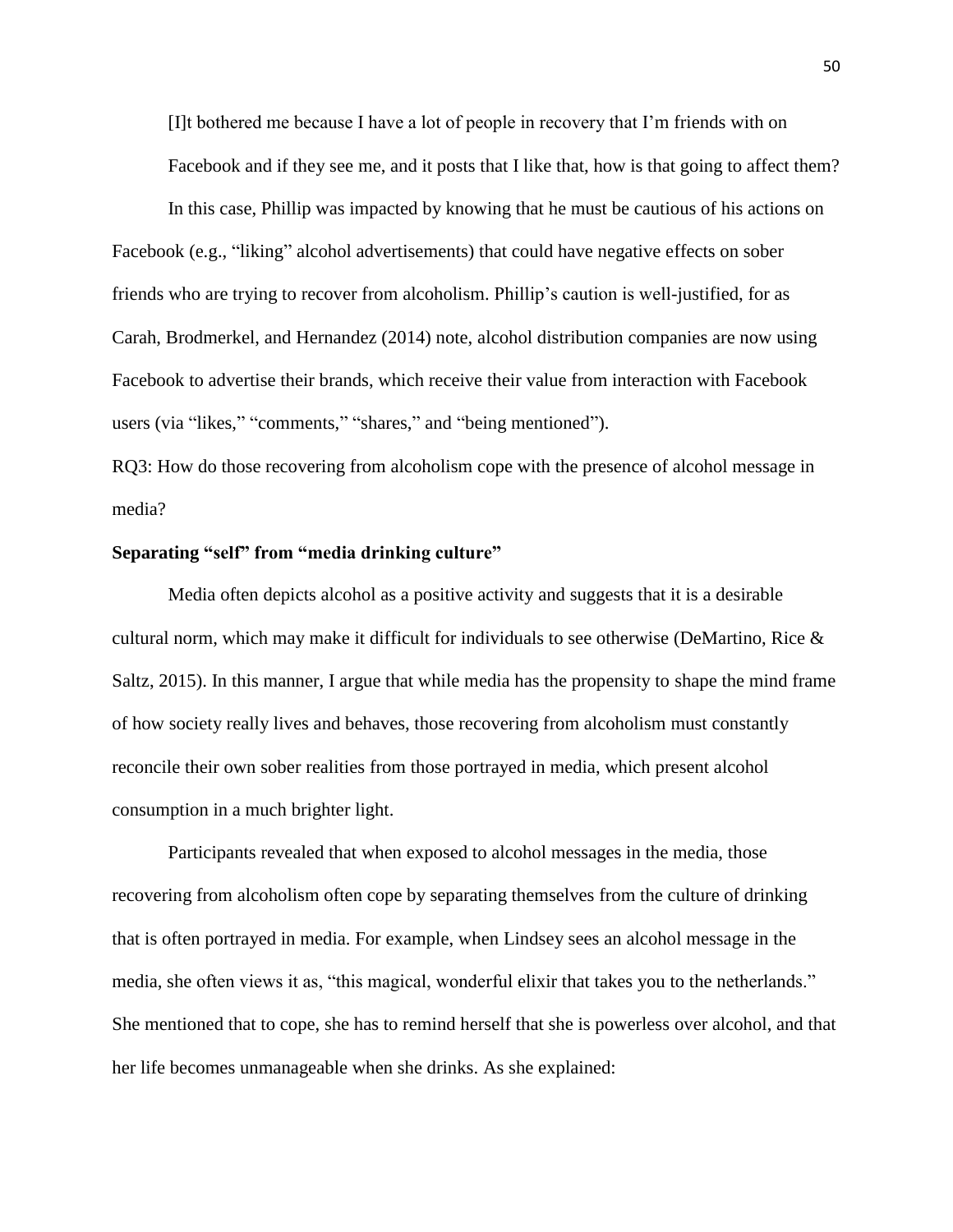> [I]t bothered me because I have a lot of people in recovery that I'm friends with on Facebook and if they see me, and it posts that I like that, how is that going to affect them?

In this case, Phillip was impacted by knowing that he must be cautious of his actions on Facebook (e.g., "liking" alcohol advertisements) that could have negative effects on sober friends who are trying to recover from alcoholism. Phillip's caution is well-justified, for as Carah, Brodmerkel, and Hernandez (2014) note, alcohol distribution companies are now using Facebook to advertise their brands, which receive their value from interaction with Facebook users (via "likes," "comments," "shares," and "being mentioned").

RQ3: How do those recovering from alcoholism cope with the presence of alcohol message in media?

**Separating "self" from "media drinking culture"**

Media often depicts alcohol as a positive activity and suggests that it is a desirable cultural norm, which may make it difficult for individuals to see otherwise (DeMartino, Rice & Saltz, 2015). In this manner, I argue that while media has the propensity to shape the mind frame of how society really lives and behaves, those recovering from alcoholism must constantly reconcile their own sober realities from those portrayed in media, which present alcohol consumption in a much brighter light.

Participants revealed that when exposed to alcohol messages in the media, those recovering from alcoholism often cope by separating themselves from the culture of drinking that is often portrayed in media. For example, when Lindsey sees an alcohol message in the media, she often views it as, "this magical, wonderful elixir that takes you to the netherlands." She mentioned that to cope, she has to remind herself that she is powerless over alcohol, and that her life becomes unmanageable when she drinks. As she explained: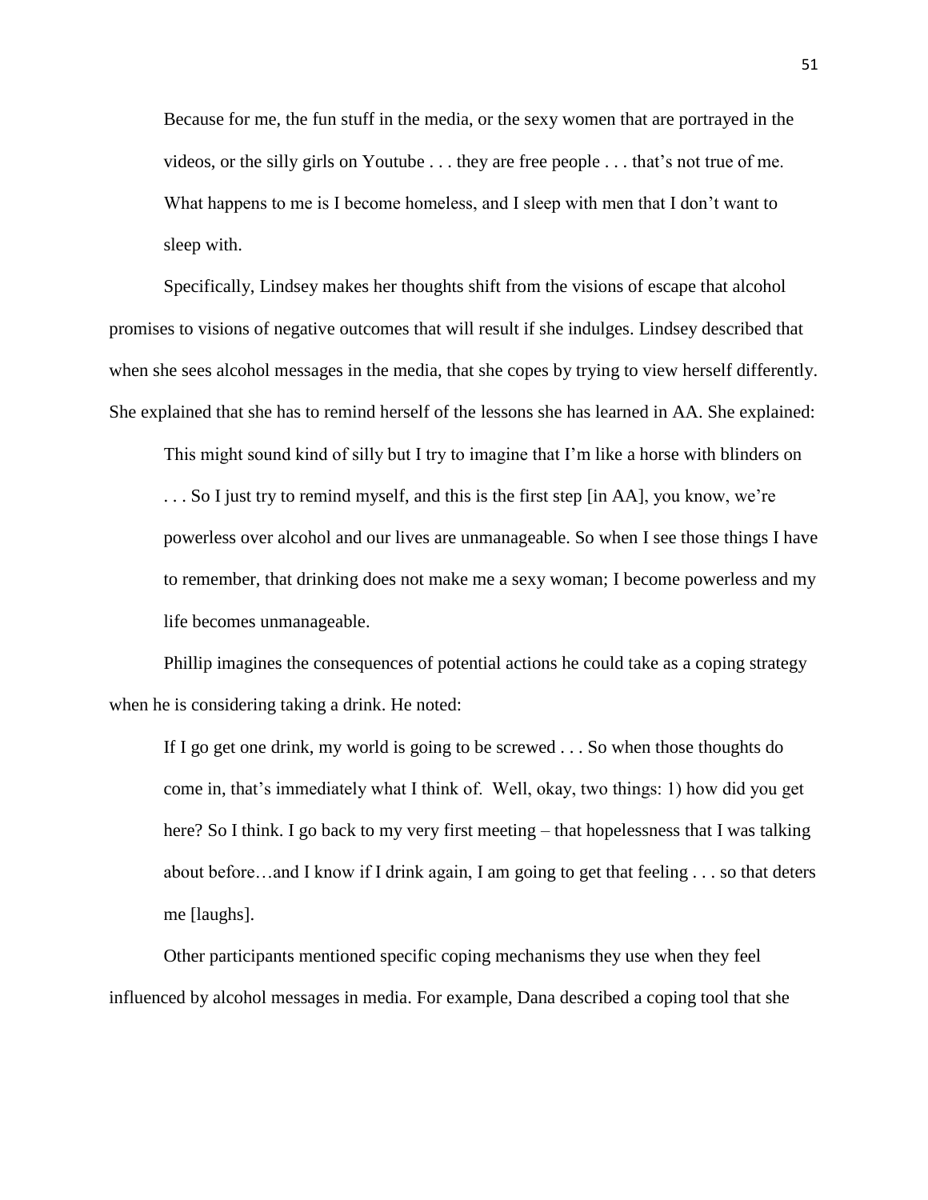> Because for me, the fun stuff in the media, or the sexy women that are portrayed in the videos, or the silly girls on Youtube . . . they are free people . . . that's not true of me. What happens to me is I become homeless, and I sleep with men that I don't want to sleep with.

Specifically, Lindsey makes her thoughts shift from the visions of escape that alcohol promises to visions of negative outcomes that will result if she indulges. Lindsey described that when she sees alcohol messages in the media, that she copes by trying to view herself differently. She explained that she has to remind herself of the lessons she has learned in AA. She explained:

> This might sound kind of silly but I try to imagine that I'm like a horse with blinders on . . . So I just try to remind myself, and this is the first step [in AA], you know, we're powerless over alcohol and our lives are unmanageable. So when I see those things I have to remember, that drinking does not make me a sexy woman; I become powerless and my life becomes unmanageable.

Phillip imagines the consequences of potential actions he could take as a coping strategy when he is considering taking a drink. He noted:

> If I go get one drink, my world is going to be screwed . . . So when those thoughts do come in, that's immediately what I think of. Well, okay, two things: 1) how did you get here? So I think. I go back to my very first meeting – that hopelessness that I was talking about before…and I know if I drink again, I am going to get that feeling . . . so that deters me [laughs].

Other participants mentioned specific coping mechanisms they use when they feel influenced by alcohol messages in media. For example, Dana described a coping tool that she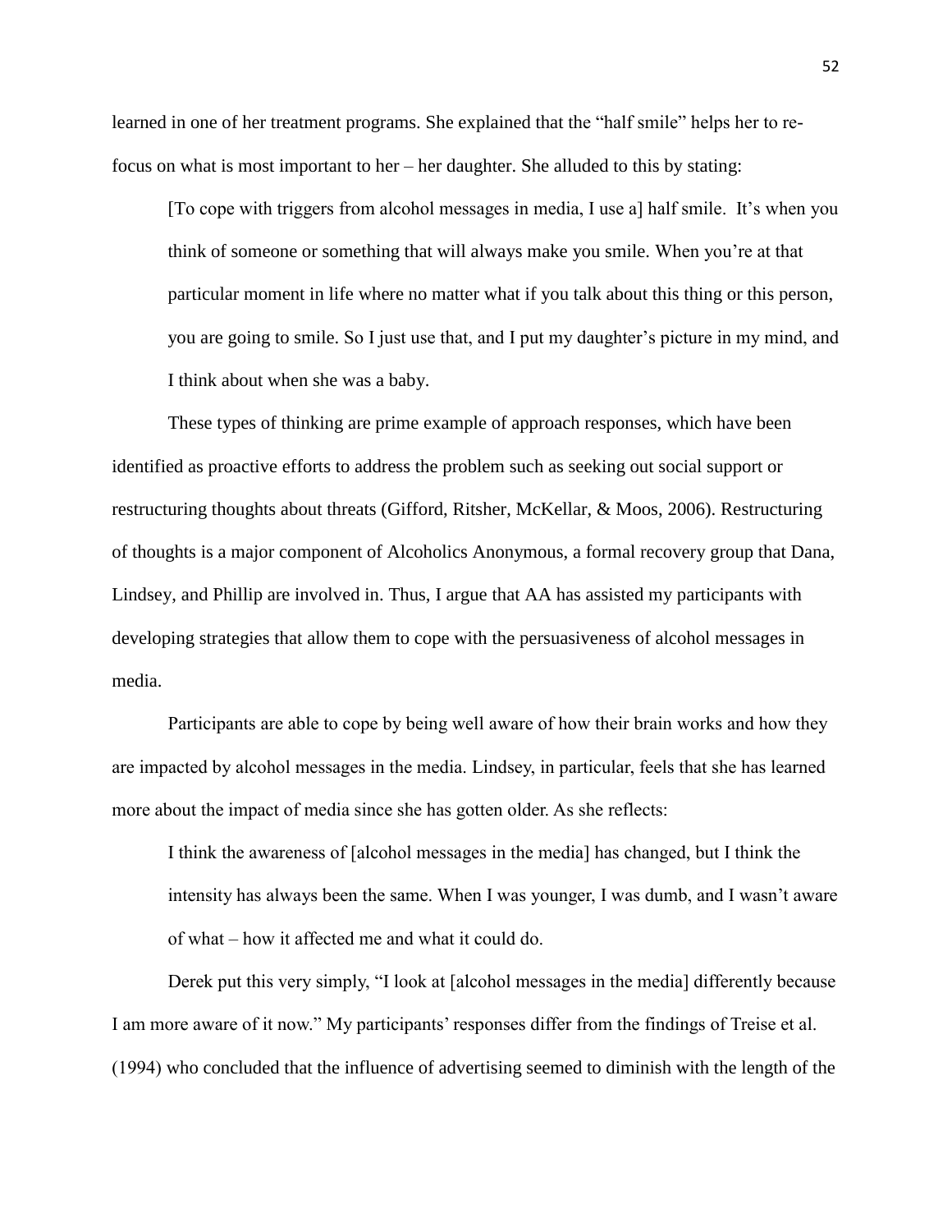learned in one of her treatment programs. She explained that the "half smile" helps her to re-focus on what is most important to her – her daughter. She alluded to this by stating:

> [To cope with triggers from alcohol messages in media, I use a] half smile. It's when you think of someone or something that will always make you smile. When you're at that particular moment in life where no matter what if you talk about this thing or this person, you are going to smile. So I just use that, and I put my daughter's picture in my mind, and I think about when she was a baby.

These types of thinking are prime example of approach responses, which have been identified as proactive efforts to address the problem such as seeking out social support or restructuring thoughts about threats (Gifford, Ritsher, McKellar, & Moos, 2006). Restructuring of thoughts is a major component of Alcoholics Anonymous, a formal recovery group that Dana, Lindsey, and Phillip are involved in. Thus, I argue that AA has assisted my participants with developing strategies that allow them to cope with the persuasiveness of alcohol messages in media.

Participants are able to cope by being well aware of how their brain works and how they are impacted by alcohol messages in the media. Lindsey, in particular, feels that she has learned more about the impact of media since she has gotten older. As she reflects:

> I think the awareness of [alcohol messages in the media] has changed, but I think the intensity has always been the same. When I was younger, I was dumb, and I wasn't aware of what – how it affected me and what it could do.

Derek put this very simply, "I look at [alcohol messages in the media] differently because I am more aware of it now." My participants' responses differ from the findings of Treise et al. (1994) who concluded that the influence of advertising seemed to diminish with the length of the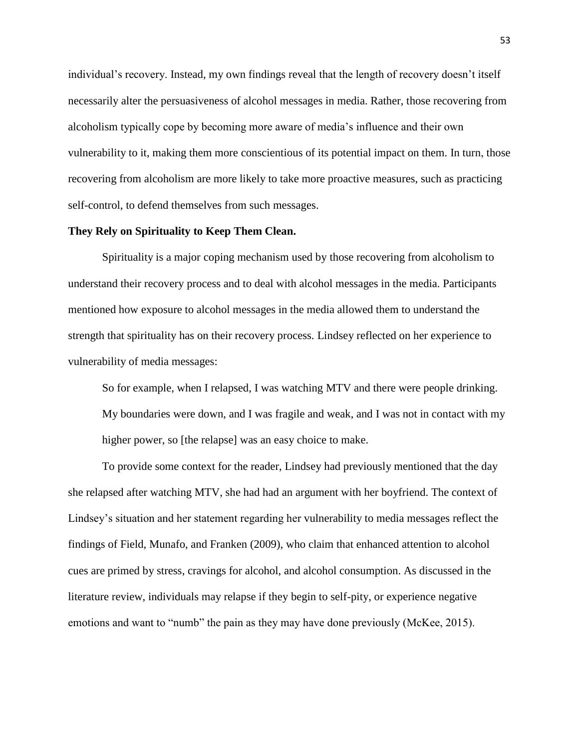individual's recovery. Instead, my own findings reveal that the length of recovery doesn't itself necessarily alter the persuasiveness of alcohol messages in media. Rather, those recovering from alcoholism typically cope by becoming more aware of media's influence and their own vulnerability to it, making them more conscientious of its potential impact on them. In turn, those recovering from alcoholism are more likely to take more proactive measures, such as practicing self-control, to defend themselves from such messages.

**They Rely on Spirituality to Keep Them Clean.**

Spirituality is a major coping mechanism used by those recovering from alcoholism to understand their recovery process and to deal with alcohol messages in the media. Participants mentioned how exposure to alcohol messages in the media allowed them to understand the strength that spirituality has on their recovery process. Lindsey reflected on her experience to vulnerability of media messages:

> So for example, when I relapsed, I was watching MTV and there were people drinking. My boundaries were down, and I was fragile and weak, and I was not in contact with my higher power, so [the relapse] was an easy choice to make.

To provide some context for the reader, Lindsey had previously mentioned that the day she relapsed after watching MTV, she had had an argument with her boyfriend. The context of Lindsey's situation and her statement regarding her vulnerability to media messages reflect the findings of Field, Munafo, and Franken (2009), who claim that enhanced attention to alcohol cues are primed by stress, cravings for alcohol, and alcohol consumption. As discussed in the literature review, individuals may relapse if they begin to self-pity, or experience negative emotions and want to "numb" the pain as they may have done previously (McKee, 2015).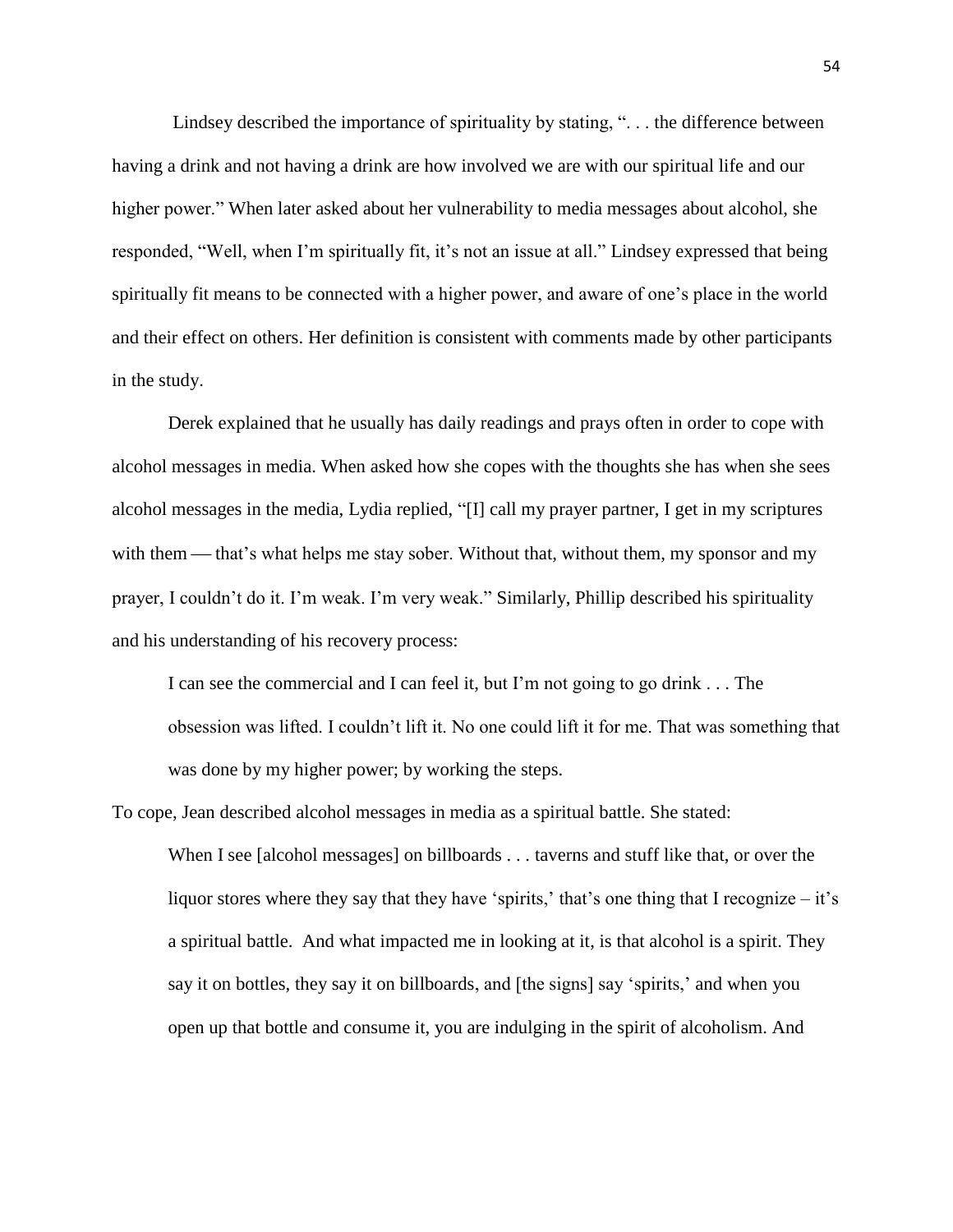Lindsey described the importance of spirituality by stating, ". . . the difference between having a drink and not having a drink are how involved we are with our spiritual life and our higher power." When later asked about her vulnerability to media messages about alcohol, she responded, "Well, when I'm spiritually fit, it's not an issue at all." Lindsey expressed that being spiritually fit means to be connected with a higher power, and aware of one's place in the world and their effect on others. Her definition is consistent with comments made by other participants in the study.

Derek explained that he usually has daily readings and prays often in order to cope with alcohol messages in media. When asked how she copes with the thoughts she has when she sees alcohol messages in the media, Lydia replied, "[I] call my prayer partner, I get in my scriptures with them — that's what helps me stay sober. Without that, without them, my sponsor and my prayer, I couldn't do it. I'm weak. I'm very weak." Similarly, Phillip described his spirituality and his understanding of his recovery process:

> I can see the commercial and I can feel it, but I'm not going to go drink . . . The obsession was lifted. I couldn't lift it. No one could lift it for me. That was something that was done by my higher power; by working the steps.

To cope, Jean described alcohol messages in media as a spiritual battle. She stated:

> When I see [alcohol messages] on billboards . . . taverns and stuff like that, or over the liquor stores where they say that they have 'spirits,' that's one thing that I recognize – it's a spiritual battle. And what impacted me in looking at it, is that alcohol is a spirit. They say it on bottles, they say it on billboards, and [the signs] say 'spirits,' and when you open up that bottle and consume it, you are indulging in the spirit of alcoholism. And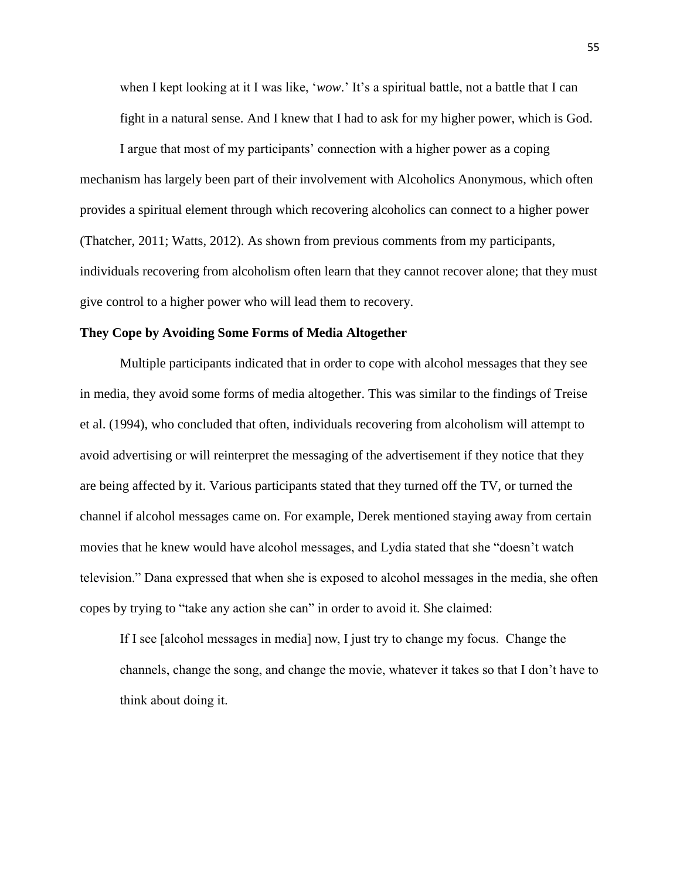> when I kept looking at it I was like, '*wow*.' It's a spiritual battle, not a battle that I can fight in a natural sense. And I knew that I had to ask for my higher power, which is God.

I argue that most of my participants' connection with a higher power as a coping mechanism has largely been part of their involvement with Alcoholics Anonymous, which often provides a spiritual element through which recovering alcoholics can connect to a higher power (Thatcher, 2011; Watts, 2012). As shown from previous comments from my participants, individuals recovering from alcoholism often learn that they cannot recover alone; that they must give control to a higher power who will lead them to recovery.

**They Cope by Avoiding Some Forms of Media Altogether**

Multiple participants indicated that in order to cope with alcohol messages that they see in media, they avoid some forms of media altogether. This was similar to the findings of Treise et al. (1994), who concluded that often, individuals recovering from alcoholism will attempt to avoid advertising or will reinterpret the messaging of the advertisement if they notice that they are being affected by it. Various participants stated that they turned off the TV, or turned the channel if alcohol messages came on. For example, Derek mentioned staying away from certain movies that he knew would have alcohol messages, and Lydia stated that she "doesn't watch television." Dana expressed that when she is exposed to alcohol messages in the media, she often copes by trying to "take any action she can" in order to avoid it. She claimed:

> If I see [alcohol messages in media] now, I just try to change my focus. Change the channels, change the song, and change the movie, whatever it takes so that I don't have to think about doing it.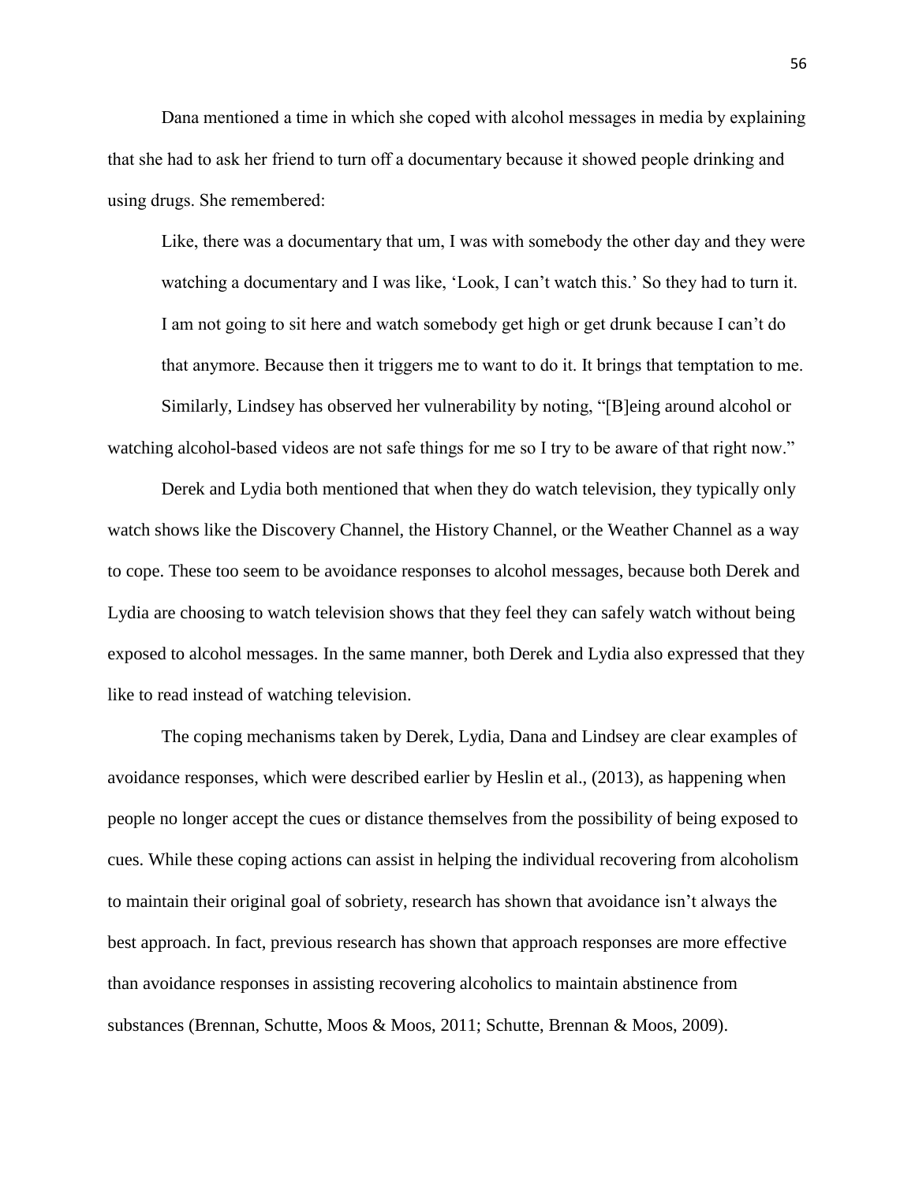Dana mentioned a time in which she coped with alcohol messages in media by explaining that she had to ask her friend to turn off a documentary because it showed people drinking and using drugs. She remembered:

> Like, there was a documentary that um, I was with somebody the other day and they were watching a documentary and I was like, 'Look, I can't watch this.' So they had to turn it. I am not going to sit here and watch somebody get high or get drunk because I can't do that anymore. Because then it triggers me to want to do it. It brings that temptation to me.

Similarly, Lindsey has observed her vulnerability by noting, "[B]eing around alcohol or watching alcohol-based videos are not safe things for me so I try to be aware of that right now."

Derek and Lydia both mentioned that when they do watch television, they typically only watch shows like the Discovery Channel, the History Channel, or the Weather Channel as a way to cope. These too seem to be avoidance responses to alcohol messages, because both Derek and Lydia are choosing to watch television shows that they feel they can safely watch without being exposed to alcohol messages. In the same manner, both Derek and Lydia also expressed that they like to read instead of watching television.

The coping mechanisms taken by Derek, Lydia, Dana and Lindsey are clear examples of avoidance responses, which were described earlier by Heslin et al., (2013), as happening when people no longer accept the cues or distance themselves from the possibility of being exposed to cues. While these coping actions can assist in helping the individual recovering from alcoholism to maintain their original goal of sobriety, research has shown that avoidance isn't always the best approach. In fact, previous research has shown that approach responses are more effective than avoidance responses in assisting recovering alcoholics to maintain abstinence from substances (Brennan, Schutte, Moos & Moos, 2011; Schutte, Brennan & Moos, 2009).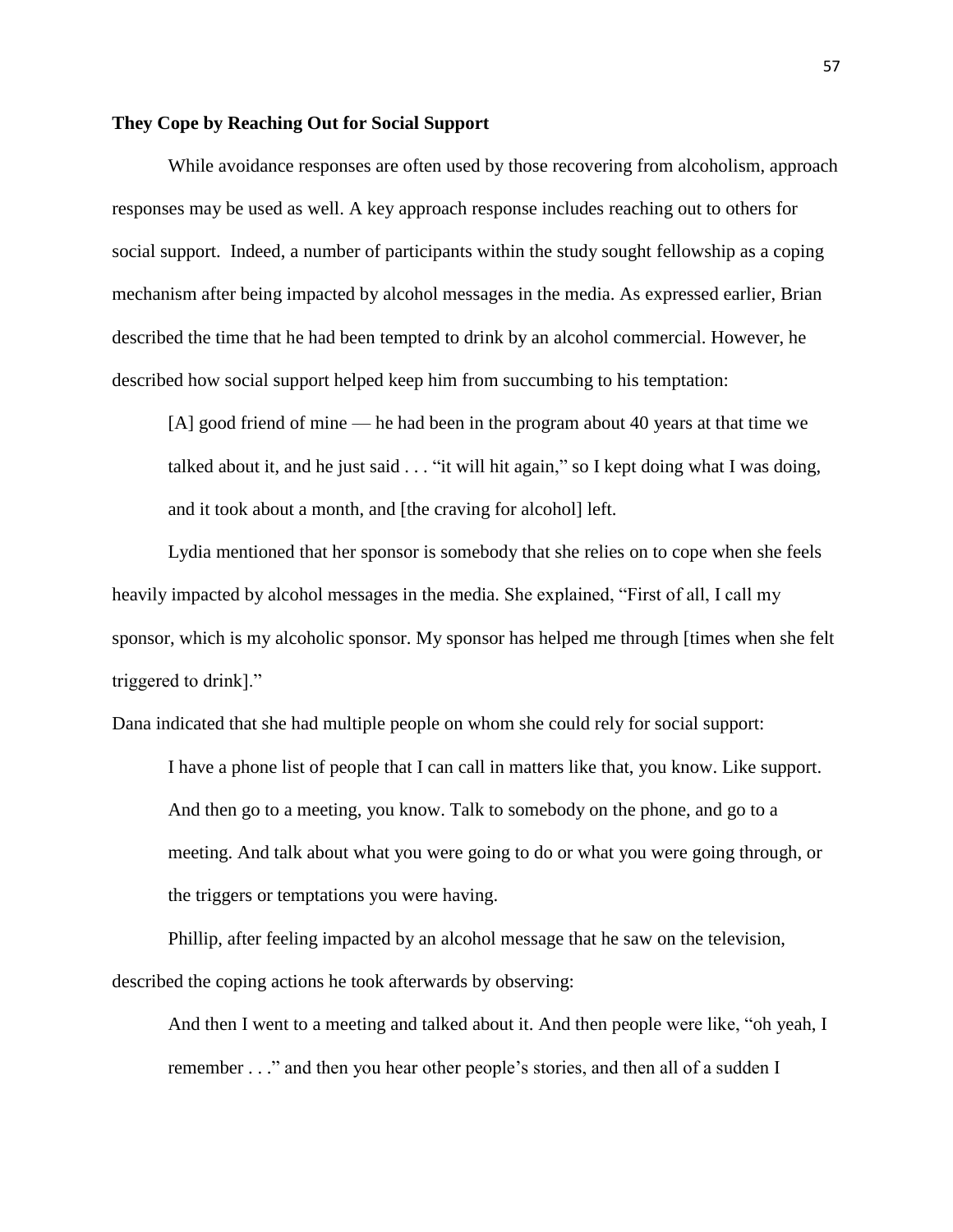**They Cope by Reaching Out for Social Support**

While avoidance responses are often used by those recovering from alcoholism, approach responses may be used as well. A key approach response includes reaching out to others for social support. Indeed, a number of participants within the study sought fellowship as a coping mechanism after being impacted by alcohol messages in the media. As expressed earlier, Brian described the time that he had been tempted to drink by an alcohol commercial. However, he described how social support helped keep him from succumbing to his temptation:

> [A] good friend of mine — he had been in the program about 40 years at that time we talked about it, and he just said . . . "it will hit again," so I kept doing what I was doing, and it took about a month, and [the craving for alcohol] left.

Lydia mentioned that her sponsor is somebody that she relies on to cope when she feels heavily impacted by alcohol messages in the media. She explained, "First of all, I call my sponsor, which is my alcoholic sponsor. My sponsor has helped me through [times when she felt triggered to drink]."

Dana indicated that she had multiple people on whom she could rely for social support:

> I have a phone list of people that I can call in matters like that, you know. Like support. And then go to a meeting, you know. Talk to somebody on the phone, and go to a meeting. And talk about what you were going to do or what you were going through, or the triggers or temptations you were having.

Phillip, after feeling impacted by an alcohol message that he saw on the television, described the coping actions he took afterwards by observing:

> And then I went to a meeting and talked about it. And then people were like, "oh yeah, I remember . . ." and then you hear other people's stories, and then all of a sudden I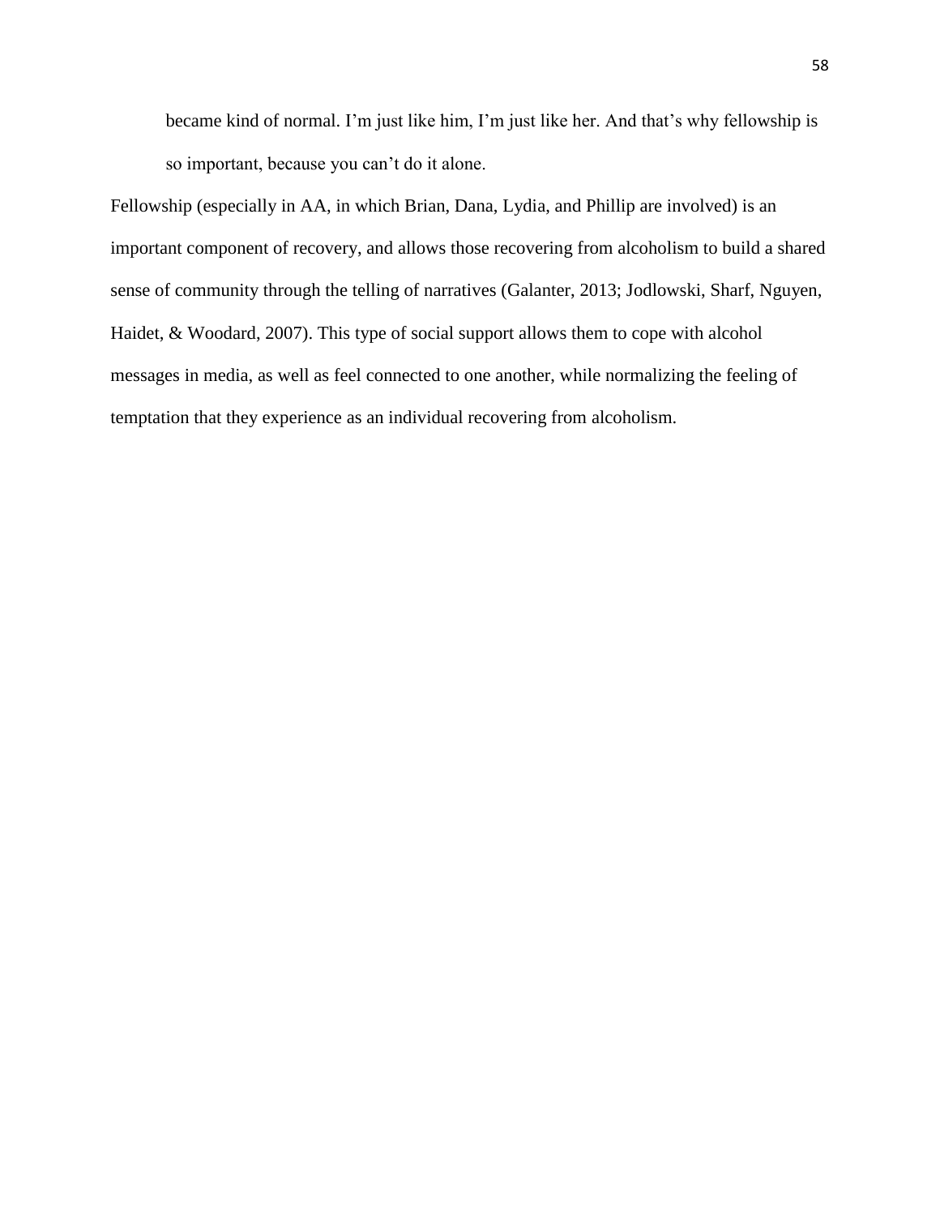> became kind of normal. I'm just like him, I'm just like her. And that's why fellowship is so important, because you can't do it alone.

Fellowship (especially in AA, in which Brian, Dana, Lydia, and Phillip are involved) is an important component of recovery, and allows those recovering from alcoholism to build a shared sense of community through the telling of narratives (Galanter, 2013; Jodlowski, Sharf, Nguyen, Haidet, & Woodard, 2007). This type of social support allows them to cope with alcohol messages in media, as well as feel connected to one another, while normalizing the feeling of temptation that they experience as an individual recovering from alcoholism.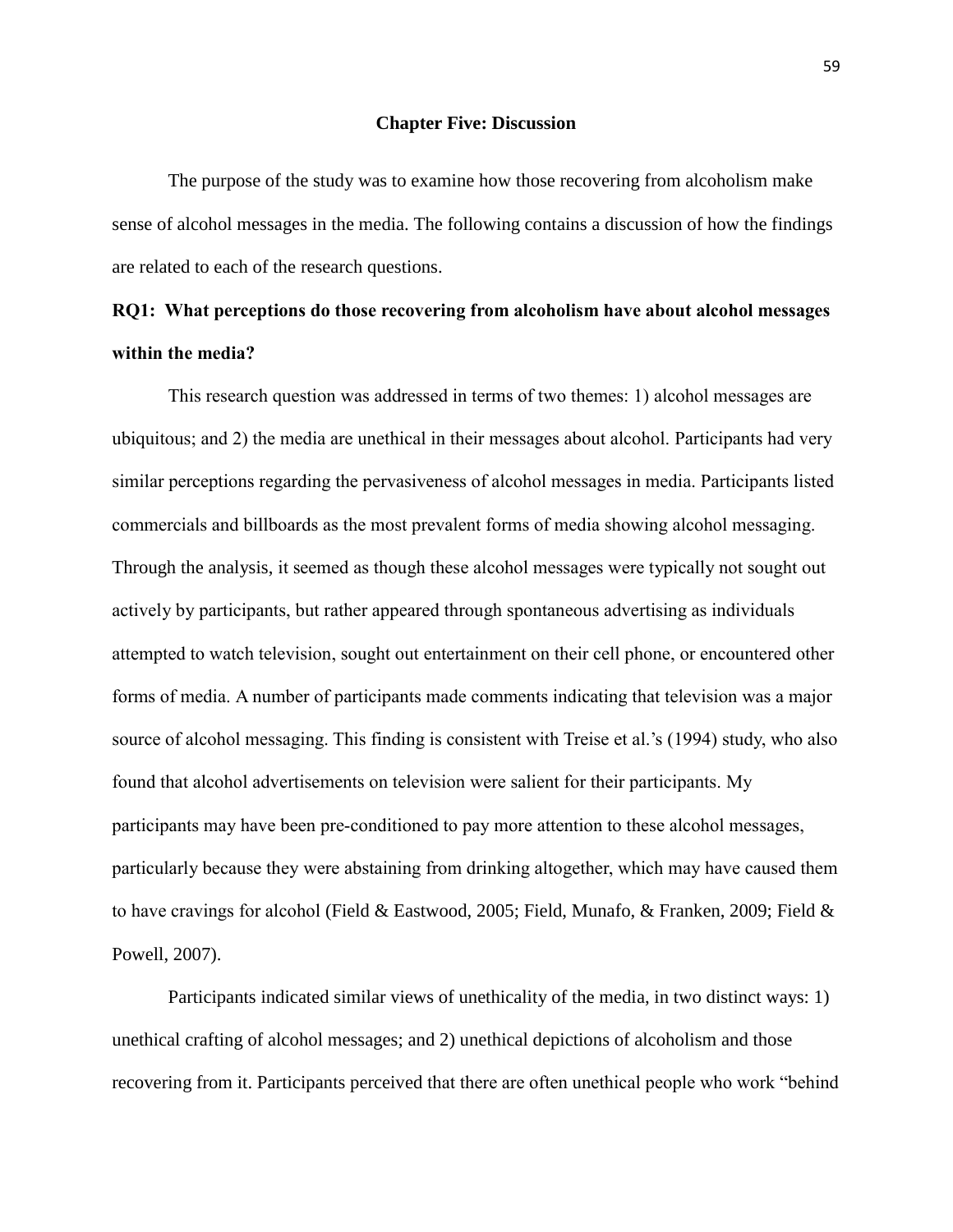## Chapter Five: Discussion

The purpose of the study was to examine how those recovering from alcoholism make sense of alcohol messages in the media. The following contains a discussion of how the findings are related to each of the research questions.

### RQ1: What perceptions do those recovering from alcoholism have about alcohol messages within the media?

This research question was addressed in terms of two themes: 1) alcohol messages are ubiquitous; and 2) the media are unethical in their messages about alcohol. Participants had very similar perceptions regarding the pervasiveness of alcohol messages in media. Participants listed commercials and billboards as the most prevalent forms of media showing alcohol messaging. Through the analysis, it seemed as though these alcohol messages were typically not sought out actively by participants, but rather appeared through spontaneous advertising as individuals attempted to watch television, sought out entertainment on their cell phone, or encountered other forms of media. A number of participants made comments indicating that television was a major source of alcohol messaging. This finding is consistent with Treise et al.'s (1994) study, who also found that alcohol advertisements on television were salient for their participants. My participants may have been pre-conditioned to pay more attention to these alcohol messages, particularly because they were abstaining from drinking altogether, which may have caused them to have cravings for alcohol (Field & Eastwood, 2005; Field, Munafo, & Franken, 2009; Field & Powell, 2007).

Participants indicated similar views of unethicality of the media, in two distinct ways: 1) unethical crafting of alcohol messages; and 2) unethical depictions of alcoholism and those recovering from it. Participants perceived that there are often unethical people who work "behind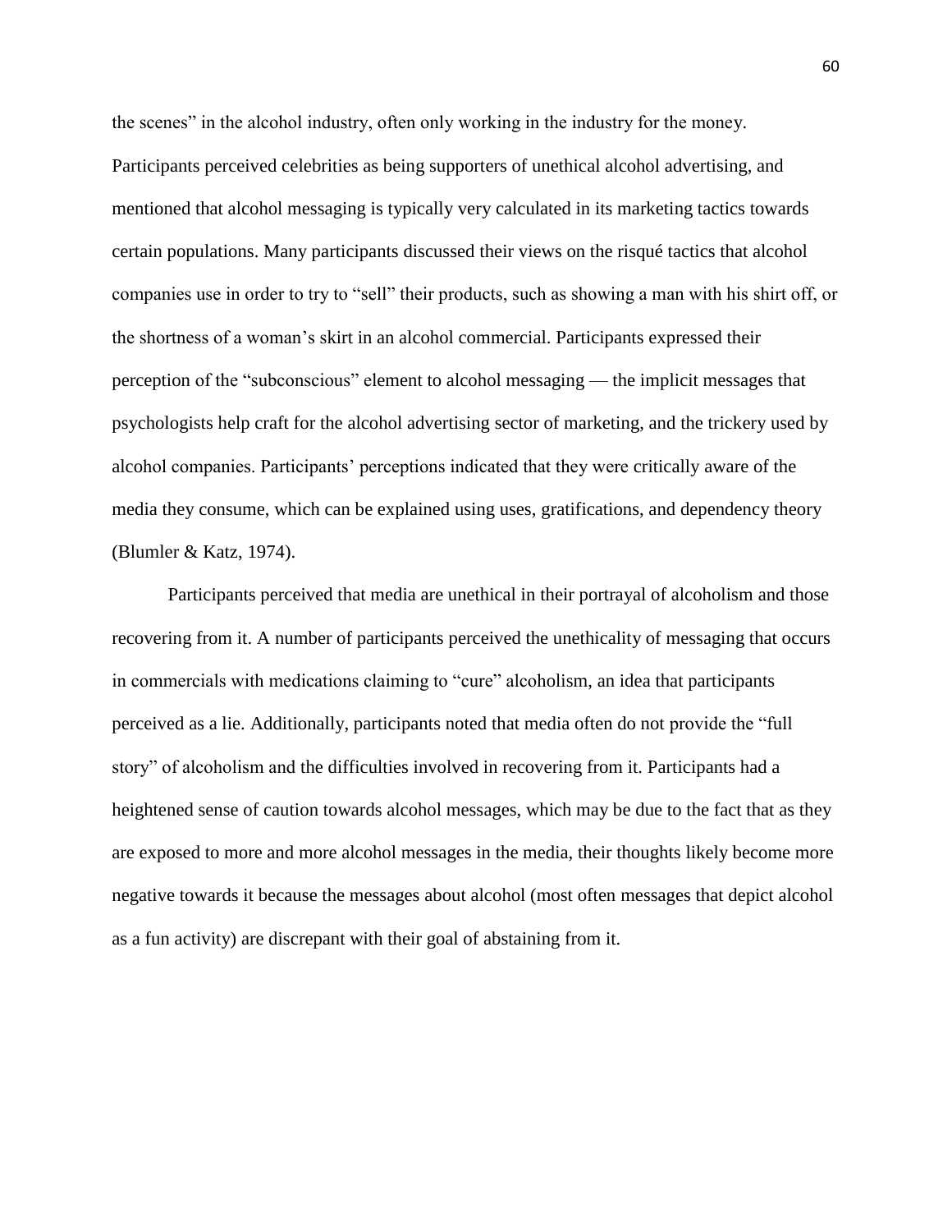the scenes" in the alcohol industry, often only working in the industry for the money. Participants perceived celebrities as being supporters of unethical alcohol advertising, and mentioned that alcohol messaging is typically very calculated in its marketing tactics towards certain populations. Many participants discussed their views on the risqué tactics that alcohol companies use in order to try to "sell" their products, such as showing a man with his shirt off, or the shortness of a woman's skirt in an alcohol commercial. Participants expressed their perception of the "subconscious" element to alcohol messaging — the implicit messages that psychologists help craft for the alcohol advertising sector of marketing, and the trickery used by alcohol companies. Participants' perceptions indicated that they were critically aware of the media they consume, which can be explained using uses, gratifications, and dependency theory (Blumler & Katz, 1974).

Participants perceived that media are unethical in their portrayal of alcoholism and those recovering from it. A number of participants perceived the unethicality of messaging that occurs in commercials with medications claiming to "cure" alcoholism, an idea that participants perceived as a lie. Additionally, participants noted that media often do not provide the "full story" of alcoholism and the difficulties involved in recovering from it. Participants had a heightened sense of caution towards alcohol messages, which may be due to the fact that as they are exposed to more and more alcohol messages in the media, their thoughts likely become more negative towards it because the messages about alcohol (most often messages that depict alcohol as a fun activity) are discrepant with their goal of abstaining from it.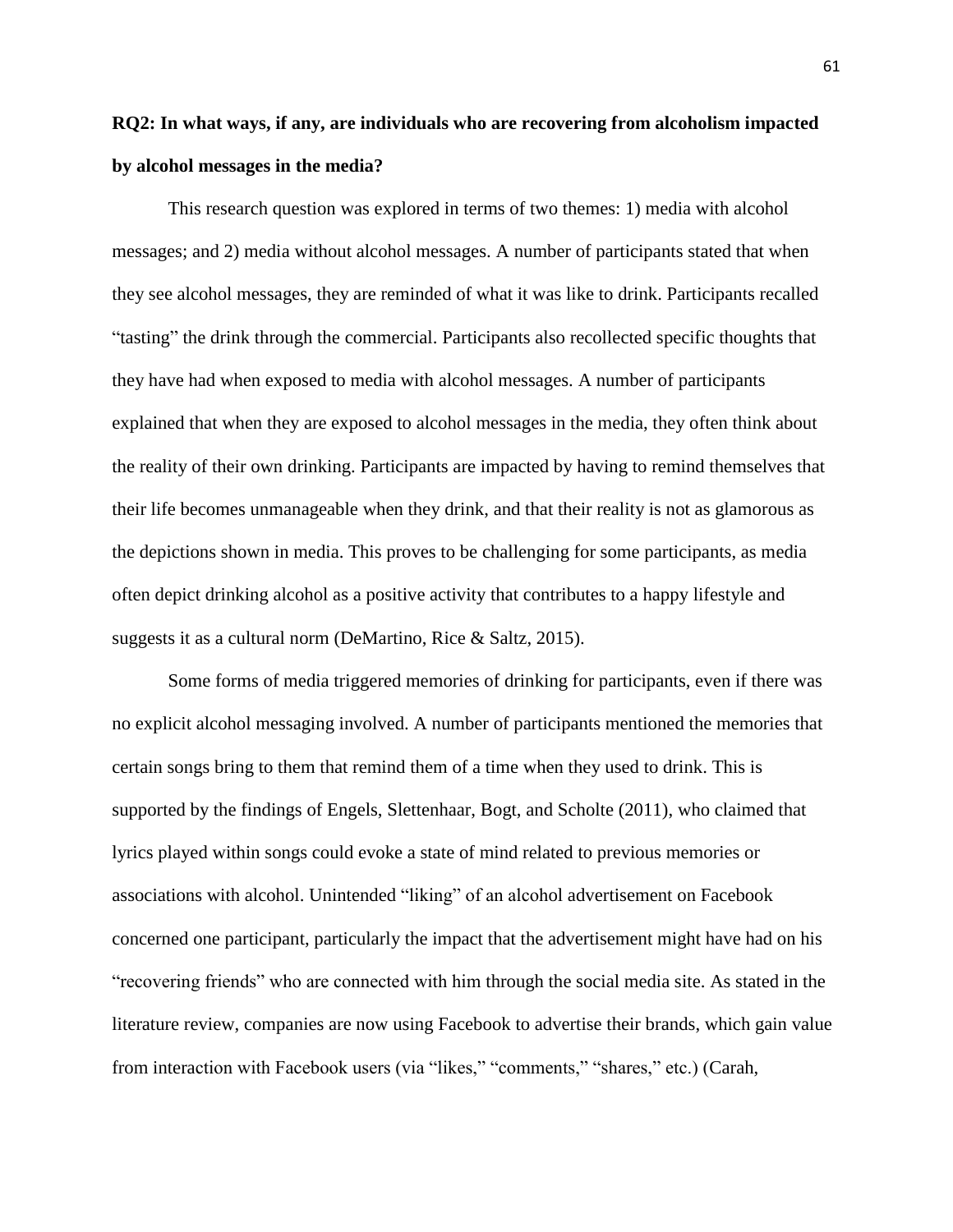**RQ2: In what ways, if any, are individuals who are recovering from alcoholism impacted by alcohol messages in the media?**

This research question was explored in terms of two themes: 1) media with alcohol messages; and 2) media without alcohol messages. A number of participants stated that when they see alcohol messages, they are reminded of what it was like to drink. Participants recalled “tasting” the drink through the commercial. Participants also recollected specific thoughts that they have had when exposed to media with alcohol messages. A number of participants explained that when they are exposed to alcohol messages in the media, they often think about the reality of their own drinking. Participants are impacted by having to remind themselves that their life becomes unmanageable when they drink, and that their reality is not as glamorous as the depictions shown in media. This proves to be challenging for some participants, as media often depict drinking alcohol as a positive activity that contributes to a happy lifestyle and suggests it as a cultural norm (DeMartino, Rice & Saltz, 2015).

Some forms of media triggered memories of drinking for participants, even if there was no explicit alcohol messaging involved. A number of participants mentioned the memories that certain songs bring to them that remind them of a time when they used to drink. This is supported by the findings of Engels, Slettenhaar, Bogt, and Scholte (2011), who claimed that lyrics played within songs could evoke a state of mind related to previous memories or associations with alcohol. Unintended “liking” of an alcohol advertisement on Facebook concerned one participant, particularly the impact that the advertisement might have had on his “recovering friends” who are connected with him through the social media site. As stated in the literature review, companies are now using Facebook to advertise their brands, which gain value from interaction with Facebook users (via “likes,” “comments,” “shares,” etc.) (Carah,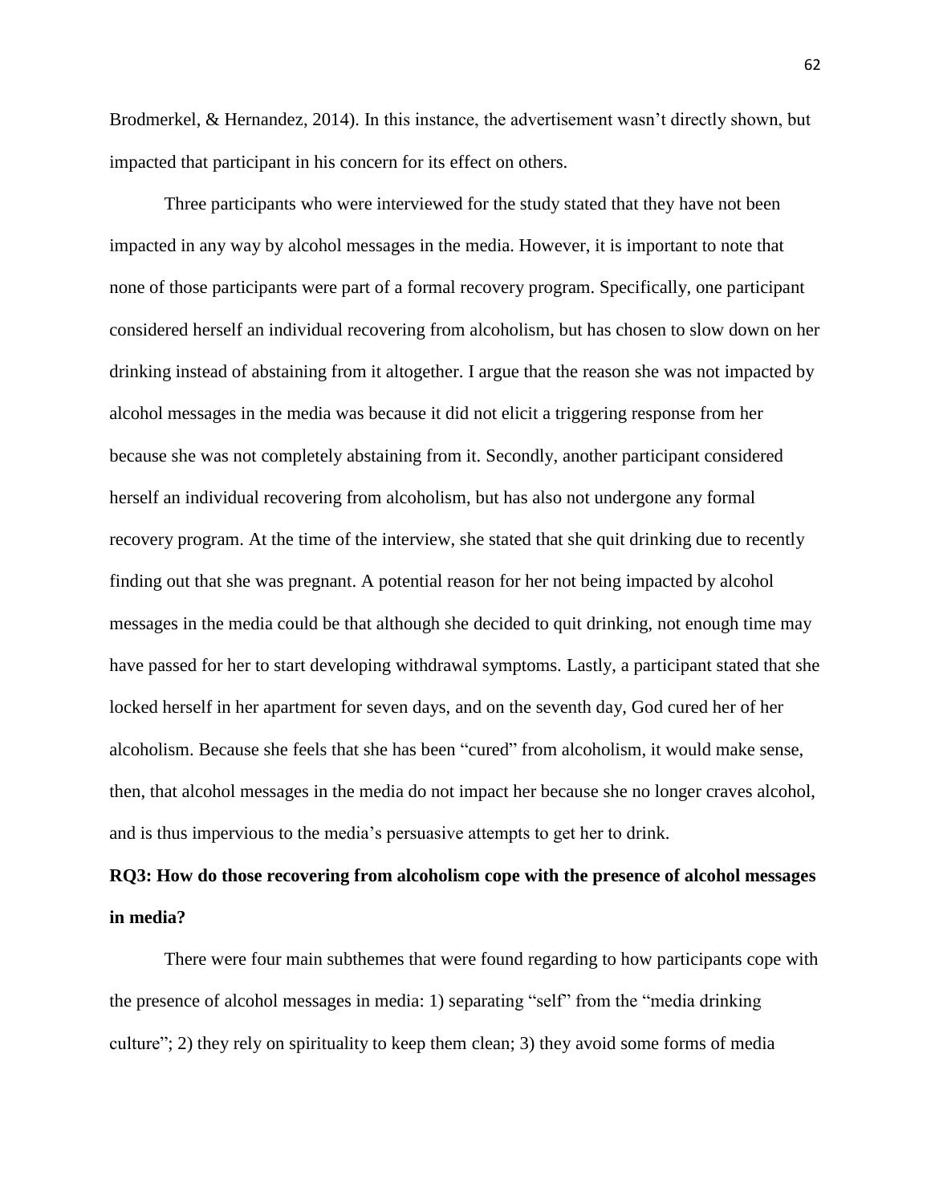Brodmerkel, & Hernandez, 2014). In this instance, the advertisement wasn't directly shown, but impacted that participant in his concern for its effect on others.

Three participants who were interviewed for the study stated that they have not been impacted in any way by alcohol messages in the media. However, it is important to note that none of those participants were part of a formal recovery program. Specifically, one participant considered herself an individual recovering from alcoholism, but has chosen to slow down on her drinking instead of abstaining from it altogether. I argue that the reason she was not impacted by alcohol messages in the media was because it did not elicit a triggering response from her because she was not completely abstaining from it. Secondly, another participant considered herself an individual recovering from alcoholism, but has also not undergone any formal recovery program. At the time of the interview, she stated that she quit drinking due to recently finding out that she was pregnant. A potential reason for her not being impacted by alcohol messages in the media could be that although she decided to quit drinking, not enough time may have passed for her to start developing withdrawal symptoms. Lastly, a participant stated that she locked herself in her apartment for seven days, and on the seventh day, God cured her of her alcoholism. Because she feels that she has been "cured" from alcoholism, it would make sense, then, that alcohol messages in the media do not impact her because she no longer craves alcohol, and is thus impervious to the media's persuasive attempts to get her to drink.

**RQ3: How do those recovering from alcoholism cope with the presence of alcohol messages in media?**

There were four main subthemes that were found regarding to how participants cope with the presence of alcohol messages in media: 1) separating "self" from the "media drinking culture"; 2) they rely on spirituality to keep them clean; 3) they avoid some forms of media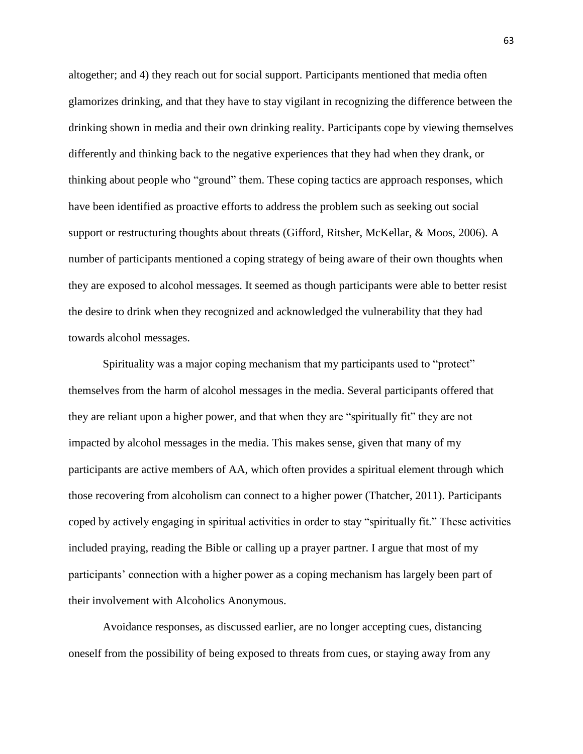altogether; and 4) they reach out for social support. Participants mentioned that media often glamorizes drinking, and that they have to stay vigilant in recognizing the difference between the drinking shown in media and their own drinking reality. Participants cope by viewing themselves differently and thinking back to the negative experiences that they had when they drank, or thinking about people who "ground" them. These coping tactics are approach responses, which have been identified as proactive efforts to address the problem such as seeking out social support or restructuring thoughts about threats (Gifford, Ritsher, McKellar, & Moos, 2006). A number of participants mentioned a coping strategy of being aware of their own thoughts when they are exposed to alcohol messages. It seemed as though participants were able to better resist the desire to drink when they recognized and acknowledged the vulnerability that they had towards alcohol messages.

Spirituality was a major coping mechanism that my participants used to "protect" themselves from the harm of alcohol messages in the media. Several participants offered that they are reliant upon a higher power, and that when they are "spiritually fit" they are not impacted by alcohol messages in the media. This makes sense, given that many of my participants are active members of AA, which often provides a spiritual element through which those recovering from alcoholism can connect to a higher power (Thatcher, 2011). Participants coped by actively engaging in spiritual activities in order to stay "spiritually fit." These activities included praying, reading the Bible or calling up a prayer partner. I argue that most of my participants' connection with a higher power as a coping mechanism has largely been part of their involvement with Alcoholics Anonymous.

Avoidance responses, as discussed earlier, are no longer accepting cues, distancing oneself from the possibility of being exposed to threats from cues, or staying away from any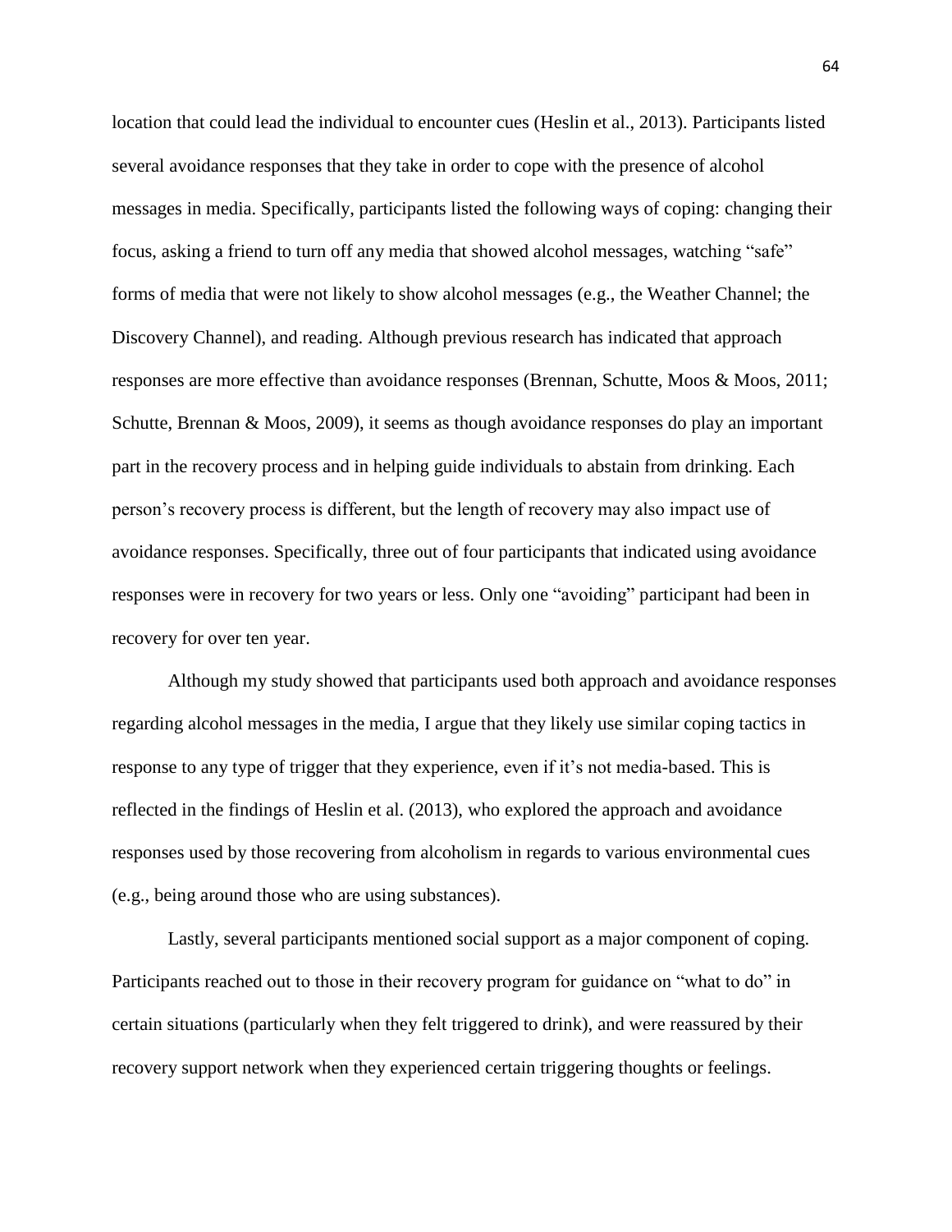location that could lead the individual to encounter cues (Heslin et al., 2013). Participants listed several avoidance responses that they take in order to cope with the presence of alcohol messages in media. Specifically, participants listed the following ways of coping: changing their focus, asking a friend to turn off any media that showed alcohol messages, watching "safe" forms of media that were not likely to show alcohol messages (e.g., the Weather Channel; the Discovery Channel), and reading. Although previous research has indicated that approach responses are more effective than avoidance responses (Brennan, Schutte, Moos & Moos, 2011; Schutte, Brennan & Moos, 2009), it seems as though avoidance responses do play an important part in the recovery process and in helping guide individuals to abstain from drinking. Each person's recovery process is different, but the length of recovery may also impact use of avoidance responses. Specifically, three out of four participants that indicated using avoidance responses were in recovery for two years or less. Only one "avoiding" participant had been in recovery for over ten year.

Although my study showed that participants used both approach and avoidance responses regarding alcohol messages in the media, I argue that they likely use similar coping tactics in response to any type of trigger that they experience, even if it's not media-based. This is reflected in the findings of Heslin et al. (2013), who explored the approach and avoidance responses used by those recovering from alcoholism in regards to various environmental cues (e.g., being around those who are using substances).

Lastly, several participants mentioned social support as a major component of coping. Participants reached out to those in their recovery program for guidance on "what to do" in certain situations (particularly when they felt triggered to drink), and were reassured by their recovery support network when they experienced certain triggering thoughts or feelings.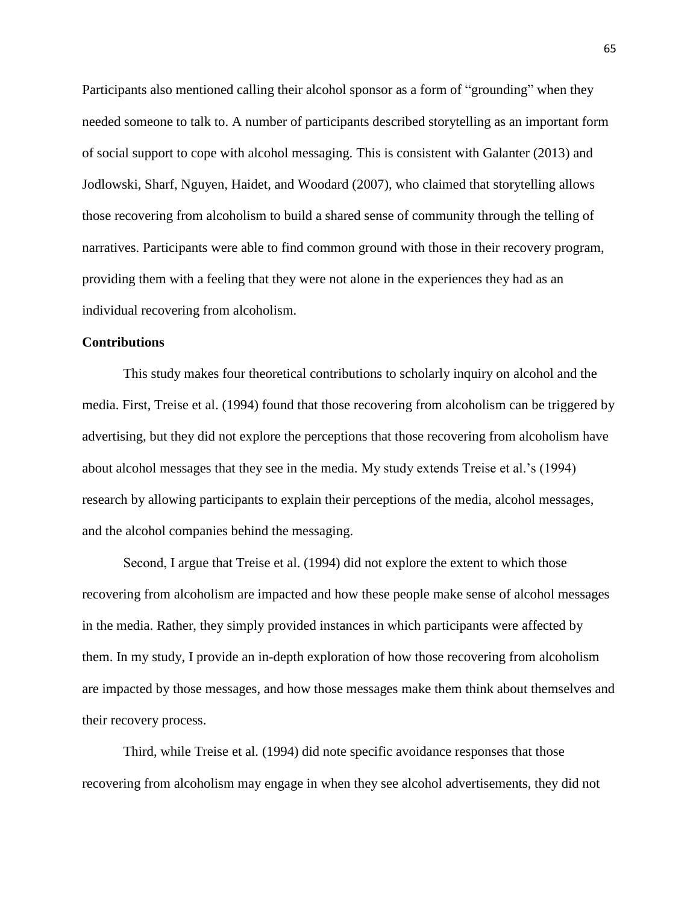Participants also mentioned calling their alcohol sponsor as a form of "grounding" when they needed someone to talk to. A number of participants described storytelling as an important form of social support to cope with alcohol messaging. This is consistent with Galanter (2013) and Jodlowski, Sharf, Nguyen, Haidet, and Woodard (2007), who claimed that storytelling allows those recovering from alcoholism to build a shared sense of community through the telling of narratives. Participants were able to find common ground with those in their recovery program, providing them with a feeling that they were not alone in the experiences they had as an individual recovering from alcoholism.

**Contributions**

This study makes four theoretical contributions to scholarly inquiry on alcohol and the media. First, Treise et al. (1994) found that those recovering from alcoholism can be triggered by advertising, but they did not explore the perceptions that those recovering from alcoholism have about alcohol messages that they see in the media. My study extends Treise et al.'s (1994) research by allowing participants to explain their perceptions of the media, alcohol messages, and the alcohol companies behind the messaging.

Second, I argue that Treise et al. (1994) did not explore the extent to which those recovering from alcoholism are impacted and how these people make sense of alcohol messages in the media. Rather, they simply provided instances in which participants were affected by them. In my study, I provide an in-depth exploration of how those recovering from alcoholism are impacted by those messages, and how those messages make them think about themselves and their recovery process.

Third, while Treise et al. (1994) did note specific avoidance responses that those recovering from alcoholism may engage in when they see alcohol advertisements, they did not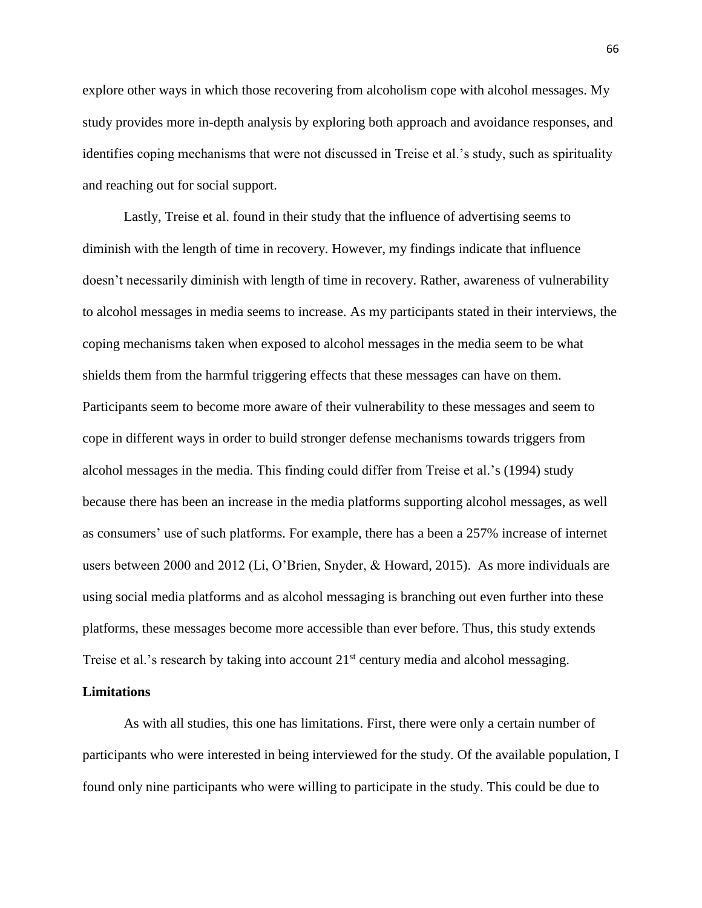explore other ways in which those recovering from alcoholism cope with alcohol messages. My study provides more in-depth analysis by exploring both approach and avoidance responses, and identifies coping mechanisms that were not discussed in Treise et al.'s study, such as spirituality and reaching out for social support.

Lastly, Treise et al. found in their study that the influence of advertising seems to diminish with the length of time in recovery. However, my findings indicate that influence doesn't necessarily diminish with length of time in recovery. Rather, awareness of vulnerability to alcohol messages in media seems to increase. As my participants stated in their interviews, the coping mechanisms taken when exposed to alcohol messages in the media seem to be what shields them from the harmful triggering effects that these messages can have on them. Participants seem to become more aware of their vulnerability to these messages and seem to cope in different ways in order to build stronger defense mechanisms towards triggers from alcohol messages in the media. This finding could differ from Treise et al.'s (1994) study because there has been an increase in the media platforms supporting alcohol messages, as well as consumers' use of such platforms. For example, there has a been a 257% increase of internet users between 2000 and 2012 (Li, O'Brien, Snyder, & Howard, 2015). As more individuals are using social media platforms and as alcohol messaging is branching out even further into these platforms, these messages become more accessible than ever before. Thus, this study extends Treise et al.'s research by taking into account 21st century media and alcohol messaging.

**Limitations**

As with all studies, this one has limitations. First, there were only a certain number of participants who were interested in being interviewed for the study. Of the available population, I found only nine participants who were willing to participate in the study. This could be due to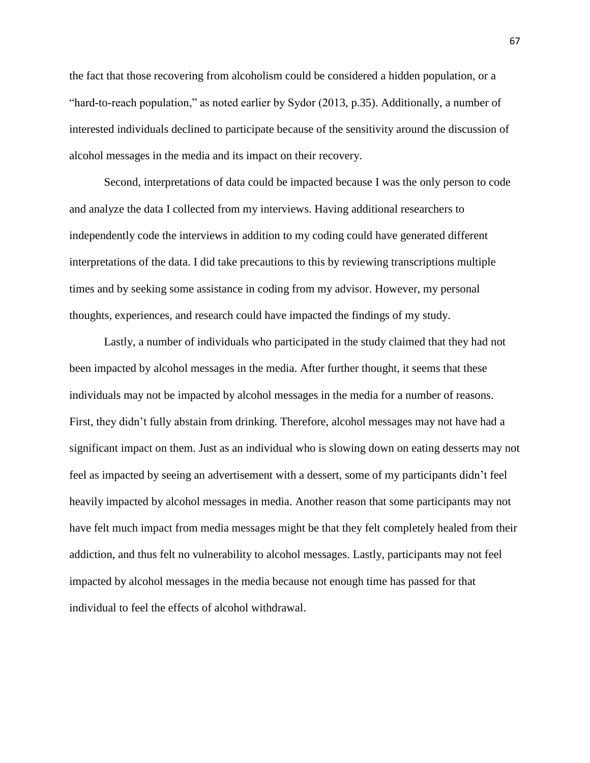the fact that those recovering from alcoholism could be considered a hidden population, or a "hard-to-reach population," as noted earlier by Sydor (2013, p.35). Additionally, a number of interested individuals declined to participate because of the sensitivity around the discussion of alcohol messages in the media and its impact on their recovery.

Second, interpretations of data could be impacted because I was the only person to code and analyze the data I collected from my interviews. Having additional researchers to independently code the interviews in addition to my coding could have generated different interpretations of the data. I did take precautions to this by reviewing transcriptions multiple times and by seeking some assistance in coding from my advisor. However, my personal thoughts, experiences, and research could have impacted the findings of my study.

Lastly, a number of individuals who participated in the study claimed that they had not been impacted by alcohol messages in the media. After further thought, it seems that these individuals may not be impacted by alcohol messages in the media for a number of reasons. First, they didn't fully abstain from drinking. Therefore, alcohol messages may not have had a significant impact on them. Just as an individual who is slowing down on eating desserts may not feel as impacted by seeing an advertisement with a dessert, some of my participants didn't feel heavily impacted by alcohol messages in media. Another reason that some participants may not have felt much impact from media messages might be that they felt completely healed from their addiction, and thus felt no vulnerability to alcohol messages. Lastly, participants may not feel impacted by alcohol messages in the media because not enough time has passed for that individual to feel the effects of alcohol withdrawal.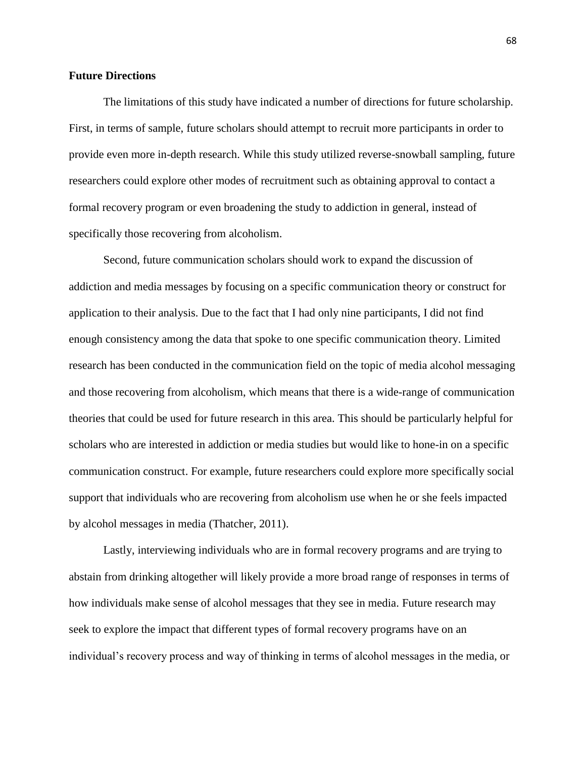## Future Directions

The limitations of this study have indicated a number of directions for future scholarship. First, in terms of sample, future scholars should attempt to recruit more participants in order to provide even more in-depth research. While this study utilized reverse-snowball sampling, future researchers could explore other modes of recruitment such as obtaining approval to contact a formal recovery program or even broadening the study to addiction in general, instead of specifically those recovering from alcoholism.

Second, future communication scholars should work to expand the discussion of addiction and media messages by focusing on a specific communication theory or construct for application to their analysis. Due to the fact that I had only nine participants, I did not find enough consistency among the data that spoke to one specific communication theory. Limited research has been conducted in the communication field on the topic of media alcohol messaging and those recovering from alcoholism, which means that there is a wide-range of communication theories that could be used for future research in this area. This should be particularly helpful for scholars who are interested in addiction or media studies but would like to hone-in on a specific communication construct. For example, future researchers could explore more specifically social support that individuals who are recovering from alcoholism use when he or she feels impacted by alcohol messages in media (Thatcher, 2011).

Lastly, interviewing individuals who are in formal recovery programs and are trying to abstain from drinking altogether will likely provide a more broad range of responses in terms of how individuals make sense of alcohol messages that they see in media. Future research may seek to explore the impact that different types of formal recovery programs have on an individual's recovery process and way of thinking in terms of alcohol messages in the media, or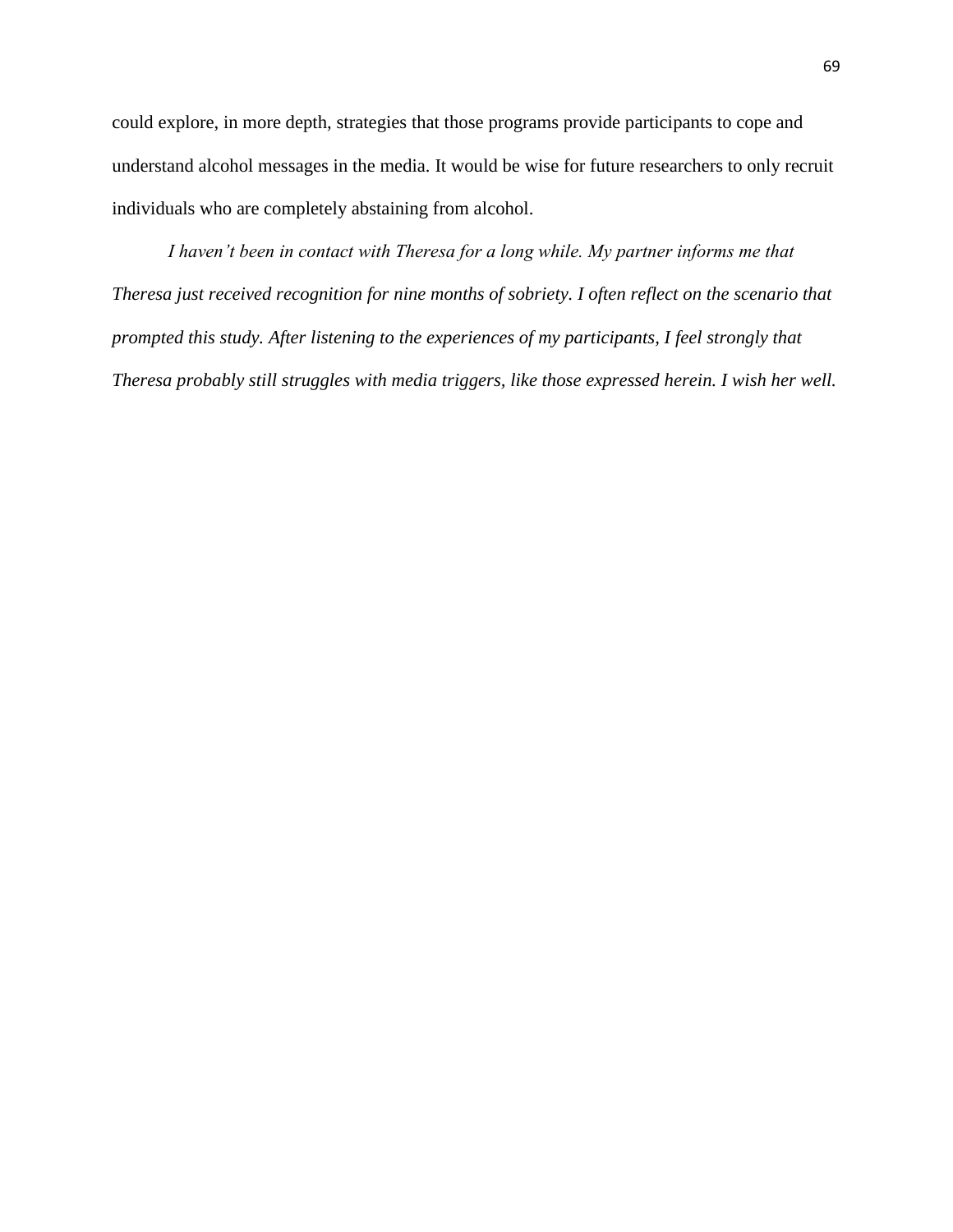could explore, in more depth, strategies that those programs provide participants to cope and understand alcohol messages in the media. It would be wise for future researchers to only recruit individuals who are completely abstaining from alcohol.

*I haven't been in contact with Theresa for a long while. My partner informs me that Theresa just received recognition for nine months of sobriety. I often reflect on the scenario that prompted this study. After listening to the experiences of my participants, I feel strongly that Theresa probably still struggles with media triggers, like those expressed herein. I wish her well.*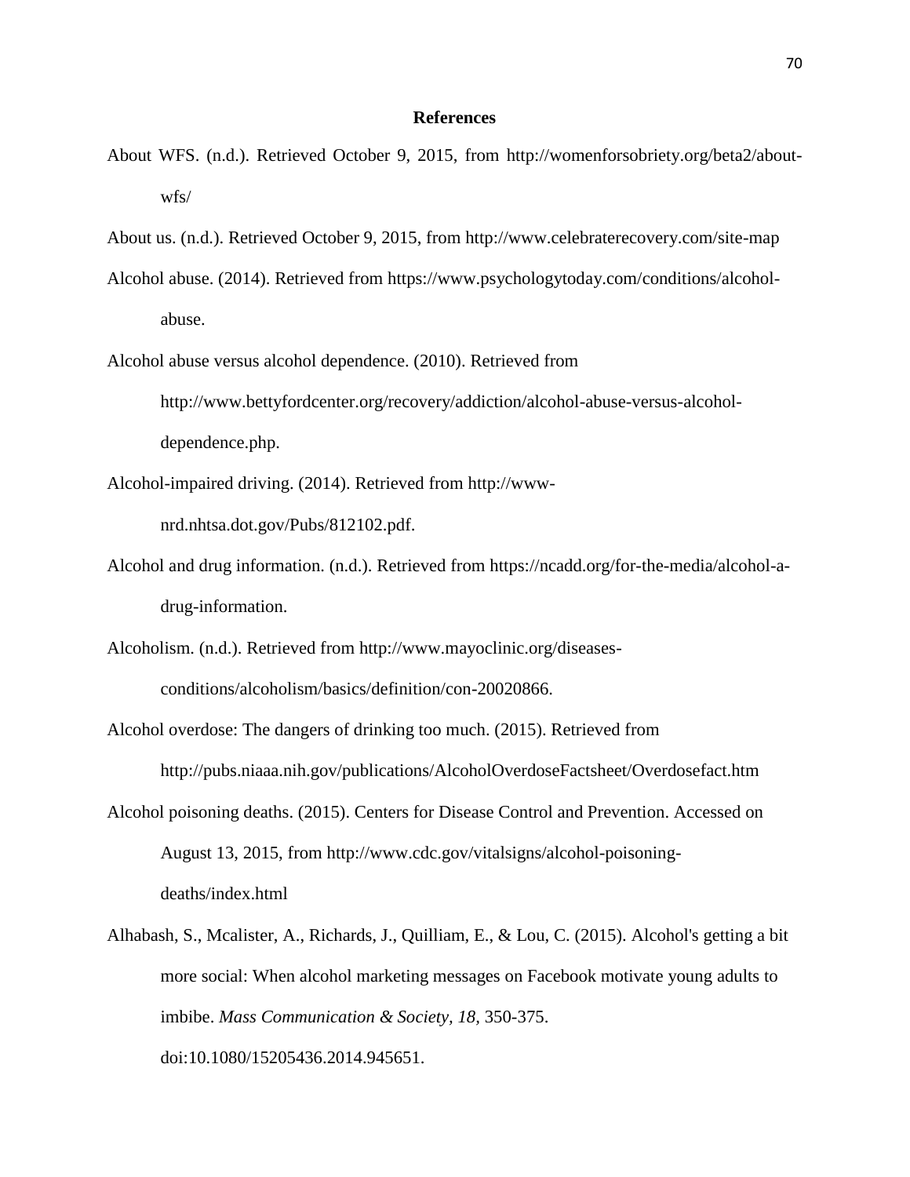# References

About WFS. (n.d.). Retrieved October 9, 2015, from http://womenforsobriety.org/beta2/about-wfs/

About us. (n.d.). Retrieved October 9, 2015, from http://www.celebraterecovery.com/site-map

Alcohol abuse. (2014). Retrieved from https://www.psychologytoday.com/conditions/alcohol-abuse.

Alcohol abuse versus alcohol dependence. (2010). Retrieved from http://www.bettyfordcenter.org/recovery/addiction/alcohol-abuse-versus-alcohol-dependence.php.

Alcohol-impaired driving. (2014). Retrieved from http://www-nrd.nhtsa.dot.gov/Pubs/812102.pdf.

Alcohol and drug information. (n.d.). Retrieved from https://ncadd.org/for-the-media/alcohol-a-drug-information.

Alcoholism. (n.d.). Retrieved from http://www.mayoclinic.org/diseases-conditions/alcoholism/basics/definition/con-20020866.

Alcohol overdose: The dangers of drinking too much. (2015). Retrieved from http://pubs.niaaa.nih.gov/publications/AlcoholOverdoseFactsheet/Overdosefact.htm

Alcohol poisoning deaths. (2015). Centers for Disease Control and Prevention. Accessed on August 13, 2015, from http://www.cdc.gov/vitalsigns/alcohol-poisoning-deaths/index.html

Alhabash, S., Mcalister, A., Richards, J., Quilliam, E., & Lou, C. (2015). Alcohol's getting a bit more social: When alcohol marketing messages on Facebook motivate young adults to imbibe. *Mass Communication & Society, 18,* 350-375. doi:10.1080/15205436.2014.945651.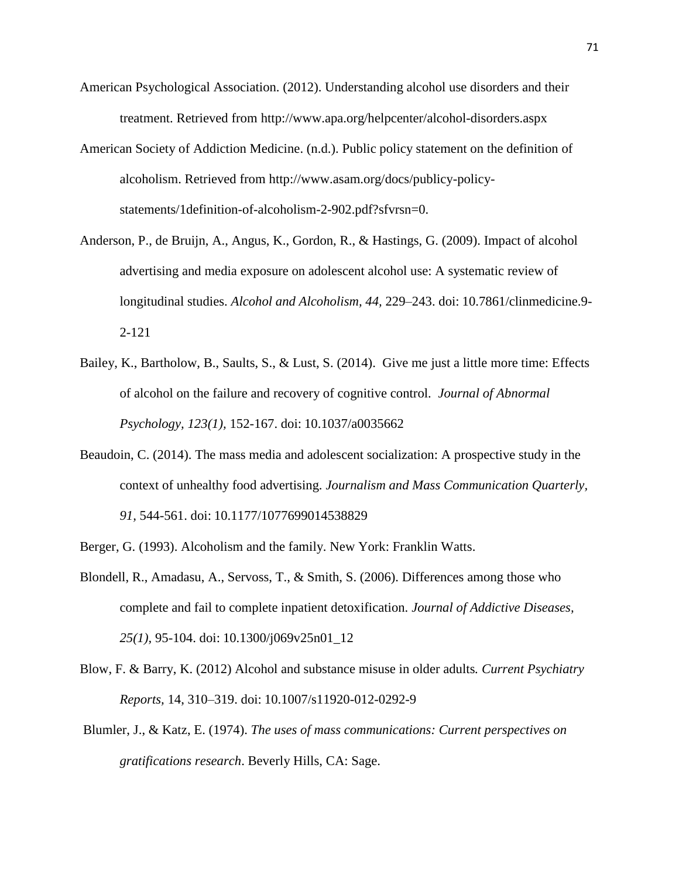American Psychological Association. (2012). Understanding alcohol use disorders and their treatment. Retrieved from http://www.apa.org/helpcenter/alcohol-disorders.aspx

American Society of Addiction Medicine. (n.d.). Public policy statement on the definition of alcoholism. Retrieved from http://www.asam.org/docs/publicy-policy-statements/1definition-of-alcoholism-2-902.pdf?sfvrsn=0.

Anderson, P., de Bruijn, A., Angus, K., Gordon, R., & Hastings, G. (2009). Impact of alcohol advertising and media exposure on adolescent alcohol use: A systematic review of longitudinal studies. *Alcohol and Alcoholism, 44,* 229–243. doi: 10.7861/clinmedicine.9-2-121

Bailey, K., Bartholow, B., Saults, S., & Lust, S. (2014). Give me just a little more time: Effects of alcohol on the failure and recovery of cognitive control. *Journal of Abnormal Psychology, 123(1),* 152-167. doi: 10.1037/a0035662

Beaudoin, C. (2014). The mass media and adolescent socialization: A prospective study in the context of unhealthy food advertising. *Journalism and Mass Communication Quarterly, 91,* 544-561. doi: 10.1177/1077699014538829

Berger, G. (1993). Alcoholism and the family. New York: Franklin Watts.

Blondell, R., Amadasu, A., Servoss, T., & Smith, S. (2006). Differences among those who complete and fail to complete inpatient detoxification. *Journal of Addictive Diseases, 25(1),* 95-104. doi: 10.1300/j069v25n01_12

Blow, F. & Barry, K. (2012) Alcohol and substance misuse in older adults*. Current Psychiatry Reports,* 14, 310–319. doi: 10.1007/s11920-012-0292-9

Blumler, J., & Katz, E. (1974). *The uses of mass communications: Current perspectives on gratifications research*. Beverly Hills, CA: Sage.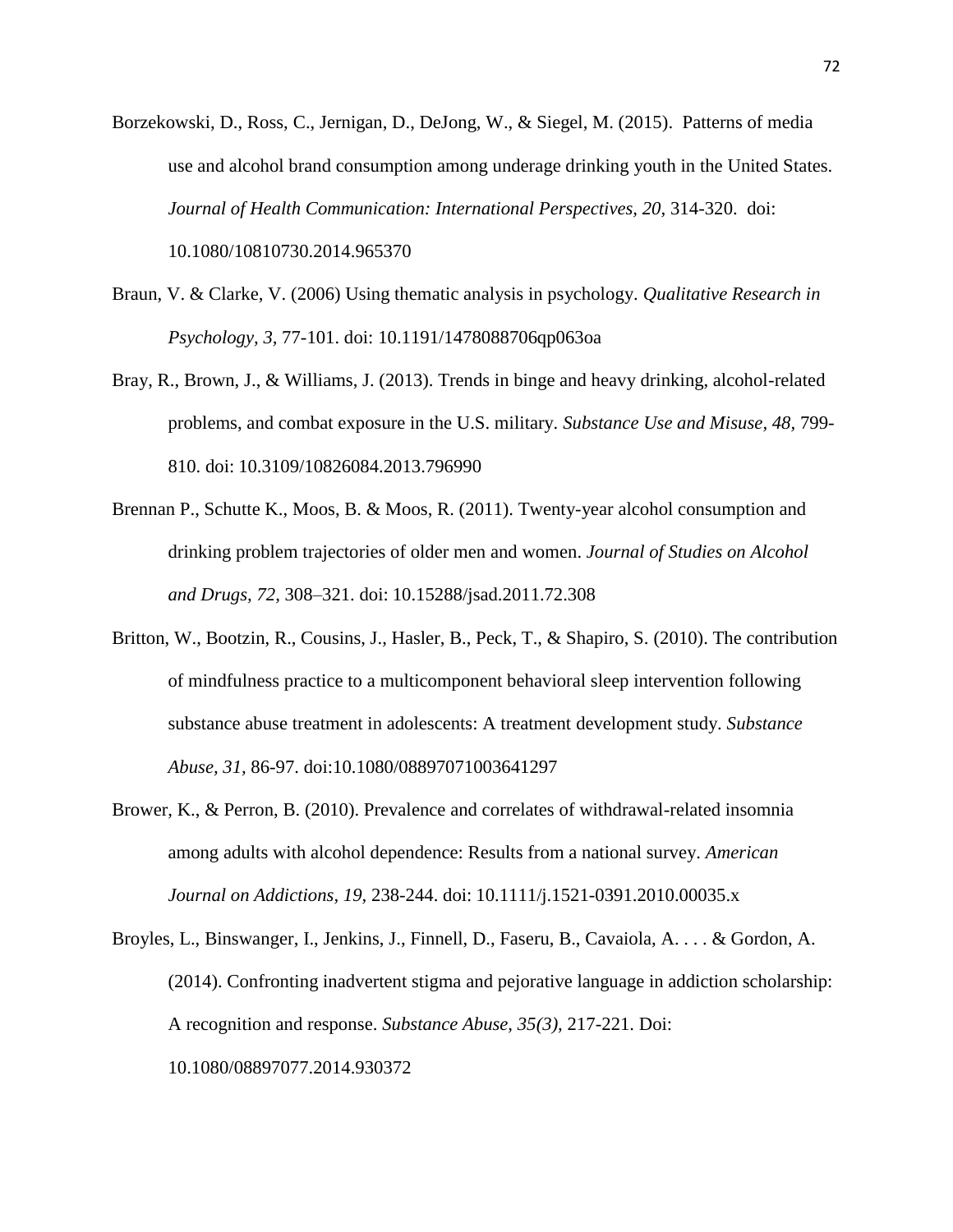Borzekowski, D., Ross, C., Jernigan, D., DeJong, W., & Siegel, M. (2015). Patterns of media use and alcohol brand consumption among underage drinking youth in the United States. *Journal of Health Communication: International Perspectives, 20*, 314-320. doi: 10.1080/10810730.2014.965370

Braun, V. & Clarke, V. (2006) Using thematic analysis in psychology. *Qualitative Research in Psychology, 3*, 77-101. doi: 10.1191/1478088706qp063oa

Bray, R., Brown, J., & Williams, J. (2013). Trends in binge and heavy drinking, alcohol-related problems, and combat exposure in the U.S. military. *Substance Use and Misuse, 48*, 799-810. doi: 10.3109/10826084.2013.796990

Brennan P., Schutte K., Moos, B. & Moos, R. (2011). Twenty-year alcohol consumption and drinking problem trajectories of older men and women. *Journal of Studies on Alcohol and Drugs, 72*, 308–321. doi: 10.15288/jsad.2011.72.308

Britton, W., Bootzin, R., Cousins, J., Hasler, B., Peck, T., & Shapiro, S. (2010). The contribution of mindfulness practice to a multicomponent behavioral sleep intervention following substance abuse treatment in adolescents: A treatment development study. *Substance Abuse, 31,* 86-97. doi:10.1080/08897071003641297

Brower, K., & Perron, B. (2010). Prevalence and correlates of withdrawal-related insomnia among adults with alcohol dependence: Results from a national survey. *American Journal on Addictions, 19,* 238-244. doi: 10.1111/j.1521-0391.2010.00035.x

Broyles, L., Binswanger, I., Jenkins, J., Finnell, D., Faseru, B., Cavaiola, A. . . . & Gordon, A. (2014). Confronting inadvertent stigma and pejorative language in addiction scholarship: A recognition and response. *Substance Abuse, 35(3)*, 217-221. Doi: 10.1080/08897077.2014.930372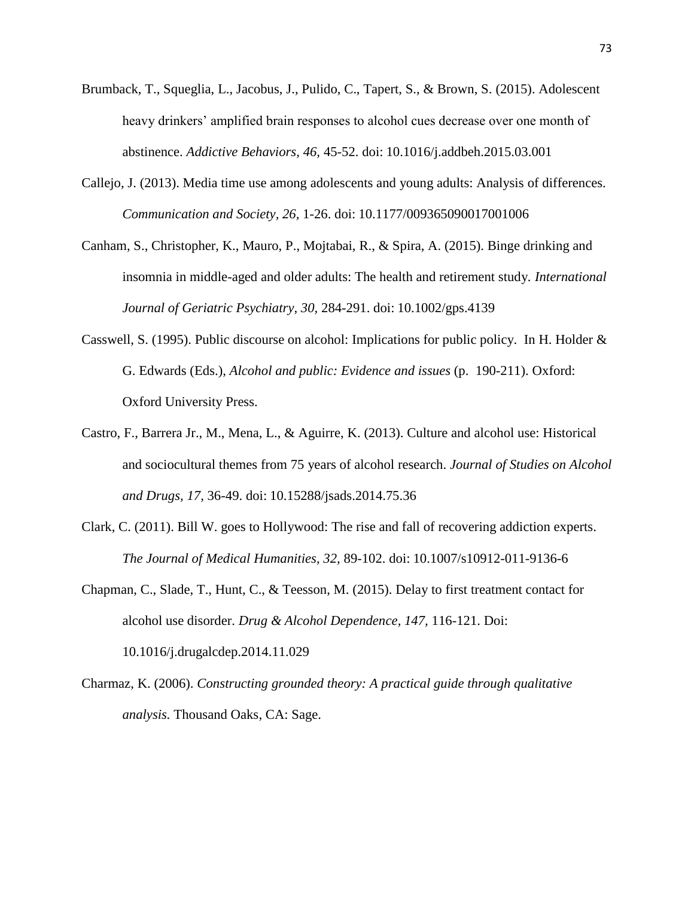Brumback, T., Squeglia, L., Jacobus, J., Pulido, C., Tapert, S., & Brown, S. (2015). Adolescent heavy drinkers' amplified brain responses to alcohol cues decrease over one month of abstinence. *Addictive Behaviors, 46,* 45-52. doi: 10.1016/j.addbeh.2015.03.001

Callejo, J. (2013). Media time use among adolescents and young adults: Analysis of differences. *Communication and Society, 26,* 1-26. doi: 10.1177/009365090017001006

Canham, S., Christopher, K., Mauro, P., Mojtabai, R., & Spira, A. (2015). Binge drinking and insomnia in middle-aged and older adults: The health and retirement study. *International Journal of Geriatric Psychiatry, 30,* 284-291. doi: 10.1002/gps.4139

Casswell, S. (1995). Public discourse on alcohol: Implications for public policy. In H. Holder & G. Edwards (Eds.), *Alcohol and public: Evidence and issues* (p. 190-211). Oxford: Oxford University Press.

Castro, F., Barrera Jr., M., Mena, L., & Aguirre, K. (2013). Culture and alcohol use: Historical and sociocultural themes from 75 years of alcohol research. *Journal of Studies on Alcohol and Drugs, 17,* 36-49. doi: 10.15288/jsads.2014.75.36

Clark, C. (2011). Bill W. goes to Hollywood: The rise and fall of recovering addiction experts. *The Journal of Medical Humanities, 32,* 89-102. doi: 10.1007/s10912-011-9136-6

Chapman, C., Slade, T., Hunt, C., & Teesson, M. (2015). Delay to first treatment contact for alcohol use disorder. *Drug & Alcohol Dependence, 147,* 116-121. Doi: 10.1016/j.drugalcdep.2014.11.029

Charmaz, K. (2006). *Constructing grounded theory: A practical guide through qualitative analysis.* Thousand Oaks, CA: Sage.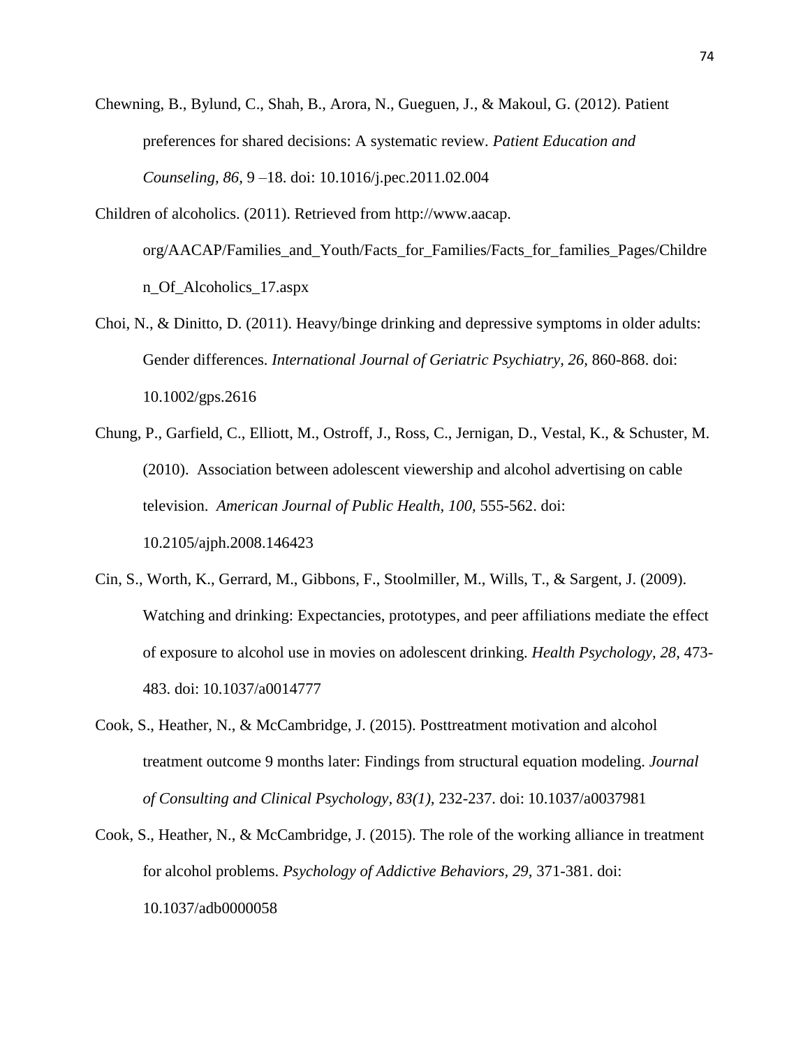Chewning, B., Bylund, C., Shah, B., Arora, N., Gueguen, J., & Makoul, G. (2012). Patient preferences for shared decisions: A systematic review. *Patient Education and Counseling, 86,* 9 –18. doi: 10.1016/j.pec.2011.02.004

Children of alcoholics. (2011). Retrieved from http://www.aacap.org/AACAP/Families_and_Youth/Facts_for_Families/Facts_for_families_Pages/Children_Of_Alcoholics_17.aspx

Choi, N., & Dinitto, D. (2011). Heavy/binge drinking and depressive symptoms in older adults: Gender differences. *International Journal of Geriatric Psychiatry, 26,* 860-868. doi: 10.1002/gps.2616

Chung, P., Garfield, C., Elliott, M., Ostroff, J., Ross, C., Jernigan, D., Vestal, K., & Schuster, M. (2010). Association between adolescent viewership and alcohol advertising on cable television. *American Journal of Public Health, 100,* 555-562. doi: 10.2105/ajph.2008.146423

Cin, S., Worth, K., Gerrard, M., Gibbons, F., Stoolmiller, M., Wills, T., & Sargent, J. (2009). Watching and drinking: Expectancies, prototypes, and peer affiliations mediate the effect of exposure to alcohol use in movies on adolescent drinking. *Health Psychology, 28,* 473-483. doi: 10.1037/a0014777

Cook, S., Heather, N., & McCambridge, J. (2015). Posttreatment motivation and alcohol treatment outcome 9 months later: Findings from structural equation modeling. *Journal of Consulting and Clinical Psychology, 83(1),* 232-237. doi: 10.1037/a0037981

Cook, S., Heather, N., & McCambridge, J. (2015). The role of the working alliance in treatment for alcohol problems. *Psychology of Addictive Behaviors, 29,* 371-381. doi: 10.1037/adb0000058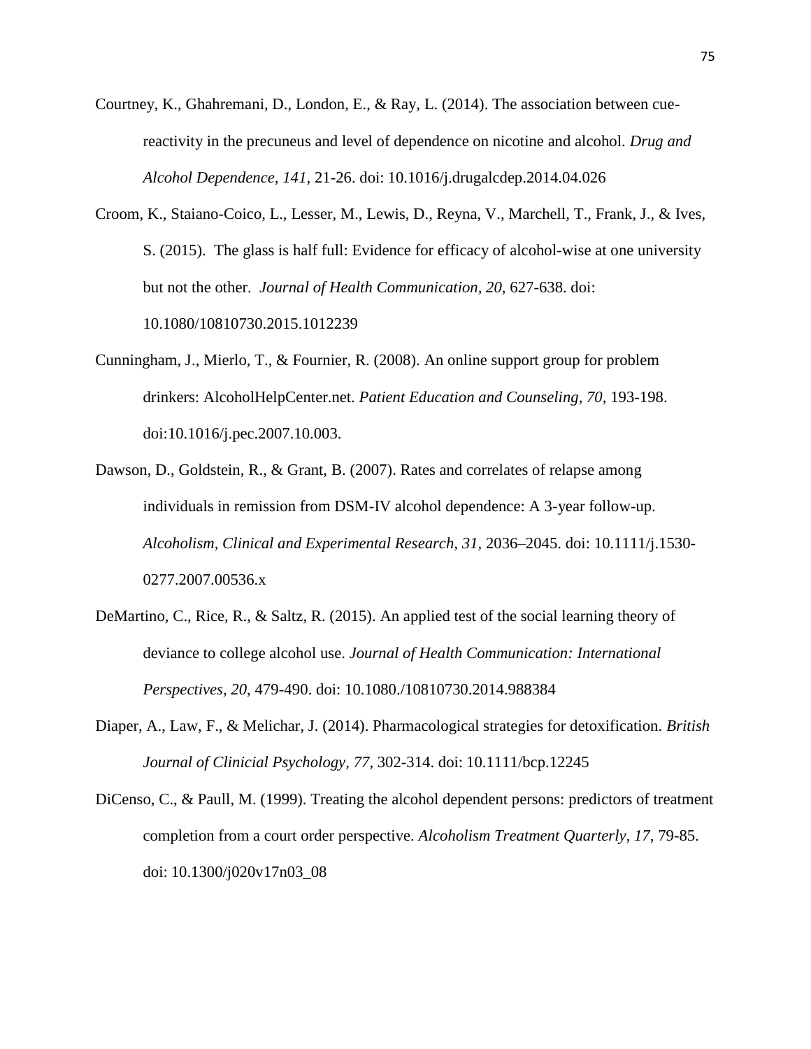Courtney, K., Ghahremani, D., London, E., & Ray, L. (2014). The association between cue-reactivity in the precuneus and level of dependence on nicotine and alcohol. *Drug and Alcohol Dependence, 141,* 21-26. doi: 10.1016/j.drugalcdep.2014.04.026

Croom, K., Staiano-Coico, L., Lesser, M., Lewis, D., Reyna, V., Marchell, T., Frank, J., & Ives, S. (2015). The glass is half full: Evidence for efficacy of alcohol-wise at one university but not the other. *Journal of Health Communication, 20,* 627-638. doi: 10.1080/10810730.2015.1012239

Cunningham, J., Mierlo, T., & Fournier, R. (2008). An online support group for problem drinkers: AlcoholHelpCenter.net. *Patient Education and Counseling, 70,* 193-198. doi:10.1016/j.pec.2007.10.003.

Dawson, D., Goldstein, R., & Grant, B. (2007). Rates and correlates of relapse among individuals in remission from DSM-IV alcohol dependence: A 3-year follow-up. *Alcoholism, Clinical and Experimental Research, 31,* 2036–2045. doi: 10.1111/j.1530-0277.2007.00536.x

DeMartino, C., Rice, R., & Saltz, R. (2015). An applied test of the social learning theory of deviance to college alcohol use. *Journal of Health Communication: International Perspectives, 20*, 479-490. doi: 10.1080./10810730.2014.988384

Diaper, A., Law, F., & Melichar, J. (2014). Pharmacological strategies for detoxification. *British Journal of Clinicial Psychology, 77,* 302-314. doi: 10.1111/bcp.12245

DiCenso, C., & Paull, M. (1999). Treating the alcohol dependent persons: predictors of treatment completion from a court order perspective. *Alcoholism Treatment Quarterly, 17,* 79-85. doi: 10.1300/j020v17n03_08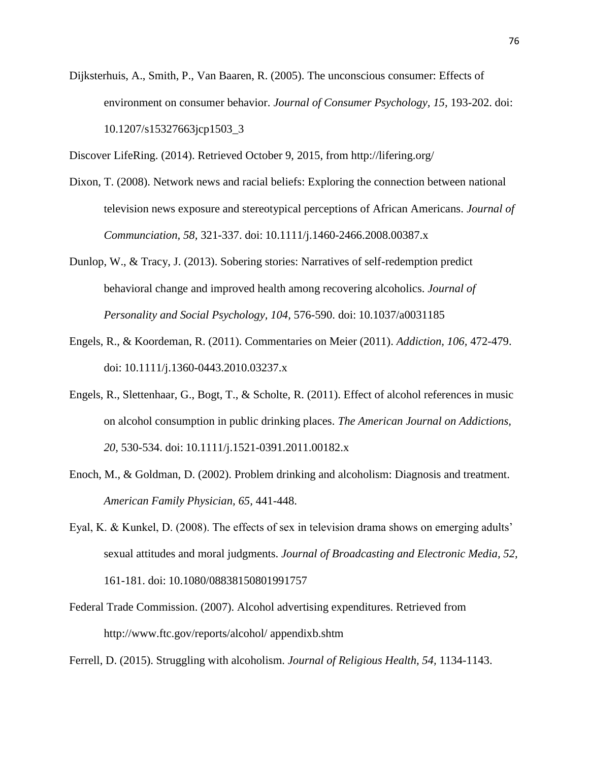Dijksterhuis, A., Smith, P., Van Baaren, R. (2005). The unconscious consumer: Effects of environment on consumer behavior. *Journal of Consumer Psychology, 15,* 193-202. doi: 10.1207/s15327663jcp1503_3

Discover LifeRing. (2014). Retrieved October 9, 2015, from http://lifering.org/

Dixon, T. (2008). Network news and racial beliefs: Exploring the connection between national television news exposure and stereotypical perceptions of African Americans. *Journal of Communciation, 58*, 321-337. doi: 10.1111/j.1460-2466.2008.00387.x

Dunlop, W., & Tracy, J. (2013). Sobering stories: Narratives of self-redemption predict behavioral change and improved health among recovering alcoholics. *Journal of Personality and Social Psychology, 104,* 576-590. doi: 10.1037/a0031185

Engels, R., & Koordeman, R. (2011). Commentaries on Meier (2011). *Addiction, 106*, 472-479. doi: 10.1111/j.1360-0443.2010.03237.x

Engels, R., Slettenhaar, G., Bogt, T., & Scholte, R. (2011). Effect of alcohol references in music on alcohol consumption in public drinking places. *The American Journal on Addictions, 20,* 530-534. doi: 10.1111/j.1521-0391.2011.00182.x

Enoch, M., & Goldman, D. (2002). Problem drinking and alcoholism: Diagnosis and treatment. *American Family Physician, 65,* 441-448.

Eyal, K. & Kunkel, D. (2008). The effects of sex in television drama shows on emerging adults' sexual attitudes and moral judgments. *Journal of Broadcasting and Electronic Media, 52,* 161-181. doi: 10.1080/08838150801991757

Federal Trade Commission. (2007). Alcohol advertising expenditures. Retrieved from http://www.ftc.gov/reports/alcohol/ appendixb.shtm

Ferrell, D. (2015). Struggling with alcoholism. *Journal of Religious Health, 54,* 1134-1143.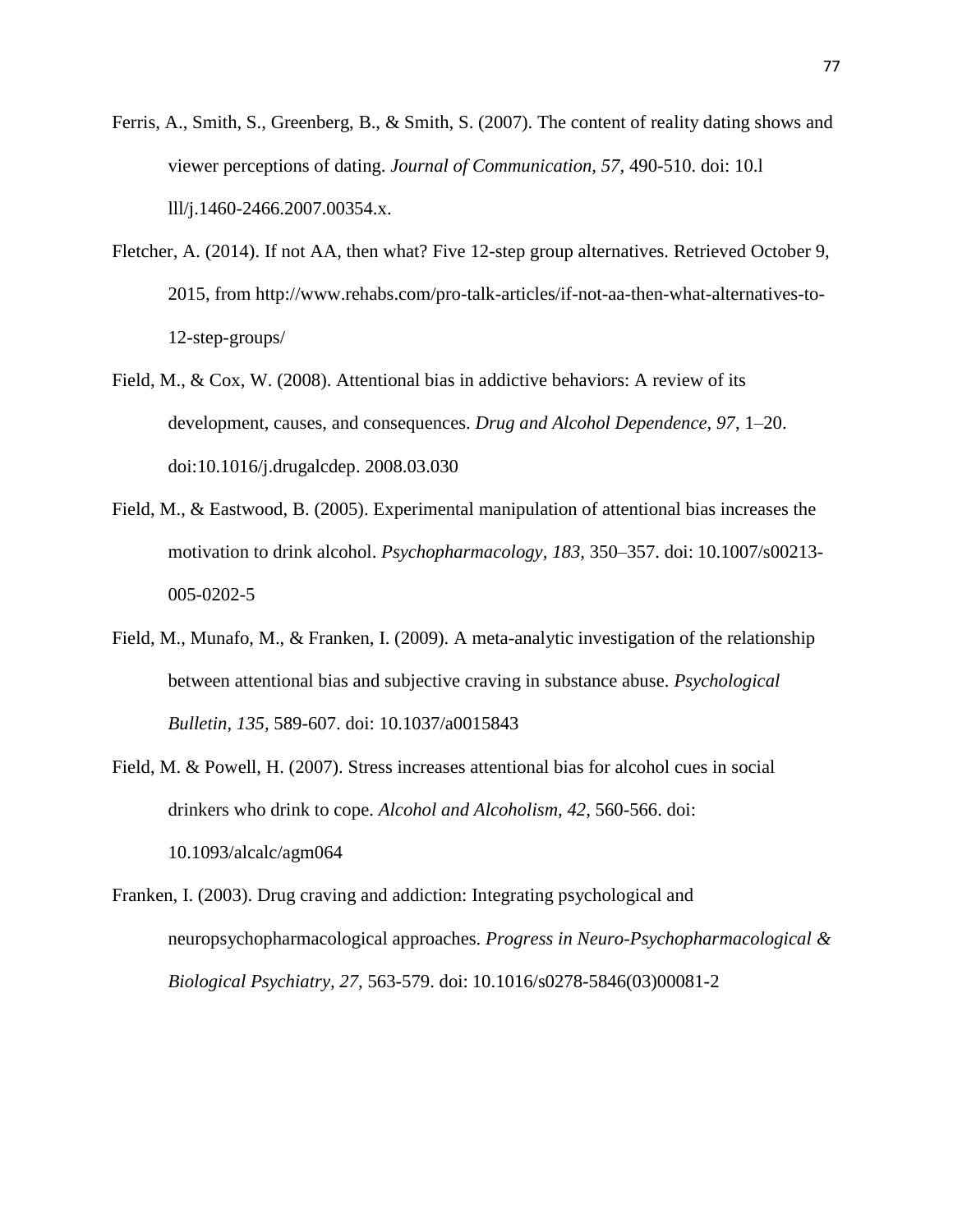Ferris, A., Smith, S., Greenberg, B., & Smith, S. (2007). The content of reality dating shows and viewer perceptions of dating. *Journal of Communication, 57*, 490-510. doi: 10.l lll/j.1460-2466.2007.00354.x.

Fletcher, A. (2014). If not AA, then what? Five 12-step group alternatives. Retrieved October 9, 2015, from http://www.rehabs.com/pro-talk-articles/if-not-aa-then-what-alternatives-to-12-step-groups/

Field, M., & Cox, W. (2008). Attentional bias in addictive behaviors: A review of its development, causes, and consequences. *Drug and Alcohol Dependence, 97*, 1–20. doi:10.1016/j.drugalcdep. 2008.03.030

Field, M., & Eastwood, B. (2005). Experimental manipulation of attentional bias increases the motivation to drink alcohol. *Psychopharmacology, 183*, 350–357. doi: 10.1007/s00213-005-0202-5

Field, M., Munafo, M., & Franken, I. (2009). A meta-analytic investigation of the relationship between attentional bias and subjective craving in substance abuse. *Psychological Bulletin, 135,* 589-607. doi: 10.1037/a0015843

Field, M. & Powell, H. (2007). Stress increases attentional bias for alcohol cues in social drinkers who drink to cope. *Alcohol and Alcoholism, 42*, 560-566. doi: 10.1093/alcalc/agm064

Franken, I. (2003). Drug craving and addiction: Integrating psychological and neuropsychopharmacological approaches. *Progress in Neuro-Psychopharmacological & Biological Psychiatry, 27,* 563-579. doi: 10.1016/s0278-5846(03)00081-2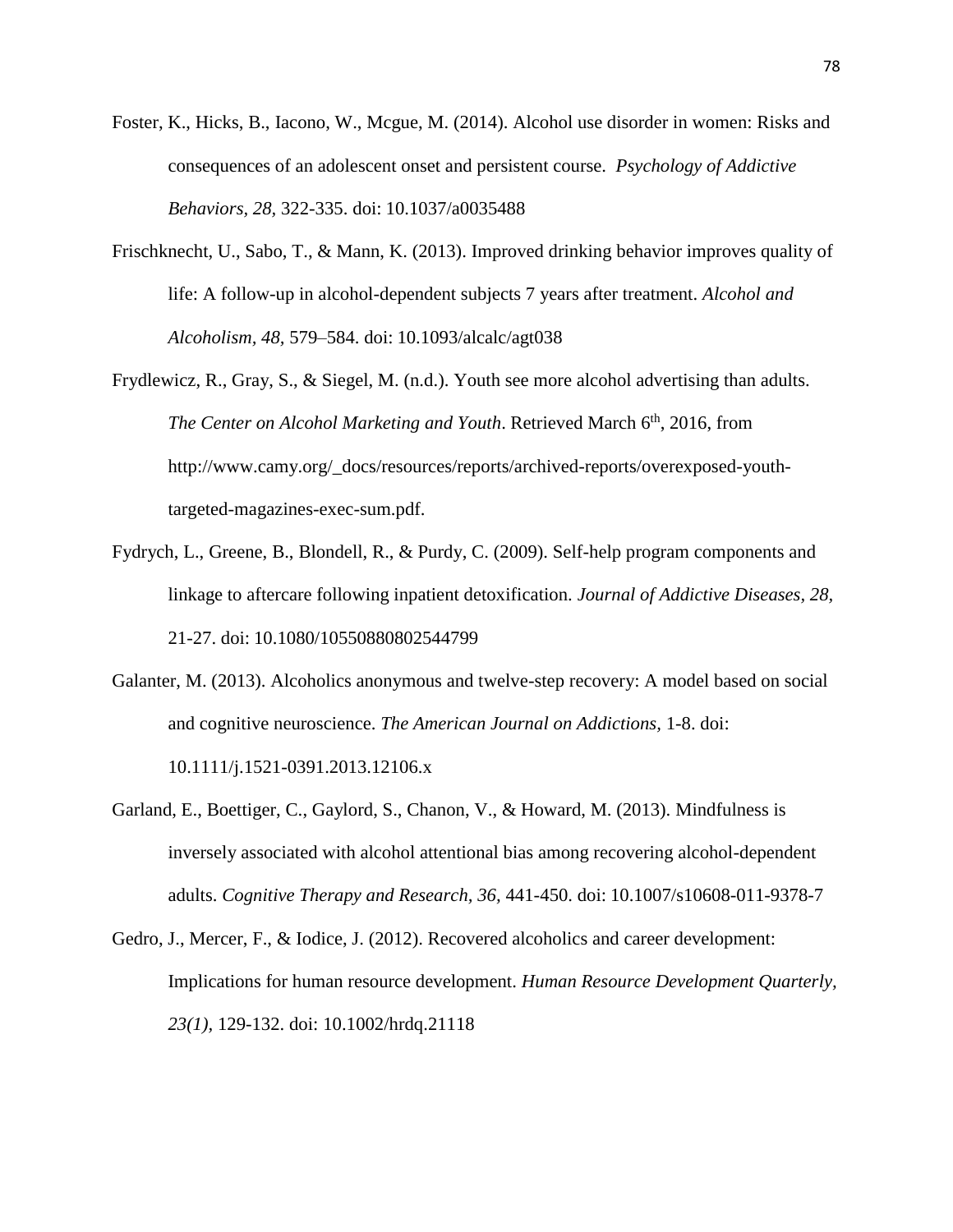Foster, K., Hicks, B., Iacono, W., Mcgue, M. (2014). Alcohol use disorder in women: Risks and consequences of an adolescent onset and persistent course. *Psychology of Addictive Behaviors*, *28*, 322-335. doi: 10.1037/a0035488

Frischknecht, U., Sabo, T., & Mann, K. (2013). Improved drinking behavior improves quality of life: A follow-up in alcohol-dependent subjects 7 years after treatment. *Alcohol and Alcoholism*, *48*, 579–584. doi: 10.1093/alcalc/agt038

Frydlewicz, R., Gray, S., & Siegel, M. (n.d.). Youth see more alcohol advertising than adults. *The Center on Alcohol Marketing and Youth*. Retrieved March 6th, 2016, from http://www.camy.org/_docs/resources/reports/archived-reports/overexposed-youth-targeted-magazines-exec-sum.pdf.

Fydrych, L., Greene, B., Blondell, R., & Purdy, C. (2009). Self-help program components and linkage to aftercare following inpatient detoxification. *Journal of Addictive Diseases, 28,* 21-27. doi: 10.1080/10550880802544799

Galanter, M. (2013). Alcoholics anonymous and twelve-step recovery: A model based on social and cognitive neuroscience. *The American Journal on Addictions,* 1-8. doi: 10.1111/j.1521-0391.2013.12106.x

Garland, E., Boettiger, C., Gaylord, S., Chanon, V., & Howard, M. (2013). Mindfulness is inversely associated with alcohol attentional bias among recovering alcohol-dependent adults. *Cognitive Therapy and Research, 36,* 441-450. doi: 10.1007/s10608-011-9378-7

Gedro, J., Mercer, F., & Iodice, J. (2012). Recovered alcoholics and career development: Implications for human resource development. *Human Resource Development Quarterly, 23(1),* 129-132. doi: 10.1002/hrdq.21118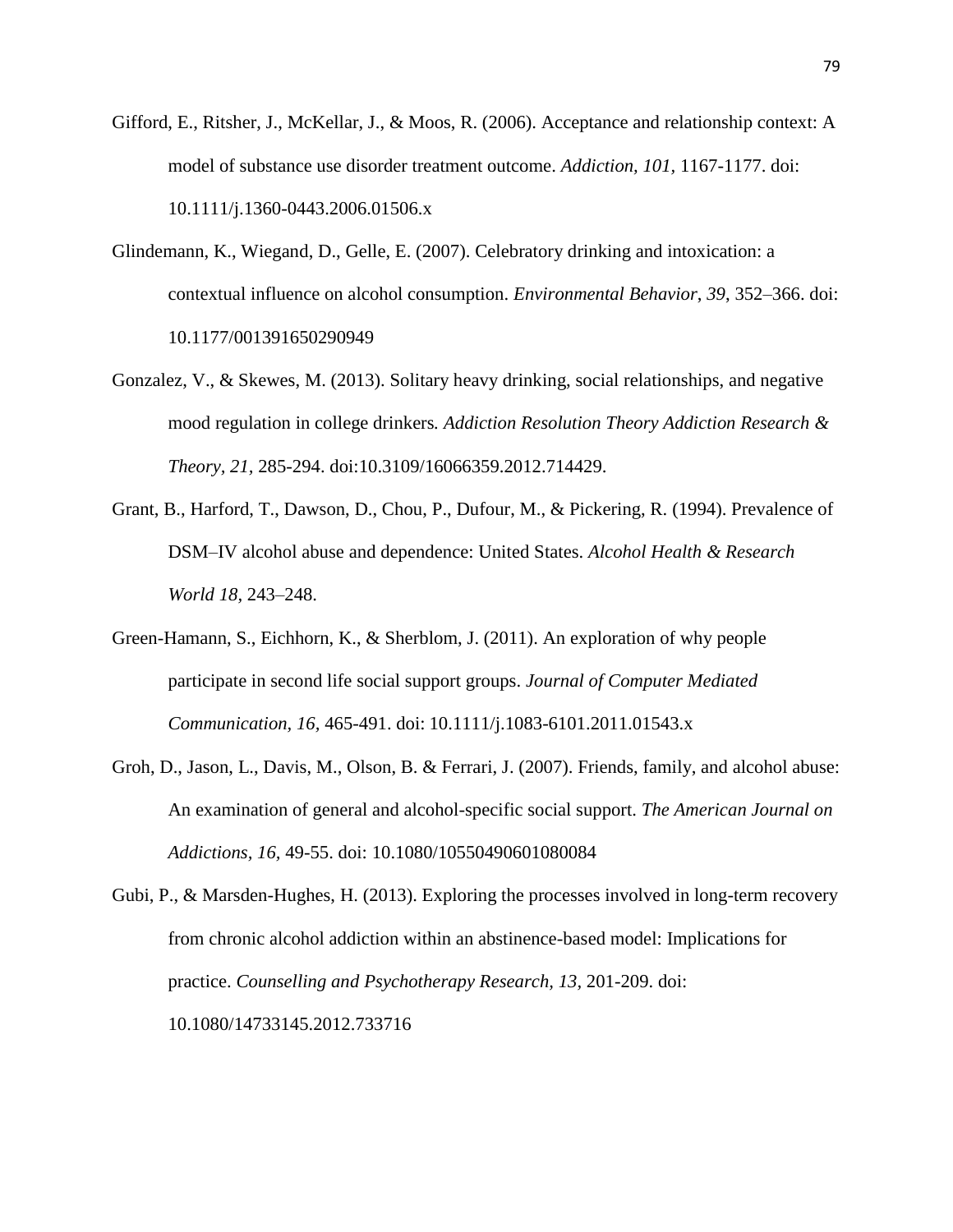Gifford, E., Ritsher, J., McKellar, J., & Moos, R. (2006). Acceptance and relationship context: A model of substance use disorder treatment outcome. *Addiction, 101,* 1167-1177. doi: 10.1111/j.1360-0443.2006.01506.x

Glindemann, K., Wiegand, D., Gelle, E. (2007). Celebratory drinking and intoxication: a contextual influence on alcohol consumption. *Environmental Behavior*, *39*, 352–366. doi: 10.1177/001391650290949

Gonzalez, V., & Skewes, M. (2013). Solitary heavy drinking, social relationships, and negative mood regulation in college drinkers*. Addiction Resolution Theory Addiction Research & Theory, 21,* 285-294. doi:10.3109/16066359.2012.714429.

Grant, B., Harford, T., Dawson, D., Chou, P., Dufour, M., & Pickering, R. (1994). Prevalence of DSM–IV alcohol abuse and dependence: United States. *Alcohol Health & Research World 18,* 243–248.

Green-Hamann, S., Eichhorn, K., & Sherblom, J. (2011). An exploration of why people participate in second life social support groups. *Journal of Computer Mediated Communication, 16*, 465-491. doi: 10.1111/j.1083-6101.2011.01543.x

Groh, D., Jason, L., Davis, M., Olson, B. & Ferrari, J. (2007). Friends, family, and alcohol abuse: An examination of general and alcohol-specific social support. *The American Journal on Addictions*, *16*, 49-55. doi: 10.1080/10550490601080084

Gubi, P., & Marsden-Hughes, H. (2013). Exploring the processes involved in long-term recovery from chronic alcohol addiction within an abstinence-based model: Implications for practice. *Counselling and Psychotherapy Research*, *13*, 201-209. doi: 10.1080/14733145.2012.733716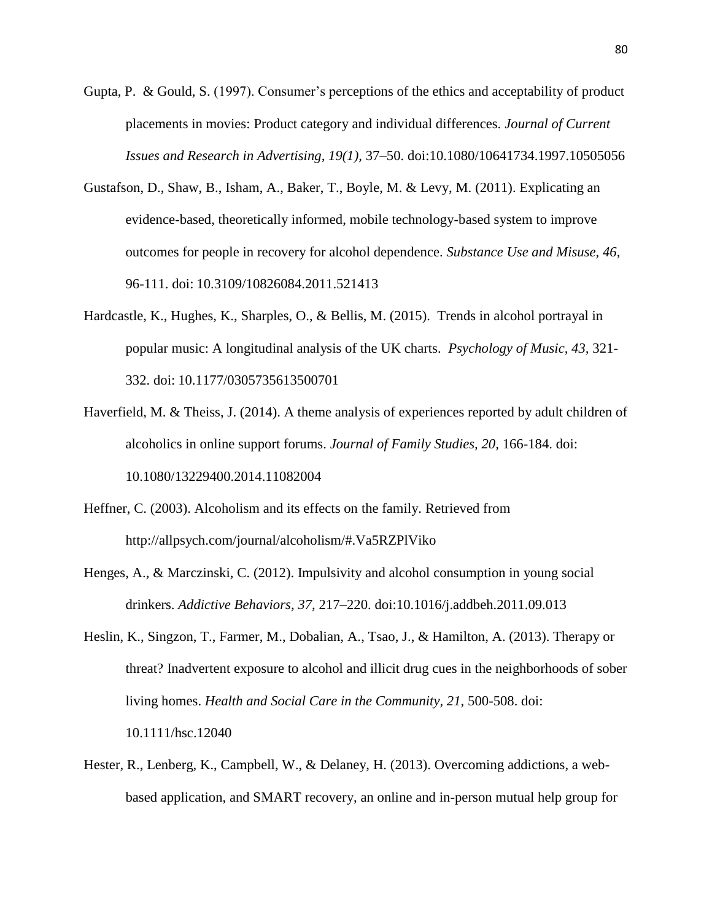Gupta, P.  & Gould, S. (1997). Consumer's perceptions of the ethics and acceptability of product placements in movies: Product category and individual differences. *Journal of Current Issues and Research in Advertising, 19(1),* 37–50. doi:10.1080/10641734.1997.10505056

Gustafson, D., Shaw, B., Isham, A., Baker, T., Boyle, M. & Levy, M. (2011). Explicating an evidence-based, theoretically informed, mobile technology-based system to improve outcomes for people in recovery for alcohol dependence. *Substance Use and Misuse, 46,* 96-111. doi: 10.3109/10826084.2011.521413

Hardcastle, K., Hughes, K., Sharples, O., & Bellis, M. (2015).  Trends in alcohol portrayal in popular music: A longitudinal analysis of the UK charts.  *Psychology of Music, 43,* 321-332. doi: 10.1177/0305735613500701

Haverfield, M. & Theiss, J. (2014). A theme analysis of experiences reported by adult children of alcoholics in online support forums. *Journal of Family Studies, 20,* 166-184. doi: 10.1080/13229400.2014.11082004

Heffner, C. (2003). Alcoholism and its effects on the family. Retrieved from http://allpsych.com/journal/alcoholism/#.Va5RZPlViko

Henges, A., & Marczinski, C. (2012). Impulsivity and alcohol consumption in young social drinkers. *Addictive Behaviors, 37,* 217–220. doi:10.1016/j.addbeh.2011.09.013

Heslin, K., Singzon, T., Farmer, M., Dobalian, A., Tsao, J., & Hamilton, A. (2013). Therapy or threat? Inadvertent exposure to alcohol and illicit drug cues in the neighborhoods of sober living homes. *Health and Social Care in the Community, 21,* 500-508. doi: 10.1111/hsc.12040

Hester, R., Lenberg, K., Campbell, W., & Delaney, H. (2013). Overcoming addictions, a web-based application, and SMART recovery, an online and in-person mutual help group for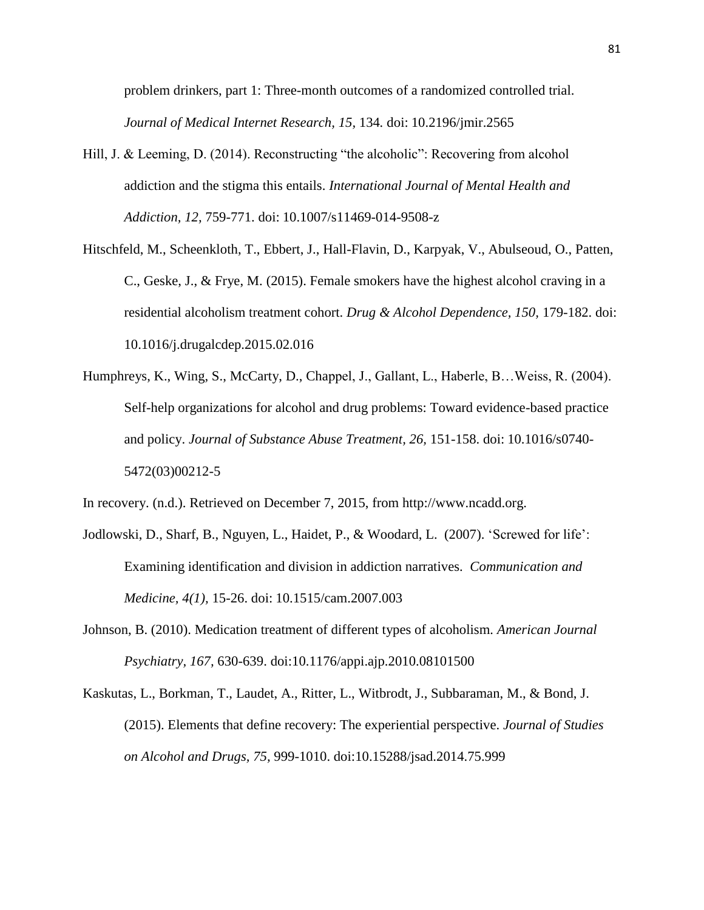problem drinkers, part 1: Three-month outcomes of a randomized controlled trial. *Journal of Medical Internet Research, 15,* 134. doi: 10.2196/jmir.2565

Hill, J. & Leeming, D. (2014). Reconstructing "the alcoholic": Recovering from alcohol addiction and the stigma this entails. *International Journal of Mental Health and Addiction, 12,* 759-771. doi: 10.1007/s11469-014-9508-z

Hitschfeld, M., Scheenkloth, T., Ebbert, J., Hall-Flavin, D., Karpyak, V., Abulseoud, O., Patten, C., Geske, J., & Frye, M. (2015). Female smokers have the highest alcohol craving in a residential alcoholism treatment cohort. *Drug & Alcohol Dependence, 150,* 179-182. doi: 10.1016/j.drugalcdep.2015.02.016

Humphreys, K., Wing, S., McCarty, D., Chappel, J., Gallant, L., Haberle, B…Weiss, R. (2004). Self-help organizations for alcohol and drug problems: Toward evidence-based practice and policy. *Journal of Substance Abuse Treatment, 26,* 151-158. doi: 10.1016/s0740-5472(03)00212-5

In recovery. (n.d.). Retrieved on December 7, 2015, from http://www.ncadd.org.

Jodlowski, D., Sharf, B., Nguyen, L., Haidet, P., & Woodard, L. (2007). 'Screwed for life': Examining identification and division in addiction narratives. *Communication and Medicine, 4(1),* 15-26. doi: 10.1515/cam.2007.003

Johnson, B. (2010). Medication treatment of different types of alcoholism. *American Journal Psychiatry, 167,* 630-639. doi:10.1176/appi.ajp.2010.08101500

Kaskutas, L., Borkman, T., Laudet, A., Ritter, L., Witbrodt, J., Subbaraman, M., & Bond, J. (2015). Elements that define recovery: The experiential perspective. *Journal of Studies on Alcohol and Drugs, 75,* 999-1010. doi:10.15288/jsad.2014.75.999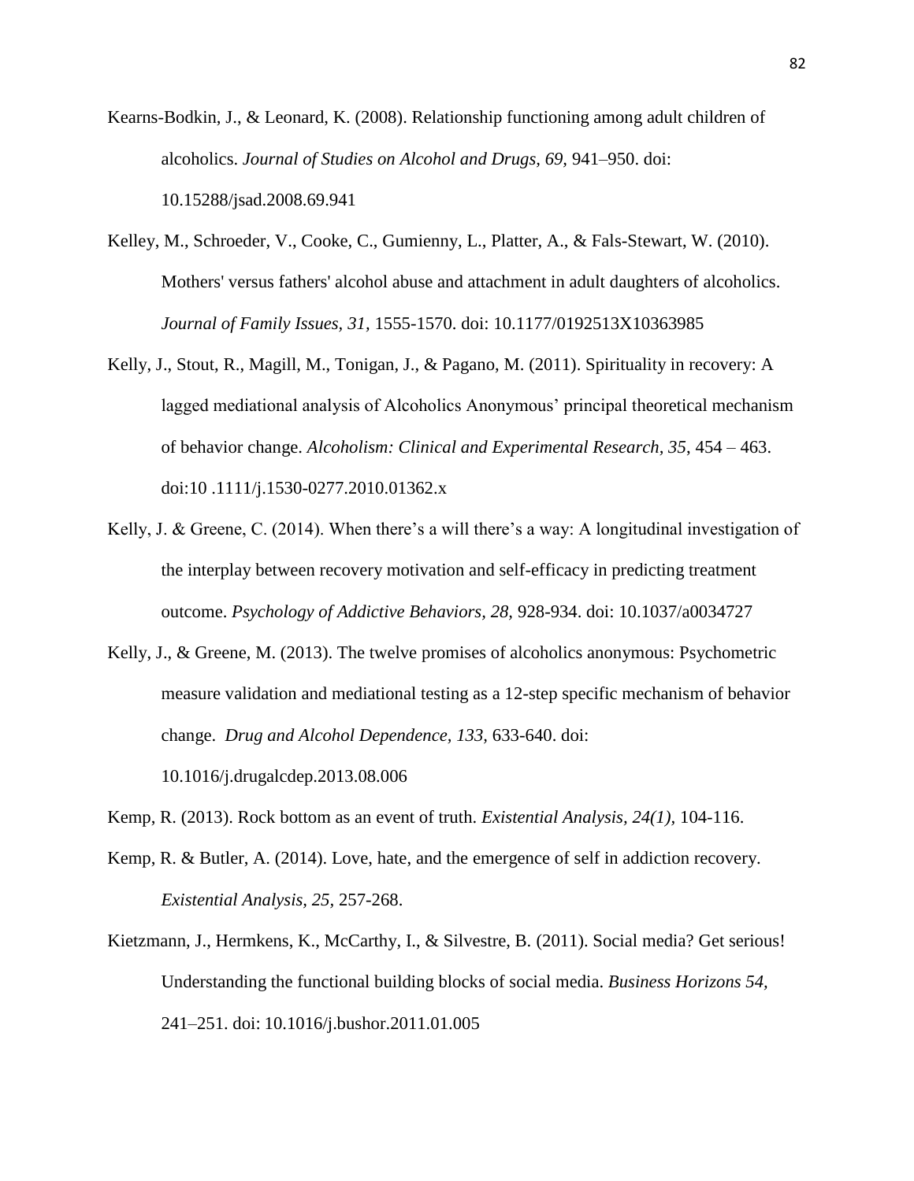Kearns-Bodkin, J., & Leonard, K. (2008). Relationship functioning among adult children of alcoholics. *Journal of Studies on Alcohol and Drugs, 69,* 941–950. doi: 10.15288/jsad.2008.69.941

Kelley, M., Schroeder, V., Cooke, C., Gumienny, L., Platter, A., & Fals-Stewart, W. (2010). Mothers' versus fathers' alcohol abuse and attachment in adult daughters of alcoholics. *Journal of Family Issues, 31,* 1555-1570. doi: 10.1177/0192513X10363985

Kelly, J., Stout, R., Magill, M., Tonigan, J., & Pagano, M. (2011). Spirituality in recovery: A lagged mediational analysis of Alcoholics Anonymous' principal theoretical mechanism of behavior change. *Alcoholism: Clinical and Experimental Research, 35,* 454 – 463. doi:10 .1111/j.1530-0277.2010.01362.x

Kelly, J. & Greene, C. (2014). When there's a will there's a way: A longitudinal investigation of the interplay between recovery motivation and self-efficacy in predicting treatment outcome. *Psychology of Addictive Behaviors, 28,* 928-934. doi: 10.1037/a0034727

Kelly, J., & Greene, M. (2013). The twelve promises of alcoholics anonymous: Psychometric measure validation and mediational testing as a 12-step specific mechanism of behavior change. *Drug and Alcohol Dependence, 133,* 633-640. doi: 10.1016/j.drugalcdep.2013.08.006

Kemp, R. (2013). Rock bottom as an event of truth. *Existential Analysis, 24(1),* 104-116.

Kemp, R. & Butler, A. (2014). Love, hate, and the emergence of self in addiction recovery. *Existential Analysis, 25,* 257-268.

Kietzmann, J., Hermkens, K., McCarthy, I., & Silvestre, B. (2011). Social media? Get serious! Understanding the functional building blocks of social media. *Business Horizons 54,* 241–251. doi: 10.1016/j.bushor.2011.01.005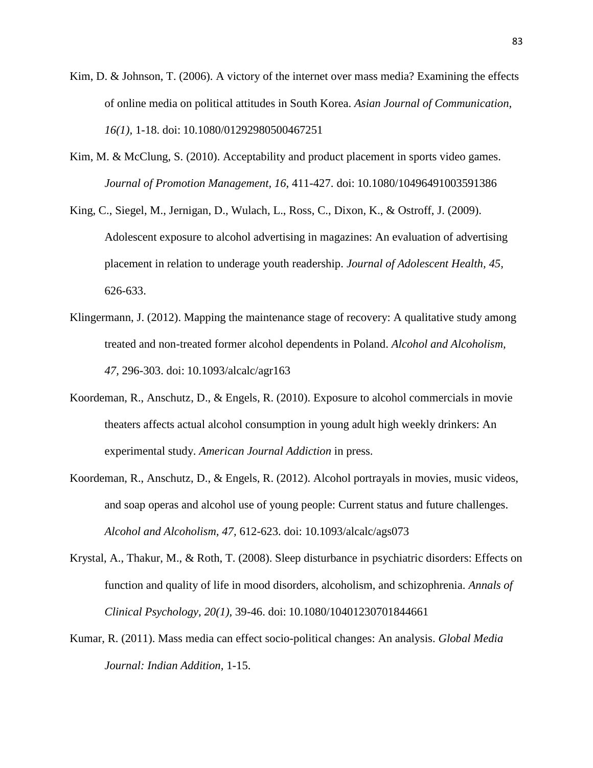Kim, D. & Johnson, T. (2006). A victory of the internet over mass media? Examining the effects of online media on political attitudes in South Korea. *Asian Journal of Communication, 16(1)*, 1-18. doi: 10.1080/01292980500467251

Kim, M. & McClung, S. (2010). Acceptability and product placement in sports video games. *Journal of Promotion Management, 16,* 411-427. doi: 10.1080/10496491003591386

King, C., Siegel, M., Jernigan, D., Wulach, L., Ross, C., Dixon, K., & Ostroff, J. (2009). Adolescent exposure to alcohol advertising in magazines: An evaluation of advertising placement in relation to underage youth readership. *Journal of Adolescent Health, 45,* 626-633.

Klingermann, J. (2012). Mapping the maintenance stage of recovery: A qualitative study among treated and non-treated former alcohol dependents in Poland. *Alcohol and Alcoholism, 47,* 296-303. doi: 10.1093/alcalc/agr163

Koordeman, R., Anschutz, D., & Engels, R. (2010). Exposure to alcohol commercials in movie theaters affects actual alcohol consumption in young adult high weekly drinkers: An experimental study. *American Journal Addiction* in press.

Koordeman, R., Anschutz, D., & Engels, R. (2012). Alcohol portrayals in movies, music videos, and soap operas and alcohol use of young people: Current status and future challenges. *Alcohol and Alcoholism, 47,* 612-623. doi: 10.1093/alcalc/ags073

Krystal, A., Thakur, M., & Roth, T. (2008). Sleep disturbance in psychiatric disorders: Effects on function and quality of life in mood disorders, alcoholism, and schizophrenia. *Annals of Clinical Psychology, 20(1),* 39-46. doi: 10.1080/10401230701844661

Kumar, R. (2011). Mass media can effect socio-political changes: An analysis. *Global Media Journal: Indian Addition,* 1-15.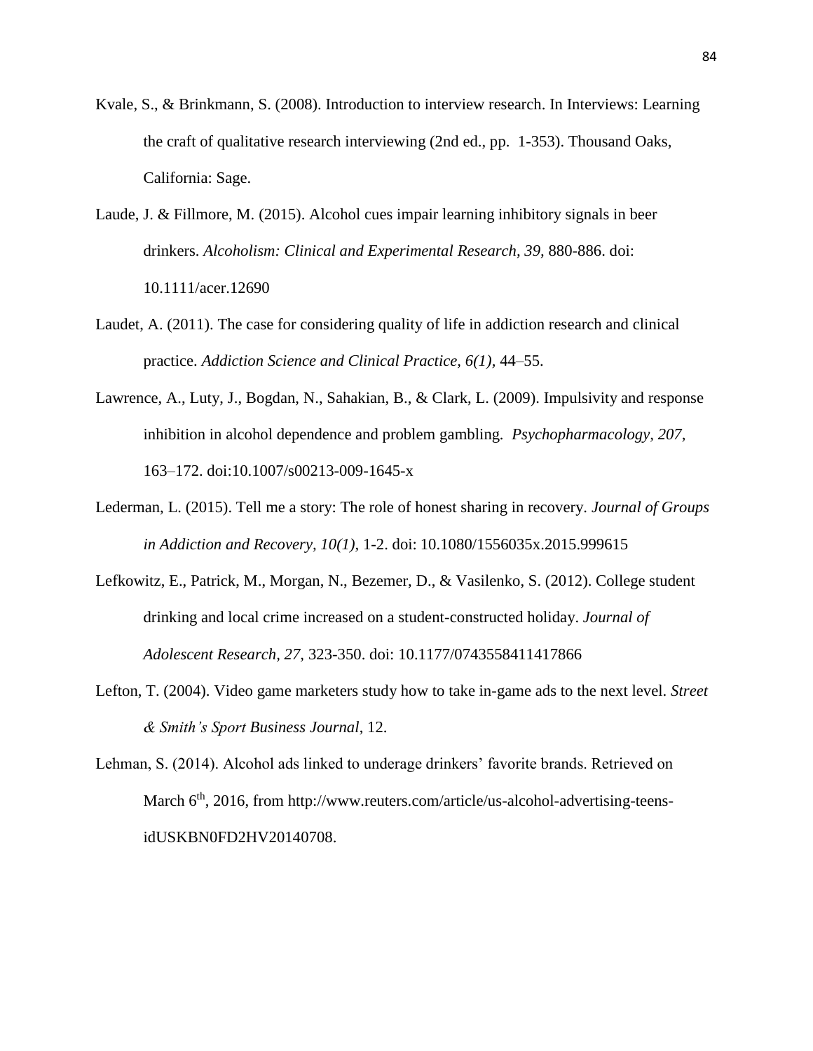Kvale, S., & Brinkmann, S. (2008). Introduction to interview research. In Interviews: Learning the craft of qualitative research interviewing (2nd ed., pp. 1-353). Thousand Oaks, California: Sage.

Laude, J. & Fillmore, M. (2015). Alcohol cues impair learning inhibitory signals in beer drinkers. *Alcoholism: Clinical and Experimental Research, 39,* 880-886. doi: 10.1111/acer.12690

Laudet, A. (2011). The case for considering quality of life in addiction research and clinical practice. *Addiction Science and Clinical Practice, 6(1),* 44–55.

Lawrence, A., Luty, J., Bogdan, N., Sahakian, B., & Clark, L. (2009). Impulsivity and response inhibition in alcohol dependence and problem gambling. *Psychopharmacology, 207,* 163–172. doi:10.1007/s00213-009-1645-x

Lederman, L. (2015). Tell me a story: The role of honest sharing in recovery. *Journal of Groups in Addiction and Recovery, 10(1),* 1-2. doi: 10.1080/1556035x.2015.999615

Lefkowitz, E., Patrick, M., Morgan, N., Bezemer, D., & Vasilenko, S. (2012). College student drinking and local crime increased on a student-constructed holiday. *Journal of Adolescent Research, 27,* 323-350. doi: 10.1177/0743558411417866

Lefton, T. (2004). Video game marketers study how to take in-game ads to the next level. *Street & Smith's Sport Business Journal*, 12.

Lehman, S. (2014). Alcohol ads linked to underage drinkers' favorite brands. Retrieved on March 6th, 2016, from http://www.reuters.com/article/us-alcohol-advertising-teens-idUSKBN0FD2HV20140708.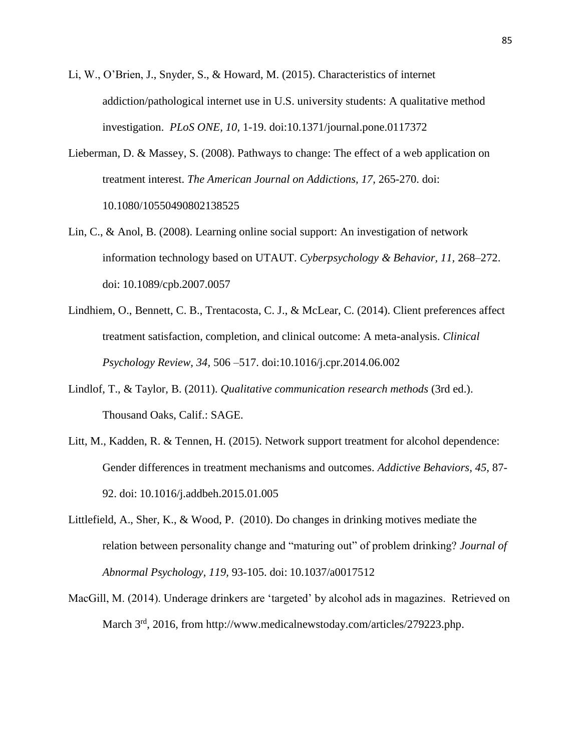Li, W., O'Brien, J., Snyder, S., & Howard, M. (2015). Characteristics of internet addiction/pathological internet use in U.S. university students: A qualitative method investigation. *PLoS ONE, 10,* 1-19. doi:10.1371/journal.pone.0117372

Lieberman, D. & Massey, S. (2008). Pathways to change: The effect of a web application on treatment interest. *The American Journal on Addictions, 17,* 265-270. doi: 10.1080/10550490802138525

Lin, C., & Anol, B. (2008). Learning online social support: An investigation of network information technology based on UTAUT. *Cyberpsychology & Behavior, 11,* 268–272. doi: 10.1089/cpb.2007.0057

Lindhiem, O., Bennett, C. B., Trentacosta, C. J., & McLear, C. (2014). Client preferences affect treatment satisfaction, completion, and clinical outcome: A meta-analysis. *Clinical Psychology Review, 34,* 506 –517. doi:10.1016/j.cpr.2014.06.002

Lindlof, T., & Taylor, B. (2011). *Qualitative communication research methods* (3rd ed.). Thousand Oaks, Calif.: SAGE.

Litt, M., Kadden, R. & Tennen, H. (2015). Network support treatment for alcohol dependence: Gender differences in treatment mechanisms and outcomes. *Addictive Behaviors, 45,* 87-92. doi: 10.1016/j.addbeh.2015.01.005

Littlefield, A., Sher, K., & Wood, P. (2010). Do changes in drinking motives mediate the relation between personality change and "maturing out" of problem drinking? *Journal of Abnormal Psychology, 119,* 93-105. doi: 10.1037/a0017512

MacGill, M. (2014). Underage drinkers are 'targeted' by alcohol ads in magazines. Retrieved on March 3rd, 2016, from http://www.medicalnewstoday.com/articles/279223.php.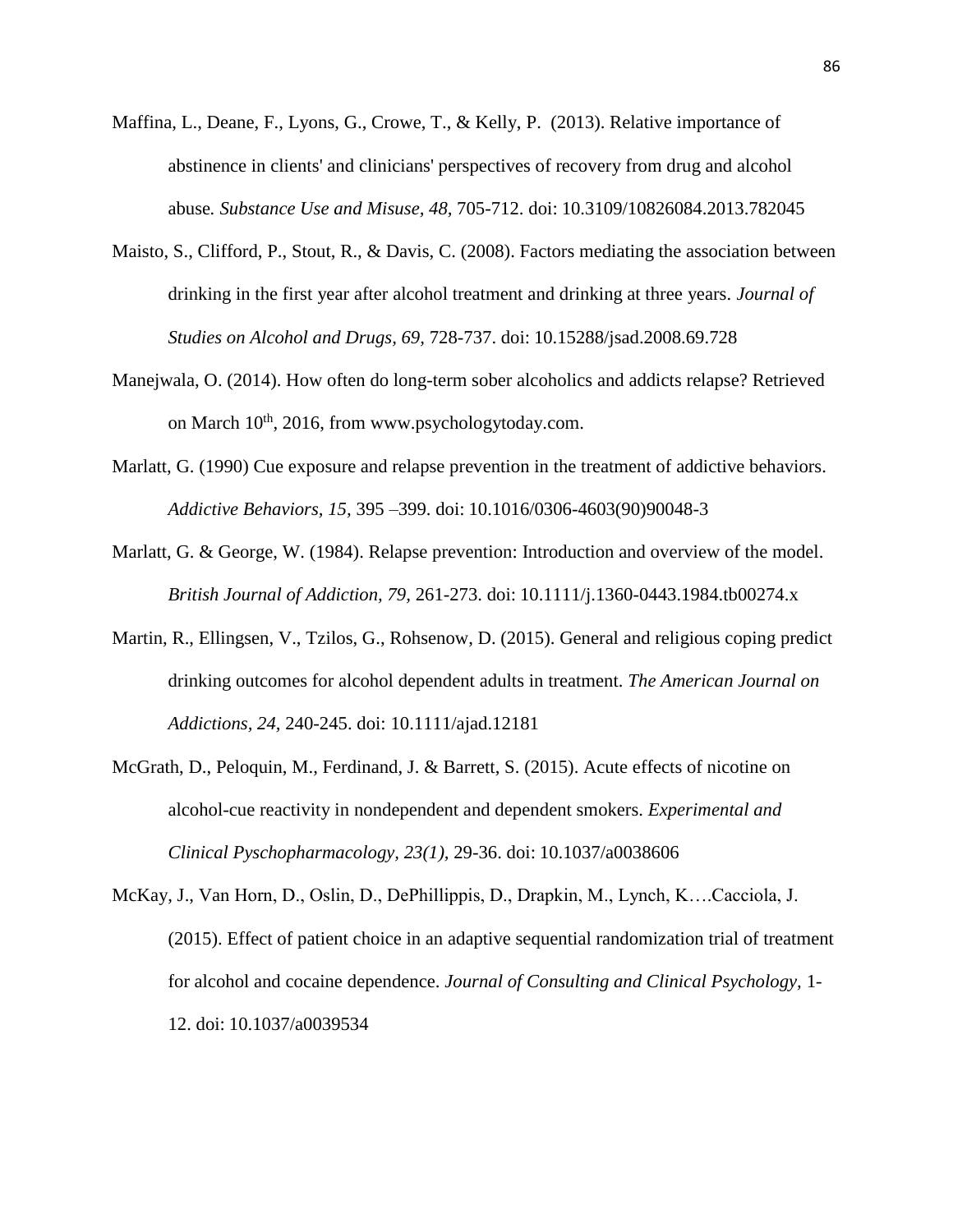Maffina, L., Deane, F., Lyons, G., Crowe, T., & Kelly, P. (2013). Relative importance of abstinence in clients' and clinicians' perspectives of recovery from drug and alcohol abuse. *Substance Use and Misuse, 48,* 705-712. doi: 10.3109/10826084.2013.782045

Maisto, S., Clifford, P., Stout, R., & Davis, C. (2008). Factors mediating the association between drinking in the first year after alcohol treatment and drinking at three years. *Journal of Studies on Alcohol and Drugs, 69,* 728-737. doi: 10.15288/jsad.2008.69.728

Manejwala, O. (2014). How often do long-term sober alcoholics and addicts relapse? Retrieved on March 10th, 2016, from www.psychologytoday.com.

Marlatt, G. (1990) Cue exposure and relapse prevention in the treatment of addictive behaviors. *Addictive Behaviors, 15,* 395 –399. doi: 10.1016/0306-4603(90)90048-3

Marlatt, G. & George, W. (1984). Relapse prevention: Introduction and overview of the model. *British Journal of Addiction, 79,* 261-273. doi: 10.1111/j.1360-0443.1984.tb00274.x

Martin, R., Ellingsen, V., Tzilos, G., Rohsenow, D. (2015). General and religious coping predict drinking outcomes for alcohol dependent adults in treatment. *The American Journal on Addictions, 24,* 240-245. doi: 10.1111/ajad.12181

McGrath, D., Peloquin, M., Ferdinand, J. & Barrett, S. (2015). Acute effects of nicotine on alcohol-cue reactivity in nondependent and dependent smokers. *Experimental and Clinical Pyschopharmacology, 23(1),* 29-36. doi: 10.1037/a0038606

McKay, J., Van Horn, D., Oslin, D., DePhillippis, D., Drapkin, M., Lynch, K….Cacciola, J. (2015). Effect of patient choice in an adaptive sequential randomization trial of treatment for alcohol and cocaine dependence. *Journal of Consulting and Clinical Psychology,* 1-12. doi: 10.1037/a0039534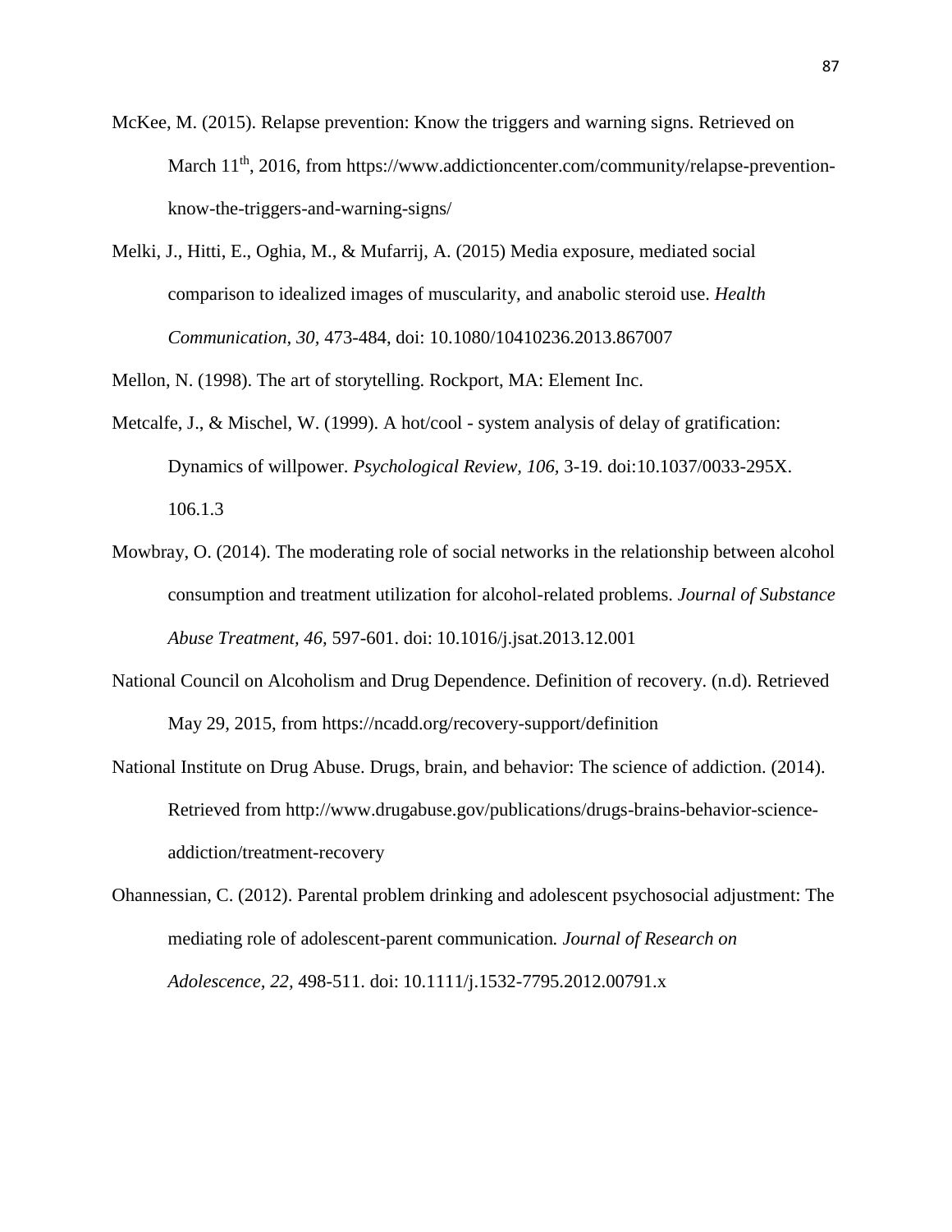McKee, M. (2015). Relapse prevention: Know the triggers and warning signs. Retrieved on March 11th, 2016, from https://www.addictioncenter.com/community/relapse-prevention-know-the-triggers-and-warning-signs/

Melki, J., Hitti, E., Oghia, M., & Mufarrij, A. (2015) Media exposure, mediated social comparison to idealized images of muscularity, and anabolic steroid use. *Health Communication*, *30,* 473-484, doi: 10.1080/10410236.2013.867007

Mellon, N. (1998). The art of storytelling. Rockport, MA: Element Inc.

Metcalfe, J., & Mischel, W. (1999). A hot/cool - system analysis of delay of gratification: Dynamics of willpower. *Psychological Review, 106,* 3-19. doi:10.1037/0033-295X. 106.1.3

Mowbray, O. (2014). The moderating role of social networks in the relationship between alcohol consumption and treatment utilization for alcohol-related problems. *Journal of Substance Abuse Treatment*, *46,* 597-601. doi: 10.1016/j.jsat.2013.12.001

National Council on Alcoholism and Drug Dependence. Definition of recovery. (n.d). Retrieved May 29, 2015, from https://ncadd.org/recovery-support/definition

National Institute on Drug Abuse. Drugs, brain, and behavior: The science of addiction. (2014). Retrieved from http://www.drugabuse.gov/publications/drugs-brains-behavior-science-addiction/treatment-recovery

Ohannessian, C. (2012). Parental problem drinking and adolescent psychosocial adjustment: The mediating role of adolescent-parent communication*. Journal of Research on Adolescence, 22,* 498-511. doi: 10.1111/j.1532-7795.2012.00791.x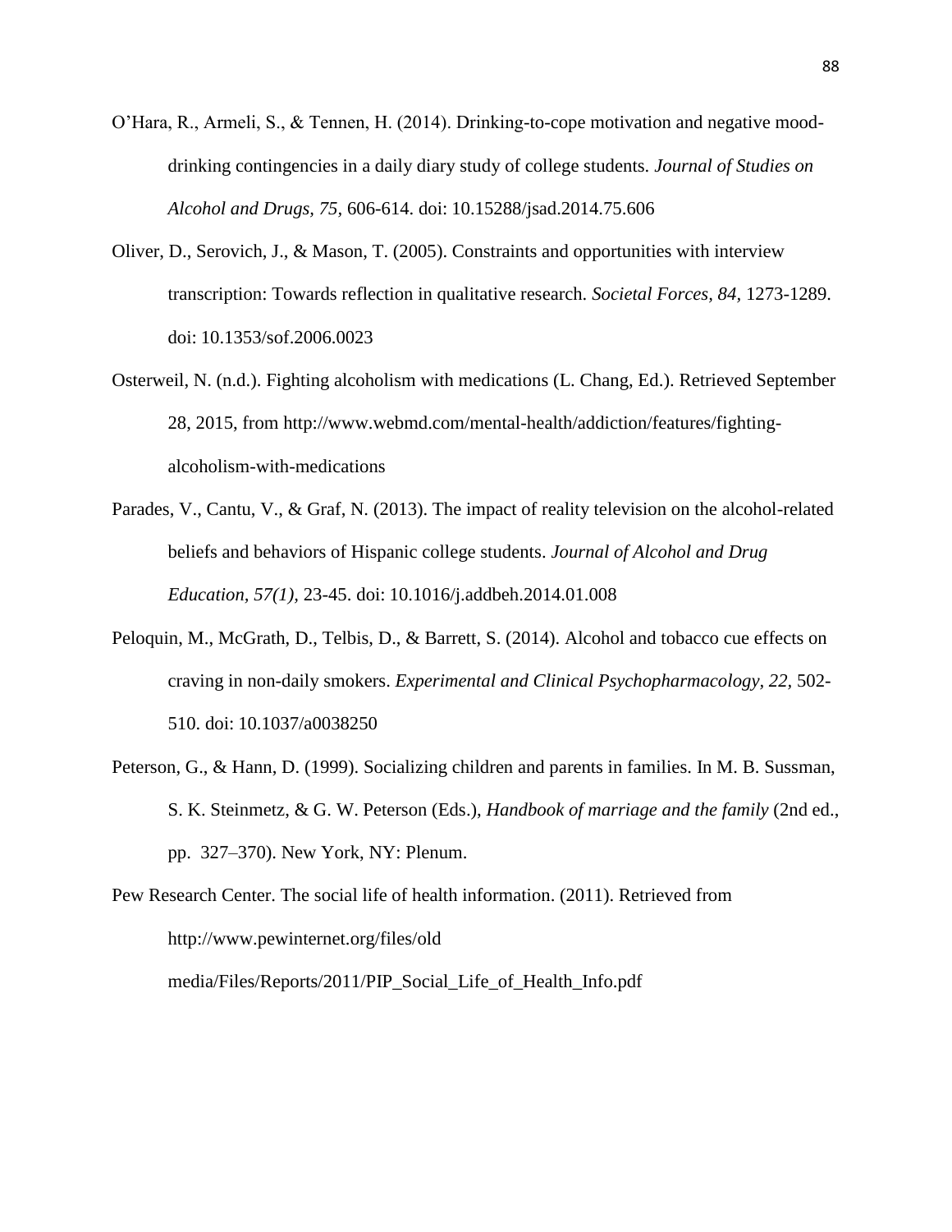O'Hara, R., Armeli, S., & Tennen, H. (2014). Drinking-to-cope motivation and negative mood-drinking contingencies in a daily diary study of college students. *Journal of Studies on Alcohol and Drugs, 75,* 606-614. doi: 10.15288/jsad.2014.75.606

Oliver, D., Serovich, J., & Mason, T. (2005). Constraints and opportunities with interview transcription: Towards reflection in qualitative research. *Societal Forces, 84,* 1273-1289. doi: 10.1353/sof.2006.0023

Osterweil, N. (n.d.). Fighting alcoholism with medications (L. Chang, Ed.). Retrieved September 28, 2015, from http://www.webmd.com/mental-health/addiction/features/fighting-alcoholism-with-medications

Parades, V., Cantu, V., & Graf, N. (2013). The impact of reality television on the alcohol-related beliefs and behaviors of Hispanic college students. *Journal of Alcohol and Drug Education, 57(1),* 23-45. doi: 10.1016/j.addbeh.2014.01.008

Peloquin, M., McGrath, D., Telbis, D., & Barrett, S. (2014). Alcohol and tobacco cue effects on craving in non-daily smokers. *Experimental and Clinical Psychopharmacology, 22,* 502-510. doi: 10.1037/a0038250

Peterson, G., & Hann, D. (1999). Socializing children and parents in families. In M. B. Sussman, S. K. Steinmetz, & G. W. Peterson (Eds.), *Handbook of marriage and the family* (2nd ed., pp. 327–370). New York, NY: Plenum.

Pew Research Center. The social life of health information. (2011). Retrieved from http://www.pewinternet.org/files/old media/Files/Reports/2011/PIP_Social_Life_of_Health_Info.pdf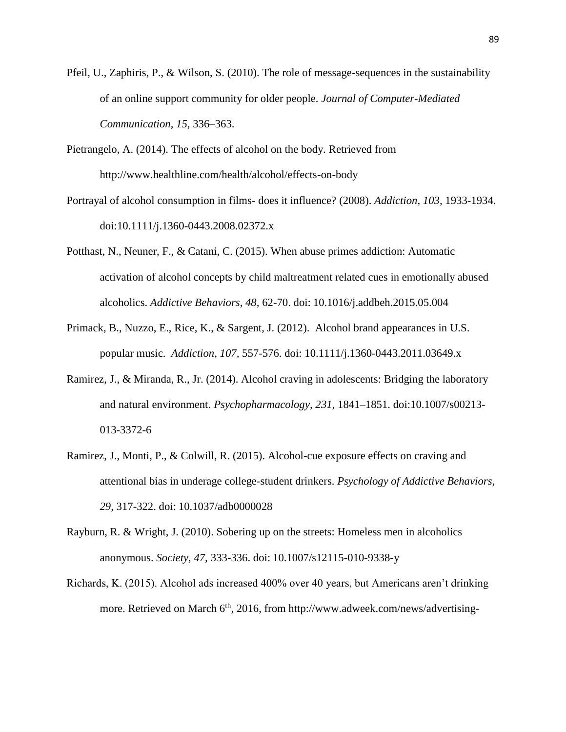Pfeil, U., Zaphiris, P., & Wilson, S. (2010). The role of message-sequences in the sustainability of an online support community for older people. *Journal of Computer-Mediated Communication, 15,* 336–363.

Pietrangelo, A. (2014). The effects of alcohol on the body. Retrieved from http://www.healthline.com/health/alcohol/effects-on-body

Portrayal of alcohol consumption in films- does it influence? (2008). *Addiction, 103*, 1933-1934. doi:10.1111/j.1360-0443.2008.02372.x

Potthast, N., Neuner, F., & Catani, C. (2015). When abuse primes addiction: Automatic activation of alcohol concepts by child maltreatment related cues in emotionally abused alcoholics. *Addictive Behaviors, 48,* 62-70. doi: 10.1016/j.addbeh.2015.05.004

Primack, B., Nuzzo, E., Rice, K., & Sargent, J. (2012). Alcohol brand appearances in U.S. popular music. *Addiction, 107,* 557-576. doi: 10.1111/j.1360-0443.2011.03649.x

Ramirez, J., & Miranda, R., Jr. (2014). Alcohol craving in adolescents: Bridging the laboratory and natural environment. *Psychopharmacology, 231,* 1841–1851. doi:10.1007/s00213-013-3372-6

Ramirez, J., Monti, P., & Colwill, R. (2015). Alcohol-cue exposure effects on craving and attentional bias in underage college-student drinkers. *Psychology of Addictive Behaviors, 29,* 317-322. doi: 10.1037/adb0000028

Rayburn, R. & Wright, J. (2010). Sobering up on the streets: Homeless men in alcoholics anonymous. *Society, 47,* 333-336. doi: 10.1007/s12115-010-9338-y

Richards, K. (2015). Alcohol ads increased 400% over 40 years, but Americans aren't drinking more. Retrieved on March 6th, 2016, from http://www.adweek.com/news/advertising-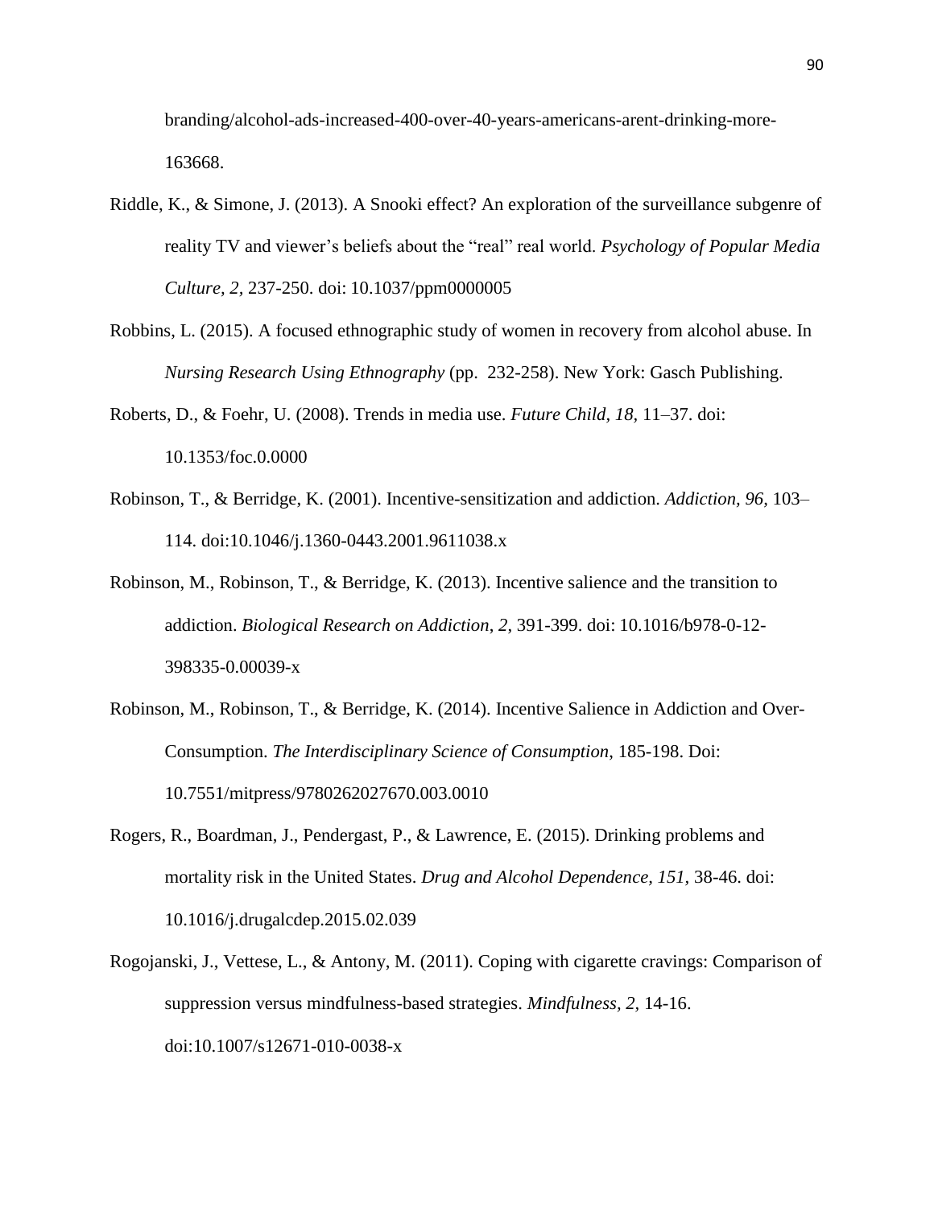branding/alcohol-ads-increased-400-over-40-years-americans-arent-drinking-more-163668.

Riddle, K., & Simone, J. (2013). A Snooki effect? An exploration of the surveillance subgenre of reality TV and viewer's beliefs about the "real" real world. *Psychology of Popular Media Culture, 2,* 237-250. doi: 10.1037/ppm0000005

Robbins, L. (2015). A focused ethnographic study of women in recovery from alcohol abuse. In *Nursing Research Using Ethnography* (pp. 232-258). New York: Gasch Publishing.

Roberts, D., & Foehr, U. (2008). Trends in media use. *Future Child, 18,* 11–37. doi: 10.1353/foc.0.0000

Robinson, T., & Berridge, K. (2001). Incentive-sensitization and addiction. *Addiction, 96,* 103–114. doi:10.1046/j.1360-0443.2001.9611038.x

Robinson, M., Robinson, T., & Berridge, K. (2013). Incentive salience and the transition to addiction. *Biological Research on Addiction, 2,* 391-399. doi: 10.1016/b978-0-12-398335-0.00039-x

Robinson, M., Robinson, T., & Berridge, K. (2014). Incentive Salience in Addiction and Over-Consumption. *The Interdisciplinary Science of Consumption*, 185-198. Doi: 10.7551/mitpress/9780262027670.003.0010

Rogers, R., Boardman, J., Pendergast, P., & Lawrence, E. (2015). Drinking problems and mortality risk in the United States. *Drug and Alcohol Dependence, 151,* 38-46. doi: 10.1016/j.drugalcdep.2015.02.039

Rogojanski, J., Vettese, L., & Antony, M. (2011). Coping with cigarette cravings: Comparison of suppression versus mindfulness-based strategies. *Mindfulness, 2,* 14-16. doi:10.1007/s12671-010-0038-x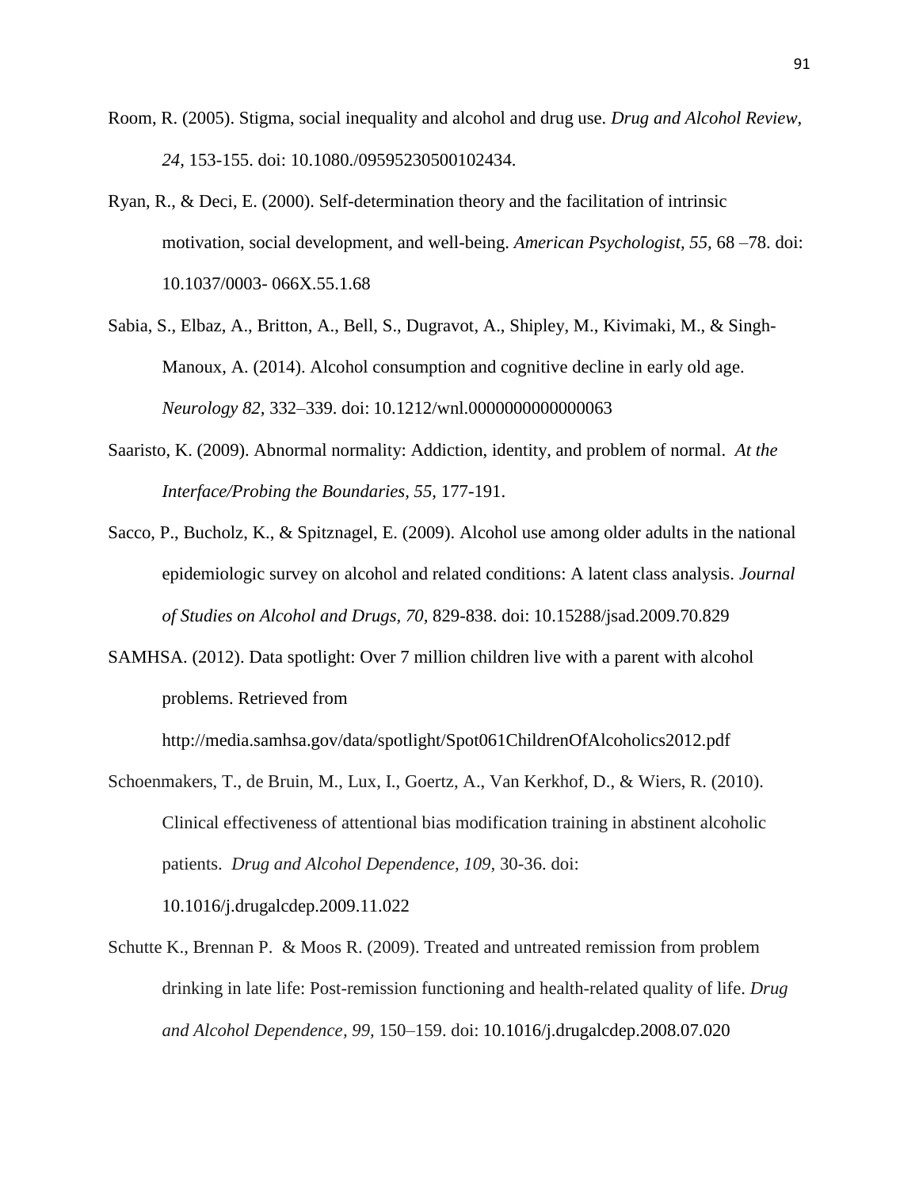Room, R. (2005). Stigma, social inequality and alcohol and drug use. *Drug and Alcohol Review, 24,* 153-155. doi: 10.1080./09595230500102434.

Ryan, R., & Deci, E. (2000). Self-determination theory and the facilitation of intrinsic motivation, social development, and well-being. *American Psychologist, 55,* 68 –78. doi: 10.1037/0003- 066X.55.1.68

Sabia, S., Elbaz, A., Britton, A., Bell, S., Dugravot, A., Shipley, M., Kivimaki, M., & Singh-Manoux, A. (2014). Alcohol consumption and cognitive decline in early old age. *Neurology 82,* 332–339. doi: 10.1212/wnl.0000000000000063

Saaristo, K. (2009). Abnormal normality: Addiction, identity, and problem of normal. *At the Interface/Probing the Boundaries, 55,* 177-191.

Sacco, P., Bucholz, K., & Spitznagel, E. (2009). Alcohol use among older adults in the national epidemiologic survey on alcohol and related conditions: A latent class analysis. *Journal of Studies on Alcohol and Drugs, 70,* 829-838. doi: 10.15288/jsad.2009.70.829

SAMHSA. (2012). Data spotlight: Over 7 million children live with a parent with alcohol problems. Retrieved from http://media.samhsa.gov/data/spotlight/Spot061ChildrenOfAlcoholics2012.pdf

Schoenmakers, T., de Bruin, M., Lux, I., Goertz, A., Van Kerkhof, D., & Wiers, R. (2010). Clinical effectiveness of attentional bias modification training in abstinent alcoholic patients. *Drug and Alcohol Dependence, 109,* 30-36. doi: 10.1016/j.drugalcdep.2009.11.022

Schutte K., Brennan P. & Moos R. (2009). Treated and untreated remission from problem drinking in late life: Post-remission functioning and health-related quality of life. *Drug and Alcohol Dependence, 99,* 150–159. doi: 10.1016/j.drugalcdep.2008.07.020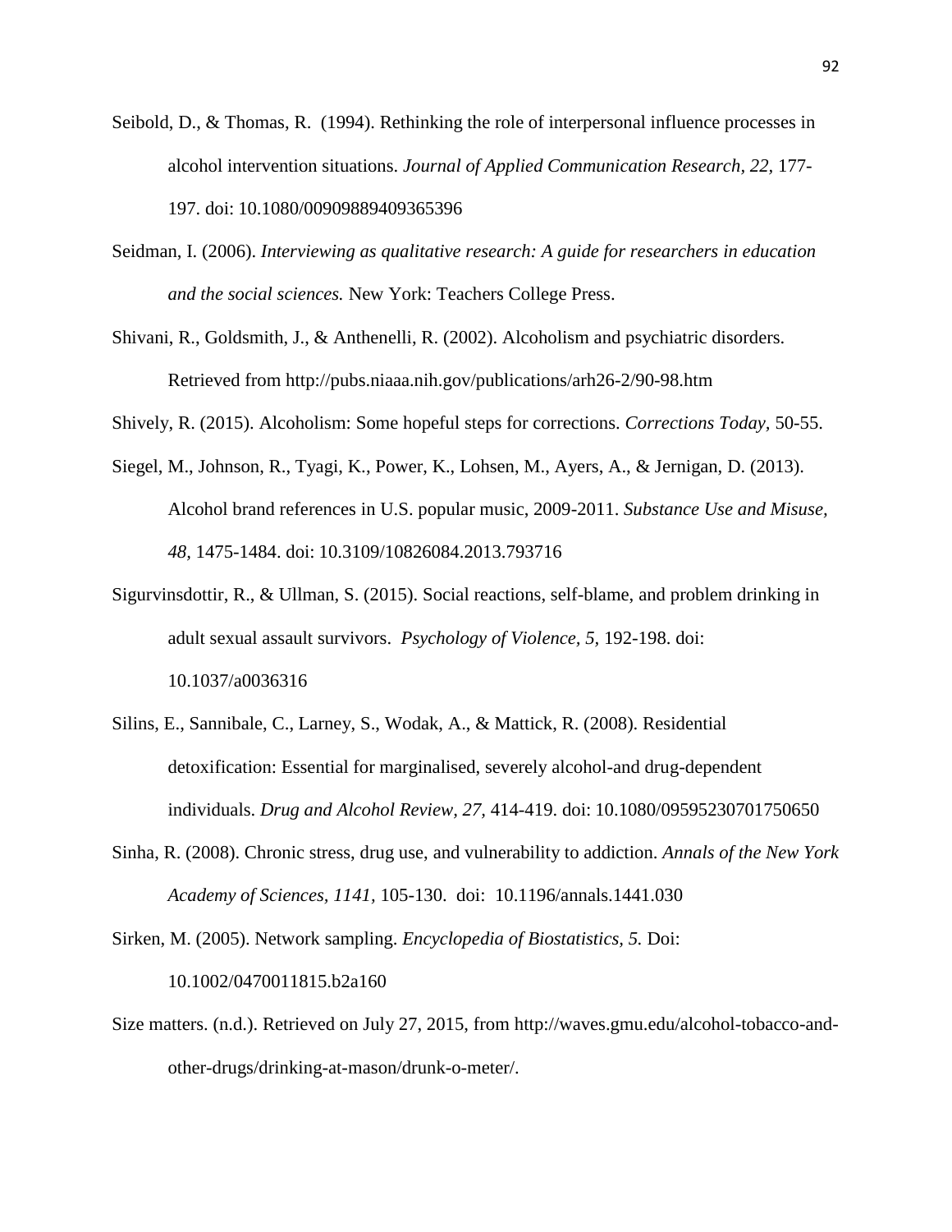Seibold, D., & Thomas, R. (1994). Rethinking the role of interpersonal influence processes in alcohol intervention situations. *Journal of Applied Communication Research, 22,* 177-197. doi: 10.1080/00909889409365396

Seidman, I. (2006). *Interviewing as qualitative research: A guide for researchers in education and the social sciences.* New York: Teachers College Press.

Shivani, R., Goldsmith, J., & Anthenelli, R. (2002). Alcoholism and psychiatric disorders. Retrieved from http://pubs.niaaa.nih.gov/publications/arh26-2/90-98.htm

Shively, R. (2015). Alcoholism: Some hopeful steps for corrections. *Corrections Today,* 50-55.

Siegel, M., Johnson, R., Tyagi, K., Power, K., Lohsen, M., Ayers, A., & Jernigan, D. (2013). Alcohol brand references in U.S. popular music, 2009-2011. *Substance Use and Misuse, 48,* 1475-1484. doi: 10.3109/10826084.2013.793716

Sigurvinsdottir, R., & Ullman, S. (2015). Social reactions, self-blame, and problem drinking in adult sexual assault survivors. *Psychology of Violence, 5,* 192-198. doi: 10.1037/a0036316

Silins, E., Sannibale, C., Larney, S., Wodak, A., & Mattick, R. (2008). Residential detoxification: Essential for marginalised, severely alcohol-and drug-dependent individuals. *Drug and Alcohol Review, 27,* 414-419. doi: 10.1080/09595230701750650

Sinha, R. (2008). Chronic stress, drug use, and vulnerability to addiction. *Annals of the New York Academy of Sciences, 1141,* 105-130. doi: 10.1196/annals.1441.030

Sirken, M. (2005). Network sampling. *Encyclopedia of Biostatistics, 5.* Doi: 10.1002/0470011815.b2a160

Size matters. (n.d.). Retrieved on July 27, 2015, from http://waves.gmu.edu/alcohol-tobacco-and-other-drugs/drinking-at-mason/drunk-o-meter/.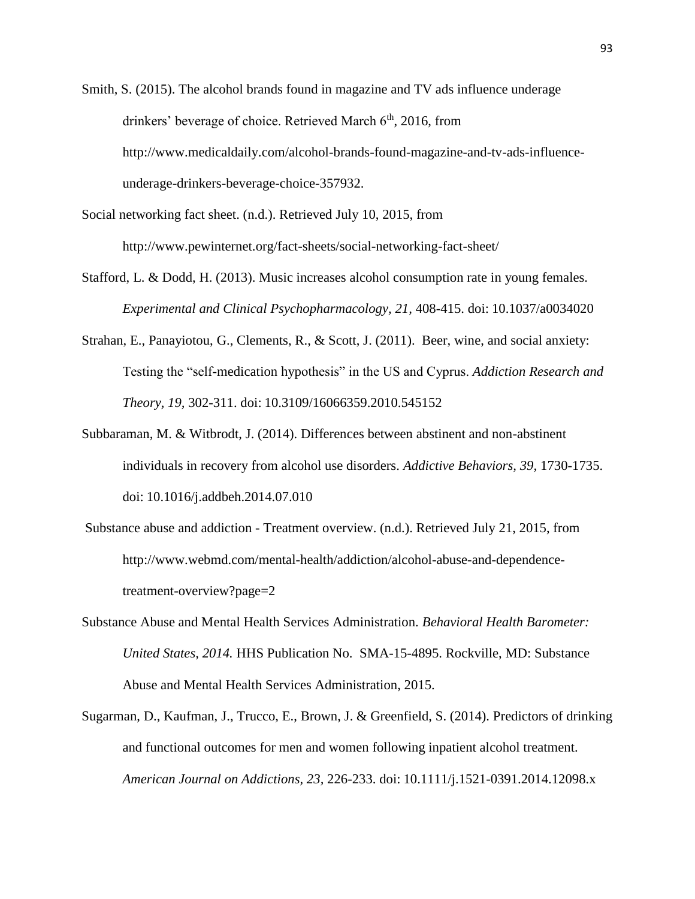Smith, S. (2015). The alcohol brands found in magazine and TV ads influence underage drinkers' beverage of choice. Retrieved March 6th, 2016, from http://www.medicaldaily.com/alcohol-brands-found-magazine-and-tv-ads-influence-underage-drinkers-beverage-choice-357932.

Social networking fact sheet. (n.d.). Retrieved July 10, 2015, from http://www.pewinternet.org/fact-sheets/social-networking-fact-sheet/

Stafford, L. & Dodd, H. (2013). Music increases alcohol consumption rate in young females. *Experimental and Clinical Psychopharmacology, 21*, 408-415. doi: 10.1037/a0034020

Strahan, E., Panayiotou, G., Clements, R., & Scott, J. (2011). Beer, wine, and social anxiety: Testing the "self-medication hypothesis" in the US and Cyprus. *Addiction Research and Theory, 19,* 302-311. doi: 10.3109/16066359.2010.545152

Subbaraman, M. & Witbrodt, J. (2014). Differences between abstinent and non-abstinent individuals in recovery from alcohol use disorders. *Addictive Behaviors, 39,* 1730-1735. doi: 10.1016/j.addbeh.2014.07.010

Substance abuse and addiction - Treatment overview. (n.d.). Retrieved July 21, 2015, from http://www.webmd.com/mental-health/addiction/alcohol-abuse-and-dependence-treatment-overview?page=2

Substance Abuse and Mental Health Services Administration. *Behavioral Health Barometer: United States, 2014.* HHS Publication No. SMA-15-4895. Rockville, MD: Substance Abuse and Mental Health Services Administration, 2015.

Sugarman, D., Kaufman, J., Trucco, E., Brown, J. & Greenfield, S. (2014). Predictors of drinking and functional outcomes for men and women following inpatient alcohol treatment. *American Journal on Addictions, 23,* 226-233. doi: 10.1111/j.1521-0391.2014.12098.x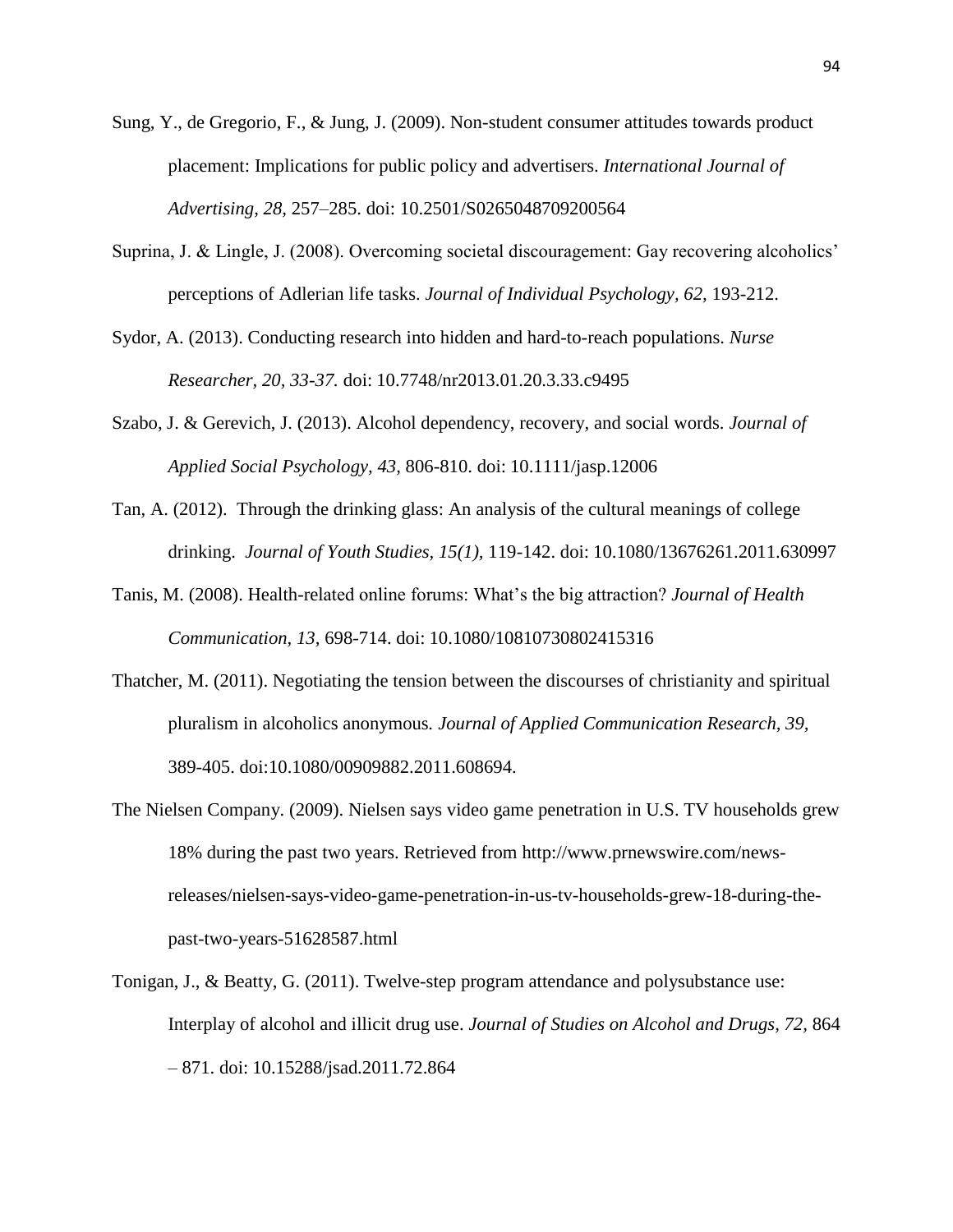Sung, Y., de Gregorio, F., & Jung, J. (2009). Non-student consumer attitudes towards product placement: Implications for public policy and advertisers. *International Journal of Advertising, 28,* 257–285. doi: 10.2501/S0265048709200564

Suprina, J. & Lingle, J. (2008). Overcoming societal discouragement: Gay recovering alcoholics' perceptions of Adlerian life tasks. *Journal of Individual Psychology, 62,* 193-212.

Sydor, A. (2013). Conducting research into hidden and hard-to-reach populations. *Nurse Researcher, 20, 33-37.* doi: 10.7748/nr2013.01.20.3.33.c9495

Szabo, J. & Gerevich, J. (2013). Alcohol dependency, recovery, and social words. *Journal of Applied Social Psychology, 43,* 806-810. doi: 10.1111/jasp.12006

Tan, A. (2012). Through the drinking glass: An analysis of the cultural meanings of college drinking. *Journal of Youth Studies, 15(1),* 119-142. doi: 10.1080/13676261.2011.630997

Tanis, M. (2008). Health-related online forums: What's the big attraction? *Journal of Health Communication, 13,* 698-714. doi: 10.1080/10810730802415316

Thatcher, M. (2011). Negotiating the tension between the discourses of christianity and spiritual pluralism in alcoholics anonymous. *Journal of Applied Communication Research, 39,* 389-405. doi:10.1080/00909882.2011.608694.

The Nielsen Company. (2009). Nielsen says video game penetration in U.S. TV households grew 18% during the past two years. Retrieved from http://www.prnewswire.com/news-releases/nielsen-says-video-game-penetration-in-us-tv-households-grew-18-during-the-past-two-years-51628587.html

Tonigan, J., & Beatty, G. (2011). Twelve-step program attendance and polysubstance use: Interplay of alcohol and illicit drug use. *Journal of Studies on Alcohol and Drugs, 72,* 864 – 871. doi: 10.15288/jsad.2011.72.864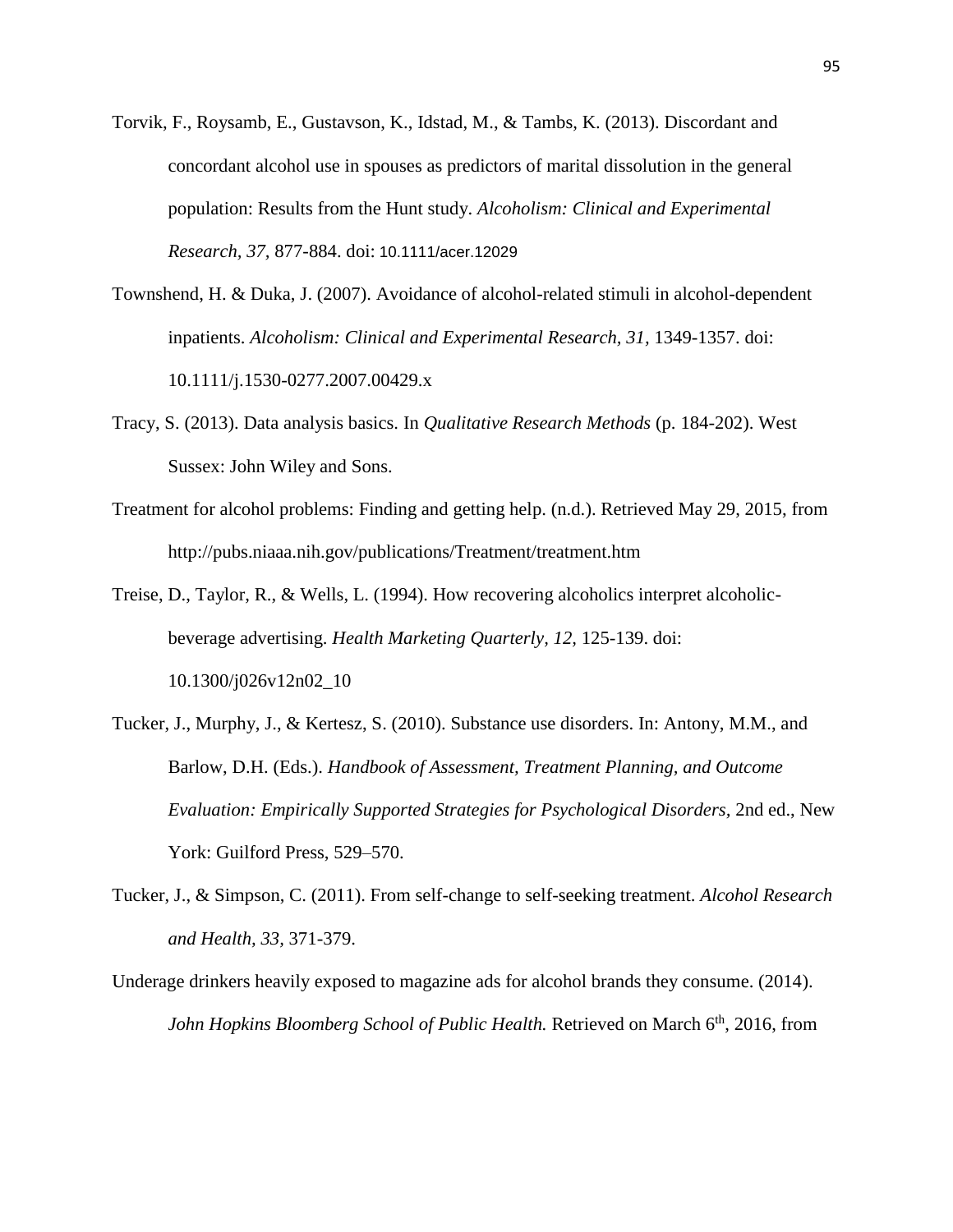Torvik, F., Roysamb, E., Gustavson, K., Idstad, M., & Tambs, K. (2013). Discordant and concordant alcohol use in spouses as predictors of marital dissolution in the general population: Results from the Hunt study. *Alcoholism: Clinical and Experimental Research, 37,* 877-884. doi: 10.1111/acer.12029

Townshend, H. & Duka, J. (2007). Avoidance of alcohol-related stimuli in alcohol-dependent inpatients. *Alcoholism: Clinical and Experimental Research, 31,* 1349-1357. doi: 10.1111/j.1530-0277.2007.00429.x

Tracy, S. (2013). Data analysis basics. In *Qualitative Research Methods* (p. 184-202). West Sussex: John Wiley and Sons.

Treatment for alcohol problems: Finding and getting help. (n.d.). Retrieved May 29, 2015, from http://pubs.niaaa.nih.gov/publications/Treatment/treatment.htm

Treise, D., Taylor, R., & Wells, L. (1994). How recovering alcoholics interpret alcoholic-beverage advertising. *Health Marketing Quarterly, 12,* 125-139. doi: 10.1300/j026v12n02_10

Tucker, J., Murphy, J., & Kertesz, S. (2010). Substance use disorders. In: Antony, M.M., and Barlow, D.H. (Eds.). *Handbook of Assessment, Treatment Planning, and Outcome Evaluation: Empirically Supported Strategies for Psychological Disorders,* 2nd ed., New York: Guilford Press, 529–570.

Tucker, J., & Simpson, C. (2011). From self-change to self-seeking treatment. *Alcohol Research and Health, 33,* 371-379.

Underage drinkers heavily exposed to magazine ads for alcohol brands they consume. (2014). *John Hopkins Bloomberg School of Public Health.* Retrieved on March 6th, 2016, from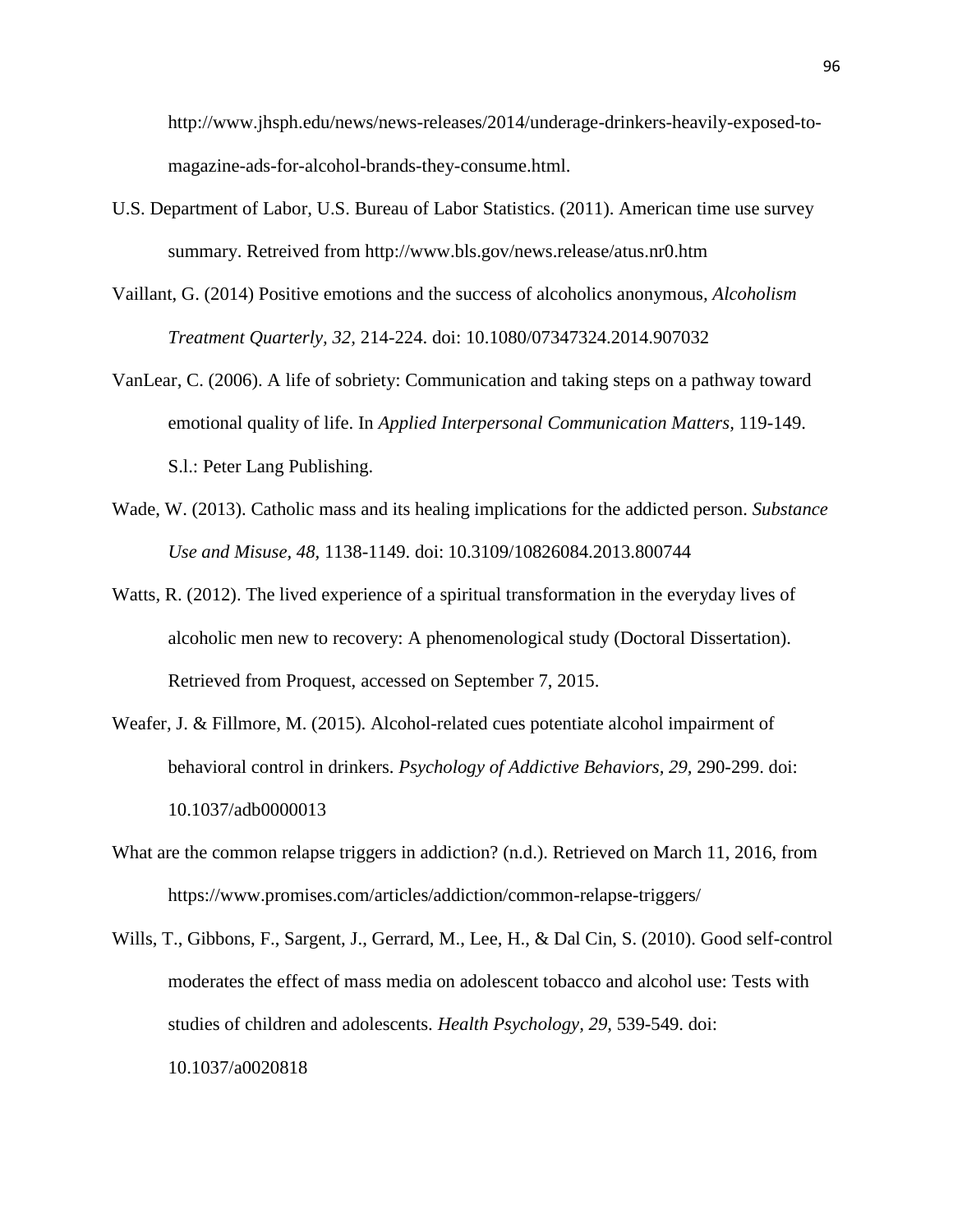http://www.jhsph.edu/news/news-releases/2014/underage-drinkers-heavily-exposed-to-magazine-ads-for-alcohol-brands-they-consume.html.

U.S. Department of Labor, U.S. Bureau of Labor Statistics. (2011). American time use survey summary. Retreived from http://www.bls.gov/news.release/atus.nr0.htm

Vaillant, G. (2014) Positive emotions and the success of alcoholics anonymous, *Alcoholism Treatment Quarterly, 32,* 214-224. doi: 10.1080/07347324.2014.907032

VanLear, C. (2006). A life of sobriety: Communication and taking steps on a pathway toward emotional quality of life. In *Applied Interpersonal Communication Matters,* 119-149. S.l.: Peter Lang Publishing.

Wade, W. (2013). Catholic mass and its healing implications for the addicted person. *Substance Use and Misuse, 48*, 1138-1149. doi: 10.3109/10826084.2013.800744

Watts, R. (2012). The lived experience of a spiritual transformation in the everyday lives of alcoholic men new to recovery: A phenomenological study (Doctoral Dissertation). Retrieved from Proquest, accessed on September 7, 2015.

Weafer, J. & Fillmore, M. (2015). Alcohol-related cues potentiate alcohol impairment of behavioral control in drinkers. *Psychology of Addictive Behaviors, 29,* 290-299. doi: 10.1037/adb0000013

What are the common relapse triggers in addiction? (n.d.). Retrieved on March 11, 2016, from https://www.promises.com/articles/addiction/common-relapse-triggers/

Wills, T., Gibbons, F., Sargent, J., Gerrard, M., Lee, H., & Dal Cin, S. (2010). Good self-control moderates the effect of mass media on adolescent tobacco and alcohol use: Tests with studies of children and adolescents. *Health Psychology, 29,* 539-549. doi: 10.1037/a0020818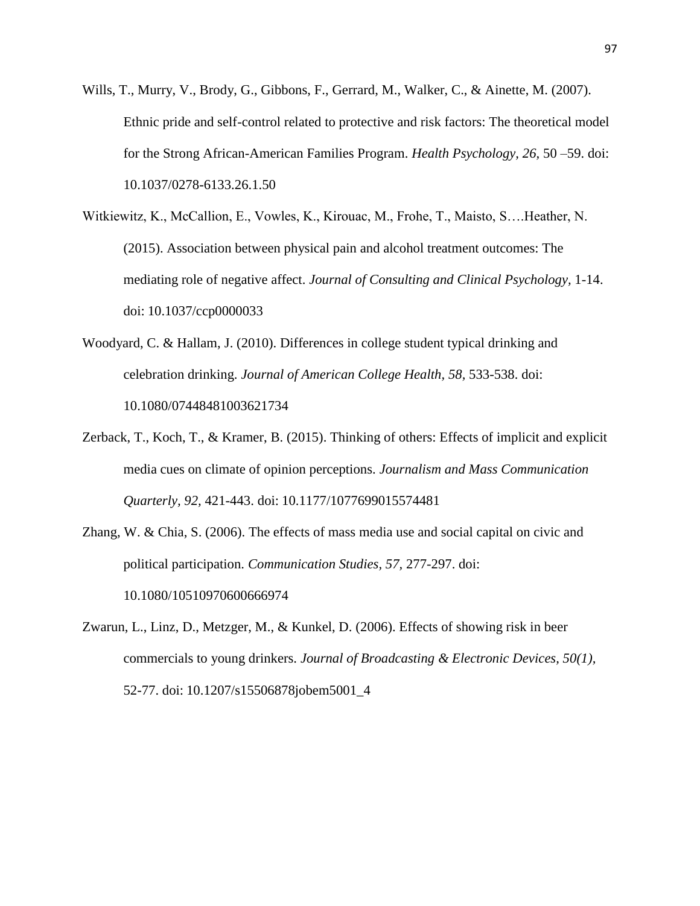Wills, T., Murry, V., Brody, G., Gibbons, F., Gerrard, M., Walker, C., & Ainette, M. (2007). Ethnic pride and self-control related to protective and risk factors: The theoretical model for the Strong African-American Families Program. *Health Psychology, 26,* 50 –59. doi: 10.1037/0278-6133.26.1.50

Witkiewitz, K., McCallion, E., Vowles, K., Kirouac, M., Frohe, T., Maisto, S….Heather, N. (2015). Association between physical pain and alcohol treatment outcomes: The mediating role of negative affect. *Journal of Consulting and Clinical Psychology,* 1-14. doi: 10.1037/ccp0000033

Woodyard, C. & Hallam, J. (2010). Differences in college student typical drinking and celebration drinking. *Journal of American College Health, 58,* 533-538. doi: 10.1080/07448481003621734

Zerback, T., Koch, T., & Kramer, B. (2015). Thinking of others: Effects of implicit and explicit media cues on climate of opinion perceptions. *Journalism and Mass Communication Quarterly, 92,* 421-443. doi: 10.1177/1077699015574481

Zhang, W. & Chia, S. (2006). The effects of mass media use and social capital on civic and political participation. *Communication Studies, 57,* 277-297. doi: 10.1080/10510970600666974

Zwarun, L., Linz, D., Metzger, M., & Kunkel, D. (2006). Effects of showing risk in beer commercials to young drinkers. *Journal of Broadcasting & Electronic Devices, 50(1),* 52-77. doi: 10.1207/s15506878jobem5001_4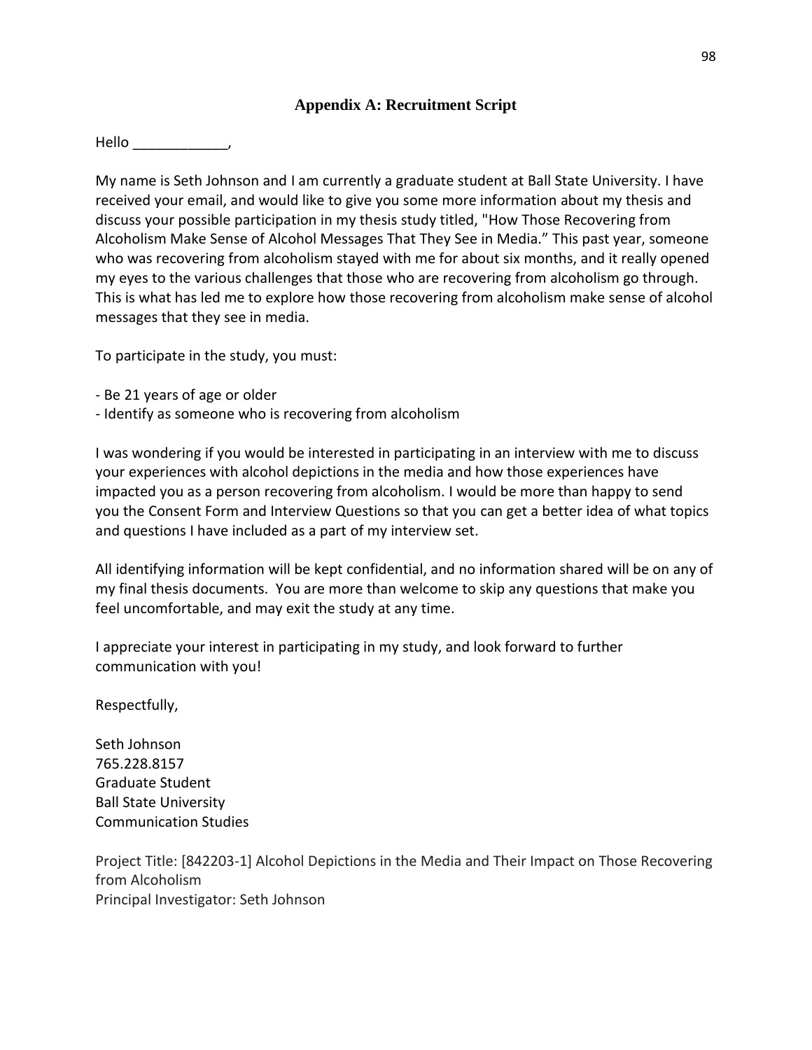## Appendix A: Recruitment Script

Hello ____________,

My name is Seth Johnson and I am currently a graduate student at Ball State University. I have received your email, and would like to give you some more information about my thesis and discuss your possible participation in my thesis study titled, "How Those Recovering from Alcoholism Make Sense of Alcohol Messages That They See in Media." This past year, someone who was recovering from alcoholism stayed with me for about six months, and it really opened my eyes to the various challenges that those who are recovering from alcoholism go through. This is what has led me to explore how those recovering from alcoholism make sense of alcohol messages that they see in media.

To participate in the study, you must:

- Be 21 years of age or older
- Identify as someone who is recovering from alcoholism

I was wondering if you would be interested in participating in an interview with me to discuss your experiences with alcohol depictions in the media and how those experiences have impacted you as a person recovering from alcoholism. I would be more than happy to send you the Consent Form and Interview Questions so that you can get a better idea of what topics and questions I have included as a part of my interview set.

All identifying information will be kept confidential, and no information shared will be on any of my final thesis documents. You are more than welcome to skip any questions that make you feel uncomfortable, and may exit the study at any time.

I appreciate your interest in participating in my study, and look forward to further communication with you!

Respectfully,

Seth Johnson
765.228.8157
Graduate Student
Ball State University
Communication Studies

Project Title: [842203-1] Alcohol Depictions in the Media and Their Impact on Those Recovering from Alcoholism
Principal Investigator: Seth Johnson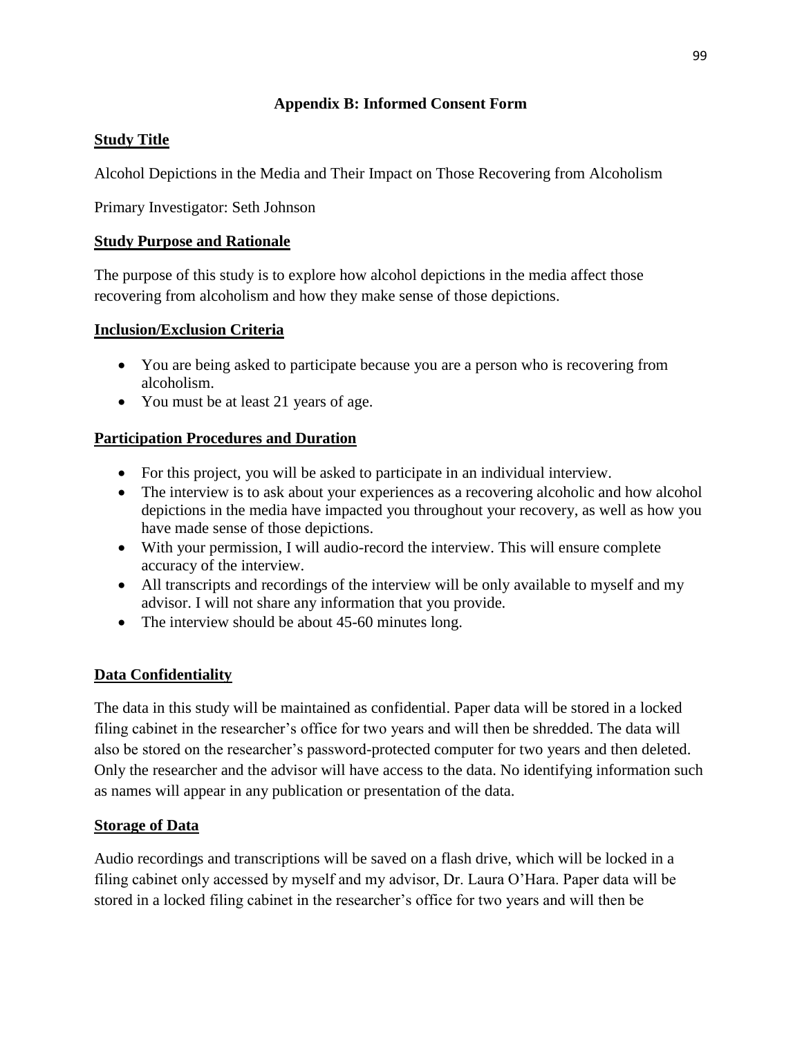## Appendix B: Informed Consent Form

**Study Title**

Alcohol Depictions in the Media and Their Impact on Those Recovering from Alcoholism

Primary Investigator: Seth Johnson

**Study Purpose and Rationale**

The purpose of this study is to explore how alcohol depictions in the media affect those recovering from alcoholism and how they make sense of those depictions.

**Inclusion/Exclusion Criteria**

- You are being asked to participate because you are a person who is recovering from alcoholism.
- You must be at least 21 years of age.

**Participation Procedures and Duration**

- For this project, you will be asked to participate in an individual interview.
- The interview is to ask about your experiences as a recovering alcoholic and how alcohol depictions in the media have impacted you throughout your recovery, as well as how you have made sense of those depictions.
- With your permission, I will audio-record the interview. This will ensure complete accuracy of the interview.
- All transcripts and recordings of the interview will be only available to myself and my advisor. I will not share any information that you provide.
- The interview should be about 45-60 minutes long.

**Data Confidentiality**

The data in this study will be maintained as confidential. Paper data will be stored in a locked filing cabinet in the researcher's office for two years and will then be shredded. The data will also be stored on the researcher's password-protected computer for two years and then deleted. Only the researcher and the advisor will have access to the data. No identifying information such as names will appear in any publication or presentation of the data.

**Storage of Data**

Audio recordings and transcriptions will be saved on a flash drive, which will be locked in a filing cabinet only accessed by myself and my advisor, Dr. Laura O'Hara. Paper data will be stored in a locked filing cabinet in the researcher's office for two years and will then be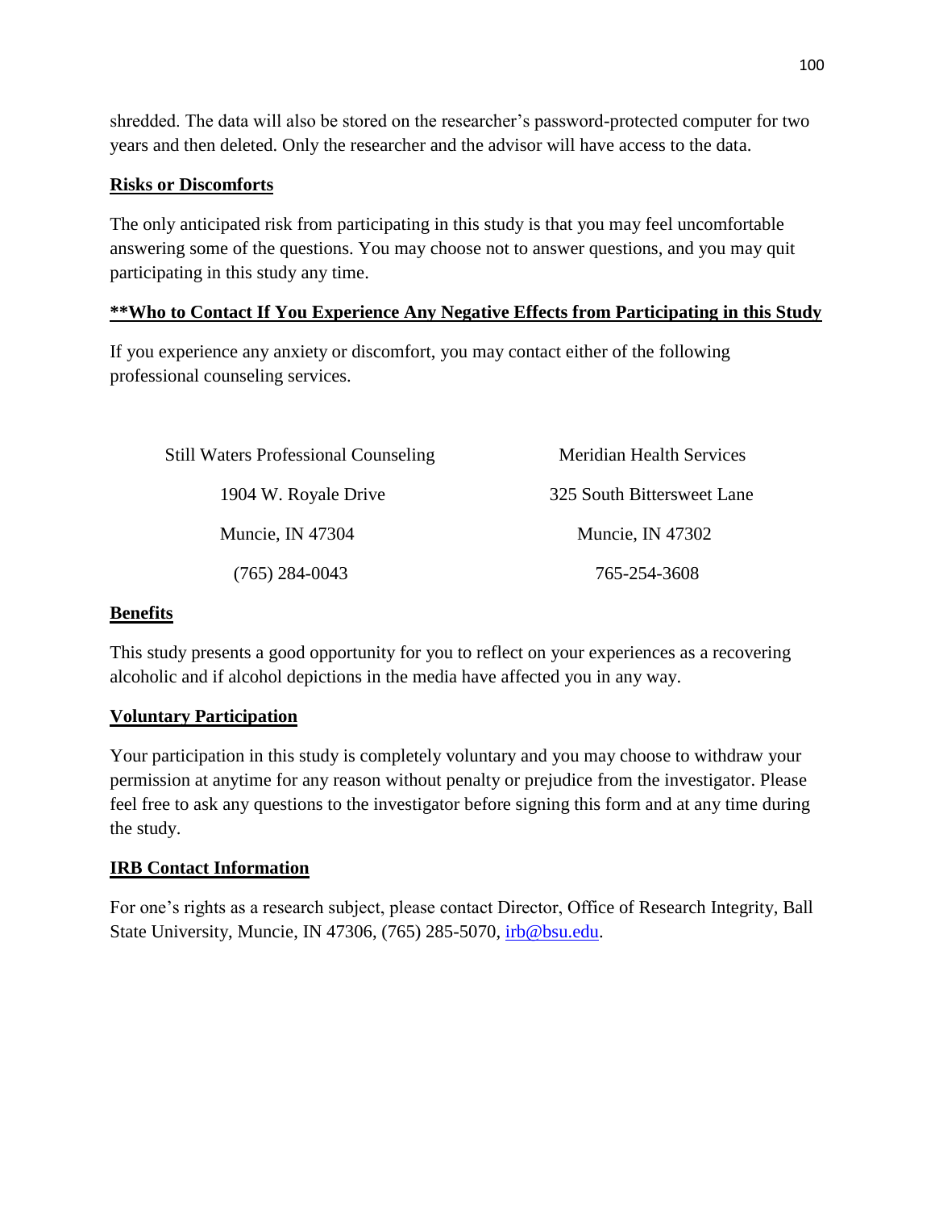shredded. The data will also be stored on the researcher's password-protected computer for two years and then deleted. Only the researcher and the advisor will have access to the data.

**Risks or Discomforts**

The only anticipated risk from participating in this study is that you may feel uncomfortable answering some of the questions. You may choose not to answer questions, and you may quit participating in this study any time.

****Who to Contact If You Experience Any Negative Effects from Participating in this Study**

If you experience any anxiety or discomfort, you may contact either of the following professional counseling services.

| Still Waters Professional Counseling | Meridian Health Services |
|---|---|
| 1904 W. Royale Drive | 325 South Bittersweet Lane |
| Muncie, IN 47304 | Muncie, IN 47302 |
| (765) 284-0043 | 765-254-3608 |

**Benefits**

This study presents a good opportunity for you to reflect on your experiences as a recovering alcoholic and if alcohol depictions in the media have affected you in any way.

**Voluntary Participation**

Your participation in this study is completely voluntary and you may choose to withdraw your permission at anytime for any reason without penalty or prejudice from the investigator. Please feel free to ask any questions to the investigator before signing this form and at any time during the study.

**IRB Contact Information**

For one's rights as a research subject, please contact Director, Office of Research Integrity, Ball State University, Muncie, IN 47306, (765) 285-5070, irb@bsu.edu.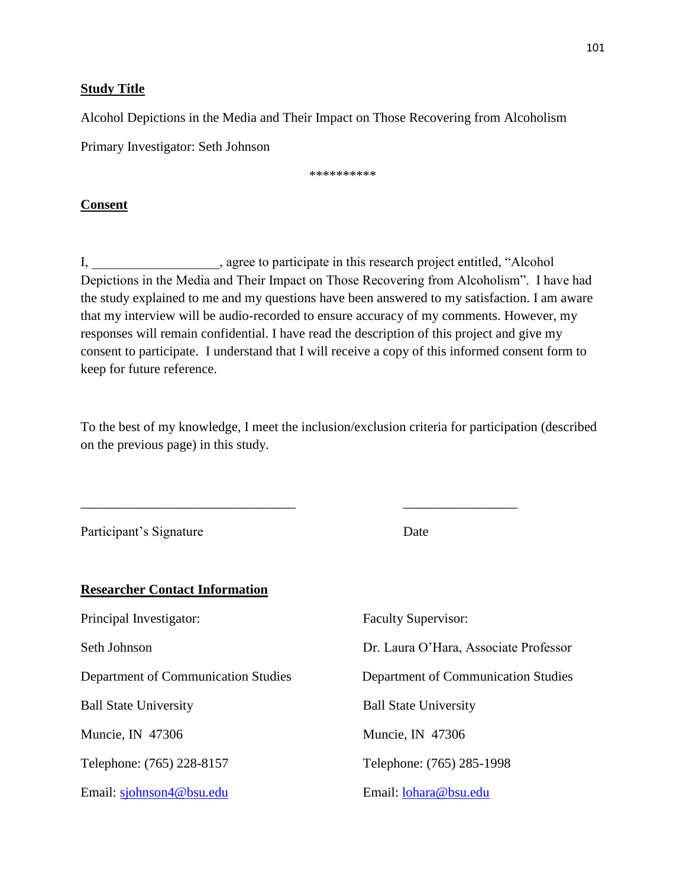**Study Title**

Alcohol Depictions in the Media and Their Impact on Those Recovering from Alcoholism

Primary Investigator: Seth Johnson

**********

**Consent**

I, __________________, agree to participate in this research project entitled, "Alcohol Depictions in the Media and Their Impact on Those Recovering from Alcoholism". I have had the study explained to me and my questions have been answered to my satisfaction. I am aware that my interview will be audio-recorded to ensure accuracy of my comments. However, my responses will remain confidential. I have read the description of this project and give my consent to participate. I understand that I will receive a copy of this informed consent form to keep for future reference.

To the best of my knowledge, I meet the inclusion/exclusion criteria for participation (described on the previous page) in this study.

________________________________ _________________

Participant's Signature Date

**Researcher Contact Information**

Principal Investigator:

Seth Johnson

Department of Communication Studies

Ball State University

Muncie, IN 47306

Telephone: (765) 228-8157

Email: sjohnson4@bsu.edu

Faculty Supervisor:

Dr. Laura O'Hara, Associate Professor

Department of Communication Studies

Ball State University

Muncie, IN 47306

Telephone: (765) 285-1998

Email: lohara@bsu.edu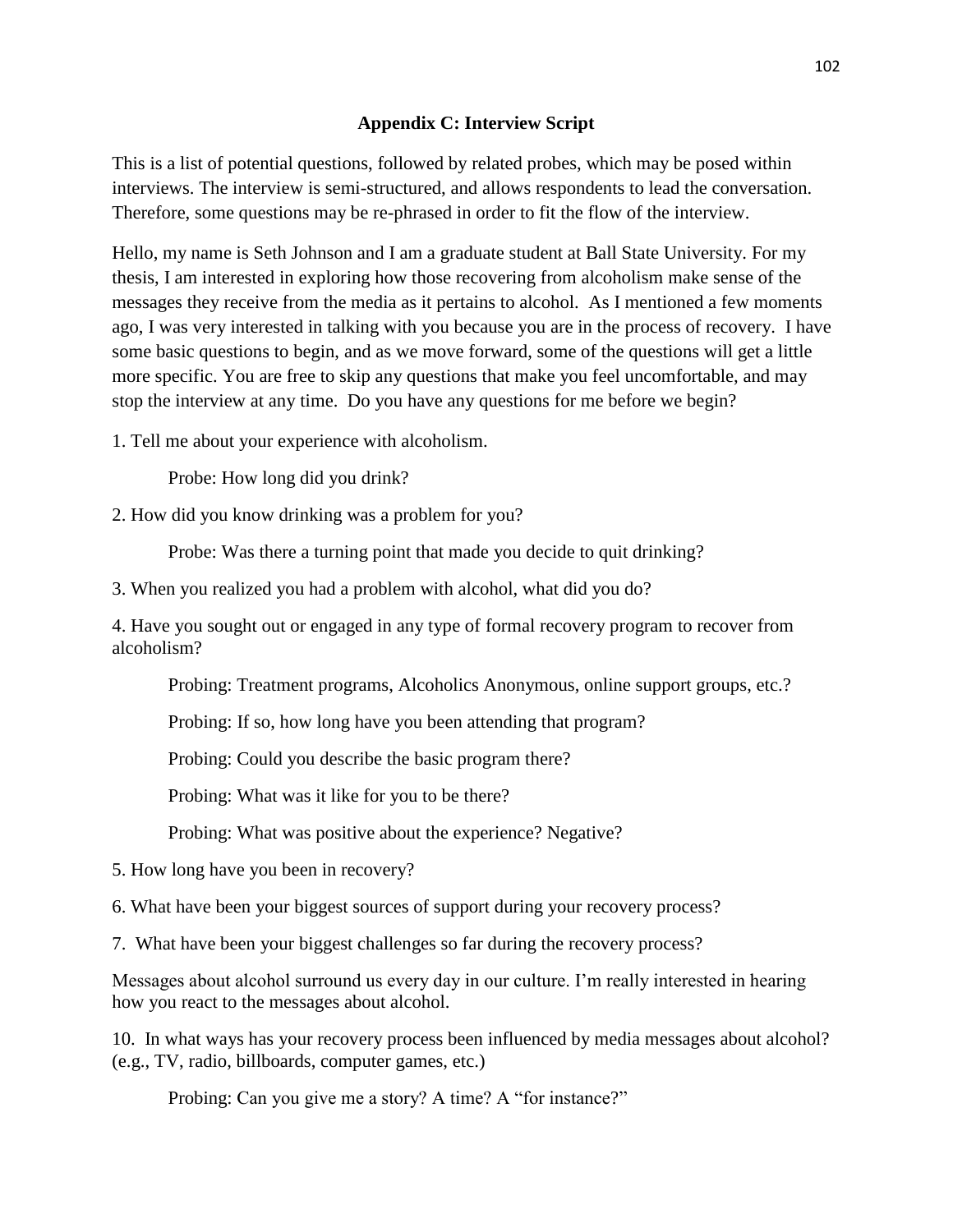## Appendix C: Interview Script

This is a list of potential questions, followed by related probes, which may be posed within interviews. The interview is semi-structured, and allows respondents to lead the conversation. Therefore, some questions may be re-phrased in order to fit the flow of the interview.

Hello, my name is Seth Johnson and I am a graduate student at Ball State University. For my thesis, I am interested in exploring how those recovering from alcoholism make sense of the messages they receive from the media as it pertains to alcohol. As I mentioned a few moments ago, I was very interested in talking with you because you are in the process of recovery. I have some basic questions to begin, and as we move forward, some of the questions will get a little more specific. You are free to skip any questions that make you feel uncomfortable, and may stop the interview at any time. Do you have any questions for me before we begin?

1. Tell me about your experience with alcoholism.

    Probe: How long did you drink?

2. How did you know drinking was a problem for you?

    Probe: Was there a turning point that made you decide to quit drinking?

3. When you realized you had a problem with alcohol, what did you do?

4. Have you sought out or engaged in any type of formal recovery program to recover from alcoholism?

    Probing: Treatment programs, Alcoholics Anonymous, online support groups, etc.?

    Probing: If so, how long have you been attending that program?

    Probing: Could you describe the basic program there?

    Probing: What was it like for you to be there?

    Probing: What was positive about the experience? Negative?

5. How long have you been in recovery?

6. What have been your biggest sources of support during your recovery process?

7. What have been your biggest challenges so far during the recovery process?

Messages about alcohol surround us every day in our culture. I'm really interested in hearing how you react to the messages about alcohol.

10. In what ways has your recovery process been influenced by media messages about alcohol? (e.g., TV, radio, billboards, computer games, etc.)

    Probing: Can you give me a story? A time? A "for instance?"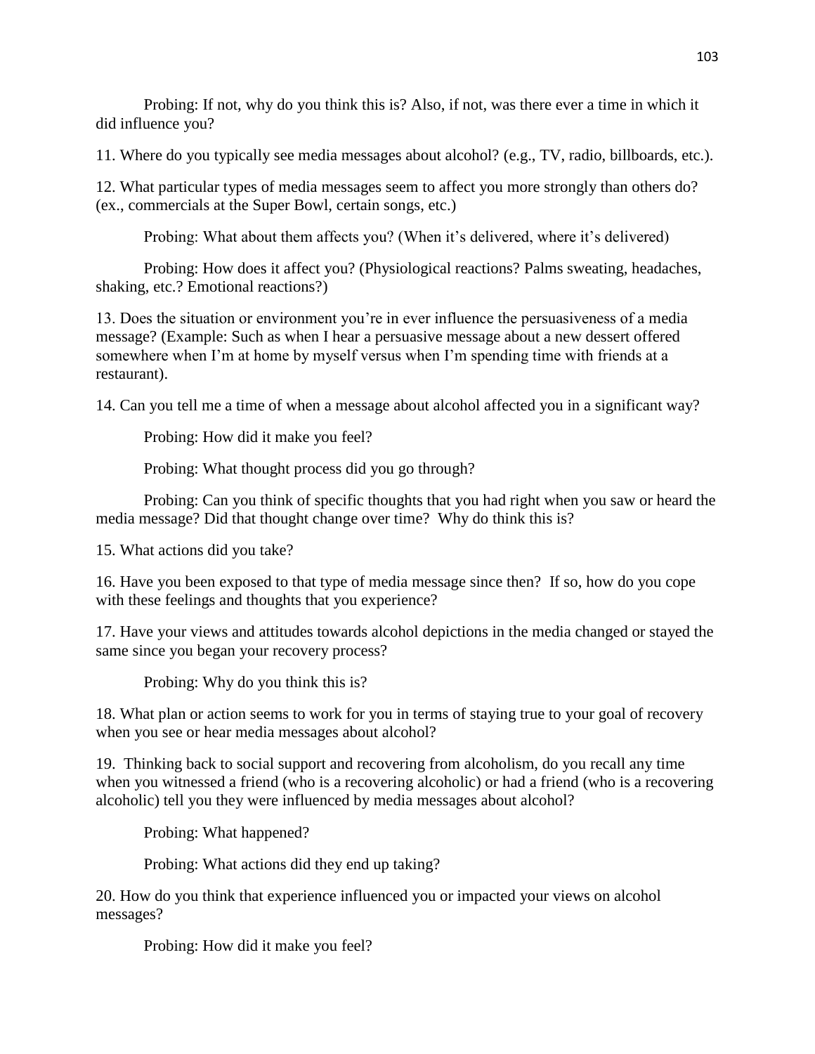Probing: If not, why do you think this is? Also, if not, was there ever a time in which it did influence you?

11. Where do you typically see media messages about alcohol? (e.g., TV, radio, billboards, etc.).

12. What particular types of media messages seem to affect you more strongly than others do? (ex., commercials at the Super Bowl, certain songs, etc.)

Probing: What about them affects you? (When it's delivered, where it's delivered)

Probing: How does it affect you? (Physiological reactions? Palms sweating, headaches, shaking, etc.? Emotional reactions?)

13. Does the situation or environment you're in ever influence the persuasiveness of a media message? (Example: Such as when I hear a persuasive message about a new dessert offered somewhere when I'm at home by myself versus when I'm spending time with friends at a restaurant).

14. Can you tell me a time of when a message about alcohol affected you in a significant way?

Probing: How did it make you feel?

Probing: What thought process did you go through?

Probing: Can you think of specific thoughts that you had right when you saw or heard the media message? Did that thought change over time? Why do think this is?

15. What actions did you take?

16. Have you been exposed to that type of media message since then? If so, how do you cope with these feelings and thoughts that you experience?

17. Have your views and attitudes towards alcohol depictions in the media changed or stayed the same since you began your recovery process?

Probing: Why do you think this is?

18. What plan or action seems to work for you in terms of staying true to your goal of recovery when you see or hear media messages about alcohol?

19. Thinking back to social support and recovering from alcoholism, do you recall any time when you witnessed a friend (who is a recovering alcoholic) or had a friend (who is a recovering alcoholic) tell you they were influenced by media messages about alcohol?

Probing: What happened?

Probing: What actions did they end up taking?

20. How do you think that experience influenced you or impacted your views on alcohol messages?

Probing: How did it make you feel?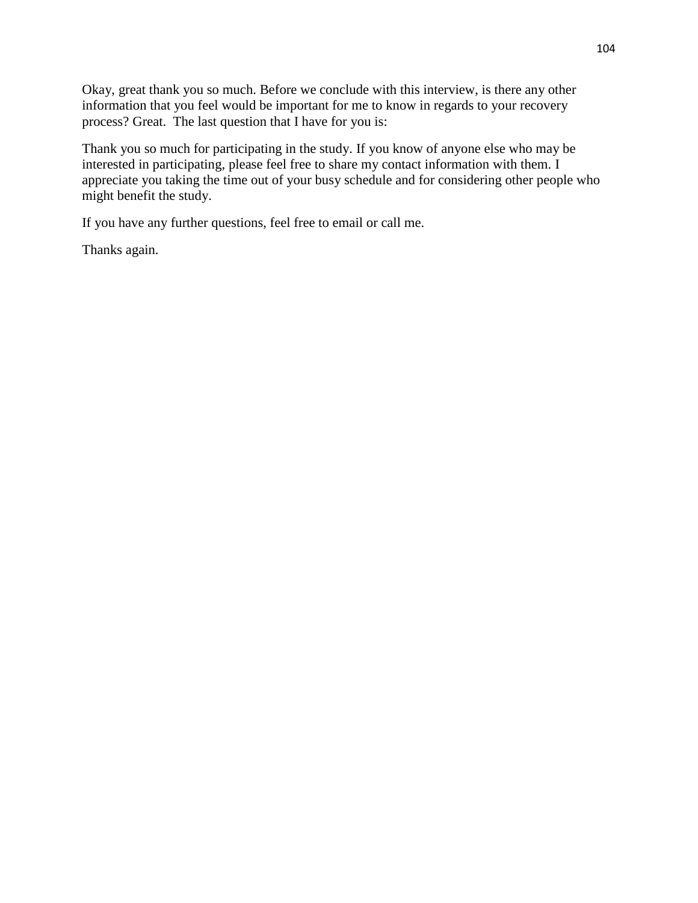Okay, great thank you so much. Before we conclude with this interview, is there any other information that you feel would be important for me to know in regards to your recovery process? Great.  The last question that I have for you is:

Thank you so much for participating in the study. If you know of anyone else who may be interested in participating, please feel free to share my contact information with them. I appreciate you taking the time out of your busy schedule and for considering other people who might benefit the study.

If you have any further questions, feel free to email or call me.

Thanks again.